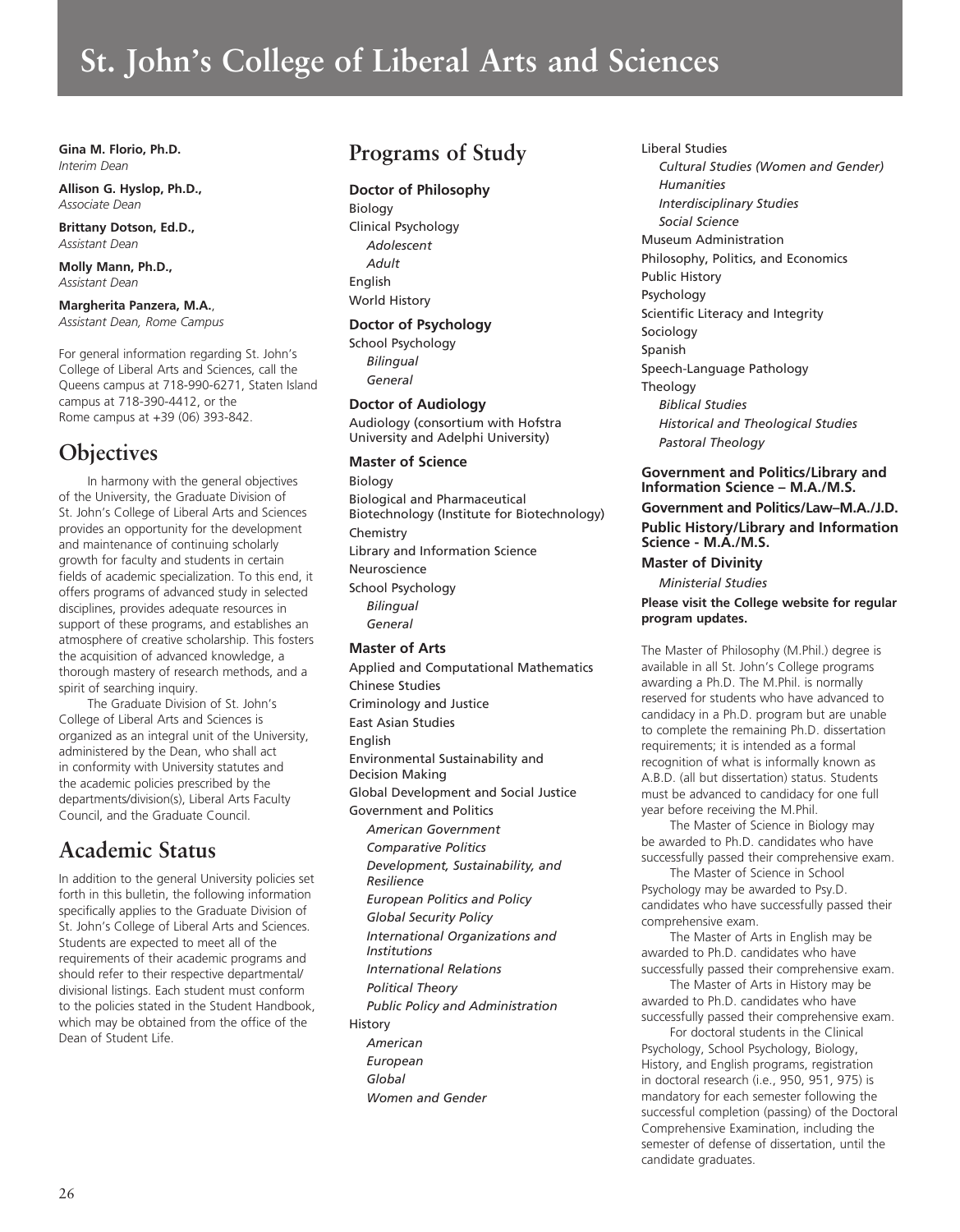# St. John's College of Liberal Arts and Sciences

**Gina M. Florio, Ph.D.**
*Interim Dean*

**Allison G. Hyslop, Ph.D.,**
*Associate Dean*

**Brittany Dotson, Ed.D.,**
*Assistant Dean*

**Molly Mann, Ph.D.,**
*Assistant Dean*

**Margherita Panzera, M.A.**,
*Assistant Dean, Rome Campus*

For general information regarding St. John's College of Liberal Arts and Sciences, call the Queens campus at 718-990-6271, Staten Island campus at 718-390-4412, or the Rome campus at +39 (06) 393-842.

## Objectives

In harmony with the general objectives of the University, the Graduate Division of St. John's College of Liberal Arts and Sciences provides an opportunity for the development and maintenance of continuing scholarly growth for faculty and students in certain fields of academic specialization. To this end, it offers programs of advanced study in selected disciplines, provides adequate resources in support of these programs, and establishes an atmosphere of creative scholarship. This fosters the acquisition of advanced knowledge, a thorough mastery of research methods, and a spirit of searching inquiry.

The Graduate Division of St. John's College of Liberal Arts and Sciences is organized as an integral unit of the University, administered by the Dean, who shall act in conformity with University statutes and the academic policies prescribed by the departments/division(s), Liberal Arts Faculty Council, and the Graduate Council.

## Academic Status

In addition to the general University policies set forth in this bulletin, the following information specifically applies to the Graduate Division of St. John's College of Liberal Arts and Sciences. Students are expected to meet all of the requirements of their academic programs and should refer to their respective departmental/divisional listings. Each student must conform to the policies stated in the Student Handbook, which may be obtained from the office of the Dean of Student Life.

## Programs of Study

**Doctor of Philosophy**

Biology
Clinical Psychology
*Adolescent*
*Adult*
English
World History

**Doctor of Psychology**

School Psychology
*Bilingual*
*General*

**Doctor of Audiology**

Audiology (consortium with Hofstra University and Adelphi University)

**Master of Science**

Biology
Biological and Pharmaceutical Biotechnology (Institute for Biotechnology)
Chemistry
Library and Information Science
Neuroscience
School Psychology
*Bilingual*
*General*

**Master of Arts**

Applied and Computational Mathematics
Chinese Studies
Criminology and Justice
East Asian Studies
English
Environmental Sustainability and Decision Making
Global Development and Social Justice
Government and Politics
*American Government*
*Comparative Politics*
*Development, Sustainability, and Resilience*
*European Politics and Policy*
*Global Security Policy*
*International Organizations and Institutions*
*International Relations*
*Political Theory*
*Public Policy and Administration*
History
*American*
*European*
*Global*
*Women and Gender*
Liberal Studies
*Cultural Studies (Women and Gender)*
*Humanities*
*Interdisciplinary Studies*
*Social Science*
Museum Administration
Philosophy, Politics, and Economics
Public History
Psychology
Scientific Literacy and Integrity
Sociology
Spanish
Speech-Language Pathology
Theology
*Biblical Studies*
*Historical and Theological Studies*
*Pastoral Theology*

**Government and Politics/Library and Information Science – M.A./M.S.**

**Government and Politics/Law–M.A./J.D.**

**Public History/Library and Information Science - M.A./M.S.**

**Master of Divinity**

*Ministerial Studies*

**Please visit the College website for regular program updates.**

The Master of Philosophy (M.Phil.) degree is available in all St. John's College programs awarding a Ph.D. The M.Phil. is normally reserved for students who have advanced to candidacy in a Ph.D. program but are unable to complete the remaining Ph.D. dissertation requirements; it is intended as a formal recognition of what is informally known as A.B.D. (all but dissertation) status. Students must be advanced to candidacy for one full year before receiving the M.Phil.

The Master of Science in Biology may be awarded to Ph.D. candidates who have successfully passed their comprehensive exam.

The Master of Science in School Psychology may be awarded to Psy.D. candidates who have successfully passed their comprehensive exam.

The Master of Arts in English may be awarded to Ph.D. candidates who have successfully passed their comprehensive exam.

The Master of Arts in History may be awarded to Ph.D. candidates who have successfully passed their comprehensive exam.

For doctoral students in the Clinical Psychology, School Psychology, Biology, History, and English programs, registration in doctoral research (i.e., 950, 951, 975) is mandatory for each semester following the successful completion (passing) of the Doctoral Comprehensive Examination, including the semester of defense of dissertation, until the candidate graduates.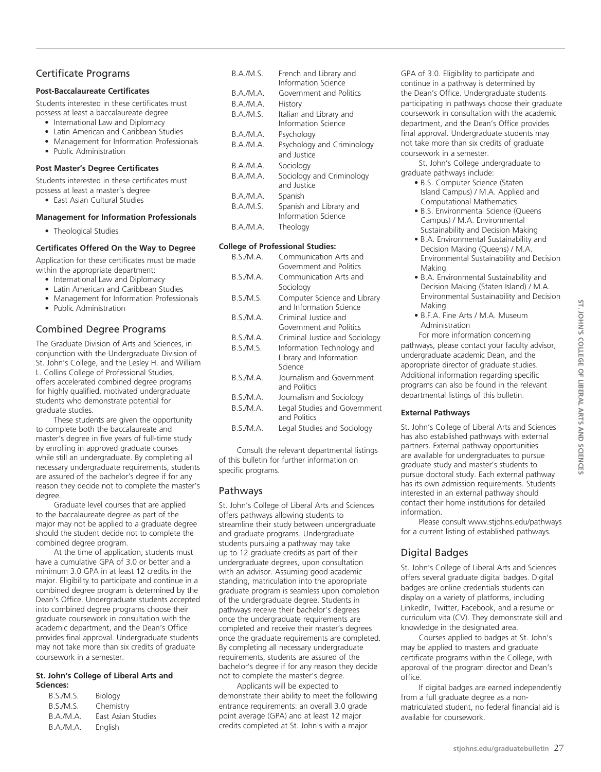## Certificate Programs

**Post-Baccalaureate Certificates**

Students interested in these certificates must possess at least a baccalaureate degree

- International Law and Diplomacy
- Latin American and Caribbean Studies
- Management for Information Professionals
- Public Administration

**Post Master's Degree Certificates**

Students interested in these certificates must possess at least a master's degree

- East Asian Cultural Studies

**Management for Information Professionals**

- Theological Studies

**Certificates Offered On the Way to Degree**

Application for these certificates must be made within the appropriate department:

- International Law and Diplomacy
- Latin American and Caribbean Studies
- Management for Information Professionals
- Public Administration

## Combined Degree Programs

The Graduate Division of Arts and Sciences, in conjunction with the Undergraduate Division of St. John's College, and the Lesley H. and William L. Collins College of Professional Studies, offers accelerated combined degree programs for highly qualified, motivated undergraduate students who demonstrate potential for graduate studies.

These students are given the opportunity to complete both the baccalaureate and master's degree in five years of full-time study by enrolling in approved graduate courses while still an undergraduate. By completing all necessary undergraduate requirements, students are assured of the bachelor's degree if for any reason they decide not to complete the master's degree.

Graduate level courses that are applied to the baccalaureate degree as part of the major may not be applied to a graduate degree should the student decide not to complete the combined degree program.

At the time of application, students must have a cumulative GPA of 3.0 or better and a minimum 3.0 GPA in at least 12 credits in the major. Eligibility to participate and continue in a combined degree program is determined by the Dean's Office. Undergraduate students accepted into combined degree programs choose their graduate coursework in consultation with the academic department, and the Dean's Office provides final approval. Undergraduate students may not take more than six credits of graduate coursework in a semester.

**St. John's College of Liberal Arts and Sciences:**

| | |
|---|---|
| B.S./M.S. | Biology |
| B.S./M.S. | Chemistry |
| B.A./M.A. | East Asian Studies |
| B.A./M.A. | English |
| B.A./M.S. | French and Library and Information Science |
| B.A./M.A. | Government and Politics |
| B.A./M.A. | History |
| B.A./M.S. | Italian and Library and Information Science |
| B.A./M.A. | Psychology |
| B.A./M.A. | Psychology and Criminology and Justice |
| B.A./M.A. | Sociology |
| B.A./M.A. | Sociology and Criminology and Justice |
| B.A./M.A. | Spanish |
| B.A./M.S. | Spanish and Library and Information Science |
| B.A./M.A. | Theology |

**College of Professional Studies:**

| | |
|---|---|
| B.S./M.A. | Communication Arts and Government and Politics |
| B.S./M.A. | Communication Arts and Sociology |
| B.S./M.S. | Computer Science and Library and Information Science |
| B.S./M.A. | Criminal Justice and Government and Politics |
| B.S./M.A. | Criminal Justice and Sociology |
| B.S./M.S. | Information Technology and Library and Information Science |
| B.S./M.A. | Journalism and Government and Politics |
| B.S./M.A. | Journalism and Sociology |
| B.S./M.A. | Legal Studies and Government and Politics |
| B.S./M.A. | Legal Studies and Sociology |

Consult the relevant departmental listings of this bulletin for further information on specific programs.

## Pathways

St. John's College of Liberal Arts and Sciences offers pathways allowing students to streamline their study between undergraduate and graduate programs. Undergraduate students pursuing a pathway may take up to 12 graduate credits as part of their undergraduate degrees, upon consultation with an advisor. Assuming good academic standing, matriculation into the appropriate graduate program is seamless upon completion of the undergraduate degree. Students in pathways receive their bachelor's degrees once the undergraduate requirements are completed and receive their master's degrees once the graduate requirements are completed. By completing all necessary undergraduate requirements, students are assured of the bachelor's degree if for any reason they decide not to complete the master's degree.

Applicants will be expected to demonstrate their ability to meet the following entrance requirements: an overall 3.0 grade point average (GPA) and at least 12 major credits completed at St. John's with a major GPA of 3.0. Eligibility to participate and continue in a pathway is determined by the Dean's Office. Undergraduate students participating in pathways choose their graduate coursework in consultation with the academic department, and the Dean's Office provides final approval. Undergraduate students may not take more than six credits of graduate coursework in a semester.

St. John's College undergraduate to graduate pathways include:

- B.S. Computer Science (Staten Island Campus) / M.A. Applied and Computational Mathematics
- B.S. Environmental Science (Queens Campus) / M.A. Environmental Sustainability and Decision Making
- B.A. Environmental Sustainability and Decision Making (Queens) / M.A. Environmental Sustainability and Decision Making
- B.A. Environmental Sustainability and Decision Making (Staten Island) / M.A. Environmental Sustainability and Decision Making
- B.F.A. Fine Arts / M.A. Museum Administration

For more information concerning pathways, please contact your faculty advisor, undergraduate academic Dean, and the appropriate director of graduate studies. Additional information regarding specific programs can also be found in the relevant departmental listings of this bulletin.

**External Pathways**

St. John's College of Liberal Arts and Sciences has also established pathways with external partners. External pathway opportunities are available for undergraduates to pursue graduate study and master's students to pursue doctoral study. Each external pathway has its own admission requirements. Students interested in an external pathway should contact their home institutions for detailed information.

Please consult www.stjohns.edu/pathways for a current listing of established pathways.

## Digital Badges

St. John's College of Liberal Arts and Sciences offers several graduate digital badges. Digital badges are online credentials students can display on a variety of platforms, including LinkedIn, Twitter, Facebook, and a resume or curriculum vita (CV). They demonstrate skill and knowledge in the designated area.

Courses applied to badges at St. John's may be applied to masters and graduate certificate programs within the College, with approval of the program director and Dean's office.

If digital badges are earned independently from a full graduate degree as a non-matriculated student, no federal financial aid is available for coursework.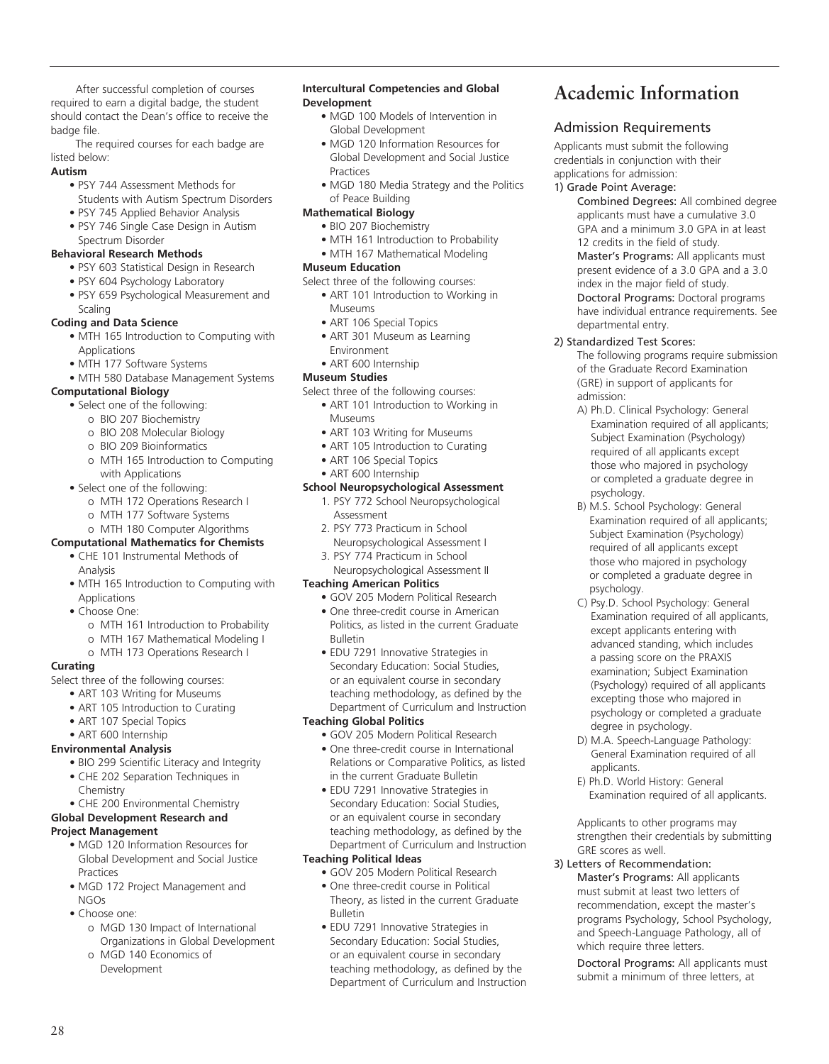After successful completion of courses required to earn a digital badge, the student should contact the Dean's office to receive the badge file.

The required courses for each badge are listed below:

**Autism**

- PSY 744 Assessment Methods for Students with Autism Spectrum Disorders
- PSY 745 Applied Behavior Analysis
- PSY 746 Single Case Design in Autism Spectrum Disorder

**Behavioral Research Methods**

- PSY 603 Statistical Design in Research
- PSY 604 Psychology Laboratory
- PSY 659 Psychological Measurement and Scaling

**Coding and Data Science**

- MTH 165 Introduction to Computing with Applications
- MTH 177 Software Systems
- MTH 580 Database Management Systems

**Computational Biology**

- Select one of the following:
  - o BIO 207 Biochemistry
  - o BIO 208 Molecular Biology
  - o BIO 209 Bioinformatics
  - o MTH 165 Introduction to Computing with Applications
- Select one of the following:
  - o MTH 172 Operations Research I
  - o MTH 177 Software Systems
  - o MTH 180 Computer Algorithms

**Computational Mathematics for Chemists**

- CHE 101 Instrumental Methods of Analysis
- MTH 165 Introduction to Computing with Applications
- Choose One:
  - o MTH 161 Introduction to Probability
  - o MTH 167 Mathematical Modeling I
  - o MTH 173 Operations Research I

**Curating**

Select three of the following courses:

- ART 103 Writing for Museums
- ART 105 Introduction to Curating
- ART 107 Special Topics
- ART 600 Internship

**Environmental Analysis**

- BIO 299 Scientific Literacy and Integrity
- CHE 202 Separation Techniques in Chemistry
- CHE 200 Environmental Chemistry

**Global Development Research and Project Management**

- MGD 120 Information Resources for Global Development and Social Justice Practices
- MGD 172 Project Management and NGOs
- Choose one:
  - o MGD 130 Impact of International Organizations in Global Development
  - o MGD 140 Economics of Development

**Intercultural Competencies and Global Development**

- MGD 100 Models of Intervention in Global Development
- MGD 120 Information Resources for Global Development and Social Justice Practices
- MGD 180 Media Strategy and the Politics of Peace Building

**Mathematical Biology**

- BIO 207 Biochemistry
- MTH 161 Introduction to Probability
- MTH 167 Mathematical Modeling

**Museum Education**

Select three of the following courses:

- ART 101 Introduction to Working in Museums
- ART 106 Special Topics
- ART 301 Museum as Learning Environment
- ART 600 Internship

**Museum Studies**

Select three of the following courses:

- ART 101 Introduction to Working in Museums
- ART 103 Writing for Museums
- ART 105 Introduction to Curating
- ART 106 Special Topics
- ART 600 Internship

**School Neuropsychological Assessment**

1. PSY 772 School Neuropsychological Assessment
2. PSY 773 Practicum in School Neuropsychological Assessment I
3. PSY 774 Practicum in School Neuropsychological Assessment II

**Teaching American Politics**

- GOV 205 Modern Political Research
- One three-credit course in American Politics, as listed in the current Graduate Bulletin
- EDU 7291 Innovative Strategies in Secondary Education: Social Studies, or an equivalent course in secondary teaching methodology, as defined by the Department of Curriculum and Instruction

**Teaching Global Politics**

- GOV 205 Modern Political Research
- One three-credit course in International Relations or Comparative Politics, as listed in the current Graduate Bulletin
- EDU 7291 Innovative Strategies in Secondary Education: Social Studies, or an equivalent course in secondary teaching methodology, as defined by the Department of Curriculum and Instruction

**Teaching Political Ideas**

- GOV 205 Modern Political Research
- One three-credit course in Political Theory, as listed in the current Graduate Bulletin
- EDU 7291 Innovative Strategies in Secondary Education: Social Studies, or an equivalent course in secondary teaching methodology, as defined by the Department of Curriculum and Instruction

# Academic Information

## Admission Requirements

Applicants must submit the following credentials in conjunction with their applications for admission:

1) Grade Point Average:

Combined Degrees: All combined degree applicants must have a cumulative 3.0 GPA and a minimum 3.0 GPA in at least 12 credits in the field of study.

Master's Programs: All applicants must present evidence of a 3.0 GPA and a 3.0 index in the major field of study.

Doctoral Programs: Doctoral programs have individual entrance requirements. See departmental entry.

2) Standardized Test Scores:

The following programs require submission of the Graduate Record Examination (GRE) in support of applicants for admission:

A) Ph.D. Clinical Psychology: General Examination required of all applicants; Subject Examination (Psychology) required of all applicants except those who majored in psychology or completed a graduate degree in psychology.

B) M.S. School Psychology: General Examination required of all applicants; Subject Examination (Psychology) required of all applicants except those who majored in psychology or completed a graduate degree in psychology.

C) Psy.D. School Psychology: General Examination required of all applicants, except applicants entering with advanced standing, which includes a passing score on the PRAXIS examination; Subject Examination (Psychology) required of all applicants excepting those who majored in psychology or completed a graduate degree in psychology.

D) M.A. Speech-Language Pathology: General Examination required of all applicants.

E) Ph.D. World History: General Examination required of all applicants.

Applicants to other programs may strengthen their credentials by submitting GRE scores as well.

3) Letters of Recommendation:

Master's Programs: All applicants must submit at least two letters of recommendation, except the master's programs Psychology, School Psychology, and Speech-Language Pathology, all of which require three letters.

Doctoral Programs: All applicants must submit a minimum of three letters, at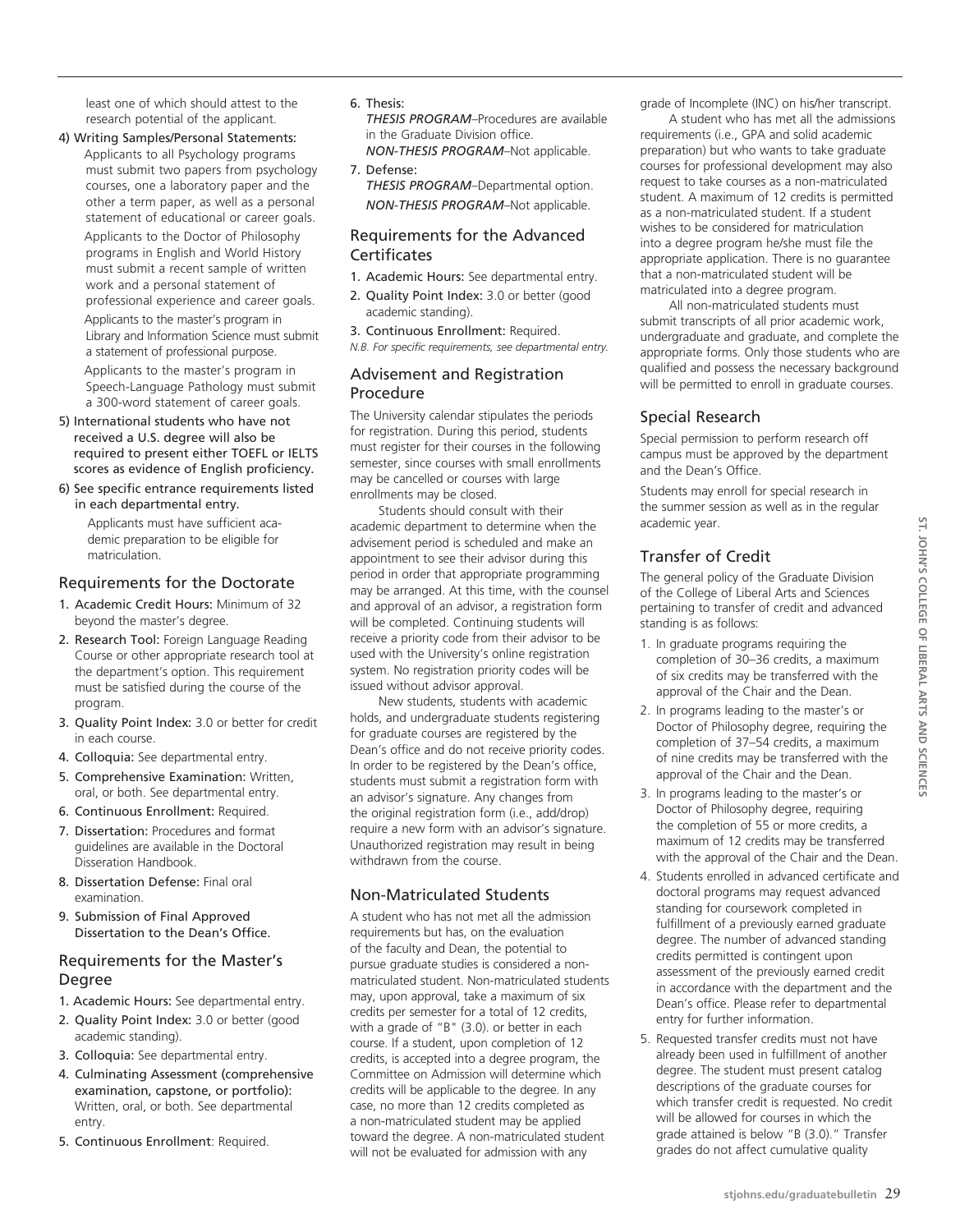least one of which should attest to the research potential of the applicant.

4) Writing Samples/Personal Statements:
   Applicants to all Psychology programs must submit two papers from psychology courses, one a laboratory paper and the other a term paper, as well as a personal statement of educational or career goals.

   Applicants to the Doctor of Philosophy programs in English and World History must submit a recent sample of written work and a personal statement of professional experience and career goals.

   Applicants to the master's program in Library and Information Science must submit a statement of professional purpose.

   Applicants to the master's program in Speech-Language Pathology must submit a 300-word statement of career goals.

5) International students who have not received a U.S. degree will also be required to present either TOEFL or IELTS scores as evidence of English proficiency.

6) See specific entrance requirements listed in each departmental entry.

   Applicants must have sufficient academic preparation to be eligible for matriculation.

## Requirements for the Doctorate

1. **Academic Credit Hours:** Minimum of 32 beyond the master's degree.
2. **Research Tool:** Foreign Language Reading Course or other appropriate research tool at the department's option. This requirement must be satisfied during the course of the program.
3. **Quality Point Index:** 3.0 or better for credit in each course.
4. **Colloquia:** See departmental entry.
5. **Comprehensive Examination:** Written, oral, or both. See departmental entry.
6. **Continuous Enrollment:** Required.
7. **Dissertation:** Procedures and format guidelines are available in the Doctoral Disseration Handbook.
8. **Dissertation Defense:** Final oral examination.
9. **Submission of Final Approved Dissertation to the Dean's Office.**

## Requirements for the Master's Degree

1. **Academic Hours:** See departmental entry.
2. **Quality Point Index:** 3.0 or better (good academic standing).
3. **Colloquia:** See departmental entry.
4. **Culminating Assessment (comprehensive examination, capstone, or portfolio):** Written, oral, or both. See departmental entry.
5. **Continuous Enrollment**: Required.
6. **Thesis:**
   ***THESIS PROGRAM***–Procedures are available in the Graduate Division office.
   ***NON-THESIS PROGRAM***–Not applicable.
7. **Defense:**
   ***THESIS PROGRAM***–Departmental option.
   ***NON-THESIS PROGRAM***–Not applicable.

## Requirements for the Advanced Certificates

1. **Academic Hours:** See departmental entry.
2. **Quality Point Index:** 3.0 or better (good academic standing).
3. **Continuous Enrollment:** Required.

*N.B. For specific requirements, see departmental entry.*

## Advisement and Registration Procedure

The University calendar stipulates the periods for registration. During this period, students must register for their courses in the following semester, since courses with small enrollments may be cancelled or courses with large enrollments may be closed.

Students should consult with their academic department to determine when the advisement period is scheduled and make an appointment to see their advisor during this period in order that appropriate programming may be arranged. At this time, with the counsel and approval of an advisor, a registration form will be completed. Continuing students will receive a priority code from their advisor to be used with the University's online registration system. No registration priority codes will be issued without advisor approval.

New students, students with academic holds, and undergraduate students registering for graduate courses are registered by the Dean's office and do not receive priority codes. In order to be registered by the Dean's office, students must submit a registration form with an advisor's signature. Any changes from the original registration form (i.e., add/drop) require a new form with an advisor's signature. Unauthorized registration may result in being withdrawn from the course.

## Non-Matriculated Students

A student who has not met all the admission requirements but has, on the evaluation of the faculty and Dean, the potential to pursue graduate studies is considered a non-matriculated student. Non-matriculated students may, upon approval, take a maximum of six credits per semester for a total of 12 credits, with a grade of "B" (3.0). or better in each course. If a student, upon completion of 12 credits, is accepted into a degree program, the Committee on Admission will determine which credits will be applicable to the degree. In any case, no more than 12 credits completed as a non-matriculated student may be applied toward the degree. A non-matriculated student will not be evaluated for admission with any grade of Incomplete (INC) on his/her transcript.

A student who has met all the admissions requirements (i.e., GPA and solid academic preparation) but who wants to take graduate courses for professional development may also request to take courses as a non-matriculated student. A maximum of 12 credits is permitted as a non-matriculated student. If a student wishes to be considered for matriculation into a degree program he/she must file the appropriate application. There is no guarantee that a non-matriculated student will be matriculated into a degree program.

All non-matriculated students must submit transcripts of all prior academic work, undergraduate and graduate, and complete the appropriate forms. Only those students who are qualified and possess the necessary background will be permitted to enroll in graduate courses.

## Special Research

Special permission to perform research off campus must be approved by the department and the Dean's Office.

Students may enroll for special research in the summer session as well as in the regular academic year.

## Transfer of Credit

The general policy of the Graduate Division of the College of Liberal Arts and Sciences pertaining to transfer of credit and advanced standing is as follows:

1. In graduate programs requiring the completion of 30–36 credits, a maximum of six credits may be transferred with the approval of the Chair and the Dean.
2. In programs leading to the master's or Doctor of Philosophy degree, requiring the completion of 37–54 credits, a maximum of nine credits may be transferred with the approval of the Chair and the Dean.
3. In programs leading to the master's or Doctor of Philosophy degree, requiring the completion of 55 or more credits, a maximum of 12 credits may be transferred with the approval of the Chair and the Dean.
4. Students enrolled in advanced certificate and doctoral programs may request advanced standing for coursework completed in fulfillment of a previously earned graduate degree. The number of advanced standing credits permitted is contingent upon assessment of the previously earned credit in accordance with the department and the Dean's office. Please refer to departmental entry for further information.
5. Requested transfer credits must not have already been used in fulfillment of another degree. The student must present catalog descriptions of the graduate courses for which transfer credit is requested. No credit will be allowed for courses in which the grade attained is below "B (3.0)." Transfer grades do not affect cumulative quality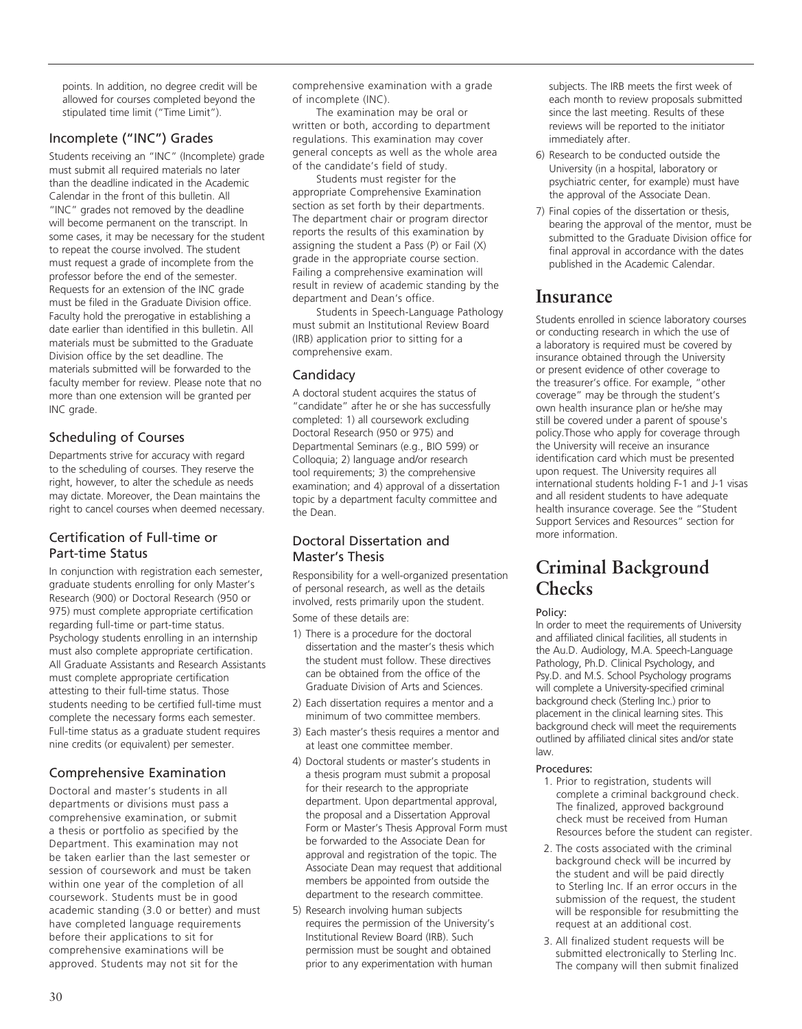points. In addition, no degree credit will be allowed for courses completed beyond the stipulated time limit ("Time Limit").

### Incomplete ("INC") Grades

Students receiving an "INC" (Incomplete) grade must submit all required materials no later than the deadline indicated in the Academic Calendar in the front of this bulletin. All "INC" grades not removed by the deadline will become permanent on the transcript. In some cases, it may be necessary for the student to repeat the course involved. The student must request a grade of incomplete from the professor before the end of the semester. Requests for an extension of the INC grade must be filed in the Graduate Division office. Faculty hold the prerogative in establishing a date earlier than identified in this bulletin. All materials must be submitted to the Graduate Division office by the set deadline. The materials submitted will be forwarded to the faculty member for review. Please note that no more than one extension will be granted per INC grade.

### Scheduling of Courses

Departments strive for accuracy with regard to the scheduling of courses. They reserve the right, however, to alter the schedule as needs may dictate. Moreover, the Dean maintains the right to cancel courses when deemed necessary.

### Certification of Full-time or Part-time Status

In conjunction with registration each semester, graduate students enrolling for only Master's Research (900) or Doctoral Research (950 or 975) must complete appropriate certification regarding full-time or part-time status. Psychology students enrolling in an internship must also complete appropriate certification. All Graduate Assistants and Research Assistants must complete appropriate certification attesting to their full-time status. Those students needing to be certified full-time must complete the necessary forms each semester. Full-time status as a graduate student requires nine credits (or equivalent) per semester.

### Comprehensive Examination

Doctoral and master's students in all departments or divisions must pass a comprehensive examination, or submit a thesis or portfolio as specified by the Department. This examination may not be taken earlier than the last semester or session of coursework and must be taken within one year of the completion of all coursework. Students must be in good academic standing (3.0 or better) and must have completed language requirements before their applications to sit for comprehensive examinations will be approved. Students may not sit for the comprehensive examination with a grade of incomplete (INC).

The examination may be oral or written or both, according to department regulations. This examination may cover general concepts as well as the whole area of the candidate's field of study.

Students must register for the appropriate Comprehensive Examination section as set forth by their departments. The department chair or program director reports the results of this examination by assigning the student a Pass (P) or Fail (X) grade in the appropriate course section. Failing a comprehensive examination will result in review of academic standing by the department and Dean's office.

Students in Speech-Language Pathology must submit an Institutional Review Board (IRB) application prior to sitting for a comprehensive exam.

### Candidacy

A doctoral student acquires the status of "candidate" after he or she has successfully completed: 1) all coursework excluding Doctoral Research (950 or 975) and Departmental Seminars (e.g., BIO 599) or Colloquia; 2) language and/or research tool requirements; 3) the comprehensive examination; and 4) approval of a dissertation topic by a department faculty committee and the Dean.

### Doctoral Dissertation and Master's Thesis

Responsibility for a well-organized presentation of personal research, as well as the details involved, rests primarily upon the student.

Some of these details are:

1) There is a procedure for the doctoral dissertation and the master's thesis which the student must follow. These directives can be obtained from the office of the Graduate Division of Arts and Sciences.
2) Each dissertation requires a mentor and a minimum of two committee members.
3) Each master's thesis requires a mentor and at least one committee member.
4) Doctoral students or master's students in a thesis program must submit a proposal for their research to the appropriate department. Upon departmental approval, the proposal and a Dissertation Approval Form or Master's Thesis Approval Form must be forwarded to the Associate Dean for approval and registration of the topic. The Associate Dean may request that additional members be appointed from outside the department to the research committee.
5) Research involving human subjects requires the permission of the University's Institutional Review Board (IRB). Such permission must be sought and obtained prior to any experimentation with human subjects. The IRB meets the first week of each month to review proposals submitted since the last meeting. Results of these reviews will be reported to the initiator immediately after.
6) Research to be conducted outside the University (in a hospital, laboratory or psychiatric center, for example) must have the approval of the Associate Dean.
7) Final copies of the dissertation or thesis, bearing the approval of the mentor, must be submitted to the Graduate Division office for final approval in accordance with the dates published in the Academic Calendar.

## Insurance

Students enrolled in science laboratory courses or conducting research in which the use of a laboratory is required must be covered by insurance obtained through the University or present evidence of other coverage to the treasurer's office. For example, "other coverage" may be through the student's own health insurance plan or he/she may still be covered under a parent of spouse's policy.Those who apply for coverage through the University will receive an insurance identification card which must be presented upon request. The University requires all international students holding F-1 and J-1 visas and all resident students to have adequate health insurance coverage. See the "Student Support Services and Resources" section for more information.

## Criminal Background Checks

**Policy:**

In order to meet the requirements of University and affiliated clinical facilities, all students in the Au.D. Audiology, M.A. Speech-Language Pathology, Ph.D. Clinical Psychology, and Psy.D. and M.S. School Psychology programs will complete a University-specified criminal background check (Sterling Inc.) prior to placement in the clinical learning sites. This background check will meet the requirements outlined by affiliated clinical sites and/or state law.

**Procedures:**

1. Prior to registration, students will complete a criminal background check. The finalized, approved background check must be received from Human Resources before the student can register.
2. The costs associated with the criminal background check will be incurred by the student and will be paid directly to Sterling Inc. If an error occurs in the submission of the request, the student will be responsible for resubmitting the request at an additional cost.
3. All finalized student requests will be submitted electronically to Sterling Inc. The company will then submit finalized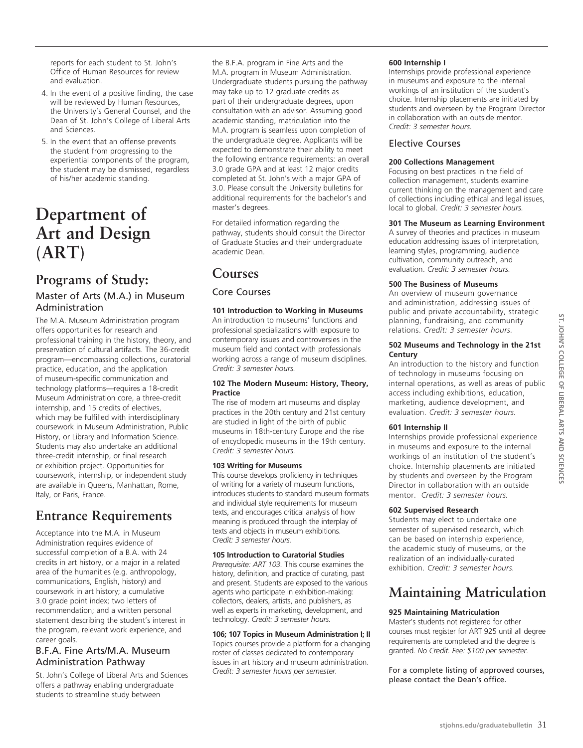reports for each student to St. John's Office of Human Resources for review and evaluation.

4. In the event of a positive finding, the case will be reviewed by Human Resources, the University's General Counsel, and the Dean of St. John's College of Liberal Arts and Sciences.
5. In the event that an offense prevents the student from progressing to the experiential components of the program, the student may be dismissed, regardless of his/her academic standing.

# Department of Art and Design (ART)

## Programs of Study:

### Master of Arts (M.A.) in Museum Administration

The M.A. Museum Administration program offers opportunities for research and professional training in the history, theory, and preservation of cultural artifacts. The 36-credit program—encompassing collections, curatorial practice, education, and the application of museum-specific communication and technology platforms—requires a 18-credit Museum Administration core, a three-credit internship, and 15 credits of electives, which may be fulfilled with interdisciplinary coursework in Museum Administration, Public History, or Library and Information Science. Students may also undertake an additional three-credit internship, or final research or exhibition project. Opportunities for coursework, internship, or independent study are available in Queens, Manhattan, Rome, Italy, or Paris, France.

## Entrance Requirements

Acceptance into the M.A. in Museum Administration requires evidence of successful completion of a B.A. with 24 credits in art history, or a major in a related area of the humanities (e.g. anthropology, communications, English, history) and coursework in art history; a cumulative 3.0 grade point index; two letters of recommendation; and a written personal statement describing the student's interest in the program, relevant work experience, and career goals.

### B.F.A. Fine Arts/M.A. Museum Administration Pathway

St. John's College of Liberal Arts and Sciences offers a pathway enabling undergraduate students to streamline study between the B.F.A. program in Fine Arts and the M.A. program in Museum Administration. Undergraduate students pursuing the pathway may take up to 12 graduate credits as part of their undergraduate degrees, upon consultation with an advisor. Assuming good academic standing, matriculation into the M.A. program is seamless upon completion of the undergraduate degree. Applicants will be expected to demonstrate their ability to meet the following entrance requirements: an overall 3.0 grade GPA and at least 12 major credits completed at St. John's with a major GPA of 3.0. Please consult the University bulletins for additional requirements for the bachelor's and master's degrees.

For detailed information regarding the pathway, students should consult the Director of Graduate Studies and their undergraduate academic Dean.

## Courses

### Core Courses

**101 Introduction to Working in Museums**
An introduction to museums' functions and professional specializations with exposure to contemporary issues and controversies in the museum field and contact with professionals working across a range of museum disciplines. *Credit: 3 semester hours.*

**102 The Modern Museum: History, Theory, Practice**
The rise of modern art museums and display practices in the 20th century and 21st century are studied in light of the birth of public museums in 18th-century Europe and the rise of encyclopedic museums in the 19th century. *Credit: 3 semester hours.*

**103 Writing for Museums**
This course develops proficiency in techniques of writing for a variety of museum functions, introduces students to standard museum formats and individual style requirements for museum texts, and encourages critical analysis of how meaning is produced through the interplay of texts and objects in museum exhibitions. *Credit: 3 semester hours.*

**105 Introduction to Curatorial Studies**
*Prerequisite: ART 103.* This course examines the history, definition, and practice of curating, past and present. Students are exposed to the various agents who participate in exhibition-making: collectors, dealers, artists, and publishers, as well as experts in marketing, development, and technology. *Credit: 3 semester hours.*

**106; 107 Topics in Museum Administration I; II**
Topics courses provide a platform for a changing roster of classes dedicated to contemporary issues in art history and museum administration. *Credit: 3 semester hours per semester.*

**600 Internship I**
Internships provide professional experience in museums and exposure to the internal workings of an institution of the student's choice. Internship placements are initiated by students and overseen by the Program Director in collaboration with an outside mentor. *Credit: 3 semester hours.*

### Elective Courses

**200 Collections Management**
Focusing on best practices in the field of collection management, students examine current thinking on the management and care of collections including ethical and legal issues, local to global. *Credit: 3 semester hours.*

**301 The Museum as Learning Environment**
A survey of theories and practices in museum education addressing issues of interpretation, learning styles, programming, audience cultivation, community outreach, and evaluation. *Credit: 3 semester hours.*

**500 The Business of Museums**
An overview of museum governance and administration, addressing issues of public and private accountability, strategic planning, fundraising, and community relations. *Credit: 3 semester hours.*

**502 Museums and Technology in the 21st Century**
An introduction to the history and function of technology in museums focusing on internal operations, as well as areas of public access including exhibitions, education, marketing, audience development, and evaluation. *Credit: 3 semester hours.*

**601 Internship II**
Internships provide professional experience in museums and exposure to the internal workings of an institution of the student's choice. Internship placements are initiated by students and overseen by the Program Director in collaboration with an outside mentor. *Credit: 3 semester hours.*

**602 Supervised Research**
Students may elect to undertake one semester of supervised research, which can be based on internship experience, the academic study of museums, or the realization of an individually-curated exhibition. *Credit: 3 semester hours.*

## Maintaining Matriculation

**925 Maintaining Matriculation**
Master's students not registered for other courses must register for ART 925 until all degree requirements are completed and the degree is granted. *No Credit. Fee: $100 per semester.*

For a complete listing of approved courses, please contact the Dean's office.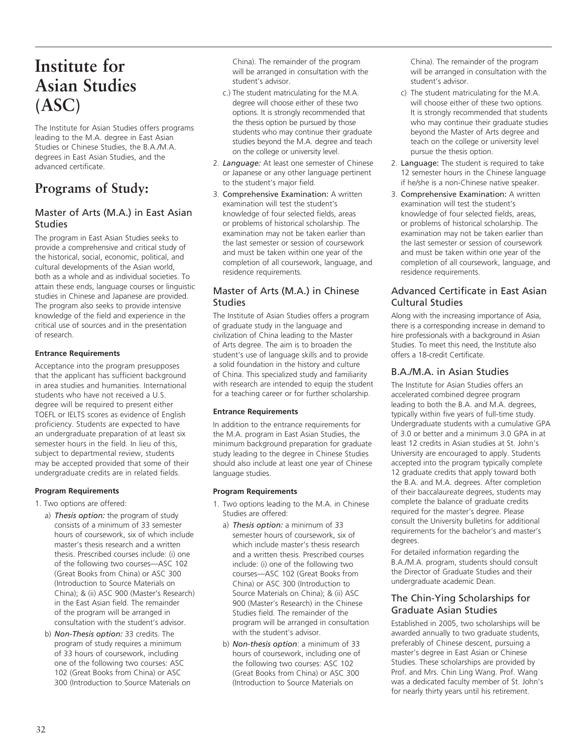# Institute for Asian Studies (ASC)

The Institute for Asian Studies offers programs leading to the M.A. degree in East Asian Studies or Chinese Studies, the B.A./M.A. degrees in East Asian Studies, and the advanced certificate.

## Programs of Study:

### Master of Arts (M.A.) in East Asian Studies

The program in East Asian Studies seeks to provide a comprehensive and critical study of the historical, social, economic, political, and cultural developments of the Asian world, both as a whole and as individual societies. To attain these ends, language courses or linguistic studies in Chinese and Japanese are provided. The program also seeks to provide intensive knowledge of the field and experience in the critical use of sources and in the presentation of research.

**Entrance Requirements**

Acceptance into the program presupposes that the applicant has sufficient background in area studies and humanities. International students who have not received a U.S. degree will be required to present either TOEFL or IELTS scores as evidence of English proficiency. Students are expected to have an undergraduate preparation of at least six semester hours in the field. In lieu of this, subject to departmental review, students may be accepted provided that some of their undergraduate credits are in related fields.

**Program Requirements**

1. Two options are offered:
   a) *Thesis option:* the program of study consists of a minimum of 33 semester hours of coursework, six of which include master's thesis research and a written thesis. Prescribed courses include: (i) one of the following two courses—ASC 102 (Great Books from China) or ASC 300 (Introduction to Source Materials on China); & (ii) ASC 900 (Master's Research) in the East Asian field. The remainder of the program will be arranged in consultation with the student's advisor.
   b) *Non-Thesis option:* 33 credits. The program of study requires a minimum of 33 hours of coursework, including one of the following two courses: ASC 102 (Great Books from China) or ASC 300 (Introduction to Source Materials on China). The remainder of the program will be arranged in consultation with the student's advisor.
   c.) The student matriculating for the M.A. degree will choose either of these two options. It is strongly recommended that the thesis option be pursued by those students who may continue their graduate studies beyond the M.A. degree and teach on the college or university level.
2. *Language:* At least one semester of Chinese or Japanese or any other language pertinent to the student's major field.
3. Comprehensive Examination: A written examination will test the student's knowledge of four selected fields, areas or problems of historical scholarship. The examination may not be taken earlier than the last semester or session of coursework and must be taken within one year of the completion of all coursework, language, and residence requirements.

### Master of Arts (M.A.) in Chinese Studies

The Institute of Asian Studies offers a program of graduate study in the language and civilization of China leading to the Master of Arts degree. The aim is to broaden the student's use of language skills and to provide a solid foundation in the history and culture of China. This specialized study and familiarity with research are intended to equip the student for a teaching career or for further scholarship.

**Entrance Requirements**

In addition to the entrance requirements for the M.A. program in East Asian Studies, the minimum background preparation for graduate study leading to the degree in Chinese Studies should also include at least one year of Chinese language studies.

**Program Requirements**

1. Two options leading to the M.A. in Chinese Studies are offered:
   a) *Thesis option:* a minimum of 33 semester hours of coursework, six of which include master's thesis research and a written thesis. Prescribed courses include: (i) one of the following two courses—ASC 102 (Great Books from China) or ASC 300 (Introduction to Source Materials on China); & (ii) ASC 900 (Master's Research) in the Chinese Studies field. The remainder of the program will be arranged in consultation with the student's advisor.
   b) *Non-thesis option*: a minimum of 33 hours of coursework, including one of the following two courses: ASC 102 (Great Books from China) or ASC 300 (Introduction to Source Materials on China). The remainder of the program will be arranged in consultation with the student's advisor.
   c) The student matriculating for the M.A. will choose either of these two options. It is strongly recommended that students who may continue their graduate studies beyond the Master of Arts degree and teach on the college or university level pursue the thesis option.
2. Language: The student is required to take 12 semester hours in the Chinese language if he/she is a non-Chinese native speaker.
3. Comprehensive Examination: A written examination will test the student's knowledge of four selected fields, areas, or problems of historical scholarship. The examination may not be taken earlier than the last semester or session of coursework and must be taken within one year of the completion of all coursework, language, and residence requirements.

### Advanced Certificate in East Asian Cultural Studies

Along with the increasing importance of Asia, there is a corresponding increase in demand to hire professionals with a background in Asian Studies. To meet this need, the Institute also offers a 18-credit Certificate.

### B.A./M.A. in Asian Studies

The Institute for Asian Studies offers an accelerated combined degree program leading to both the B.A. and M.A. degrees, typically within five years of full-time study. Undergraduate students with a cumulative GPA of 3.0 or better and a minimum 3.0 GPA in at least 12 credits in Asian studies at St. John's University are encouraged to apply. Students accepted into the program typically complete 12 graduate credits that apply toward both the B.A. and M.A. degrees. After completion of their baccalaureate degrees, students may complete the balance of graduate credits required for the master's degree. Please consult the University bulletins for additional requirements for the bachelor's and master's degrees.

For detailed information regarding the B.A./M.A. program, students should consult the Director of Graduate Studies and their undergraduate academic Dean.

### The Chin-Ying Scholarships for Graduate Asian Studies

Established in 2005, two scholarships will be awarded annually to two graduate students, preferably of Chinese descent, pursuing a master's degree in East Asian or Chinese Studies. These scholarships are provided by Prof. and Mrs. Chin Ling Wang. Prof. Wang was a dedicated faculty member of St. John's for nearly thirty years until his retirement.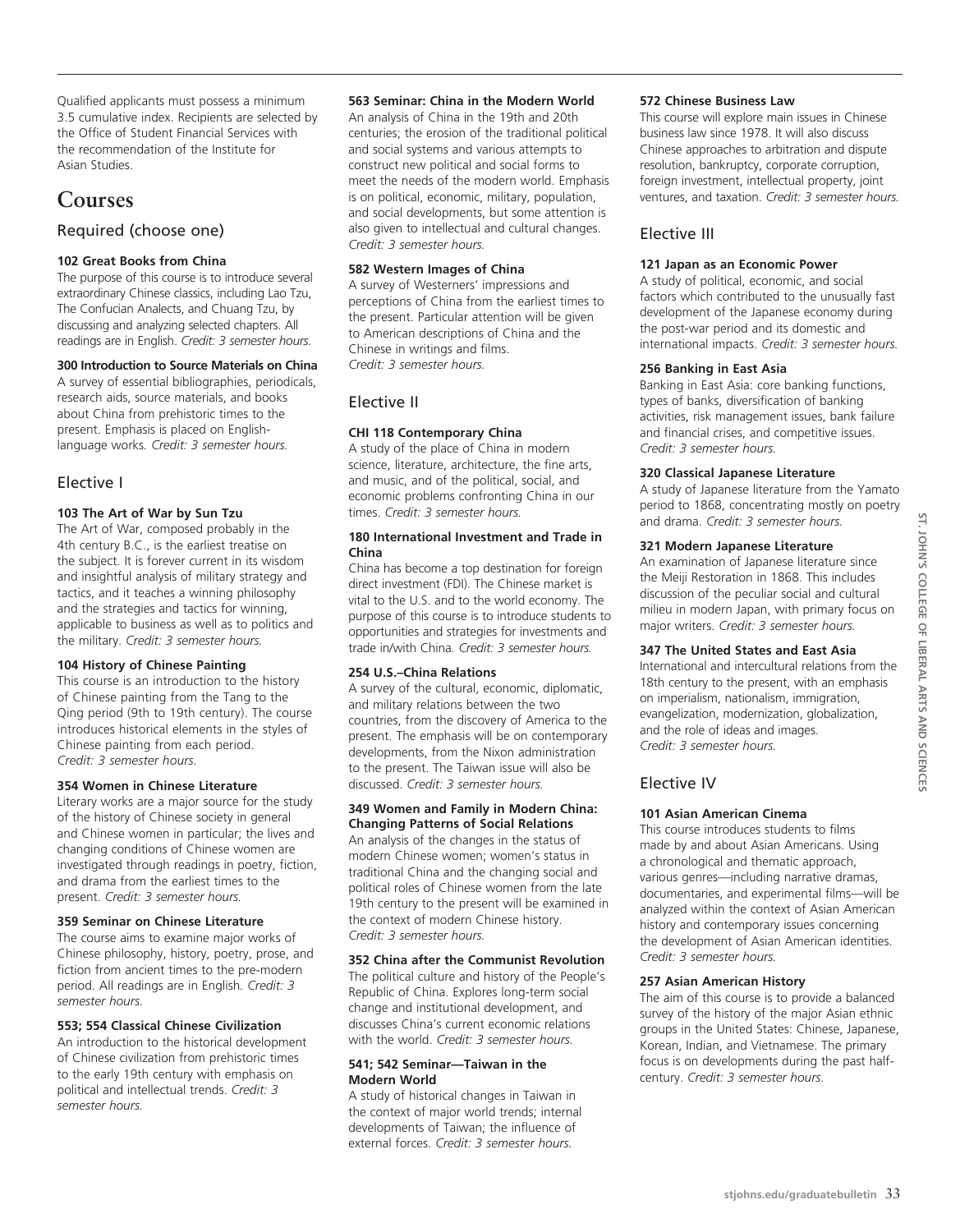Qualified applicants must possess a minimum 3.5 cumulative index. Recipients are selected by the Office of Student Financial Services with the recommendation of the Institute for Asian Studies.

# Courses

## Required (choose one)

**102 Great Books from China**
The purpose of this course is to introduce several extraordinary Chinese classics, including Lao Tzu, The Confucian Analects, and Chuang Tzu, by discussing and analyzing selected chapters. All readings are in English. *Credit: 3 semester hours.*

**300 Introduction to Source Materials on China**
A survey of essential bibliographies, periodicals, research aids, source materials, and books about China from prehistoric times to the present. Emphasis is placed on English-language works. *Credit: 3 semester hours.*

## Elective I

**103 The Art of War by Sun Tzu**
The Art of War, composed probably in the 4th century B.C., is the earliest treatise on the subject. It is forever current in its wisdom and insightful analysis of military strategy and tactics, and it teaches a winning philosophy and the strategies and tactics for winning, applicable to business as well as to politics and the military. *Credit: 3 semester hours.*

**104 History of Chinese Painting**
This course is an introduction to the history of Chinese painting from the Tang to the Qing period (9th to 19th century). The course introduces historical elements in the styles of Chinese painting from each period. *Credit: 3 semester hours.*

**354 Women in Chinese Literature**
Literary works are a major source for the study of the history of Chinese society in general and Chinese women in particular; the lives and changing conditions of Chinese women are investigated through readings in poetry, fiction, and drama from the earliest times to the present. *Credit: 3 semester hours.*

**359 Seminar on Chinese Literature**
The course aims to examine major works of Chinese philosophy, history, poetry, prose, and fiction from ancient times to the pre-modern period. All readings are in English. *Credit: 3 semester hours.*

**553; 554 Classical Chinese Civilization**
An introduction to the historical development of Chinese civilization from prehistoric times to the early 19th century with emphasis on political and intellectual trends. *Credit: 3 semester hours.*

**563 Seminar: China in the Modern World**
An analysis of China in the 19th and 20th centuries; the erosion of the traditional political and social systems and various attempts to construct new political and social forms to meet the needs of the modern world. Emphasis is on political, economic, military, population, and social developments, but some attention is also given to intellectual and cultural changes. *Credit: 3 semester hours.*

**582 Western Images of China**
A survey of Westerners' impressions and perceptions of China from the earliest times to the present. Particular attention will be given to American descriptions of China and the Chinese in writings and films. *Credit: 3 semester hours.*

## Elective II

**CHI 118 Contemporary China**
A study of the place of China in modern science, literature, architecture, the fine arts, and music, and of the political, social, and economic problems confronting China in our times. *Credit: 3 semester hours.*

**180 International Investment and Trade in China**
China has become a top destination for foreign direct investment (FDI). The Chinese market is vital to the U.S. and to the world economy. The purpose of this course is to introduce students to opportunities and strategies for investments and trade in/with China. *Credit: 3 semester hours.*

**254 U.S.–China Relations**
A survey of the cultural, economic, diplomatic, and military relations between the two countries, from the discovery of America to the present. The emphasis will be on contemporary developments, from the Nixon administration to the present. The Taiwan issue will also be discussed. *Credit: 3 semester hours.*

**349 Women and Family in Modern China: Changing Patterns of Social Relations**
An analysis of the changes in the status of modern Chinese women; women's status in traditional China and the changing social and political roles of Chinese women from the late 19th century to the present will be examined in the context of modern Chinese history. *Credit: 3 semester hours.*

**352 China after the Communist Revolution**
The political culture and history of the People's Republic of China. Explores long-term social change and institutional development, and discusses China's current economic relations with the world. *Credit: 3 semester hours.*

**541; 542 Seminar—Taiwan in the Modern World**
A study of historical changes in Taiwan in the context of major world trends; internal developments of Taiwan; the influence of external forces. *Credit: 3 semester hours.*

**572 Chinese Business Law**
This course will explore main issues in Chinese business law since 1978. It will also discuss Chinese approaches to arbitration and dispute resolution, bankruptcy, corporate corruption, foreign investment, intellectual property, joint ventures, and taxation. *Credit: 3 semester hours.*

## Elective III

**121 Japan as an Economic Power**
A study of political, economic, and social factors which contributed to the unusually fast development of the Japanese economy during the post-war period and its domestic and international impacts. *Credit: 3 semester hours.*

**256 Banking in East Asia**
Banking in East Asia: core banking functions, types of banks, diversification of banking activities, risk management issues, bank failure and financial crises, and competitive issues. *Credit: 3 semester hours.*

**320 Classical Japanese Literature**
A study of Japanese literature from the Yamato period to 1868, concentrating mostly on poetry and drama. *Credit: 3 semester hours.*

**321 Modern Japanese Literature**
An examination of Japanese literature since the Meiji Restoration in 1868. This includes discussion of the peculiar social and cultural milieu in modern Japan, with primary focus on major writers. *Credit: 3 semester hours.*

**347 The United States and East Asia**
International and intercultural relations from the 18th century to the present, with an emphasis on imperialism, nationalism, immigration, evangelization, modernization, globalization, and the role of ideas and images. *Credit: 3 semester hours.*

## Elective IV

**101 Asian American Cinema**
This course introduces students to films made by and about Asian Americans. Using a chronological and thematic approach, various genres—including narrative dramas, documentaries, and experimental films—will be analyzed within the context of Asian American history and contemporary issues concerning the development of Asian American identities. *Credit: 3 semester hours.*

**257 Asian American History**
The aim of this course is to provide a balanced survey of the history of the major Asian ethnic groups in the United States: Chinese, Japanese, Korean, Indian, and Vietnamese. The primary focus is on developments during the past half-century. *Credit: 3 semester hours.*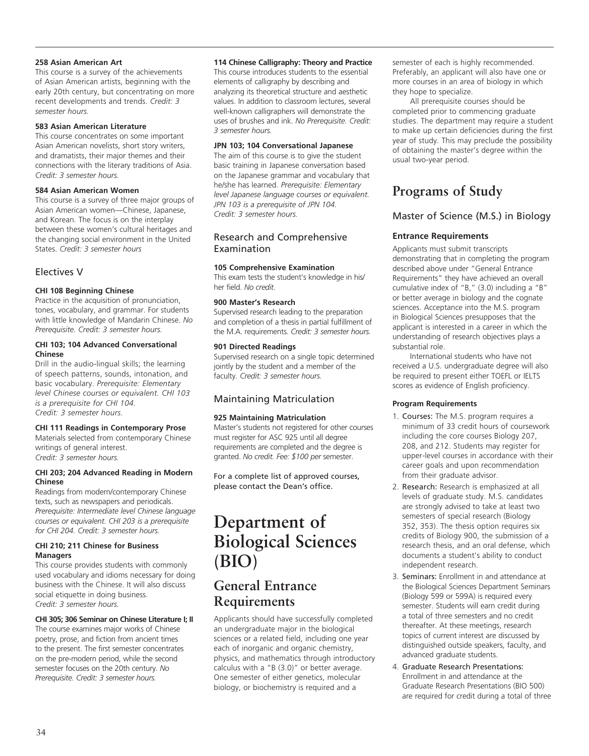**258 Asian American Art**
This course is a survey of the achievements of Asian American artists, beginning with the early 20th century, but concentrating on more recent developments and trends. *Credit: 3 semester hours.*

**583 Asian American Literature**
This course concentrates on some important Asian American novelists, short story writers, and dramatists, their major themes and their connections with the literary traditions of Asia. *Credit: 3 semester hours.*

**584 Asian American Women**
This course is a survey of three major groups of Asian American women—Chinese, Japanese, and Korean. The focus is on the interplay between these women's cultural heritages and the changing social environment in the United States. *Credit: 3 semester hours*

### Electives V

**CHI 108 Beginning Chinese**
Practice in the acquisition of pronunciation, tones, vocabulary, and grammar. For students with little knowledge of Mandarin Chinese. *No Prerequisite. Credit: 3 semester hours.*

**CHI 103; 104 Advanced Conversational Chinese**
Drill in the audio-lingual skills; the learning of speech patterns, sounds, intonation, and basic vocabulary. *Prerequisite: Elementary level Chinese courses or equivalent. CHI 103 is a prerequisite for CHI 104. Credit: 3 semester hours.*

**CHI 111 Readings in Contemporary Prose**
Materials selected from contemporary Chinese writings of general interest. *Credit: 3 semester hours.*

**CHI 203; 204 Advanced Reading in Modern Chinese**
Readings from modern/contemporary Chinese texts, such as newspapers and periodicals. *Prerequisite: Intermediate level Chinese language courses or equivalent. CHI 203 is a prerequisite for CHI 204. Credit: 3 semester hours.*

**CHI 210; 211 Chinese for Business Managers**
This course provides students with commonly used vocabulary and idioms necessary for doing business with the Chinese. It will also discuss social etiquette in doing business. *Credit: 3 semester hours.*

**CHI 305; 306 Seminar on Chinese Literature I; II**
The course examines major works of Chinese poetry, prose, and fiction from ancient times to the present. The first semester concentrates on the pre-modern period, while the second semester focuses on the 20th century. *No Prerequisite. Credit: 3 semester hours.*

**114 Chinese Calligraphy: Theory and Practice**
This course introduces students to the essential elements of calligraphy by describing and analyzing its theoretical structure and aesthetic values. In addition to classroom lectures, several well-known calligraphers will demonstrate the uses of brushes and ink. *No Prerequisite. Credit: 3 semester hours.*

**JPN 103; 104 Conversational Japanese**
The aim of this course is to give the student basic training in Japanese conversation based on the Japanese grammar and vocabulary that he/she has learned. *Prerequisite: Elementary level Japanese language courses or equivalent. JPN 103 is a prerequisite of JPN 104. Credit: 3 semester hours.*

### Research and Comprehensive Examination

**105 Comprehensive Examination**
This exam tests the student's knowledge in his/her field. *No credit.*

**900 Master's Research**
Supervised research leading to the preparation and completion of a thesis in partial fulfillment of the M.A. requirements. *Credit: 3 semester hours.*

**901 Directed Readings**
Supervised research on a single topic determined jointly by the student and a member of the faculty. *Credit: 3 semester hours.*

### Maintaining Matriculation

**925 Maintaining Matriculation**
Master's students not registered for other courses must register for ASC 925 until all degree requirements are completed and the degree is granted. *No credit. Fee: $100 per* semester.

For a complete list of approved courses, please contact the Dean's office.

# Department of Biological Sciences (BIO)

## General Entrance Requirements

Applicants should have successfully completed an undergraduate major in the biological sciences or a related field, including one year each of inorganic and organic chemistry, physics, and mathematics through introductory calculus with a "B (3.0)" or better average. One semester of either genetics, molecular biology, or biochemistry is required and a semester of each is highly recommended. Preferably, an applicant will also have one or more courses in an area of biology in which they hope to specialize.

All prerequisite courses should be completed prior to commencing graduate studies. The department may require a student to make up certain deficiencies during the first year of study. This may preclude the possibility of obtaining the master's degree within the usual two-year period.

## Programs of Study

### Master of Science (M.S.) in Biology

#### Entrance Requirements

Applicants must submit transcripts demonstrating that in completing the program described above under "General Entrance Requirements" they have achieved an overall cumulative index of "B," (3.0) including a "B" or better average in biology and the cognate sciences. Acceptance into the M.S. program in Biological Sciences presupposes that the applicant is interested in a career in which the understanding of research objectives plays a substantial role.

International students who have not received a U.S. undergraduate degree will also be required to present either TOEFL or IELTS scores as evidence of English proficiency.

**Program Requirements**

1. Courses: The M.S. program requires a minimum of 33 credit hours of coursework including the core courses Biology 207, 208, and 212. Students may register for upper-level courses in accordance with their career goals and upon recommendation from their graduate advisor.
2. Research: Research is emphasized at all levels of graduate study. M.S. candidates are strongly advised to take at least two semesters of special research (Biology 352, 353). The thesis option requires six credits of Biology 900, the submission of a research thesis, and an oral defense, which documents a student's ability to conduct independent research.
3. Seminars: Enrollment in and attendance at the Biological Sciences Department Seminars (Biology 599 or 599A) is required every semester. Students will earn credit during a total of three semesters and no credit thereafter. At these meetings, research topics of current interest are discussed by distinguished outside speakers, faculty, and advanced graduate students.
4. Graduate Research Presentations: Enrollment in and attendance at the Graduate Research Presentations (BIO 500) are required for credit during a total of three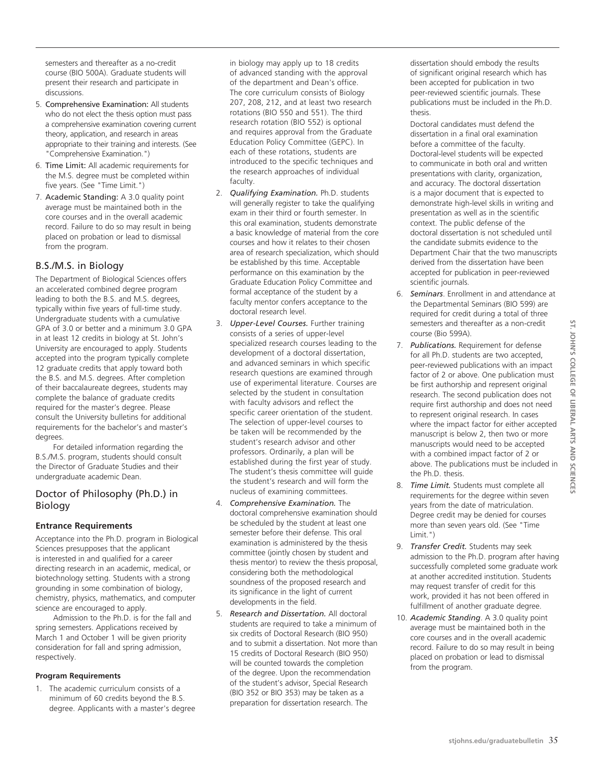semesters and thereafter as a no-credit course (BIO 500A). Graduate students will present their research and participate in discussions.

5. **Comprehensive Examination:** All students who do not elect the thesis option must pass a comprehensive examination covering current theory, application, and research in areas appropriate to their training and interests. (See "Comprehensive Examination.")
6. **Time Limit:** All academic requirements for the M.S. degree must be completed within five years. (See "Time Limit.")
7. **Academic Standing:** A 3.0 quality point average must be maintained both in the core courses and in the overall academic record. Failure to do so may result in being placed on probation or lead to dismissal from the program.

## B.S./M.S. in Biology

The Department of Biological Sciences offers an accelerated combined degree program leading to both the B.S. and M.S. degrees, typically within five years of full-time study. Undergraduate students with a cumulative GPA of 3.0 or better and a minimum 3.0 GPA in at least 12 credits in biology at St. John's University are encouraged to apply. Students accepted into the program typically complete 12 graduate credits that apply toward both the B.S. and M.S. degrees. After completion of their baccalaureate degrees, students may complete the balance of graduate credits required for the master's degree. Please consult the University bulletins for additional requirements for the bachelor's and master's degrees.

For detailed information regarding the B.S./M.S. program, students should consult the Director of Graduate Studies and their undergraduate academic Dean.

## Doctor of Philosophy (Ph.D.) in Biology

### Entrance Requirements

Acceptance into the Ph.D. program in Biological Sciences presupposes that the applicant is interested in and qualified for a career directing research in an academic, medical, or biotechnology setting. Students with a strong grounding in some combination of biology, chemistry, physics, mathematics, and computer science are encouraged to apply.

Admission to the Ph.D. is for the fall and spring semesters. Applications received by March 1 and October 1 will be given priority consideration for fall and spring admission, respectively.

#### Program Requirements

1. The academic curriculum consists of a minimum of 60 credits beyond the B.S. degree. Applicants with a master's degree in biology may apply up to 18 credits of advanced standing with the approval of the department and Dean's office. The core curriculum consists of Biology 207, 208, 212, and at least two research rotations (BIO 550 and 551). The third research rotation (BIO 552) is optional and requires approval from the Graduate Education Policy Committee (GEPC). In each of these rotations, students are introduced to the specific techniques and the research approaches of individual faculty.
2. ***Qualifying Examination.*** Ph.D. students will generally register to take the qualifying exam in their third or fourth semester. In this oral examination, students demonstrate a basic knowledge of material from the core courses and how it relates to their chosen area of research specialization, which should be established by this time. Acceptable performance on this examination by the Graduate Education Policy Committee and formal acceptance of the student by a faculty mentor confers acceptance to the doctoral research level.
3. ***Upper-Level Courses.*** Further training consists of a series of upper-level specialized research courses leading to the development of a doctoral dissertation, and advanced seminars in which specific research questions are examined through use of experimental literature. Courses are selected by the student in consultation with faculty advisors and reflect the specific career orientation of the student. The selection of upper-level courses to be taken will be recommended by the student's research advisor and other professors. Ordinarily, a plan will be established during the first year of study. The student's thesis committee will guide the student's research and will form the nucleus of examining committees.
4. ***Comprehensive Examination.*** The doctoral comprehensive examination should be scheduled by the student at least one semester before their defense. This oral examination is administered by the thesis committee (jointly chosen by student and thesis mentor) to review the thesis proposal, considering both the methodological soundness of the proposed research and its significance in the light of current developments in the field.
5. ***Research and Dissertation.*** All doctoral students are required to take a minimum of six credits of Doctoral Research (BIO 950) and to submit a dissertation. Not more than 15 credits of Doctoral Research (BIO 950) will be counted towards the completion of the degree. Upon the recommendation of the student's advisor, Special Research (BIO 352 or BIO 353) may be taken as a preparation for dissertation research. The dissertation should embody the results of significant original research which has been accepted for publication in two peer-reviewed scientific journals. These publications must be included in the Ph.D. thesis.

   Doctoral candidates must defend the dissertation in a final oral examination before a committee of the faculty. Doctoral-level students will be expected to communicate in both oral and written presentations with clarity, organization, and accuracy. The doctoral dissertation is a major document that is expected to demonstrate high-level skills in writing and presentation as well as in the scientific context. The public defense of the doctoral dissertation is not scheduled until the candidate submits evidence to the Department Chair that the two manuscripts derived from the dissertation have been accepted for publication in peer-reviewed scientific journals.
6. ***Seminars***. Enrollment in and attendance at the Departmental Seminars (BIO 599) are required for credit during a total of three semesters and thereafter as a non-credit course (Bio 599A).
7. ***Publications.*** Requirement for defense for all Ph.D. students are two accepted, peer-reviewed publications with an impact factor of 2 or above. One publication must be first authorship and represent original research. The second publication does not require first authorship and does not need to represent original research. In cases where the impact factor for either accepted manuscript is below 2, then two or more manuscripts would need to be accepted with a combined impact factor of 2 or above. The publications must be included in the Ph.D. thesis.
8. ***Time Limit.*** Students must complete all requirements for the degree within seven years from the date of matriculation. Degree credit may be denied for courses more than seven years old. (See "Time Limit.")
9. ***Transfer Credit.*** Students may seek admission to the Ph.D. program after having successfully completed some graduate work at another accredited institution. Students may request transfer of credit for this work, provided it has not been offered in fulfillment of another graduate degree.
10. ***Academic Standing***. A 3.0 quality point average must be maintained both in the core courses and in the overall academic record. Failure to do so may result in being placed on probation or lead to dismissal from the program.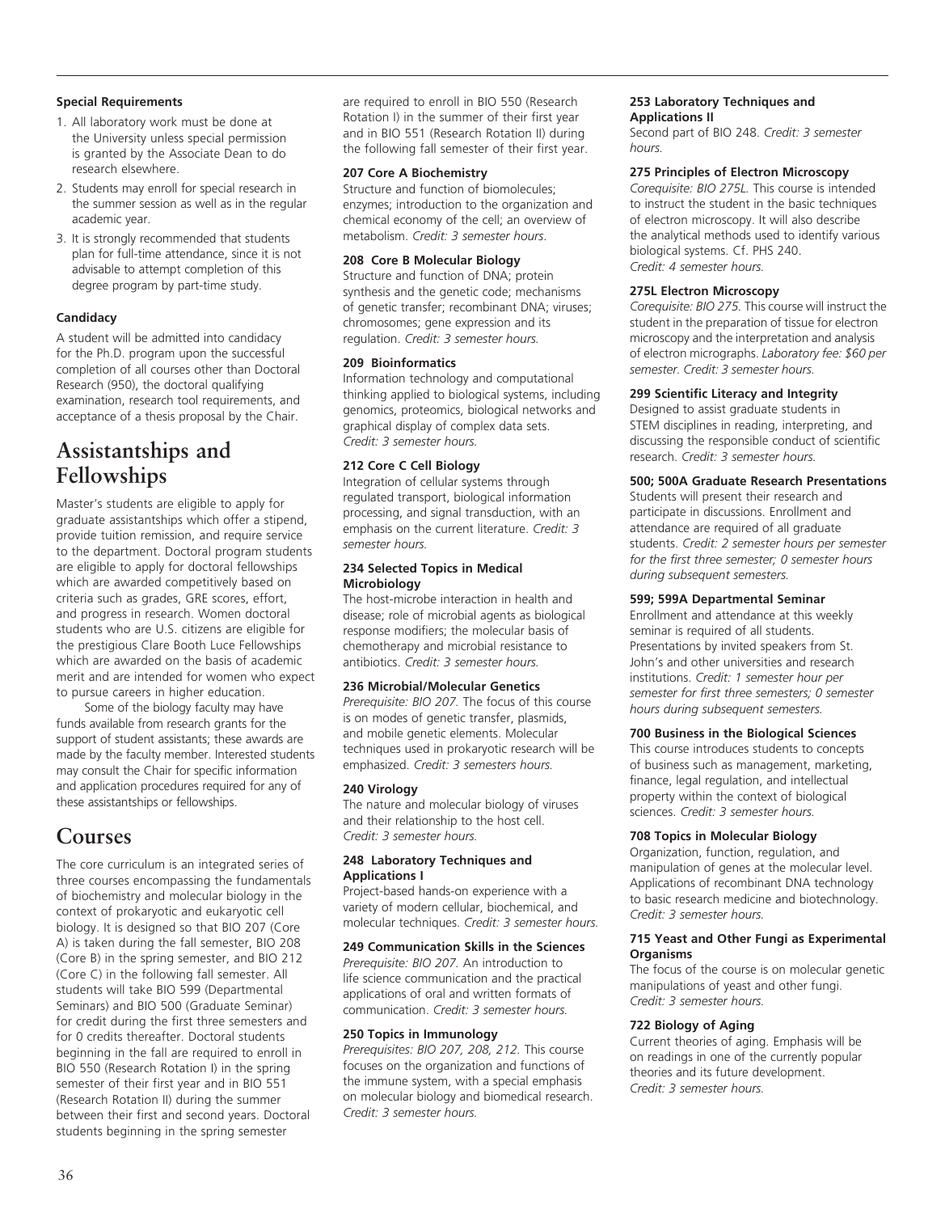**Special Requirements**

1. All laboratory work must be done at the University unless special permission is granted by the Associate Dean to do research elsewhere.
2. Students may enroll for special research in the summer session as well as in the regular academic year.
3. It is strongly recommended that students plan for full-time attendance, since it is not advisable to attempt completion of this degree program by part-time study.

**Candidacy**

A student will be admitted into candidacy for the Ph.D. program upon the successful completion of all courses other than Doctoral Research (950), the doctoral qualifying examination, research tool requirements, and acceptance of a thesis proposal by the Chair.

## Assistantships and Fellowships

Master's students are eligible to apply for graduate assistantships which offer a stipend, provide tuition remission, and require service to the department. Doctoral program students are eligible to apply for doctoral fellowships which are awarded competitively based on criteria such as grades, GRE scores, effort, and progress in research. Women doctoral students who are U.S. citizens are eligible for the prestigious Clare Booth Luce Fellowships which are awarded on the basis of academic merit and are intended for women who expect to pursue careers in higher education.

Some of the biology faculty may have funds available from research grants for the support of student assistants; these awards are made by the faculty member. Interested students may consult the Chair for specific information and application procedures required for any of these assistantships or fellowships.

## Courses

The core curriculum is an integrated series of three courses encompassing the fundamentals of biochemistry and molecular biology in the context of prokaryotic and eukaryotic cell biology. It is designed so that BIO 207 (Core A) is taken during the fall semester, BIO 208 (Core B) in the spring semester, and BIO 212 (Core C) in the following fall semester. All students will take BIO 599 (Departmental Seminars) and BIO 500 (Graduate Seminar) for credit during the first three semesters and for 0 credits thereafter. Doctoral students beginning in the fall are required to enroll in BIO 550 (Research Rotation I) in the spring semester of their first year and in BIO 551 (Research Rotation II) during the summer between their first and second years. Doctoral students beginning in the spring semester are required to enroll in BIO 550 (Research Rotation I) in the summer of their first year and in BIO 551 (Research Rotation II) during the following fall semester of their first year.

**207 Core A Biochemistry**
Structure and function of biomolecules; enzymes; introduction to the organization and chemical economy of the cell; an overview of metabolism. *Credit: 3 semester hours.*

**208 Core B Molecular Biology**
Structure and function of DNA; protein synthesis and the genetic code; mechanisms of genetic transfer; recombinant DNA; viruses; chromosomes; gene expression and its regulation. *Credit: 3 semester hours.*

**209 Bioinformatics**
Information technology and computational thinking applied to biological systems, including genomics, proteomics, biological networks and graphical display of complex data sets. *Credit: 3 semester hours.*

**212 Core C Cell Biology**
Integration of cellular systems through regulated transport, biological information processing, and signal transduction, with an emphasis on the current literature. *Credit: 3 semester hours.*

**234 Selected Topics in Medical Microbiology**
The host-microbe interaction in health and disease; role of microbial agents as biological response modifiers; the molecular basis of chemotherapy and microbial resistance to antibiotics. *Credit: 3 semester hours.*

**236 Microbial/Molecular Genetics**
*Prerequisite: BIO 207.* The focus of this course is on modes of genetic transfer, plasmids, and mobile genetic elements. Molecular techniques used in prokaryotic research will be emphasized. *Credit: 3 semesters hours.*

**240 Virology**
The nature and molecular biology of viruses and their relationship to the host cell. *Credit: 3 semester hours.*

**248 Laboratory Techniques and Applications I**
Project-based hands-on experience with a variety of modern cellular, biochemical, and molecular techniques. *Credit: 3 semester hours.*

**249 Communication Skills in the Sciences**
*Prerequisite: BIO 207.* An introduction to life science communication and the practical applications of oral and written formats of communication. *Credit: 3 semester hours.*

**250 Topics in Immunology**
*Prerequisites: BIO 207, 208, 212.* This course focuses on the organization and functions of the immune system, with a special emphasis on molecular biology and biomedical research. *Credit: 3 semester hours.*

**253 Laboratory Techniques and Applications II**
Second part of BIO 248. *Credit: 3 semester hours.*

**275 Principles of Electron Microscopy**
*Corequisite: BIO 275L.* This course is intended to instruct the student in the basic techniques of electron microscopy. It will also describe the analytical methods used to identify various biological systems. Cf. PHS 240. *Credit: 4 semester hours.*

**275L Electron Microscopy**
*Corequisite: BIO 275.* This course will instruct the student in the preparation of tissue for electron microscopy and the interpretation and analysis of electron micrographs. *Laboratory fee: $60 per semester. Credit: 3 semester hours.*

**299 Scientific Literacy and Integrity**
Designed to assist graduate students in STEM disciplines in reading, interpreting, and discussing the responsible conduct of scientific research. *Credit: 3 semester hours.*

**500; 500A Graduate Research Presentations**
Students will present their research and participate in discussions. Enrollment and attendance are required of all graduate students. *Credit: 2 semester hours per semester for the first three semester; 0 semester hours during subsequent semesters.*

**599; 599A Departmental Seminar**
Enrollment and attendance at this weekly seminar is required of all students. Presentations by invited speakers from St. John's and other universities and research institutions. *Credit: 1 semester hour per semester for first three semesters; 0 semester hours during subsequent semesters.*

**700 Business in the Biological Sciences**
This course introduces students to concepts of business such as management, marketing, finance, legal regulation, and intellectual property within the context of biological sciences. *Credit: 3 semester hours.*

**708 Topics in Molecular Biology**
Organization, function, regulation, and manipulation of genes at the molecular level. Applications of recombinant DNA technology to basic research medicine and biotechnology. *Credit: 3 semester hours.*

**715 Yeast and Other Fungi as Experimental Organisms**
The focus of the course is on molecular genetic manipulations of yeast and other fungi. *Credit: 3 semester hours.*

**722 Biology of Aging**
Current theories of aging. Emphasis will be on readings in one of the currently popular theories and its future development. *Credit: 3 semester hours.*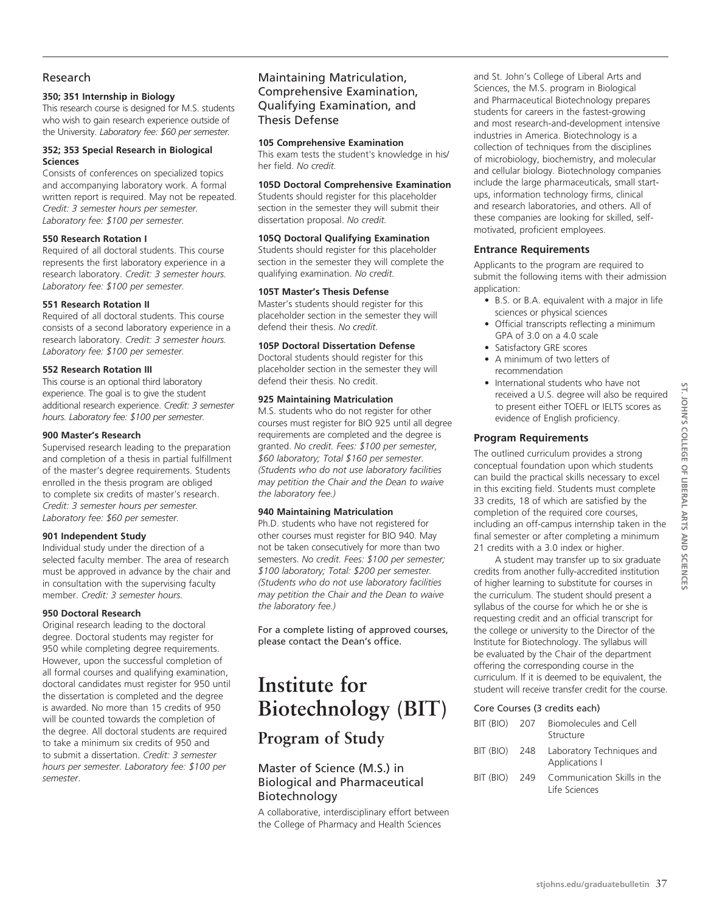## Research

**350; 351 Internship in Biology**
This research course is designed for M.S. students who wish to gain research experience outside of the University. *Laboratory fee: $60 per semester.*

**352; 353 Special Research in Biological Sciences**
Consists of conferences on specialized topics and accompanying laboratory work. A formal written report is required. May not be repeated. *Credit: 3 semester hours per semester. Laboratory fee: $100 per semester.*

**550 Research Rotation I**
Required of all doctoral students. This course represents the first laboratory experience in a research laboratory. *Credit: 3 semester hours. Laboratory fee: $100 per semester.*

**551 Research Rotation II**
Required of all doctoral students. This course consists of a second laboratory experience in a research laboratory. *Credit: 3 semester hours. Laboratory fee: $100 per semester.*

**552 Research Rotation III**
This course is an optional third laboratory experience. The goal is to give the student additional research experience. *Credit: 3 semester hours. Laboratory fee: $100 per semester.*

**900 Master's Research**
Supervised research leading to the preparation and completion of a thesis in partial fulfillment of the master's degree requirements. Students enrolled in the thesis program are obliged to complete six credits of master's research. *Credit: 3 semester hours per semester. Laboratory fee: $60 per semester.*

**901 Independent Study**
Individual study under the direction of a selected faculty member. The area of research must be approved in advance by the chair and in consultation with the supervising faculty member. *Credit: 3 semester hours.*

**950 Doctoral Research**
Original research leading to the doctoral degree. Doctoral students may register for 950 while completing degree requirements. However, upon the successful completion of all formal courses and qualifying examination, doctoral candidates must register for 950 until the dissertation is completed and the degree is awarded. No more than 15 credits of 950 will be counted towards the completion of the degree. All doctoral students are required to take a minimum six credits of 950 and to submit a dissertation. *Credit: 3 semester hours per semester. Laboratory fee: $100 per semester.*

## Maintaining Matriculation, Comprehensive Examination, Qualifying Examination, and Thesis Defense

**105 Comprehensive Examination**
This exam tests the student's knowledge in his/her field. *No credit.*

**105D Doctoral Comprehensive Examination**
Students should register for this placeholder section in the semester they will submit their dissertation proposal. *No credit.*

**105Q Doctoral Qualifying Examination**
Students should register for this placeholder section in the semester they will complete the qualifying examination. *No credit.*

**105T Master's Thesis Defense**
Master's students should register for this placeholder section in the semester they will defend their thesis. *No credit.*

**105P Doctoral Dissertation Defense**
Doctoral students should register for this placeholder section in the semester they will defend their thesis. No credit.

**925 Maintaining Matriculation**
M.S. students who do not register for other courses must register for BIO 925 until all degree requirements are completed and the degree is granted. *No credit. Fees: $100 per semester, $60 laboratory; Total $160 per semester. (Students who do not use laboratory facilities may petition the Chair and the Dean to waive the laboratory fee.)*

**940 Maintaining Matriculation**
Ph.D. students who have not registered for other courses must register for BIO 940. May not be taken consecutively for more than two semesters. *No credit. Fees: $100 per semester; $100 laboratory; Total: $200 per semester. (Students who do not use laboratory facilities may petition the Chair and the Dean to waive the laboratory fee.)*

For a complete listing of approved courses, please contact the Dean's office.

# Institute for Biotechnology (BIT)

## Program of Study

### Master of Science (M.S.) in Biological and Pharmaceutical Biotechnology

A collaborative, interdisciplinary effort between the College of Pharmacy and Health Sciences and St. John's College of Liberal Arts and Sciences, the M.S. program in Biological and Pharmaceutical Biotechnology prepares students for careers in the fastest-growing and most research-and-development intensive industries in America. Biotechnology is a collection of techniques from the disciplines of microbiology, biochemistry, and molecular and cellular biology. Biotechnology companies include the large pharmaceuticals, small start-ups, information technology firms, clinical and research laboratories, and others. All of these companies are looking for skilled, self-motivated, proficient employees.

#### Entrance Requirements

Applicants to the program are required to submit the following items with their admission application:

- B.S. or B.A. equivalent with a major in life sciences or physical sciences
- Official transcripts reflecting a minimum GPA of 3.0 on a 4.0 scale
- Satisfactory GRE scores
- A minimum of two letters of recommendation
- International students who have not received a U.S. degree will also be required to present either TOEFL or IELTS scores as evidence of English proficiency.

#### Program Requirements

The outlined curriculum provides a strong conceptual foundation upon which students can build the practical skills necessary to excel in this exciting field. Students must complete 33 credits, 18 of which are satisfied by the completion of the required core courses, including an off-campus internship taken in the final semester or after completing a minimum 21 credits with a 3.0 index or higher.

A student may transfer up to six graduate credits from another fully-accredited institution of higher learning to substitute for courses in the curriculum. The student should present a syllabus of the course for which he or she is requesting credit and an official transcript for the college or university to the Director of the Institute for Biotechnology. The syllabus will be evaluated by the Chair of the department offering the corresponding course in the curriculum. If it is deemed to be equivalent, the student will receive transfer credit for the course.

Core Courses (3 credits each)

| | | |
|---|---|---|
| BIT (BIO) | 207 | Biomolecules and Cell Structure |
| BIT (BIO) | 248 | Laboratory Techniques and Applications I |
| BIT (BIO) | 249 | Communication Skills in the Life Sciences |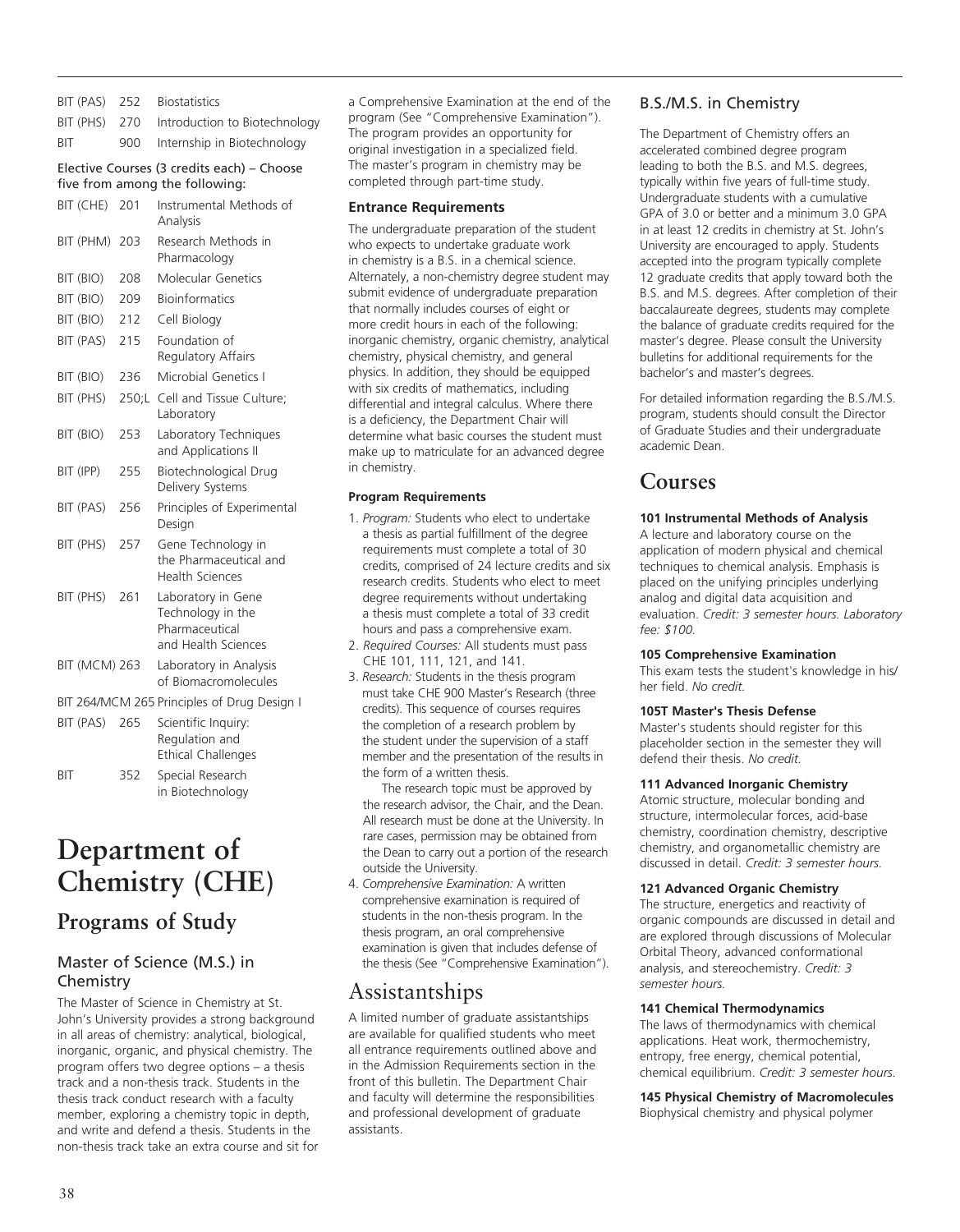| | | |
|---|---|---|
| BIT (PAS) | 252 | Biostatistics |
| BIT (PHS) | 270 | Introduction to Biotechnology |
| BIT | 900 | Internship in Biotechnology |

Elective Courses (3 credits each) – Choose five from among the following:

| | | |
|---|---|---|
| BIT (CHE) | 201 | Instrumental Methods of Analysis |
| BIT (PHM) | 203 | Research Methods in Pharmacology |
| BIT (BIO) | 208 | Molecular Genetics |
| BIT (BIO) | 209 | Bioinformatics |
| BIT (BIO) | 212 | Cell Biology |
| BIT (PAS) | 215 | Foundation of Regulatory Affairs |
| BIT (BIO) | 236 | Microbial Genetics I |
| BIT (PHS) | 250;L | Cell and Tissue Culture; Laboratory |
| BIT (BIO) | 253 | Laboratory Techniques and Applications II |
| BIT (IPP) | 255 | Biotechnological Drug Delivery Systems |
| BIT (PAS) | 256 | Principles of Experimental Design |
| BIT (PHS) | 257 | Gene Technology in the Pharmaceutical and Health Sciences |
| BIT (PHS) | 261 | Laboratory in Gene Technology in the Pharmaceutical and Health Sciences |
| BIT (MCM) | 263 | Laboratory in Analysis of Biomacromolecules |
| BIT 264/MCM 265 | | Principles of Drug Design I |
| BIT (PAS) | 265 | Scientific Inquiry: Regulation and Ethical Challenges |
| BIT | 352 | Special Research in Biotechnology |

# Department of Chemistry (CHE)

## Programs of Study

### Master of Science (M.S.) in Chemistry

The Master of Science in Chemistry at St. John's University provides a strong background in all areas of chemistry: analytical, biological, inorganic, organic, and physical chemistry. The program offers two degree options – a thesis track and a non-thesis track. Students in the thesis track conduct research with a faculty member, exploring a chemistry topic in depth, and write and defend a thesis. Students in the non-thesis track take an extra course and sit for a Comprehensive Examination at the end of the program (See "Comprehensive Examination"). The program provides an opportunity for original investigation in a specialized field. The master's program in chemistry may be completed through part-time study.

#### Entrance Requirements

The undergraduate preparation of the student who expects to undertake graduate work in chemistry is a B.S. in a chemical science. Alternately, a non-chemistry degree student may submit evidence of undergraduate preparation that normally includes courses of eight or more credit hours in each of the following: inorganic chemistry, organic chemistry, analytical chemistry, physical chemistry, and general physics. In addition, they should be equipped with six credits of mathematics, including differential and integral calculus. Where there is a deficiency, the Department Chair will determine what basic courses the student must make up to matriculate for an advanced degree in chemistry.

#### Program Requirements

1. *Program:* Students who elect to undertake a thesis as partial fulfillment of the degree requirements must complete a total of 30 credits, comprised of 24 lecture credits and six research credits. Students who elect to meet degree requirements without undertaking a thesis must complete a total of 33 credit hours and pass a comprehensive exam.
2. *Required Courses:* All students must pass CHE 101, 111, 121, and 141.
3. *Research:* Students in the thesis program must take CHE 900 Master's Research (three credits). This sequence of courses requires the completion of a research problem by the student under the supervision of a staff member and the presentation of the results in the form of a written thesis.

   The research topic must be approved by the research advisor, the Chair, and the Dean. All research must be done at the University. In rare cases, permission may be obtained from the Dean to carry out a portion of the research outside the University.
4. *Comprehensive Examination:* A written comprehensive examination is required of students in the non-thesis program. In the thesis program, an oral comprehensive examination is given that includes defense of the thesis (See "Comprehensive Examination").

## Assistantships

A limited number of graduate assistantships are available for qualified students who meet all entrance requirements outlined above and in the Admission Requirements section in the front of this bulletin. The Department Chair and faculty will determine the responsibilities and professional development of graduate assistants.

### B.S./M.S. in Chemistry

The Department of Chemistry offers an accelerated combined degree program leading to both the B.S. and M.S. degrees, typically within five years of full-time study. Undergraduate students with a cumulative GPA of 3.0 or better and a minimum 3.0 GPA in at least 12 credits in chemistry at St. John's University are encouraged to apply. Students accepted into the program typically complete 12 graduate credits that apply toward both the B.S. and M.S. degrees. After completion of their baccalaureate degrees, students may complete the balance of graduate credits required for the master's degree. Please consult the University bulletins for additional requirements for the bachelor's and master's degrees.

For detailed information regarding the B.S./M.S. program, students should consult the Director of Graduate Studies and their undergraduate academic Dean.

## Courses

**101 Instrumental Methods of Analysis**
A lecture and laboratory course on the application of modern physical and chemical techniques to chemical analysis. Emphasis is placed on the unifying principles underlying analog and digital data acquisition and evaluation. *Credit: 3 semester hours. Laboratory fee: $100.*

**105 Comprehensive Examination**
This exam tests the student's knowledge in his/her field. *No credit.*

**105T Master's Thesis Defense**
Master's students should register for this placeholder section in the semester they will defend their thesis. *No credit.*

**111 Advanced Inorganic Chemistry**
Atomic structure, molecular bonding and structure, intermolecular forces, acid-base chemistry, coordination chemistry, descriptive chemistry, and organometallic chemistry are discussed in detail. *Credit: 3 semester hours.*

**121 Advanced Organic Chemistry**
The structure, energetics and reactivity of organic compounds are discussed in detail and are explored through discussions of Molecular Orbital Theory, advanced conformational analysis, and stereochemistry. *Credit: 3 semester hours.*

**141 Chemical Thermodynamics**
The laws of thermodynamics with chemical applications. Heat work, thermochemistry, entropy, free energy, chemical potential, chemical equilibrium. *Credit: 3 semester hours.*

**145 Physical Chemistry of Macromolecules**
Biophysical chemistry and physical polymer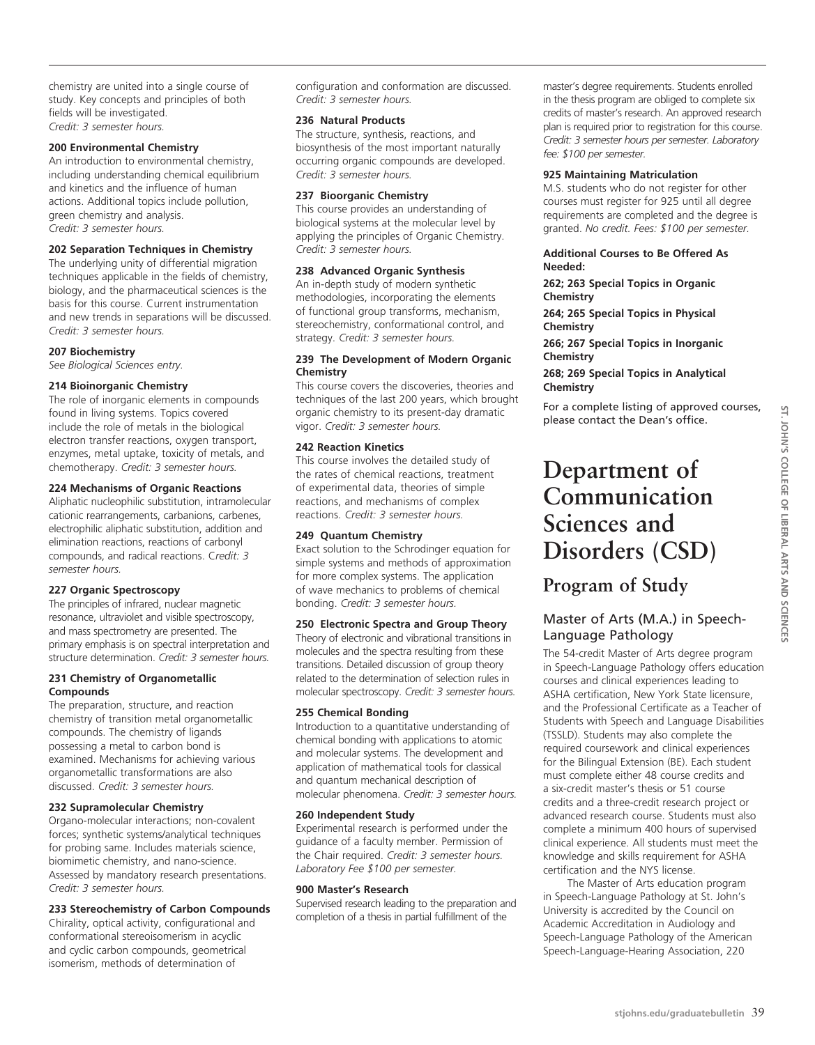chemistry are united into a single course of study. Key concepts and principles of both fields will be investigated.
*Credit: 3 semester hours.*

**200 Environmental Chemistry**
An introduction to environmental chemistry, including understanding chemical equilibrium and kinetics and the influence of human actions. Additional topics include pollution, green chemistry and analysis.
*Credit: 3 semester hours.*

**202 Separation Techniques in Chemistry**
The underlying unity of differential migration techniques applicable in the fields of chemistry, biology, and the pharmaceutical sciences is the basis for this course. Current instrumentation and new trends in separations will be discussed.
*Credit: 3 semester hours.*

**207 Biochemistry**
*See Biological Sciences entry.*

**214 Bioinorganic Chemistry**
The role of inorganic elements in compounds found in living systems. Topics covered include the role of metals in the biological electron transfer reactions, oxygen transport, enzymes, metal uptake, toxicity of metals, and chemotherapy. *Credit: 3 semester hours.*

**224 Mechanisms of Organic Reactions**
Aliphatic nucleophilic substitution, intramolecular cationic rearrangements, carbanions, carbenes, electrophilic aliphatic substitution, addition and elimination reactions, reactions of carbonyl compounds, and radical reactions. *Credit: 3 semester hours.*

**227 Organic Spectroscopy**
The principles of infrared, nuclear magnetic resonance, ultraviolet and visible spectroscopy, and mass spectrometry are presented. The primary emphasis is on spectral interpretation and structure determination. *Credit: 3 semester hours.*

**231 Chemistry of Organometallic Compounds**
The preparation, structure, and reaction chemistry of transition metal organometallic compounds. The chemistry of ligands possessing a metal to carbon bond is examined. Mechanisms for achieving various organometallic transformations are also discussed. *Credit: 3 semester hours.*

**232 Supramolecular Chemistry**
Organo-molecular interactions; non-covalent forces; synthetic systems/analytical techniques for probing same. Includes materials science, biomimetic chemistry, and nano-science. Assessed by mandatory research presentations.
*Credit: 3 semester hours.*

**233 Stereochemistry of Carbon Compounds**
Chirality, optical activity, configurational and conformational stereoisomerism in acyclic and cyclic carbon compounds, geometrical isomerism, methods of determination of configuration and conformation are discussed.
*Credit: 3 semester hours.*

**236 Natural Products**
The structure, synthesis, reactions, and biosynthesis of the most important naturally occurring organic compounds are developed.
*Credit: 3 semester hours.*

**237 Bioorganic Chemistry**
This course provides an understanding of biological systems at the molecular level by applying the principles of Organic Chemistry.
*Credit: 3 semester hours.*

**238 Advanced Organic Synthesis**
An in-depth study of modern synthetic methodologies, incorporating the elements of functional group transforms, mechanism, stereochemistry, conformational control, and strategy. *Credit: 3 semester hours.*

**239 The Development of Modern Organic Chemistry**
This course covers the discoveries, theories and techniques of the last 200 years, which brought organic chemistry to its present-day dramatic vigor. *Credit: 3 semester hours.*

**242 Reaction Kinetics**
This course involves the detailed study of the rates of chemical reactions, treatment of experimental data, theories of simple reactions, and mechanisms of complex reactions. *Credit: 3 semester hours.*

**249 Quantum Chemistry**
Exact solution to the Schrodinger equation for simple systems and methods of approximation for more complex systems. The application of wave mechanics to problems of chemical bonding. *Credit: 3 semester hours.*

**250 Electronic Spectra and Group Theory**
Theory of electronic and vibrational transitions in molecules and the spectra resulting from these transitions. Detailed discussion of group theory related to the determination of selection rules in molecular spectroscopy. *Credit: 3 semester hours.*

**255 Chemical Bonding**
Introduction to a quantitative understanding of chemical bonding with applications to atomic and molecular systems. The development and application of mathematical tools for classical and quantum mechanical description of molecular phenomena. *Credit: 3 semester hours.*

**260 Independent Study**
Experimental research is performed under the guidance of a faculty member. Permission of the Chair required. *Credit: 3 semester hours. Laboratory Fee $100 per semester.*

**900 Master's Research**
Supervised research leading to the preparation and completion of a thesis in partial fulfillment of the master's degree requirements. Students enrolled in the thesis program are obliged to complete six credits of master's research. An approved research plan is required prior to registration for this course. *Credit: 3 semester hours per semester. Laboratory fee: $100 per semester.*

**925 Maintaining Matriculation**
M.S. students who do not register for other courses must register for 925 until all degree requirements are completed and the degree is granted. *No credit. Fees: $100 per semester.*

**Additional Courses to Be Offered As Needed:**

**262; 263 Special Topics in Organic Chemistry**

**264; 265 Special Topics in Physical Chemistry**

**266; 267 Special Topics in Inorganic Chemistry**

**268; 269 Special Topics in Analytical Chemistry**

For a complete listing of approved courses, please contact the Dean's office.

# Department of Communication Sciences and Disorders (CSD)

## Program of Study

### Master of Arts (M.A.) in Speech-Language Pathology

The 54-credit Master of Arts degree program in Speech-Language Pathology offers education courses and clinical experiences leading to ASHA certification, New York State licensure, and the Professional Certificate as a Teacher of Students with Speech and Language Disabilities (TSSLD). Students may also complete the required coursework and clinical experiences for the Bilingual Extension (BE). Each student must complete either 48 course credits and a six-credit master's thesis or 51 course credits and a three-credit research project or advanced research course. Students must also complete a minimum 400 hours of supervised clinical experience. All students must meet the knowledge and skills requirement for ASHA certification and the NYS license.

The Master of Arts education program in Speech-Language Pathology at St. John's University is accredited by the Council on Academic Accreditation in Audiology and Speech-Language Pathology of the American Speech-Language-Hearing Association, 220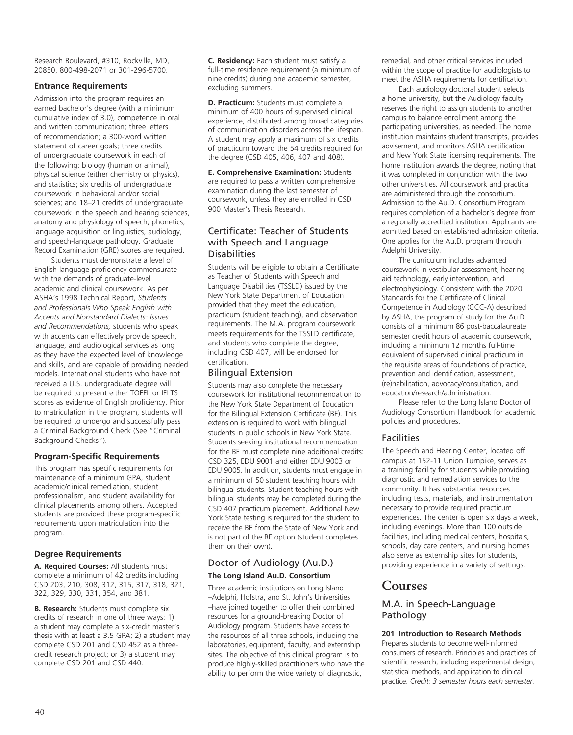Research Boulevard, #310, Rockville, MD, 20850, 800-498-2071 or 301-296-5700.

**Entrance Requirements**

Admission into the program requires an earned bachelor's degree (with a minimum cumulative index of 3.0), competence in oral and written communication; three letters of recommendation; a 300-word written statement of career goals; three credits of undergraduate coursework in each of the following: biology (human or animal), physical science (either chemistry or physics), and statistics; six credits of undergraduate coursework in behavioral and/or social sciences; and 18–21 credits of undergraduate coursework in the speech and hearing sciences, anatomy and physiology of speech, phonetics, language acquisition or linguistics, audiology, and speech-language pathology. Graduate Record Examination (GRE) scores are required.

Students must demonstrate a level of English language proficiency commensurate with the demands of graduate-level academic and clinical coursework. As per ASHA's 1998 Technical Report, *Students and Professionals Who Speak English with Accents and Nonstandard Dialects: Issues and Recommendations,* students who speak with accents can effectively provide speech, language, and audiological services as long as they have the expected level of knowledge and skills, and are capable of providing needed models. International students who have not received a U.S. undergraduate degree will be required to present either TOEFL or IELTS scores as evidence of English proficiency. Prior to matriculation in the program, students will be required to undergo and successfully pass a Criminal Background Check (See "Criminal Background Checks").

**Program-Specific Requirements**

This program has specific requirements for: maintenance of a minimum GPA, student academic/clinical remediation, student professionalism, and student availability for clinical placements among others. Accepted students are provided these program-specific requirements upon matriculation into the program.

**Degree Requirements**

**A. Required Courses:** All students must complete a minimum of 42 credits including CSD 203, 210, 308, 312, 315, 317, 318, 321, 322, 329, 330, 331, 354, and 381.

**B. Research:** Students must complete six credits of research in one of three ways: 1) a student may complete a six-credit master's thesis with at least a 3.5 GPA; 2) a student may complete CSD 201 and CSD 452 as a three-credit research project; or 3) a student may complete CSD 201 and CSD 440.

**C. Residency:** Each student must satisfy a full-time residence requirement (a minimum of nine credits) during one academic semester, excluding summers.

**D. Practicum:** Students must complete a minimum of 400 hours of supervised clinical experience, distributed among broad categories of communication disorders across the lifespan. A student may apply a maximum of six credits of practicum toward the 54 credits required for the degree (CSD 405, 406, 407 and 408).

**E. Comprehensive Examination:** Students are required to pass a written comprehensive examination during the last semester of coursework, unless they are enrolled in CSD 900 Master's Thesis Research.

## Certificate: Teacher of Students with Speech and Language Disabilities

Students will be eligible to obtain a Certificate as Teacher of Students with Speech and Language Disabilities (TSSLD) issued by the New York State Department of Education provided that they meet the education, practicum (student teaching), and observation requirements. The M.A. program coursework meets requirements for the TSSLD certificate, and students who complete the degree, including CSD 407, will be endorsed for certification.

## Bilingual Extension

Students may also complete the necessary coursework for institutional recommendation to the New York State Department of Education for the Bilingual Extension Certificate (BE). This extension is required to work with bilingual students in public schools in New York State. Students seeking institutional recommendation for the BE must complete nine additional credits: CSD 325, EDU 9001 and either EDU 9003 or EDU 9005. In addition, students must engage in a minimum of 50 student teaching hours with bilingual students. Student teaching hours with bilingual students may be completed during the CSD 407 practicum placement. Additional New York State testing is required for the student to receive the BE from the State of New York and is not part of the BE option (student completes them on their own).

## Doctor of Audiology (Au.D.)

**The Long Island Au.D. Consortium**

Three academic institutions on Long Island –Adelphi, Hofstra, and St. John's Universities –have joined together to offer their combined resources for a ground-breaking Doctor of Audiology program. Students have access to the resources of all three schools, including the laboratories, equipment, faculty, and externship sites. The objective of this clinical program is to produce highly-skilled practitioners who have the ability to perform the wide variety of diagnostic, remedial, and other critical services included within the scope of practice for audiologists to meet the ASHA requirements for certification.

Each audiology doctoral student selects a home university, but the Audiology faculty reserves the right to assign students to another campus to balance enrollment among the participating universities, as needed. The home institution maintains student transcripts, provides advisement, and monitors ASHA certification and New York State licensing requirements. The home institution awards the degree, noting that it was completed in conjunction with the two other universities. All coursework and practica are administered through the consortium. Admission to the Au.D. Consortium Program requires completion of a bachelor's degree from a regionally accredited institution. Applicants are admitted based on established admission criteria. One applies for the Au.D. program through Adelphi University.

The curriculum includes advanced coursework in vestibular assessment, hearing aid technology, early intervention, and electrophysiology. Consistent with the 2020 Standards for the Certificate of Clinical Competence in Audiology (CCC-A) described by ASHA, the program of study for the Au.D. consists of a minimum 86 post-baccalaureate semester credit hours of academic coursework, including a minimum 12 months full-time equivalent of supervised clinical practicum in the requisite areas of foundations of practice, prevention and identification, assessment, (re)habilitation, advocacy/consultation, and education/research/administration.

Please refer to the Long Island Doctor of Audiology Consortium Handbook for academic policies and procedures.

## Facilities

The Speech and Hearing Center, located off campus at 152-11 Union Turnpike, serves as a training facility for students while providing diagnostic and remediation services to the community. It has substantial resources including tests, materials, and instrumentation necessary to provide required practicum experiences. The center is open six days a week, including evenings. More than 100 outside facilities, including medical centers, hospitals, schools, day care centers, and nursing homes also serve as externship sites for students, providing experience in a variety of settings.

# Courses

## M.A. in Speech-Language Pathology

**201 Introduction to Research Methods**
Prepares students to become well-informed consumers of research. Principles and practices of scientific research, including experimental design, statistical methods, and application to clinical practice. *Credit: 3 semester hours each semester.*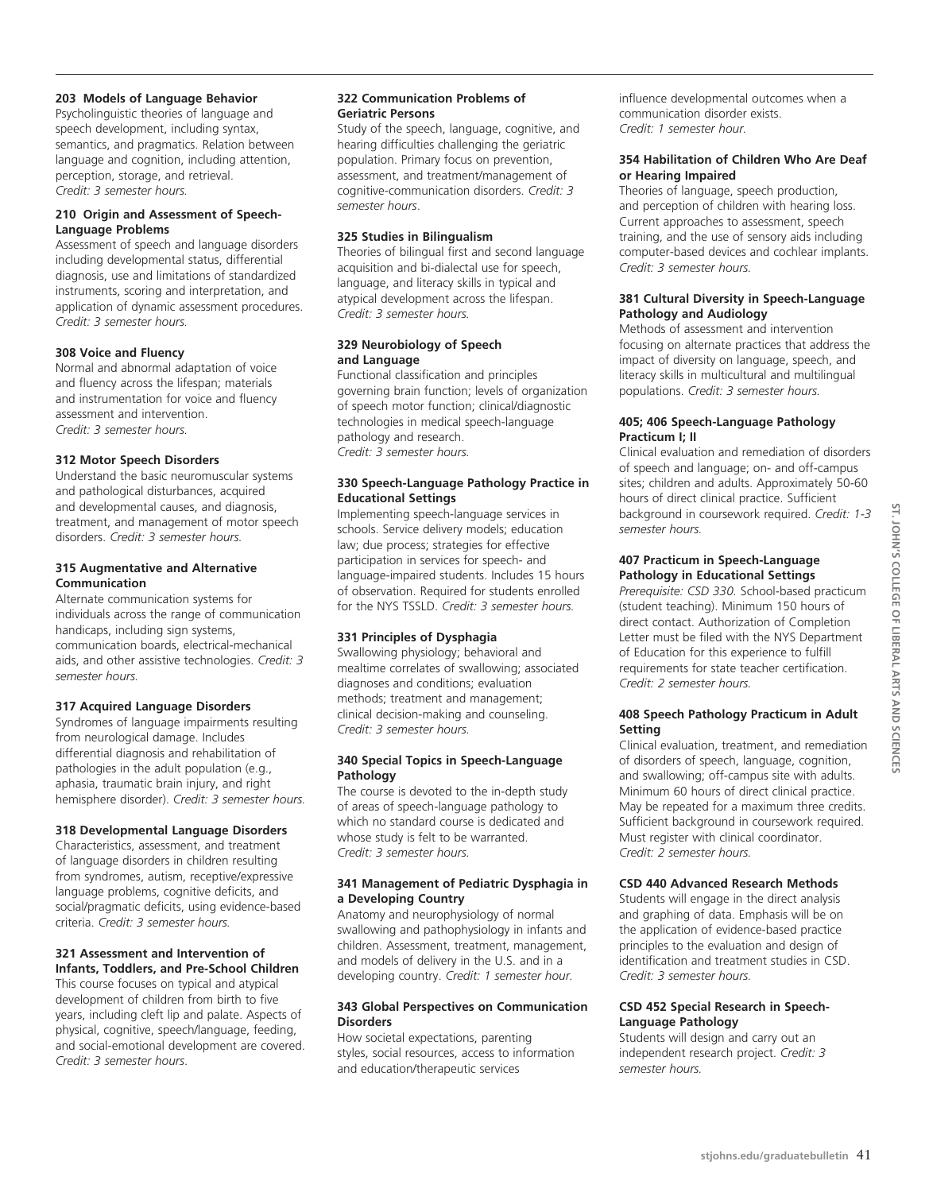**203 Models of Language Behavior**
Psycholinguistic theories of language and speech development, including syntax, semantics, and pragmatics. Relation between language and cognition, including attention, perception, storage, and retrieval.
*Credit: 3 semester hours.*

**210 Origin and Assessment of Speech-Language Problems**
Assessment of speech and language disorders including developmental status, differential diagnosis, use and limitations of standardized instruments, scoring and interpretation, and application of dynamic assessment procedures.
*Credit: 3 semester hours.*

**308 Voice and Fluency**
Normal and abnormal adaptation of voice and fluency across the lifespan; materials and instrumentation for voice and fluency assessment and intervention.
*Credit: 3 semester hours.*

**312 Motor Speech Disorders**
Understand the basic neuromuscular systems and pathological disturbances, acquired and developmental causes, and diagnosis, treatment, and management of motor speech disorders. *Credit: 3 semester hours.*

**315 Augmentative and Alternative Communication**
Alternate communication systems for individuals across the range of communication handicaps, including sign systems, communication boards, electrical-mechanical aids, and other assistive technologies. *Credit: 3 semester hours.*

**317 Acquired Language Disorders**
Syndromes of language impairments resulting from neurological damage. Includes differential diagnosis and rehabilitation of pathologies in the adult population (e.g., aphasia, traumatic brain injury, and right hemisphere disorder). *Credit: 3 semester hours.*

**318 Developmental Language Disorders**
Characteristics, assessment, and treatment of language disorders in children resulting from syndromes, autism, receptive/expressive language problems, cognitive deficits, and social/pragmatic deficits, using evidence-based criteria. *Credit: 3 semester hours.*

**321 Assessment and Intervention of Infants, Toddlers, and Pre-School Children**
This course focuses on typical and atypical development of children from birth to five years, including cleft lip and palate. Aspects of physical, cognitive, speech/language, feeding, and social-emotional development are covered. *Credit: 3 semester hours*.

**322 Communication Problems of Geriatric Persons**
Study of the speech, language, cognitive, and hearing difficulties challenging the geriatric population. Primary focus on prevention, assessment, and treatment/management of cognitive-communication disorders. *Credit: 3 semester hours*.

**325 Studies in Bilingualism**
Theories of bilingual first and second language acquisition and bi-dialectal use for speech, language, and literacy skills in typical and atypical development across the lifespan.
*Credit: 3 semester hours.*

**329 Neurobiology of Speech and Language**
Functional classification and principles governing brain function; levels of organization of speech motor function; clinical/diagnostic technologies in medical speech-language pathology and research.
*Credit: 3 semester hours.*

**330 Speech-Language Pathology Practice in Educational Settings**
Implementing speech-language services in schools. Service delivery models; education law; due process; strategies for effective participation in services for speech- and language-impaired students. Includes 15 hours of observation. Required for students enrolled for the NYS TSSLD. *Credit: 3 semester hours.*

**331 Principles of Dysphagia**
Swallowing physiology; behavioral and mealtime correlates of swallowing; associated diagnoses and conditions; evaluation methods; treatment and management; clinical decision-making and counseling.
*Credit: 3 semester hours.*

**340 Special Topics in Speech-Language Pathology**
The course is devoted to the in-depth study of areas of speech-language pathology to which no standard course is dedicated and whose study is felt to be warranted.
*Credit: 3 semester hours.*

**341 Management of Pediatric Dysphagia in a Developing Country**
Anatomy and neurophysiology of normal swallowing and pathophysiology in infants and children. Assessment, treatment, management, and models of delivery in the U.S. and in a developing country. *Credit: 1 semester hour.*

**343 Global Perspectives on Communication Disorders**
How societal expectations, parenting styles, social resources, access to information and education/therapeutic services influence developmental outcomes when a communication disorder exists.
*Credit: 1 semester hour.*

**354 Habilitation of Children Who Are Deaf or Hearing Impaired**
Theories of language, speech production, and perception of children with hearing loss. Current approaches to assessment, speech training, and the use of sensory aids including computer-based devices and cochlear implants.
*Credit: 3 semester hours.*

**381 Cultural Diversity in Speech-Language Pathology and Audiology**
Methods of assessment and intervention focusing on alternate practices that address the impact of diversity on language, speech, and literacy skills in multicultural and multilingual populations. *Credit: 3 semester hours.*

**405; 406 Speech-Language Pathology Practicum I; II**
Clinical evaluation and remediation of disorders of speech and language; on- and off-campus sites; children and adults. Approximately 50-60 hours of direct clinical practice. Sufficient background in coursework required. *Credit: 1-3 semester hours.*

**407 Practicum in Speech-Language Pathology in Educational Settings**
*Prerequisite: CSD 330.* School-based practicum (student teaching). Minimum 150 hours of direct contact. Authorization of Completion Letter must be filed with the NYS Department of Education for this experience to fulfill requirements for state teacher certification.
*Credit: 2 semester hours.*

**408 Speech Pathology Practicum in Adult Setting**
Clinical evaluation, treatment, and remediation of disorders of speech, language, cognition, and swallowing; off-campus site with adults. Minimum 60 hours of direct clinical practice. May be repeated for a maximum three credits. Sufficient background in coursework required. Must register with clinical coordinator.
*Credit: 2 semester hours.*

**CSD 440 Advanced Research Methods**
Students will engage in the direct analysis and graphing of data. Emphasis will be on the application of evidence-based practice principles to the evaluation and design of identification and treatment studies in CSD.
*Credit: 3 semester hours.*

**CSD 452 Special Research in Speech-Language Pathology**
Students will design and carry out an independent research project. *Credit: 3 semester hours.*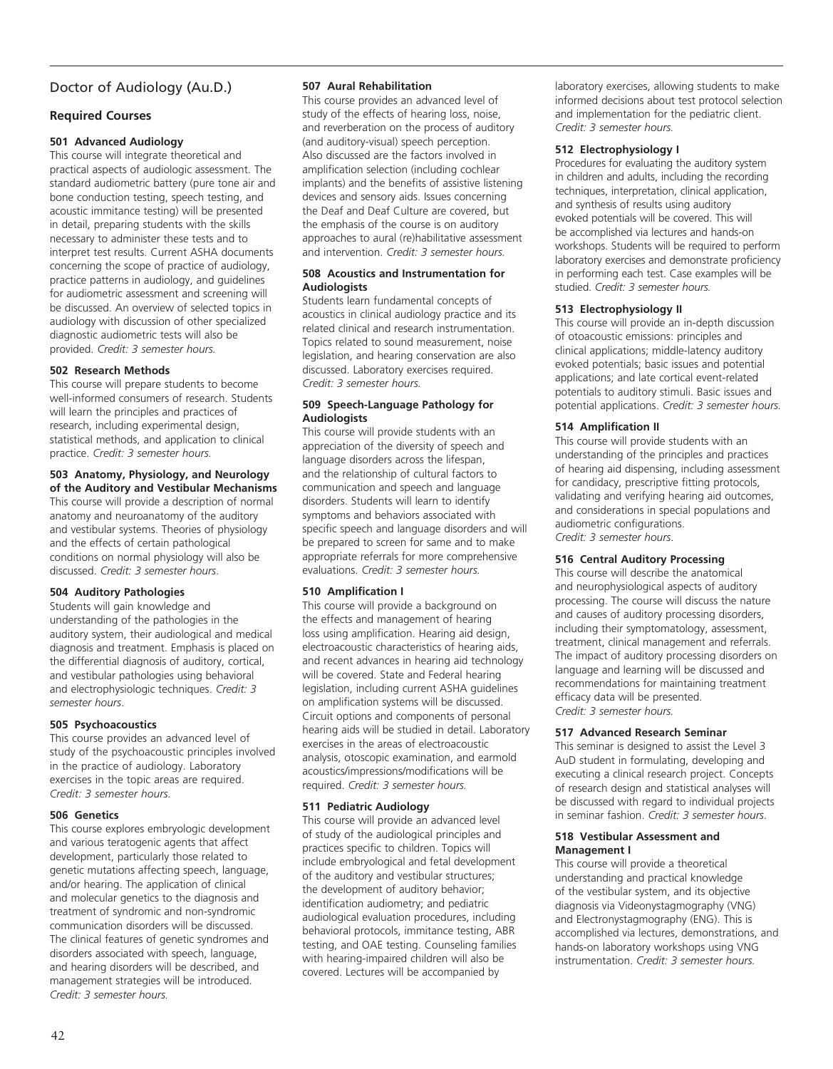## Doctor of Audiology (Au.D.)

### Required Courses

**501 Advanced Audiology**
This course will integrate theoretical and practical aspects of audiologic assessment. The standard audiometric battery (pure tone air and bone conduction testing, speech testing, and acoustic immitance testing) will be presented in detail, preparing students with the skills necessary to administer these tests and to interpret test results. Current ASHA documents concerning the scope of practice of audiology, practice patterns in audiology, and guidelines for audiometric assessment and screening will be discussed. An overview of selected topics in audiology with discussion of other specialized diagnostic audiometric tests will also be provided. *Credit: 3 semester hours.*

**502 Research Methods**
This course will prepare students to become well-informed consumers of research. Students will learn the principles and practices of research, including experimental design, statistical methods, and application to clinical practice. *Credit: 3 semester hours.*

**503 Anatomy, Physiology, and Neurology of the Auditory and Vestibular Mechanisms**
This course will provide a description of normal anatomy and neuroanatomy of the auditory and vestibular systems. Theories of physiology and the effects of certain pathological conditions on normal physiology will also be discussed. *Credit: 3 semester hours*.

**504 Auditory Pathologies**
Students will gain knowledge and understanding of the pathologies in the auditory system, their audiological and medical diagnosis and treatment. Emphasis is placed on the differential diagnosis of auditory, cortical, and vestibular pathologies using behavioral and electrophysiologic techniques. *Credit: 3 semester hours*.

**505 Psychoacoustics**
This course provides an advanced level of study of the psychoacoustic principles involved in the practice of audiology. Laboratory exercises in the topic areas are required. *Credit: 3 semester hours.*

**506 Genetics**
This course explores embryologic development and various teratogenic agents that affect development, particularly those related to genetic mutations affecting speech, language, and/or hearing. The application of clinical and molecular genetics to the diagnosis and treatment of syndromic and non-syndromic communication disorders will be discussed. The clinical features of genetic syndromes and disorders associated with speech, language, and hearing disorders will be described, and management strategies will be introduced. *Credit: 3 semester hours.*

**507 Aural Rehabilitation**
This course provides an advanced level of study of the effects of hearing loss, noise, and reverberation on the process of auditory (and auditory-visual) speech perception. Also discussed are the factors involved in amplification selection (including cochlear implants) and the benefits of assistive listening devices and sensory aids. Issues concerning the Deaf and Deaf Culture are covered, but the emphasis of the course is on auditory approaches to aural (re)habilitative assessment and intervention. *Credit: 3 semester hours.*

**508 Acoustics and Instrumentation for Audiologists**
Students learn fundamental concepts of acoustics in clinical audiology practice and its related clinical and research instrumentation. Topics related to sound measurement, noise legislation, and hearing conservation are also discussed. Laboratory exercises required. *Credit: 3 semester hours.*

**509 Speech-Language Pathology for Audiologists**
This course will provide students with an appreciation of the diversity of speech and language disorders across the lifespan, and the relationship of cultural factors to communication and speech and language disorders. Students will learn to identify symptoms and behaviors associated with specific speech and language disorders and will be prepared to screen for same and to make appropriate referrals for more comprehensive evaluations. *Credit: 3 semester hours.*

**510 Amplification I**
This course will provide a background on the effects and management of hearing loss using amplification. Hearing aid design, electroacoustic characteristics of hearing aids, and recent advances in hearing aid technology will be covered. State and Federal hearing legislation, including current ASHA guidelines on amplification systems will be discussed. Circuit options and components of personal hearing aids will be studied in detail. Laboratory exercises in the areas of electroacoustic analysis, otoscopic examination, and earmold acoustics/impressions/modifications will be required. *Credit: 3 semester hours.*

**511 Pediatric Audiology**
This course will provide an advanced level of study of the audiological principles and practices specific to children. Topics will include embryological and fetal development of the auditory and vestibular structures; the development of auditory behavior; identification audiometry; and pediatric audiological evaluation procedures, including behavioral protocols, immitance testing, ABR testing, and OAE testing. Counseling families with hearing-impaired children will also be covered. Lectures will be accompanied by laboratory exercises, allowing students to make informed decisions about test protocol selection and implementation for the pediatric client. *Credit: 3 semester hours.*

**512 Electrophysiology I**
Procedures for evaluating the auditory system in children and adults, including the recording techniques, interpretation, clinical application, and synthesis of results using auditory evoked potentials will be covered. This will be accomplished via lectures and hands-on workshops. Students will be required to perform laboratory exercises and demonstrate proficiency in performing each test. Case examples will be studied. *Credit: 3 semester hours.*

**513 Electrophysiology II**
This course will provide an in-depth discussion of otoacoustic emissions: principles and clinical applications; middle-latency auditory evoked potentials; basic issues and potential applications; and late cortical event-related potentials to auditory stimuli. Basic issues and potential applications. *Credit: 3 semester hours.*

**514 Amplification II**
This course will provide students with an understanding of the principles and practices of hearing aid dispensing, including assessment for candidacy, prescriptive fitting protocols, validating and verifying hearing aid outcomes, and considerations in special populations and audiometric configurations. *Credit: 3 semester hours*.

**516 Central Auditory Processing**
This course will describe the anatomical and neurophysiological aspects of auditory processing. The course will discuss the nature and causes of auditory processing disorders, including their symptomatology, assessment, treatment, clinical management and referrals. The impact of auditory processing disorders on language and learning will be discussed and recommendations for maintaining treatment efficacy data will be presented. *Credit: 3 semester hours.*

**517 Advanced Research Seminar**
This seminar is designed to assist the Level 3 AuD student in formulating, developing and executing a clinical research project. Concepts of research design and statistical analyses will be discussed with regard to individual projects in seminar fashion. *Credit: 3 semester hours*.

**518 Vestibular Assessment and Management I**
This course will provide a theoretical understanding and practical knowledge of the vestibular system, and its objective diagnosis via Videonystagmography (VNG) and Electronystagmography (ENG). This is accomplished via lectures, demonstrations, and hands-on laboratory workshops using VNG instrumentation. *Credit: 3 semester hours.*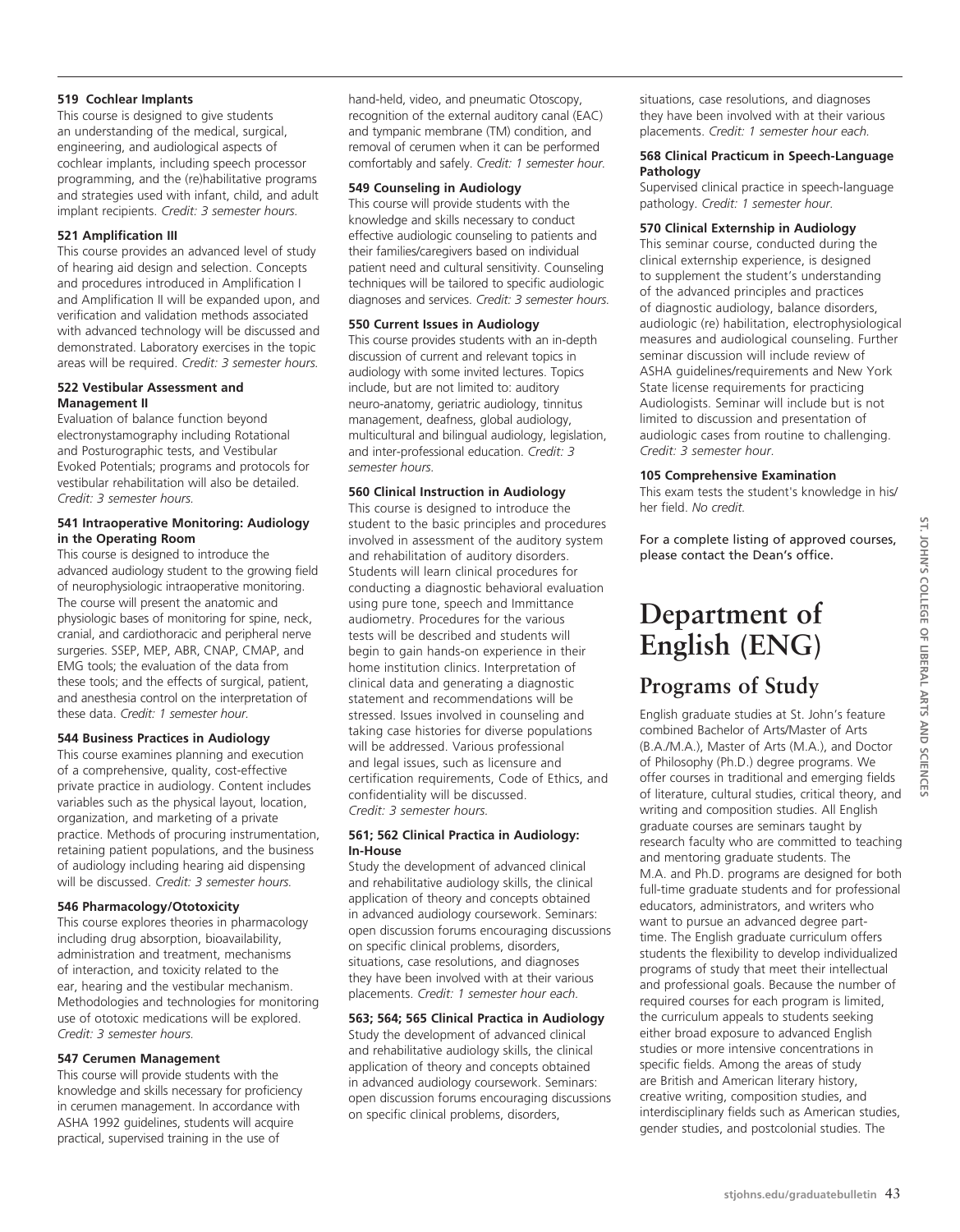**519 Cochlear Implants**
This course is designed to give students an understanding of the medical, surgical, engineering, and audiological aspects of cochlear implants, including speech processor programming, and the (re)habilitative programs and strategies used with infant, child, and adult implant recipients. *Credit: 3 semester hours.*

**521 Amplification III**
This course provides an advanced level of study of hearing aid design and selection. Concepts and procedures introduced in Amplification I and Amplification II will be expanded upon, and verification and validation methods associated with advanced technology will be discussed and demonstrated. Laboratory exercises in the topic areas will be required. *Credit: 3 semester hours.*

**522 Vestibular Assessment and Management II**
Evaluation of balance function beyond electronystamography including Rotational and Posturographic tests, and Vestibular Evoked Potentials; programs and protocols for vestibular rehabilitation will also be detailed. *Credit: 3 semester hours.*

**541 Intraoperative Monitoring: Audiology in the Operating Room**
This course is designed to introduce the advanced audiology student to the growing field of neurophysiologic intraoperative monitoring. The course will present the anatomic and physiologic bases of monitoring for spine, neck, cranial, and cardiothoracic and peripheral nerve surgeries. SSEP, MEP, ABR, CNAP, CMAP, and EMG tools; the evaluation of the data from these tools; and the effects of surgical, patient, and anesthesia control on the interpretation of these data. *Credit: 1 semester hour.*

**544 Business Practices in Audiology**
This course examines planning and execution of a comprehensive, quality, cost-effective private practice in audiology. Content includes variables such as the physical layout, location, organization, and marketing of a private practice. Methods of procuring instrumentation, retaining patient populations, and the business of audiology including hearing aid dispensing will be discussed. *Credit: 3 semester hours.*

**546 Pharmacology/Ototoxicity**
This course explores theories in pharmacology including drug absorption, bioavailability, administration and treatment, mechanisms of interaction, and toxicity related to the ear, hearing and the vestibular mechanism. Methodologies and technologies for monitoring use of ototoxic medications will be explored. *Credit: 3 semester hours.*

**547 Cerumen Management**
This course will provide students with the knowledge and skills necessary for proficiency in cerumen management. In accordance with ASHA 1992 guidelines, students will acquire practical, supervised training in the use of hand-held, video, and pneumatic Otoscopy, recognition of the external auditory canal (EAC) and tympanic membrane (TM) condition, and removal of cerumen when it can be performed comfortably and safely. *Credit: 1 semester hour.*

**549 Counseling in Audiology**
This course will provide students with the knowledge and skills necessary to conduct effective audiologic counseling to patients and their families/caregivers based on individual patient need and cultural sensitivity. Counseling techniques will be tailored to specific audiologic diagnoses and services. *Credit: 3 semester hours.*

**550 Current Issues in Audiology**
This course provides students with an in-depth discussion of current and relevant topics in audiology with some invited lectures. Topics include, but are not limited to: auditory neuro-anatomy, geriatric audiology, tinnitus management, deafness, global audiology, multicultural and bilingual audiology, legislation, and inter-professional education. *Credit: 3 semester hours.*

**560 Clinical Instruction in Audiology**
This course is designed to introduce the student to the basic principles and procedures involved in assessment of the auditory system and rehabilitation of auditory disorders. Students will learn clinical procedures for conducting a diagnostic behavioral evaluation using pure tone, speech and Immittance audiometry. Procedures for the various tests will be described and students will begin to gain hands-on experience in their home institution clinics. Interpretation of clinical data and generating a diagnostic statement and recommendations will be stressed. Issues involved in counseling and taking case histories for diverse populations will be addressed. Various professional and legal issues, such as licensure and certification requirements, Code of Ethics, and confidentiality will be discussed. *Credit: 3 semester hours.*

**561; 562 Clinical Practica in Audiology: In-House**
Study the development of advanced clinical and rehabilitative audiology skills, the clinical application of theory and concepts obtained in advanced audiology coursework. Seminars: open discussion forums encouraging discussions on specific clinical problems, disorders, situations, case resolutions, and diagnoses they have been involved with at their various placements. *Credit: 1 semester hour each.*

**563; 564; 565 Clinical Practica in Audiology**
Study the development of advanced clinical and rehabilitative audiology skills, the clinical application of theory and concepts obtained in advanced audiology coursework. Seminars: open discussion forums encouraging discussions on specific clinical problems, disorders, situations, case resolutions, and diagnoses they have been involved with at their various placements. *Credit: 1 semester hour each.*

**568 Clinical Practicum in Speech-Language Pathology**
Supervised clinical practice in speech-language pathology. *Credit: 1 semester hour.*

**570 Clinical Externship in Audiology**
This seminar course, conducted during the clinical externship experience, is designed to supplement the student's understanding of the advanced principles and practices of diagnostic audiology, balance disorders, audiologic (re) habilitation, electrophysiological measures and audiological counseling. Further seminar discussion will include review of ASHA guidelines/requirements and New York State license requirements for practicing Audiologists. Seminar will include but is not limited to discussion and presentation of audiologic cases from routine to challenging. *Credit: 3 semester hour.*

**105 Comprehensive Examination**
This exam tests the student's knowledge in his/her field. *No credit.*

For a complete listing of approved courses, please contact the Dean's office.

# Department of English (ENG)

## Programs of Study

English graduate studies at St. John's feature combined Bachelor of Arts/Master of Arts (B.A./M.A.), Master of Arts (M.A.), and Doctor of Philosophy (Ph.D.) degree programs. We offer courses in traditional and emerging fields of literature, cultural studies, critical theory, and writing and composition studies. All English graduate courses are seminars taught by research faculty who are committed to teaching and mentoring graduate students. The M.A. and Ph.D. programs are designed for both full-time graduate students and for professional educators, administrators, and writers who want to pursue an advanced degree part-time. The English graduate curriculum offers students the flexibility to develop individualized programs of study that meet their intellectual and professional goals. Because the number of required courses for each program is limited, the curriculum appeals to students seeking either broad exposure to advanced English studies or more intensive concentrations in specific fields. Among the areas of study are British and American literary history, creative writing, composition studies, and interdisciplinary fields such as American studies, gender studies, and postcolonial studies. The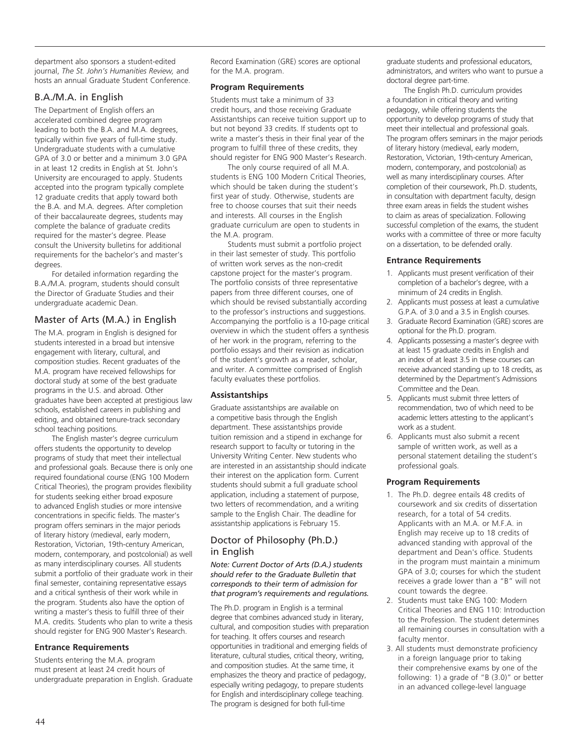department also sponsors a student-edited journal, *The St. John's Humanities Review,* and hosts an annual Graduate Student Conference.

## B.A./M.A. in English

The Department of English offers an accelerated combined degree program leading to both the B.A. and M.A. degrees, typically within five years of full-time study. Undergraduate students with a cumulative GPA of 3.0 or better and a minimum 3.0 GPA in at least 12 credits in English at St. John's University are encouraged to apply. Students accepted into the program typically complete 12 graduate credits that apply toward both the B.A. and M.A. degrees. After completion of their baccalaureate degrees, students may complete the balance of graduate credits required for the master's degree. Please consult the University bulletins for additional requirements for the bachelor's and master's degrees.

For detailed information regarding the B.A./M.A. program, students should consult the Director of Graduate Studies and their undergraduate academic Dean.

## Master of Arts (M.A.) in English

The M.A. program in English is designed for students interested in a broad but intensive engagement with literary, cultural, and composition studies. Recent graduates of the M.A. program have received fellowships for doctoral study at some of the best graduate programs in the U.S. and abroad. Other graduates have been accepted at prestigious law schools, established careers in publishing and editing, and obtained tenure-track secondary school teaching positions.

The English master's degree curriculum offers students the opportunity to develop programs of study that meet their intellectual and professional goals. Because there is only one required foundational course (ENG 100 Modern Critical Theories), the program provides flexibility for students seeking either broad exposure to advanced English studies or more intensive concentrations in specific fields. The master's program offers seminars in the major periods of literary history (medieval, early modern, Restoration, Victorian, 19th-century American, modern, contemporary, and postcolonial) as well as many interdisciplinary courses. All students submit a portfolio of their graduate work in their final semester, containing representative essays and a critical synthesis of their work while in the program. Students also have the option of writing a master's thesis to fulfill three of their M.A. credits. Students who plan to write a thesis should register for ENG 900 Master's Research.

### Entrance Requirements

Students entering the M.A. program must present at least 24 credit hours of undergraduate preparation in English. Graduate Record Examination (GRE) scores are optional for the M.A. program.

### Program Requirements

Students must take a minimum of 33 credit hours, and those receiving Graduate Assistantships can receive tuition support up to but not beyond 33 credits. If students opt to write a master's thesis in their final year of the program to fulfill three of these credits, they should register for ENG 900 Master's Research.

The only course required of all M.A. students is ENG 100 Modern Critical Theories, which should be taken during the student's first year of study. Otherwise, students are free to choose courses that suit their needs and interests. All courses in the English graduate curriculum are open to students in the M.A. program.

Students must submit a portfolio project in their last semester of study. This portfolio of written work serves as the non-credit capstone project for the master's program. The portfolio consists of three representative papers from three different courses, one of which should be revised substantially according to the professor's instructions and suggestions. Accompanying the portfolio is a 10-page critical overview in which the student offers a synthesis of her work in the program, referring to the portfolio essays and their revision as indication of the student's growth as a reader, scholar, and writer. A committee comprised of English faculty evaluates these portfolios.

### Assistantships

Graduate assistantships are available on a competitive basis through the English department. These assistantships provide tuition remission and a stipend in exchange for research support to faculty or tutoring in the University Writing Center. New students who are interested in an assistantship should indicate their interest on the application form. Current students should submit a full graduate school application, including a statement of purpose, two letters of recommendation, and a writing sample to the English Chair. The deadline for assistantship applications is February 15.

## Doctor of Philosophy (Ph.D.) in English

*Note: Current Doctor of Arts (D.A.) students should refer to the Graduate Bulletin that corresponds to their term of admission for that program's requirements and regulations.*

The Ph.D. program in English is a terminal degree that combines advanced study in literary, cultural, and composition studies with preparation for teaching. It offers courses and research opportunities in traditional and emerging fields of literature, cultural studies, critical theory, writing, and composition studies. At the same time, it emphasizes the theory and practice of pedagogy, especially writing pedagogy, to prepare students for English and interdisciplinary college teaching. The program is designed for both full-time graduate students and professional educators, administrators, and writers who want to pursue a doctoral degree part-time.

The English Ph.D. curriculum provides a foundation in critical theory and writing pedagogy, while offering students the opportunity to develop programs of study that meet their intellectual and professional goals. The program offers seminars in the major periods of literary history (medieval, early modern, Restoration, Victorian, 19th-century American, modern, contemporary, and postcolonial) as well as many interdisciplinary courses. After completion of their coursework, Ph.D. students, in consultation with department faculty, design three exam areas in fields the student wishes to claim as areas of specialization. Following successful completion of the exams, the student works with a committee of three or more faculty on a dissertation, to be defended orally.

### Entrance Requirements

1. Applicants must present verification of their completion of a bachelor's degree, with a minimum of 24 credits in English.
2. Applicants must possess at least a cumulative G.P.A. of 3.0 and a 3.5 in English courses.
3. Graduate Record Examination (GRE) scores are optional for the Ph.D. program.
4. Applicants possessing a master's degree with at least 15 graduate credits in English and an index of at least 3.5 in these courses can receive advanced standing up to 18 credits, as determined by the Department's Admissions Committee and the Dean.
5. Applicants must submit three letters of recommendation, two of which need to be academic letters attesting to the applicant's work as a student.
6. Applicants must also submit a recent sample of written work, as well as a personal statement detailing the student's professional goals.

### Program Requirements

1. The Ph.D. degree entails 48 credits of coursework and six credits of dissertation research, for a total of 54 credits. Applicants with an M.A. or M.F.A. in English may receive up to 18 credits of advanced standing with approval of the department and Dean's office. Students in the program must maintain a minimum GPA of 3.0; courses for which the student receives a grade lower than a "B" will not count towards the degree.
2. Students must take ENG 100: Modern Critical Theories and ENG 110: Introduction to the Profession. The student determines all remaining courses in consultation with a faculty mentor.
3. All students must demonstrate proficiency in a foreign language prior to taking their comprehensive exams by one of the following: 1) a grade of "B (3.0)" or better in an advanced college-level language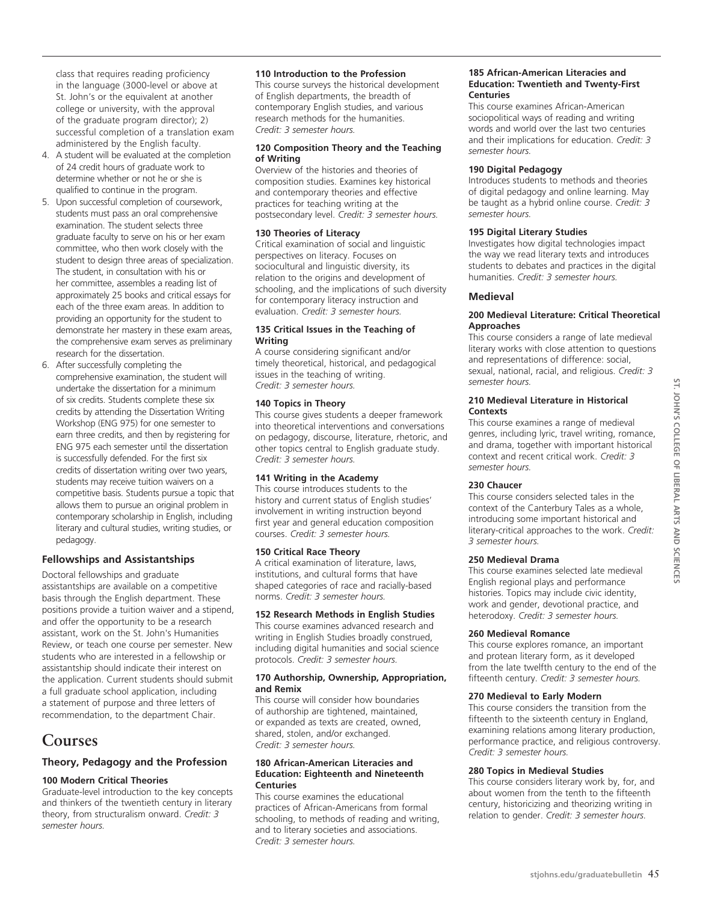class that requires reading proficiency in the language (3000-level or above at St. John's or the equivalent at another college or university, with the approval of the graduate program director); 2) successful completion of a translation exam administered by the English faculty.

4. A student will be evaluated at the completion of 24 credit hours of graduate work to determine whether or not he or she is qualified to continue in the program.
5. Upon successful completion of coursework, students must pass an oral comprehensive examination. The student selects three graduate faculty to serve on his or her exam committee, who then work closely with the student to design three areas of specialization. The student, in consultation with his or her committee, assembles a reading list of approximately 25 books and critical essays for each of the three exam areas. In addition to providing an opportunity for the student to demonstrate her mastery in these exam areas, the comprehensive exam serves as preliminary research for the dissertation.
6. After successfully completing the comprehensive examination, the student will undertake the dissertation for a minimum of six credits. Students complete these six credits by attending the Dissertation Writing Workshop (ENG 975) for one semester to earn three credits, and then by registering for ENG 975 each semester until the dissertation is successfully defended. For the first six credits of dissertation writing over two years, students may receive tuition waivers on a competitive basis. Students pursue a topic that allows them to pursue an original problem in contemporary scholarship in English, including literary and cultural studies, writing studies, or pedagogy.

### Fellowships and Assistantships

Doctoral fellowships and graduate assistantships are available on a competitive basis through the English department. These positions provide a tuition waiver and a stipend, and offer the opportunity to be a research assistant, work on the St. John's Humanities Review, or teach one course per semester. New students who are interested in a fellowship or assistantship should indicate their interest on the application. Current students should submit a full graduate school application, including a statement of purpose and three letters of recommendation, to the department Chair.

# Courses

### Theory, Pedagogy and the Profession

**100 Modern Critical Theories**
Graduate-level introduction to the key concepts and thinkers of the twentieth century in literary theory, from structuralism onward. *Credit: 3 semester hours.*

**110 Introduction to the Profession**
This course surveys the historical development of English departments, the breadth of contemporary English studies, and various research methods for the humanities. *Credit: 3 semester hours.*

**120 Composition Theory and the Teaching of Writing**
Overview of the histories and theories of composition studies. Examines key historical and contemporary theories and effective practices for teaching writing at the postsecondary level. *Credit: 3 semester hours.*

**130 Theories of Literacy**
Critical examination of social and linguistic perspectives on literacy. Focuses on sociocultural and linguistic diversity, its relation to the origins and development of schooling, and the implications of such diversity for contemporary literacy instruction and evaluation. *Credit: 3 semester hours.*

**135 Critical Issues in the Teaching of Writing**
A course considering significant and/or timely theoretical, historical, and pedagogical issues in the teaching of writing. *Credit: 3 semester hours.*

**140 Topics in Theory**
This course gives students a deeper framework into theoretical interventions and conversations on pedagogy, discourse, literature, rhetoric, and other topics central to English graduate study. *Credit: 3 semester hours.*

**141 Writing in the Academy**
This course introduces students to the history and current status of English studies' involvement in writing instruction beyond first year and general education composition courses. *Credit: 3 semester hours.*

**150 Critical Race Theory**
A critical examination of literature, laws, institutions, and cultural forms that have shaped categories of race and racially-based norms. *Credit: 3 semester hours.*

**152 Research Methods in English Studies**
This course examines advanced research and writing in English Studies broadly construed, including digital humanities and social science protocols. *Credit: 3 semester hours.*

**170 Authorship, Ownership, Appropriation, and Remix**
This course will consider how boundaries of authorship are tightened, maintained, or expanded as texts are created, owned, shared, stolen, and/or exchanged. *Credit: 3 semester hours.*

**180 African-American Literacies and Education: Eighteenth and Nineteenth Centuries**
This course examines the educational practices of African-Americans from formal schooling, to methods of reading and writing, and to literary societies and associations. *Credit: 3 semester hours.*

**185 African-American Literacies and Education: Twentieth and Twenty-First Centuries**
This course examines African-American sociopolitical ways of reading and writing words and world over the last two centuries and their implications for education. *Credit: 3 semester hours.*

**190 Digital Pedagogy**
Introduces students to methods and theories of digital pedagogy and online learning. May be taught as a hybrid online course. *Credit: 3 semester hours.*

**195 Digital Literary Studies**
Investigates how digital technologies impact the way we read literary texts and introduces students to debates and practices in the digital humanities. *Credit: 3 semester hours.*

### Medieval

**200 Medieval Literature: Critical Theoretical Approaches**
This course considers a range of late medieval literary works with close attention to questions and representations of difference: social, sexual, national, racial, and religious. *Credit: 3 semester hours.*

**210 Medieval Literature in Historical Contexts**
This course examines a range of medieval genres, including lyric, travel writing, romance, and drama, together with important historical context and recent critical work. *Credit: 3 semester hours.*

**230 Chaucer**
This course considers selected tales in the context of the Canterbury Tales as a whole, introducing some important historical and literary-critical approaches to the work. *Credit: 3 semester hours.*

**250 Medieval Drama**
This course examines selected late medieval English regional plays and performance histories. Topics may include civic identity, work and gender, devotional practice, and heterodoxy. *Credit: 3 semester hours.*

**260 Medieval Romance**
This course explores romance, an important and protean literary form, as it developed from the late twelfth century to the end of the fifteenth century. *Credit: 3 semester hours.*

**270 Medieval to Early Modern**
This course considers the transition from the fifteenth to the sixteenth century in England, examining relations among literary production, performance practice, and religious controversy. *Credit: 3 semester hours.*

**280 Topics in Medieval Studies**
This course considers literary work by, for, and about women from the tenth to the fifteenth century, historicizing and theorizing writing in relation to gender. *Credit: 3 semester hours.*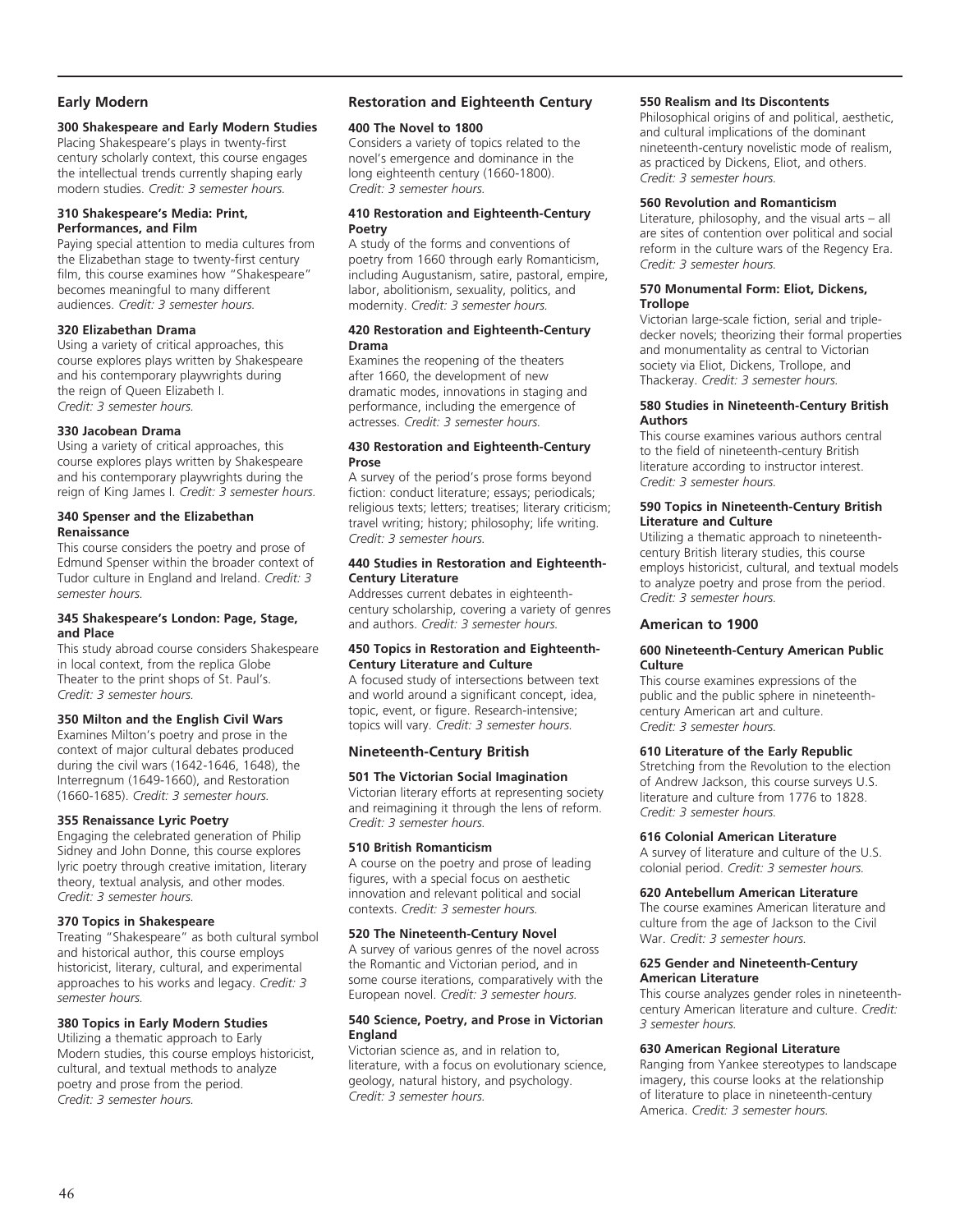## Early Modern

### 300 Shakespeare and Early Modern Studies

Placing Shakespeare's plays in twenty-first century scholarly context, this course engages the intellectual trends currently shaping early modern studies. *Credit: 3 semester hours.*

### 310 Shakespeare's Media: Print, Performances, and Film

Paying special attention to media cultures from the Elizabethan stage to twenty-first century film, this course examines how "Shakespeare" becomes meaningful to many different audiences. *Credit: 3 semester hours.*

### 320 Elizabethan Drama

Using a variety of critical approaches, this course explores plays written by Shakespeare and his contemporary playwrights during the reign of Queen Elizabeth I. *Credit: 3 semester hours.*

### 330 Jacobean Drama

Using a variety of critical approaches, this course explores plays written by Shakespeare and his contemporary playwrights during the reign of King James I. *Credit: 3 semester hours.*

### 340 Spenser and the Elizabethan Renaissance

This course considers the poetry and prose of Edmund Spenser within the broader context of Tudor culture in England and Ireland. *Credit: 3 semester hours.*

### 345 Shakespeare's London: Page, Stage, and Place

This study abroad course considers Shakespeare in local context, from the replica Globe Theater to the print shops of St. Paul's. *Credit: 3 semester hours.*

### 350 Milton and the English Civil Wars

Examines Milton's poetry and prose in the context of major cultural debates produced during the civil wars (1642-1646, 1648), the Interregnum (1649-1660), and Restoration (1660-1685). *Credit: 3 semester hours.*

### 355 Renaissance Lyric Poetry

Engaging the celebrated generation of Philip Sidney and John Donne, this course explores lyric poetry through creative imitation, literary theory, textual analysis, and other modes. *Credit: 3 semester hours.*

### 370 Topics in Shakespeare

Treating "Shakespeare" as both cultural symbol and historical author, this course employs historicist, literary, cultural, and experimental approaches to his works and legacy. *Credit: 3 semester hours.*

### 380 Topics in Early Modern Studies

Utilizing a thematic approach to Early Modern studies, this course employs historicist, cultural, and textual methods to analyze poetry and prose from the period. *Credit: 3 semester hours.*

## Restoration and Eighteenth Century

### 400 The Novel to 1800

Considers a variety of topics related to the novel's emergence and dominance in the long eighteenth century (1660-1800). *Credit: 3 semester hours.*

### 410 Restoration and Eighteenth-Century Poetry

A study of the forms and conventions of poetry from 1660 through early Romanticism, including Augustanism, satire, pastoral, empire, labor, abolitionism, sexuality, politics, and modernity. *Credit: 3 semester hours.*

### 420 Restoration and Eighteenth-Century Drama

Examines the reopening of the theaters after 1660, the development of new dramatic modes, innovations in staging and performance, including the emergence of actresses. *Credit: 3 semester hours.*

### 430 Restoration and Eighteenth-Century Prose

A survey of the period's prose forms beyond fiction: conduct literature; essays; periodicals; religious texts; letters; treatises; literary criticism; travel writing; history; philosophy; life writing. *Credit: 3 semester hours.*

### 440 Studies in Restoration and Eighteenth-Century Literature

Addresses current debates in eighteenth-century scholarship, covering a variety of genres and authors. *Credit: 3 semester hours.*

### 450 Topics in Restoration and Eighteenth-Century Literature and Culture

A focused study of intersections between text and world around a significant concept, idea, topic, event, or figure. Research-intensive; topics will vary. *Credit: 3 semester hours.*

## Nineteenth-Century British

### 501 The Victorian Social Imagination

Victorian literary efforts at representing society and reimagining it through the lens of reform. *Credit: 3 semester hours.*

### 510 British Romanticism

A course on the poetry and prose of leading figures, with a special focus on aesthetic innovation and relevant political and social contexts. *Credit: 3 semester hours.*

### 520 The Nineteenth-Century Novel

A survey of various genres of the novel across the Romantic and Victorian period, and in some course iterations, comparatively with the European novel. *Credit: 3 semester hours.*

### 540 Science, Poetry, and Prose in Victorian England

Victorian science as, and in relation to, literature, with a focus on evolutionary science, geology, natural history, and psychology. *Credit: 3 semester hours.*

### 550 Realism and Its Discontents

Philosophical origins of and political, aesthetic, and cultural implications of the dominant nineteenth-century novelistic mode of realism, as practiced by Dickens, Eliot, and others. *Credit: 3 semester hours.*

### 560 Revolution and Romanticism

Literature, philosophy, and the visual arts – all are sites of contention over political and social reform in the culture wars of the Regency Era. *Credit: 3 semester hours.*

### 570 Monumental Form: Eliot, Dickens, Trollope

Victorian large-scale fiction, serial and triple-decker novels; theorizing their formal properties and monumentality as central to Victorian society via Eliot, Dickens, Trollope, and Thackeray. *Credit: 3 semester hours.*

### 580 Studies in Nineteenth-Century British Authors

This course examines various authors central to the field of nineteenth-century British literature according to instructor interest. *Credit: 3 semester hours.*

### 590 Topics in Nineteenth-Century British Literature and Culture

Utilizing a thematic approach to nineteenth-century British literary studies, this course employs historicist, cultural, and textual models to analyze poetry and prose from the period. *Credit: 3 semester hours.*

## American to 1900

### 600 Nineteenth-Century American Public Culture

This course examines expressions of the public and the public sphere in nineteenth-century American art and culture. *Credit: 3 semester hours.*

### 610 Literature of the Early Republic

Stretching from the Revolution to the election of Andrew Jackson, this course surveys U.S. literature and culture from 1776 to 1828. *Credit: 3 semester hours.*

### 616 Colonial American Literature

A survey of literature and culture of the U.S. colonial period. *Credit: 3 semester hours.*

### 620 Antebellum American Literature

The course examines American literature and culture from the age of Jackson to the Civil War. *Credit: 3 semester hours.*

### 625 Gender and Nineteenth-Century American Literature

This course analyzes gender roles in nineteenth-century American literature and culture. *Credit: 3 semester hours.*

### 630 American Regional Literature

Ranging from Yankee stereotypes to landscape imagery, this course looks at the relationship of literature to place in nineteenth-century America. *Credit: 3 semester hours.*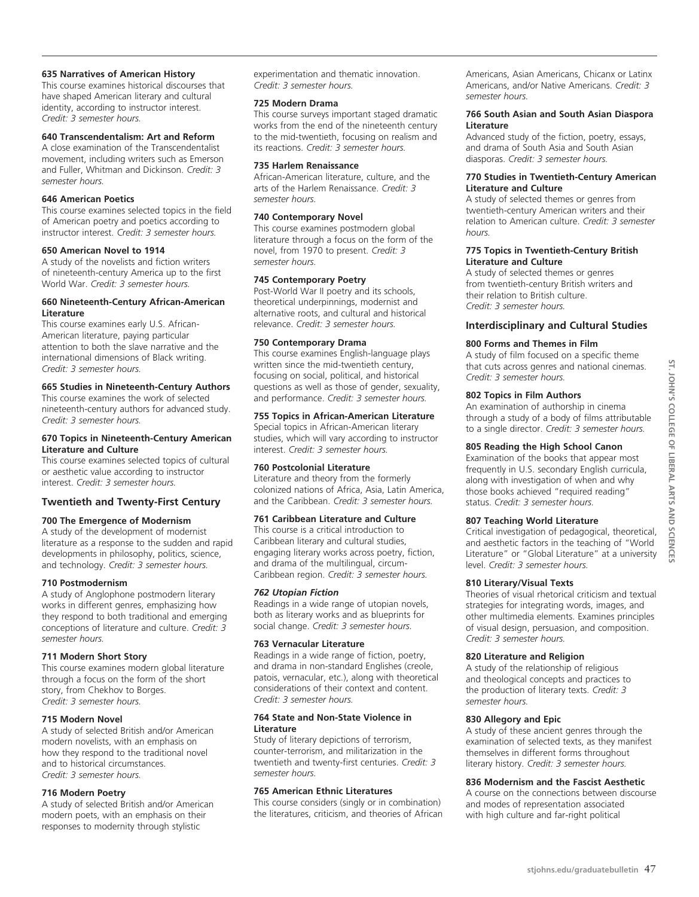**635 Narratives of American History**
This course examines historical discourses that have shaped American literary and cultural identity, according to instructor interest. *Credit: 3 semester hours.*

**640 Transcendentalism: Art and Reform**
A close examination of the Transcendentalist movement, including writers such as Emerson and Fuller, Whitman and Dickinson. *Credit: 3 semester hours.*

**646 American Poetics**
This course examines selected topics in the field of American poetry and poetics according to instructor interest. *Credit: 3 semester hours.*

**650 American Novel to 1914**
A study of the novelists and fiction writers of nineteenth-century America up to the first World War. *Credit: 3 semester hours.*

**660 Nineteenth-Century African-American Literature**
This course examines early U.S. African-American literature, paying particular attention to both the slave narrative and the international dimensions of Black writing. *Credit: 3 semester hours.*

**665 Studies in Nineteenth-Century Authors**
This course examines the work of selected nineteenth-century authors for advanced study. *Credit: 3 semester hours.*

**670 Topics in Nineteenth-Century American Literature and Culture**
This course examines selected topics of cultural or aesthetic value according to instructor interest. *Credit: 3 semester hours.*

### Twentieth and Twenty-First Century

**700 The Emergence of Modernism**
A study of the development of modernist literature as a response to the sudden and rapid developments in philosophy, politics, science, and technology. *Credit: 3 semester hours.*

**710 Postmodernism**
A study of Anglophone postmodern literary works in different genres, emphasizing how they respond to both traditional and emerging conceptions of literature and culture. *Credit: 3 semester hours.*

**711 Modern Short Story**
This course examines modern global literature through a focus on the form of the short story, from Chekhov to Borges. *Credit: 3 semester hours.*

**715 Modern Novel**
A study of selected British and/or American modern novelists, with an emphasis on how they respond to the traditional novel and to historical circumstances. *Credit: 3 semester hours.*

**716 Modern Poetry**
A study of selected British and/or American modern poets, with an emphasis on their responses to modernity through stylistic experimentation and thematic innovation. *Credit: 3 semester hours.*

**725 Modern Drama**
This course surveys important staged dramatic works from the end of the nineteenth century to the mid-twentieth, focusing on realism and its reactions. *Credit: 3 semester hours.*

**735 Harlem Renaissance**
African-American literature, culture, and the arts of the Harlem Renaissance. *Credit: 3 semester hours.*

**740 Contemporary Novel**
This course examines postmodern global literature through a focus on the form of the novel, from 1970 to present. *Credit: 3 semester hours.*

**745 Contemporary Poetry**
Post-World War II poetry and its schools, theoretical underpinnings, modernist and alternative roots, and cultural and historical relevance. *Credit: 3 semester hours.*

**750 Contemporary Drama**
This course examines English-language plays written since the mid-twentieth century, focusing on social, political, and historical questions as well as those of gender, sexuality, and performance. *Credit: 3 semester hours.*

**755 Topics in African-American Literature**
Special topics in African-American literary studies, which will vary according to instructor interest. *Credit: 3 semester hours.*

**760 Postcolonial Literature**
Literature and theory from the formerly colonized nations of Africa, Asia, Latin America, and the Caribbean. *Credit: 3 semester hours.*

**761 Caribbean Literature and Culture**
This course is a critical introduction to Caribbean literary and cultural studies, engaging literary works across poetry, fiction, and drama of the multilingual, circum-Caribbean region. *Credit: 3 semester hours.*

***762 Utopian Fiction***
Readings in a wide range of utopian novels, both as literary works and as blueprints for social change. *Credit: 3 semester hours.*

**763 Vernacular Literature**
Readings in a wide range of fiction, poetry, and drama in non-standard Englishes (creole, patois, vernacular, etc.), along with theoretical considerations of their context and content. *Credit: 3 semester hours.*

**764 State and Non-State Violence in Literature**
Study of literary depictions of terrorism, counter-terrorism, and militarization in the twentieth and twenty-first centuries. *Credit: 3 semester hours.*

**765 American Ethnic Literatures**
This course considers (singly or in combination) the literatures, criticism, and theories of African Americans, Asian Americans, Chicanx or Latinx Americans, and/or Native Americans. *Credit: 3 semester hours.*

**766 South Asian and South Asian Diaspora Literature**
Advanced study of the fiction, poetry, essays, and drama of South Asia and South Asian diasporas. *Credit: 3 semester hours.*

**770 Studies in Twentieth-Century American Literature and Culture**
A study of selected themes or genres from twentieth-century American writers and their relation to American culture. *Credit: 3 semester hours.*

**775 Topics in Twentieth-Century British Literature and Culture**
A study of selected themes or genres from twentieth-century British writers and their relation to British culture. *Credit: 3 semester hours.*

### Interdisciplinary and Cultural Studies

**800 Forms and Themes in Film**
A study of film focused on a specific theme that cuts across genres and national cinemas. *Credit: 3 semester hours.*

**802 Topics in Film Authors**
An examination of authorship in cinema through a study of a body of films attributable to a single director. *Credit: 3 semester hours.*

**805 Reading the High School Canon**
Examination of the books that appear most frequently in U.S. secondary English curricula, along with investigation of when and why those books achieved "required reading" status. *Credit: 3 semester hours.*

**807 Teaching World Literature**
Critical investigation of pedagogical, theoretical, and aesthetic factors in the teaching of "World Literature" or "Global Literature" at a university level. *Credit: 3 semester hours.*

**810 Literary/Visual Texts**
Theories of visual rhetorical criticism and textual strategies for integrating words, images, and other multimedia elements. Examines principles of visual design, persuasion, and composition. *Credit: 3 semester hours.*

**820 Literature and Religion**
A study of the relationship of religious and theological concepts and practices to the production of literary texts. *Credit: 3 semester hours.*

**830 Allegory and Epic**
A study of these ancient genres through the examination of selected texts, as they manifest themselves in different forms throughout literary history. *Credit: 3 semester hours.*

**836 Modernism and the Fascist Aesthetic**
A course on the connections between discourse and modes of representation associated with high culture and far-right political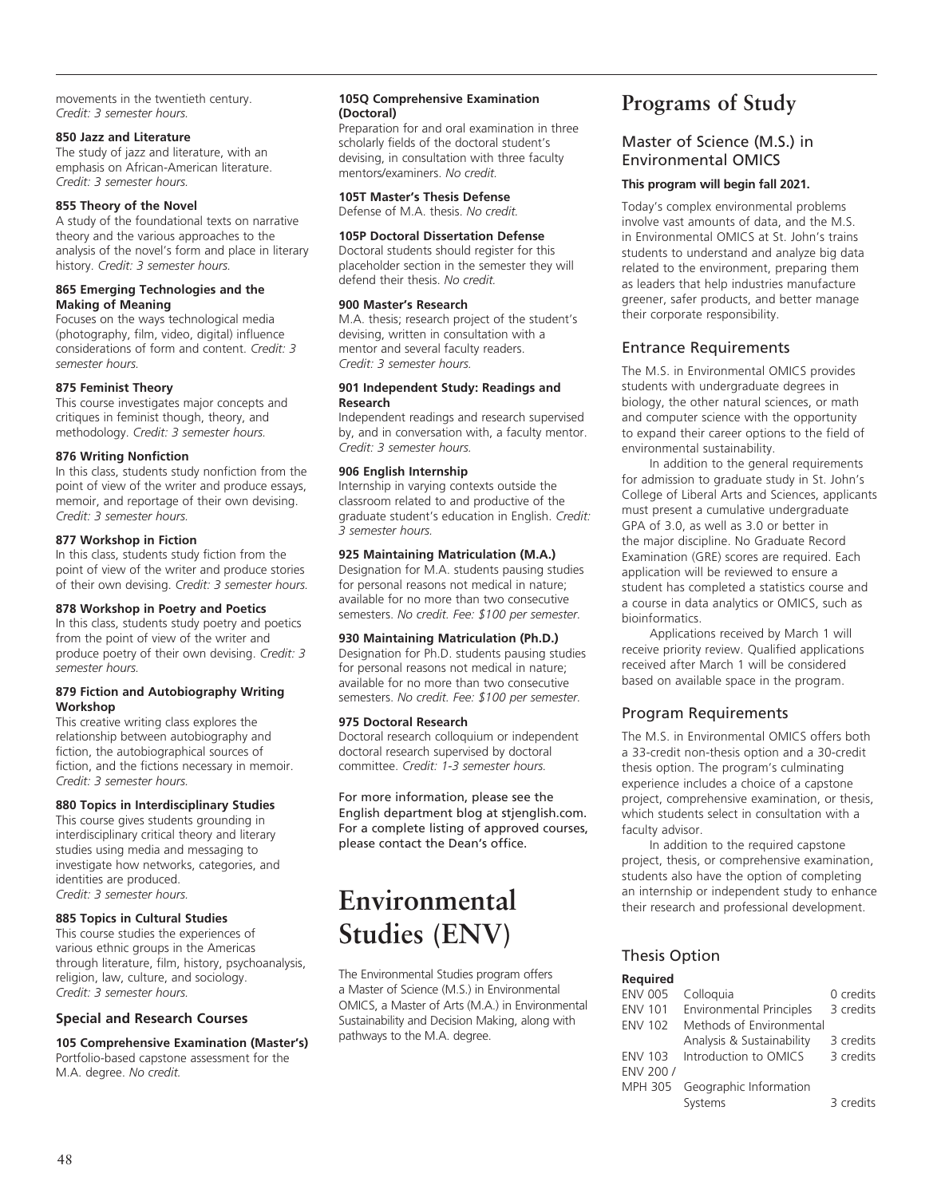movements in the twentieth century. *Credit: 3 semester hours.*

**850 Jazz and Literature**
The study of jazz and literature, with an emphasis on African-American literature. *Credit: 3 semester hours.*

**855 Theory of the Novel**
A study of the foundational texts on narrative theory and the various approaches to the analysis of the novel's form and place in literary history. *Credit: 3 semester hours.*

**865 Emerging Technologies and the Making of Meaning**
Focuses on the ways technological media (photography, film, video, digital) influence considerations of form and content. *Credit: 3 semester hours.*

**875 Feminist Theory**
This course investigates major concepts and critiques in feminist though, theory, and methodology. *Credit: 3 semester hours.*

**876 Writing Nonfiction**
In this class, students study nonfiction from the point of view of the writer and produce essays, memoir, and reportage of their own devising. *Credit: 3 semester hours.*

**877 Workshop in Fiction**
In this class, students study fiction from the point of view of the writer and produce stories of their own devising. *Credit: 3 semester hours.*

**878 Workshop in Poetry and Poetics**
In this class, students study poetry and poetics from the point of view of the writer and produce poetry of their own devising. *Credit: 3 semester hours.*

**879 Fiction and Autobiography Writing Workshop**
This creative writing class explores the relationship between autobiography and fiction, the autobiographical sources of fiction, and the fictions necessary in memoir. *Credit: 3 semester hours.*

**880 Topics in Interdisciplinary Studies**
This course gives students grounding in interdisciplinary critical theory and literary studies using media and messaging to investigate how networks, categories, and identities are produced. *Credit: 3 semester hours.*

**885 Topics in Cultural Studies**
This course studies the experiences of various ethnic groups in the Americas through literature, film, history, psychoanalysis, religion, law, culture, and sociology. *Credit: 3 semester hours.*

### Special and Research Courses

**105 Comprehensive Examination (Master's)**
Portfolio-based capstone assessment for the M.A. degree. *No credit.*

**105Q Comprehensive Examination (Doctoral)**
Preparation for and oral examination in three scholarly fields of the doctoral student's devising, in consultation with three faculty mentors/examiners. *No credit.*

**105T Master's Thesis Defense**
Defense of M.A. thesis. *No credit.*

**105P Doctoral Dissertation Defense**
Doctoral students should register for this placeholder section in the semester they will defend their thesis. *No credit.*

**900 Master's Research**
M.A. thesis; research project of the student's devising, written in consultation with a mentor and several faculty readers. *Credit: 3 semester hours.*

**901 Independent Study: Readings and Research**
Independent readings and research supervised by, and in conversation with, a faculty mentor. *Credit: 3 semester hours.*

**906 English Internship**
Internship in varying contexts outside the classroom related to and productive of the graduate student's education in English. *Credit: 3 semester hours.*

**925 Maintaining Matriculation (M.A.)**
Designation for M.A. students pausing studies for personal reasons not medical in nature; available for no more than two consecutive semesters. *No credit. Fee: $100 per semester.*

**930 Maintaining Matriculation (Ph.D.)**
Designation for Ph.D. students pausing studies for personal reasons not medical in nature; available for no more than two consecutive semesters. *No credit. Fee: $100 per semester.*

**975 Doctoral Research**
Doctoral research colloquium or independent doctoral research supervised by doctoral committee. *Credit: 1-3 semester hours.*

For more information, please see the English department blog at stjenglish.com. For a complete listing of approved courses, please contact the Dean's office.

# Environmental Studies (ENV)

The Environmental Studies program offers a Master of Science (M.S.) in Environmental OMICS, a Master of Arts (M.A.) in Environmental Sustainability and Decision Making, along with pathways to the M.A. degree.

## Programs of Study

### Master of Science (M.S.) in Environmental OMICS

**This program will begin fall 2021.**

Today's complex environmental problems involve vast amounts of data, and the M.S. in Environmental OMICS at St. John's trains students to understand and analyze big data related to the environment, preparing them as leaders that help industries manufacture greener, safer products, and better manage their corporate responsibility.

### Entrance Requirements

The M.S. in Environmental OMICS provides students with undergraduate degrees in biology, the other natural sciences, or math and computer science with the opportunity to expand their career options to the field of environmental sustainability.

In addition to the general requirements for admission to graduate study in St. John's College of Liberal Arts and Sciences, applicants must present a cumulative undergraduate GPA of 3.0, as well as 3.0 or better in the major discipline. No Graduate Record Examination (GRE) scores are required. Each application will be reviewed to ensure a student has completed a statistics course and a course in data analytics or OMICS, such as bioinformatics.

Applications received by March 1 will receive priority review. Qualified applications received after March 1 will be considered based on available space in the program.

### Program Requirements

The M.S. in Environmental OMICS offers both a 33-credit non-thesis option and a 30-credit thesis option. The program's culminating experience includes a choice of a capstone project, comprehensive examination, or thesis, which students select in consultation with a faculty advisor.

In addition to the required capstone project, thesis, or comprehensive examination, students also have the option of completing an internship or independent study to enhance their research and professional development.

### Thesis Option

**Required**

| | | |
|---|---|---|
| ENV 005 | Colloquia | 0 credits |
| ENV 101 | Environmental Principles | 3 credits |
| ENV 102 | Methods of Environmental Analysis & Sustainability | 3 credits |
| ENV 103 | Introduction to OMICS | 3 credits |
| ENV 200 / MPH 305 | Geographic Information Systems | 3 credits |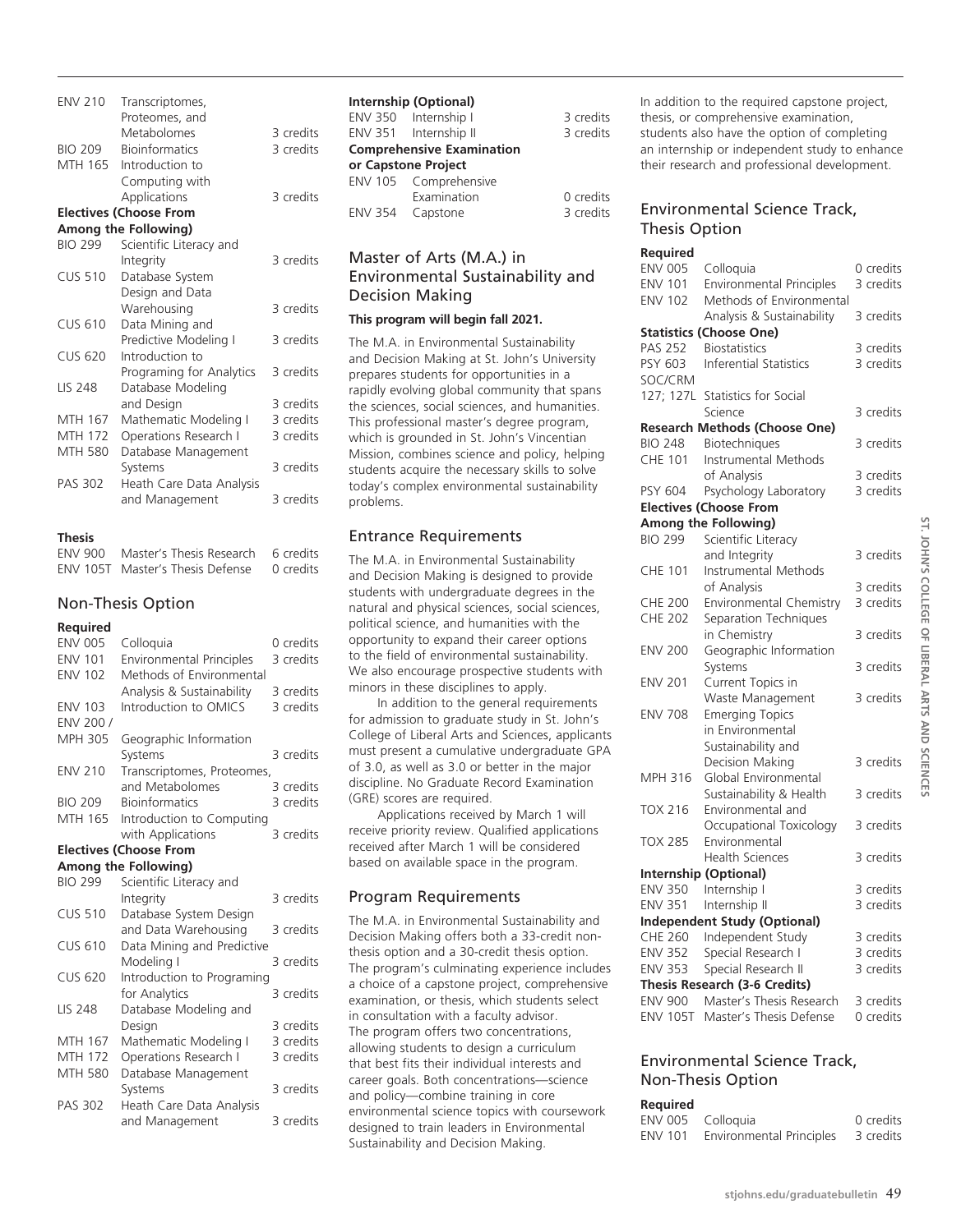| | | |
|---|---|---|
| ENV 210 | Transcriptomes, Proteomes, and Metabolomes | 3 credits |
| BIO 209 | Bioinformatics | 3 credits |
| MTH 165 | Introduction to Computing with Applications | 3 credits |

**Electives (Choose From Among the Following)**

| | | |
|---|---|---|
| BIO 299 | Scientific Literacy and Integrity | 3 credits |
| CUS 510 | Database System Design and Data Warehousing | 3 credits |
| CUS 610 | Data Mining and Predictive Modeling I | 3 credits |
| CUS 620 | Introduction to Programing for Analytics | 3 credits |
| LIS 248 | Database Modeling and Design | 3 credits |
| MTH 167 | Mathematic Modeling I | 3 credits |
| MTH 172 | Operations Research I | 3 credits |
| MTH 580 | Database Management Systems | 3 credits |
| PAS 302 | Heath Care Data Analysis and Management | 3 credits |

**Thesis**

| | | |
|---|---|---|
| ENV 900 | Master's Thesis Research | 6 credits |
| ENV 105T | Master's Thesis Defense | 0 credits |

## Non-Thesis Option

**Required**

| | | |
|---|---|---|
| ENV 005 | Colloquia | 0 credits |
| ENV 101 | Environmental Principles | 3 credits |
| ENV 102 | Methods of Environmental Analysis & Sustainability | 3 credits |
| ENV 103 | Introduction to OMICS | 3 credits |
| ENV 200 / MPH 305 | Geographic Information Systems | 3 credits |
| ENV 210 | Transcriptomes, Proteomes, and Metabolomes | 3 credits |
| BIO 209 | Bioinformatics | 3 credits |
| MTH 165 | Introduction to Computing with Applications | 3 credits |

**Electives (Choose From Among the Following)**

| | | |
|---|---|---|
| BIO 299 | Scientific Literacy and Integrity | 3 credits |
| CUS 510 | Database System Design and Data Warehousing | 3 credits |
| CUS 610 | Data Mining and Predictive Modeling I | 3 credits |
| CUS 620 | Introduction to Programing for Analytics | 3 credits |
| LIS 248 | Database Modeling and Design | 3 credits |
| MTH 167 | Mathematic Modeling I | 3 credits |
| MTH 172 | Operations Research I | 3 credits |
| MTH 580 | Database Management Systems | 3 credits |
| PAS 302 | Heath Care Data Analysis and Management | 3 credits |

**Internship (Optional)**

| | | |
|---|---|---|
| ENV 350 | Internship I | 3 credits |
| ENV 351 | Internship II | 3 credits |

**Comprehensive Examination or Capstone Project**

| | | |
|---|---|---|
| ENV 105 | Comprehensive Examination | 0 credits |
| ENV 354 | Capstone | 3 credits |

## Master of Arts (M.A.) in Environmental Sustainability and Decision Making

**This program will begin fall 2021.**

The M.A. in Environmental Sustainability and Decision Making at St. John's University prepares students for opportunities in a rapidly evolving global community that spans the sciences, social sciences, and humanities. This professional master's degree program, which is grounded in St. John's Vincentian Mission, combines science and policy, helping students acquire the necessary skills to solve today's complex environmental sustainability problems.

### Entrance Requirements

The M.A. in Environmental Sustainability and Decision Making is designed to provide students with undergraduate degrees in the natural and physical sciences, social sciences, political science, and humanities with the opportunity to expand their career options to the field of environmental sustainability. We also encourage prospective students with minors in these disciplines to apply.

In addition to the general requirements for admission to graduate study in St. John's College of Liberal Arts and Sciences, applicants must present a cumulative undergraduate GPA of 3.0, as well as 3.0 or better in the major discipline. No Graduate Record Examination (GRE) scores are required.

Applications received by March 1 will receive priority review. Qualified applications received after March 1 will be considered based on available space in the program.

### Program Requirements

The M.A. in Environmental Sustainability and Decision Making offers both a 33-credit non-thesis option and a 30-credit thesis option. The program's culminating experience includes a choice of a capstone project, comprehensive examination, or thesis, which students select in consultation with a faculty advisor. The program offers two concentrations, allowing students to design a curriculum that best fits their individual interests and career goals. Both concentrations—science and policy—combine training in core environmental science topics with coursework designed to train leaders in Environmental Sustainability and Decision Making.

In addition to the required capstone project, thesis, or comprehensive examination, students also have the option of completing an internship or independent study to enhance their research and professional development.

### Environmental Science Track, Thesis Option

**Required**

| | | |
|---|---|---|
| ENV 005 | Colloquia | 0 credits |
| ENV 101 | Environmental Principles | 3 credits |
| ENV 102 | Methods of Environmental Analysis & Sustainability | 3 credits |

**Statistics (Choose One)**

| | | |
|---|---|---|
| PAS 252 | Biostatistics | 3 credits |
| PSY 603 | Inferential Statistics | 3 credits |
| SOC/CRM 127; 127L | Statistics for Social Science | 3 credits |

**Research Methods (Choose One)**

| | | |
|---|---|---|
| BIO 248 | Biotechniques | 3 credits |
| CHE 101 | Instrumental Methods of Analysis | 3 credits |
| PSY 604 | Psychology Laboratory | 3 credits |

**Electives (Choose From Among the Following)**

| | | |
|---|---|---|
| BIO 299 | Scientific Literacy and Integrity | 3 credits |
| CHE 101 | Instrumental Methods of Analysis | 3 credits |
| CHE 200 | Environmental Chemistry | 3 credits |
| CHE 202 | Separation Techniques in Chemistry | 3 credits |
| ENV 200 | Geographic Information Systems | 3 credits |
| ENV 201 | Current Topics in Waste Management | 3 credits |
| ENV 708 | Emerging Topics in Environmental Sustainability and Decision Making | 3 credits |
| MPH 316 | Global Environmental Sustainability & Health | 3 credits |
| TOX 216 | Environmental and Occupational Toxicology | 3 credits |
| TOX 285 | Environmental Health Sciences | 3 credits |

**Internship (Optional)**

| | | |
|---|---|---|
| ENV 350 | Internship I | 3 credits |
| ENV 351 | Internship II | 3 credits |

**Independent Study (Optional)**

| | | |
|---|---|---|
| CHE 260 | Independent Study | 3 credits |
| ENV 352 | Special Research I | 3 credits |
| ENV 353 | Special Research II | 3 credits |

**Thesis Research (3-6 Credits)**

| | | |
|---|---|---|
| ENV 900 | Master's Thesis Research | 3 credits |
| ENV 105T | Master's Thesis Defense | 0 credits |

### Environmental Science Track, Non-Thesis Option

**Required**

| | | |
|---|---|---|
| ENV 005 | Colloquia | 0 credits |
| ENV 101 | Environmental Principles | 3 credits |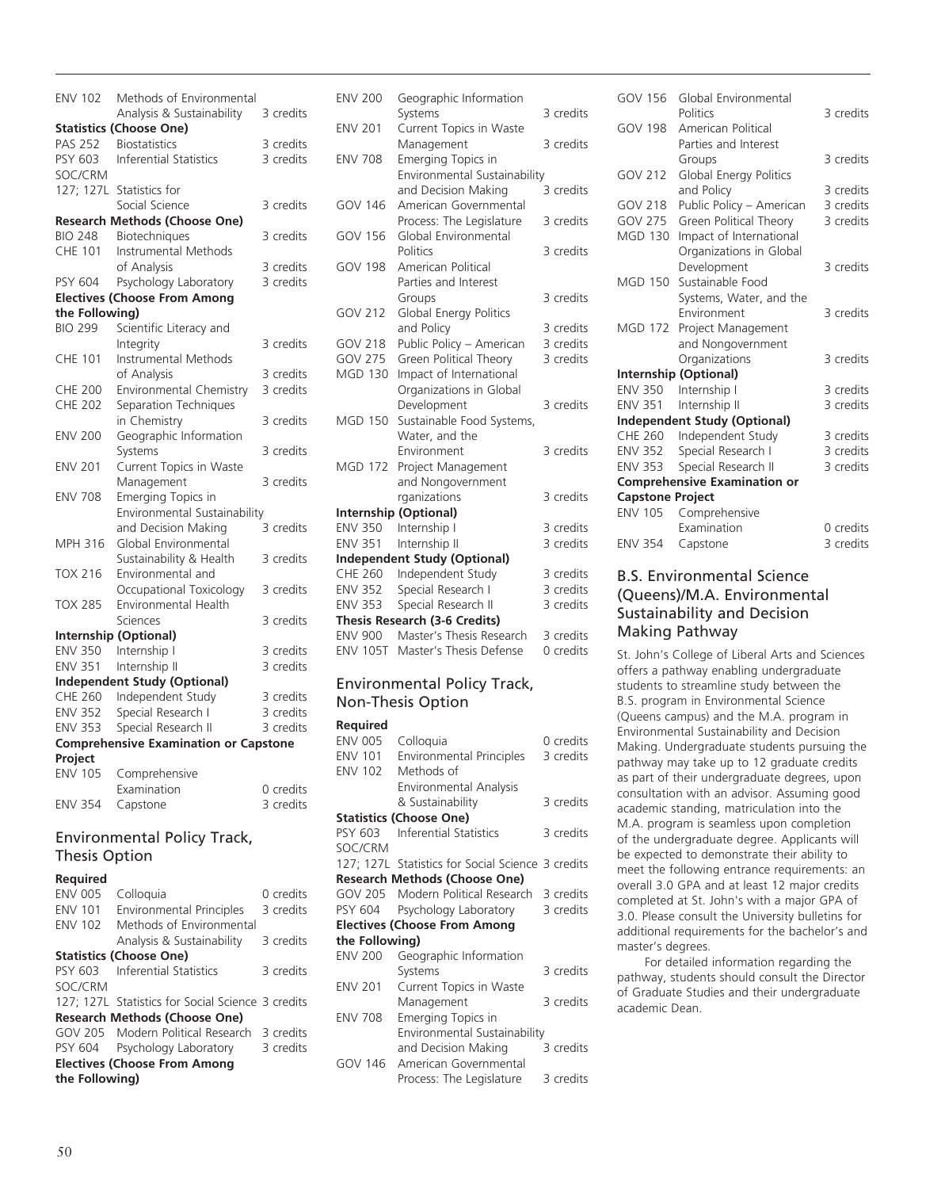| | | |
|---|---|---|
| ENV 102 | Methods of Environmental Analysis & Sustainability | 3 credits |

**Statistics (Choose One)**

| | | |
|---|---|---|
| PAS 252 | Biostatistics | 3 credits |
| PSY 603 | Inferential Statistics | 3 credits |
| SOC/CRM 127; 127L | Statistics for Social Science | 3 credits |

**Research Methods (Choose One)**

| | | |
|---|---|---|
| BIO 248 | Biotechniques | 3 credits |
| CHE 101 | Instrumental Methods of Analysis | 3 credits |
| PSY 604 | Psychology Laboratory | 3 credits |

**Electives (Choose From Among the Following)**

| | | |
|---|---|---|
| BIO 299 | Scientific Literacy and Integrity | 3 credits |
| CHE 101 | Instrumental Methods of Analysis | 3 credits |
| CHE 200 | Environmental Chemistry | 3 credits |
| CHE 202 | Separation Techniques in Chemistry | 3 credits |
| ENV 200 | Geographic Information Systems | 3 credits |
| ENV 201 | Current Topics in Waste Management | 3 credits |
| ENV 708 | Emerging Topics in Environmental Sustainability and Decision Making | 3 credits |
| MPH 316 | Global Environmental Sustainability & Health | 3 credits |
| TOX 216 | Environmental and Occupational Toxicology | 3 credits |
| TOX 285 | Environmental Health Sciences | 3 credits |

**Internship (Optional)**

| | | |
|---|---|---|
| ENV 350 | Internship I | 3 credits |
| ENV 351 | Internship II | 3 credits |

**Independent Study (Optional)**

| | | |
|---|---|---|
| CHE 260 | Independent Study | 3 credits |
| ENV 352 | Special Research I | 3 credits |
| ENV 353 | Special Research II | 3 credits |

**Comprehensive Examination or Capstone Project**

| | | |
|---|---|---|
| ENV 105 | Comprehensive Examination | 0 credits |
| ENV 354 | Capstone | 3 credits |

## Environmental Policy Track, Thesis Option

**Required**

| | | |
|---|---|---|
| ENV 005 | Colloquia | 0 credits |
| ENV 101 | Environmental Principles | 3 credits |
| ENV 102 | Methods of Environmental Analysis & Sustainability | 3 credits |

**Statistics (Choose One)**

| | | |
|---|---|---|
| PSY 603 | Inferential Statistics | 3 credits |
| SOC/CRM 127; 127L | Statistics for Social Science | 3 credits |

**Research Methods (Choose One)**

| | | |
|---|---|---|
| GOV 205 | Modern Political Research | 3 credits |
| PSY 604 | Psychology Laboratory | 3 credits |

**Electives (Choose From Among the Following)**

| | | |
|---|---|---|
| ENV 200 | Geographic Information Systems | 3 credits |
| ENV 201 | Current Topics in Waste Management | 3 credits |
| ENV 708 | Emerging Topics in Environmental Sustainability and Decision Making | 3 credits |
| GOV 146 | American Governmental Process: The Legislature | 3 credits |
| GOV 156 | Global Environmental Politics | 3 credits |
| GOV 198 | American Political Parties and Interest Groups | 3 credits |
| GOV 212 | Global Energy Politics and Policy | 3 credits |
| GOV 218 | Public Policy – American | 3 credits |
| GOV 275 | Green Political Theory | 3 credits |
| MGD 130 | Impact of International Organizations in Global Development | 3 credits |
| MGD 150 | Sustainable Food Systems, Water, and the Environment | 3 credits |
| MGD 172 | Project Management and Nongovernment rganizations | 3 credits |

**Internship (Optional)**

| | | |
|---|---|---|
| ENV 350 | Internship I | 3 credits |
| ENV 351 | Internship II | 3 credits |

**Independent Study (Optional)**

| | | |
|---|---|---|
| CHE 260 | Independent Study | 3 credits |
| ENV 352 | Special Research I | 3 credits |
| ENV 353 | Special Research II | 3 credits |

**Thesis Research (3-6 Credits)**

| | | |
|---|---|---|
| ENV 900 | Master's Thesis Research | 3 credits |
| ENV 105T | Master's Thesis Defense | 0 credits |

## Environmental Policy Track, Non-Thesis Option

**Required**

| | | |
|---|---|---|
| ENV 005 | Colloquia | 0 credits |
| ENV 101 | Environmental Principles | 3 credits |
| ENV 102 | Methods of Environmental Analysis & Sustainability | 3 credits |

**Statistics (Choose One)**

| | | |
|---|---|---|
| PSY 603 | Inferential Statistics | 3 credits |
| SOC/CRM 127; 127L | Statistics for Social Science | 3 credits |

**Research Methods (Choose One)**

| | | |
|---|---|---|
| GOV 205 | Modern Political Research | 3 credits |
| PSY 604 | Psychology Laboratory | 3 credits |

**Electives (Choose From Among the Following)**

| | | |
|---|---|---|
| ENV 200 | Geographic Information Systems | 3 credits |
| ENV 201 | Current Topics in Waste Management | 3 credits |
| ENV 708 | Emerging Topics in Environmental Sustainability and Decision Making | 3 credits |
| GOV 146 | American Governmental Process: The Legislature | 3 credits |
| GOV 156 | Global Environmental Politics | 3 credits |
| GOV 198 | American Political Parties and Interest Groups | 3 credits |
| GOV 212 | Global Energy Politics and Policy | 3 credits |
| GOV 218 | Public Policy – American | 3 credits |
| GOV 275 | Green Political Theory | 3 credits |
| MGD 130 | Impact of International Organizations in Global Development | 3 credits |
| MGD 150 | Sustainable Food Systems, Water, and the Environment | 3 credits |
| MGD 172 | Project Management and Nongovernment Organizations | 3 credits |

**Internship (Optional)**

| | | |
|---|---|---|
| ENV 350 | Internship I | 3 credits |
| ENV 351 | Internship II | 3 credits |

**Independent Study (Optional)**

| | | |
|---|---|---|
| CHE 260 | Independent Study | 3 credits |
| ENV 352 | Special Research I | 3 credits |
| ENV 353 | Special Research II | 3 credits |

**Comprehensive Examination or Capstone Project**

| | | |
|---|---|---|
| ENV 105 | Comprehensive Examination | 0 credits |
| ENV 354 | Capstone | 3 credits |

## B.S. Environmental Science (Queens)/M.A. Environmental Sustainability and Decision Making Pathway

St. John's College of Liberal Arts and Sciences offers a pathway enabling undergraduate students to streamline study between the B.S. program in Environmental Science (Queens campus) and the M.A. program in Environmental Sustainability and Decision Making. Undergraduate students pursuing the pathway may take up to 12 graduate credits as part of their undergraduate degrees, upon consultation with an advisor. Assuming good academic standing, matriculation into the M.A. program is seamless upon completion of the undergraduate degree. Applicants will be expected to demonstrate their ability to meet the following entrance requirements: an overall 3.0 GPA and at least 12 major credits completed at St. John's with a major GPA of 3.0. Please consult the University bulletins for additional requirements for the bachelor's and master's degrees.

For detailed information regarding the pathway, students should consult the Director of Graduate Studies and their undergraduate academic Dean.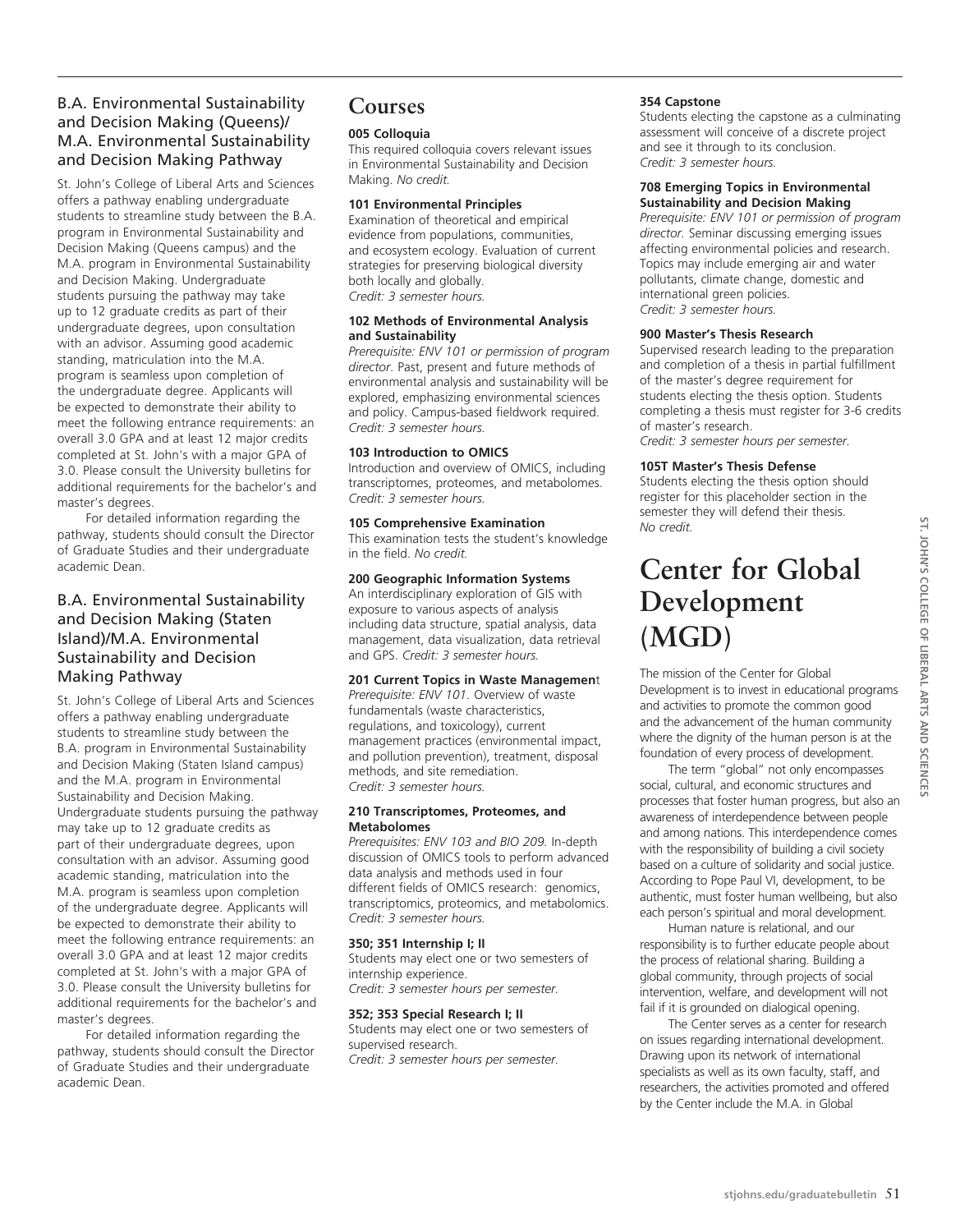### B.A. Environmental Sustainability and Decision Making (Queens)/ M.A. Environmental Sustainability and Decision Making Pathway

St. John's College of Liberal Arts and Sciences offers a pathway enabling undergraduate students to streamline study between the B.A. program in Environmental Sustainability and Decision Making (Queens campus) and the M.A. program in Environmental Sustainability and Decision Making. Undergraduate students pursuing the pathway may take up to 12 graduate credits as part of their undergraduate degrees, upon consultation with an advisor. Assuming good academic standing, matriculation into the M.A. program is seamless upon completion of the undergraduate degree. Applicants will be expected to demonstrate their ability to meet the following entrance requirements: an overall 3.0 GPA and at least 12 major credits completed at St. John's with a major GPA of 3.0. Please consult the University bulletins for additional requirements for the bachelor's and master's degrees.

For detailed information regarding the pathway, students should consult the Director of Graduate Studies and their undergraduate academic Dean.

### B.A. Environmental Sustainability and Decision Making (Staten Island)/M.A. Environmental Sustainability and Decision Making Pathway

St. John's College of Liberal Arts and Sciences offers a pathway enabling undergraduate students to streamline study between the B.A. program in Environmental Sustainability and Decision Making (Staten Island campus) and the M.A. program in Environmental Sustainability and Decision Making. Undergraduate students pursuing the pathway may take up to 12 graduate credits as part of their undergraduate degrees, upon consultation with an advisor. Assuming good academic standing, matriculation into the M.A. program is seamless upon completion of the undergraduate degree. Applicants will be expected to demonstrate their ability to meet the following entrance requirements: an overall 3.0 GPA and at least 12 major credits completed at St. John's with a major GPA of 3.0. Please consult the University bulletins for additional requirements for the bachelor's and master's degrees.

For detailed information regarding the pathway, students should consult the Director of Graduate Studies and their undergraduate academic Dean.

## Courses

**005 Colloquia**
This required colloquia covers relevant issues in Environmental Sustainability and Decision Making. *No credit.*

**101 Environmental Principles**
Examination of theoretical and empirical evidence from populations, communities, and ecosystem ecology. Evaluation of current strategies for preserving biological diversity both locally and globally.
*Credit: 3 semester hours.*

**102 Methods of Environmental Analysis and Sustainability**
*Prerequisite: ENV 101 or permission of program director.* Past, present and future methods of environmental analysis and sustainability will be explored, emphasizing environmental sciences and policy. Campus-based fieldwork required.
*Credit: 3 semester hours.*

**103 Introduction to OMICS**
Introduction and overview of OMICS, including transcriptomes, proteomes, and metabolomes.
*Credit: 3 semester hours.*

**105 Comprehensive Examination**
This examination tests the student's knowledge in the field. *No credit.*

**200 Geographic Information Systems**
An interdisciplinary exploration of GIS with exposure to various aspects of analysis including data structure, spatial analysis, data management, data visualization, data retrieval and GPS. *Credit: 3 semester hours.*

**201 Current Topics in Waste Management**
*Prerequisite: ENV 101.* Overview of waste fundamentals (waste characteristics, regulations, and toxicology), current management practices (environmental impact, and pollution prevention), treatment, disposal methods, and site remediation.
*Credit: 3 semester hours.*

**210 Transcriptomes, Proteomes, and Metabolomes**
*Prerequisites: ENV 103 and BIO 209.* In-depth discussion of OMICS tools to perform advanced data analysis and methods used in four different fields of OMICS research: genomics, transcriptomics, proteomics, and metabolomics.
*Credit: 3 semester hours.*

**350; 351 Internship I; II**
Students may elect one or two semesters of internship experience.
*Credit: 3 semester hours per semester.*

**352; 353 Special Research I; II**
Students may elect one or two semesters of supervised research.
*Credit: 3 semester hours per semester.*

**354 Capstone**
Students electing the capstone as a culminating assessment will conceive of a discrete project and see it through to its conclusion.
*Credit: 3 semester hours.*

**708 Emerging Topics in Environmental Sustainability and Decision Making**
*Prerequisite: ENV 101 or permission of program director.* Seminar discussing emerging issues affecting environmental policies and research. Topics may include emerging air and water pollutants, climate change, domestic and international green policies.
*Credit: 3 semester hours.*

**900 Master's Thesis Research**
Supervised research leading to the preparation and completion of a thesis in partial fulfillment of the master's degree requirement for students electing the thesis option. Students completing a thesis must register for 3-6 credits of master's research.
*Credit: 3 semester hours per semester.*

**105T Master's Thesis Defense**
Students electing the thesis option should register for this placeholder section in the semester they will defend their thesis.
*No credit.*

# Center for Global Development (MGD)

The mission of the Center for Global Development is to invest in educational programs and activities to promote the common good and the advancement of the human community where the dignity of the human person is at the foundation of every process of development.

The term "global" not only encompasses social, cultural, and economic structures and processes that foster human progress, but also an awareness of interdependence between people and among nations. This interdependence comes with the responsibility of building a civil society based on a culture of solidarity and social justice. According to Pope Paul VI, development, to be authentic, must foster human wellbeing, but also each person's spiritual and moral development.

Human nature is relational, and our responsibility is to further educate people about the process of relational sharing. Building a global community, through projects of social intervention, welfare, and development will not fail if it is grounded on dialogical opening.

The Center serves as a center for research on issues regarding international development. Drawing upon its network of international specialists as well as its own faculty, staff, and researchers, the activities promoted and offered by the Center include the M.A. in Global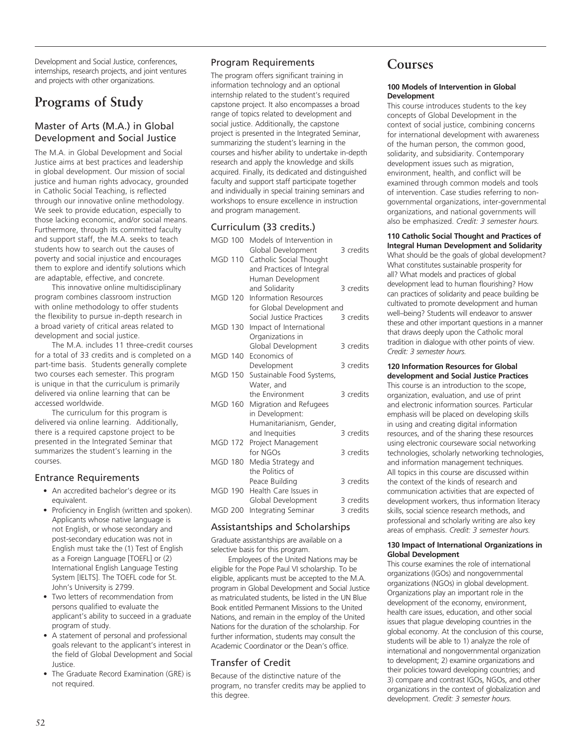Development and Social Justice, conferences, internships, research projects, and joint ventures and projects with other organizations.

# Programs of Study

## Master of Arts (M.A.) in Global Development and Social Justice

The M.A. in Global Development and Social Justice aims at best practices and leadership in global development. Our mission of social justice and human rights advocacy, grounded in Catholic Social Teaching, is reflected through our innovative online methodology. We seek to provide education, especially to those lacking economic, and/or social means. Furthermore, through its committed faculty and support staff, the M.A. seeks to teach students how to search out the causes of poverty and social injustice and encourages them to explore and identify solutions which are adaptable, effective, and concrete.

This innovative online multidisciplinary program combines classroom instruction with online methodology to offer students the flexibility to pursue in-depth research in a broad variety of critical areas related to development and social justice.

The M.A. includes 11 three-credit courses for a total of 33 credits and is completed on a part-time basis. Students generally complete two courses each semester. This program is unique in that the curriculum is primarily delivered via online learning that can be accessed worldwide.

The curriculum for this program is delivered via online learning. Additionally, there is a required capstone project to be presented in the Integrated Seminar that summarizes the student's learning in the courses.

### Entrance Requirements

- An accredited bachelor's degree or its equivalent.
- Proficiency in English (written and spoken). Applicants whose native language is not English, or whose secondary and post-secondary education was not in English must take the (1) Test of English as a Foreign Language [TOEFL] or (2) International English Language Testing System [IELTS]. The TOEFL code for St. John's University is 2799.
- Two letters of recommendation from persons qualified to evaluate the applicant's ability to succeed in a graduate program of study.
- A statement of personal and professional goals relevant to the applicant's interest in the field of Global Development and Social Justice.
- The Graduate Record Examination (GRE) is not required.

### Program Requirements

The program offers significant training in information technology and an optional internship related to the student's required capstone project. It also encompasses a broad range of topics related to development and social justice. Additionally, the capstone project is presented in the Integrated Seminar, summarizing the student's learning in the courses and his/her ability to undertake in-depth research and apply the knowledge and skills acquired. Finally, its dedicated and distinguished faculty and support staff participate together and individually in special training seminars and workshops to ensure excellence in instruction and program management.

### Curriculum (33 credits.)

| | | |
|---|---|---|
| MGD 100 | Models of Intervention in Global Development | 3 credits |
| MGD 110 | Catholic Social Thought and Practices of Integral Human Development and Solidarity | 3 credits |
| MGD 120 | Information Resources for Global Development and Social Justice Practices | 3 credits |
| MGD 130 | Impact of International Organizations in Global Development | 3 credits |
| MGD 140 | Economics of Development | 3 credits |
| MGD 150 | Sustainable Food Systems, Water, and the Environment | 3 credits |
| MGD 160 | Migration and Refugees in Development: Humanitarianism, Gender, and Inequities | 3 credits |
| MGD 172 | Project Management for NGOs | 3 credits |
| MGD 180 | Media Strategy and the Politics of Peace Building | 3 credits |
| MGD 190 | Health Care Issues in Global Development | 3 credits |
| MGD 200 | Integrating Seminar | 3 credits |

### Assistantships and Scholarships

Graduate assistantships are available on a selective basis for this program.

Employees of the United Nations may be eligible for the Pope Paul VI scholarship. To be eligible, applicants must be accepted to the M.A. program in Global Development and Social Justice as matriculated students, be listed in the UN Blue Book entitled Permanent Missions to the United Nations, and remain in the employ of the United Nations for the duration of the scholarship. For further information, students may consult the Academic Coordinator or the Dean's office.

### Transfer of Credit

Because of the distinctive nature of the program, no transfer credits may be applied to this degree.

# Courses

**100 Models of Intervention in Global Development**

This course introduces students to the key concepts of Global Development in the context of social justice, combining concerns for international development with awareness of the human person, the common good, solidarity, and subsidiarity. Contemporary development issues such as migration, environment, health, and conflict will be examined through common models and tools of intervention. Case studies referring to non-governmental organizations, inter-governmental organizations, and national governments will also be emphasized. *Credit: 3 semester hours.*

**110 Catholic Social Thought and Practices of Integral Human Development and Solidarity**

What should be the goals of global development? What constitutes sustainable prosperity for all? What models and practices of global development lead to human flourishing? How can practices of solidarity and peace building be cultivated to promote development and human well–being? Students will endeavor to answer these and other important questions in a manner that draws deeply upon the Catholic moral tradition in dialogue with other points of view. *Credit: 3 semester hours.*

**120 Information Resources for Global development and Social Justice Practices**

This course is an introduction to the scope, organization, evaluation, and use of print and electronic information sources. Particular emphasis will be placed on developing skills in using and creating digital information resources, and of the sharing these resources using electronic courseware social networking technologies, scholarly networking technologies, and information management techniques. All topics in this course are discussed within the context of the kinds of research and communication activities that are expected of development workers, thus information literacy skills, social science research methods, and professional and scholarly writing are also key areas of emphasis. *Credit: 3 semester hours.*

**130 Impact of International Organizations in Global Development**

This course examines the role of international organizations (IGOs) and nongovernmental organizations (NGOs) in global development. Organizations play an important role in the development of the economy, environment, health care issues, education, and other social issues that plague developing countries in the global economy. At the conclusion of this course, students will be able to 1) analyze the role of international and nongovernmental organization to development; 2) examine organizations and their policies toward developing countries; and 3) compare and contrast IGOs, NGOs, and other organizations in the context of globalization and development. *Credit: 3 semester hours.*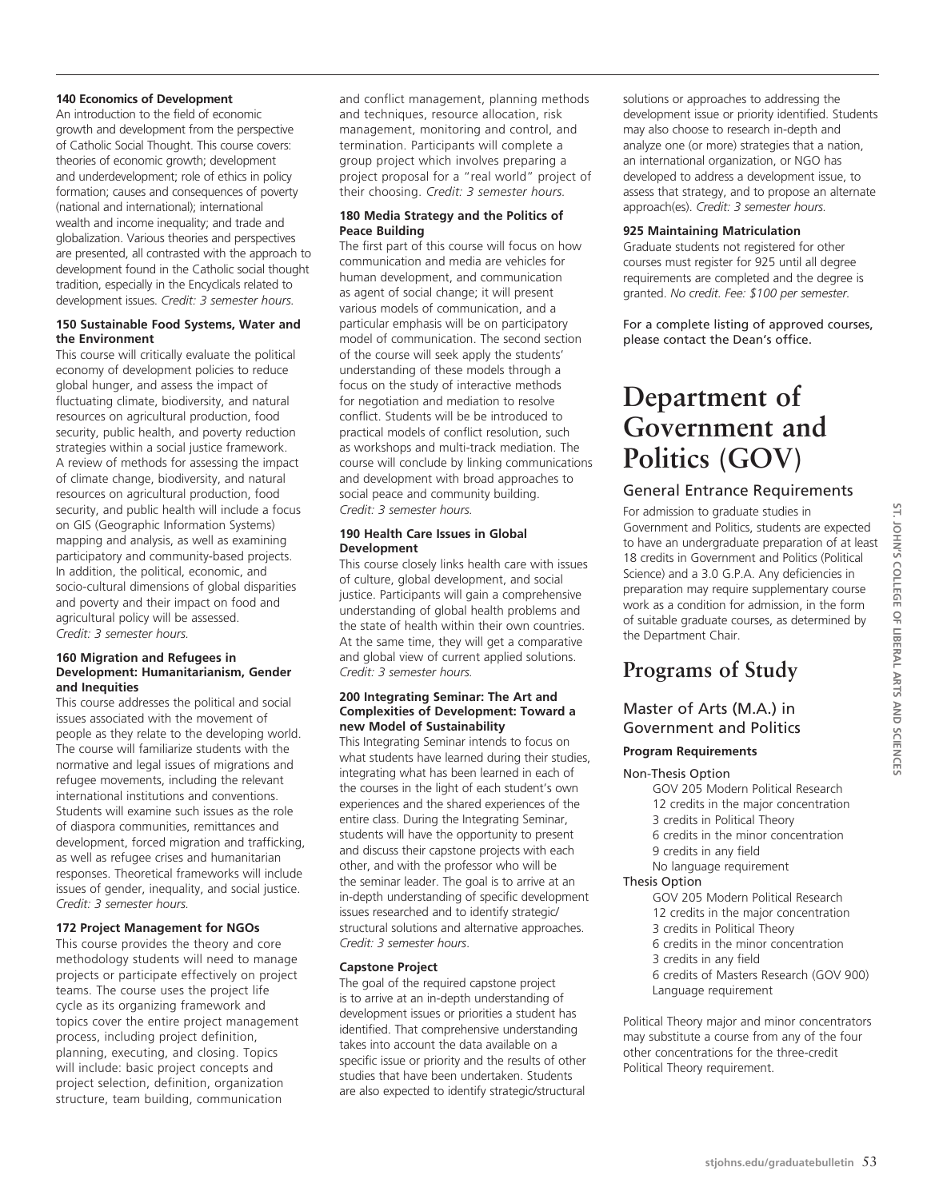**140 Economics of Development**
An introduction to the field of economic growth and development from the perspective of Catholic Social Thought. This course covers: theories of economic growth; development and underdevelopment; role of ethics in policy formation; causes and consequences of poverty (national and international); international wealth and income inequality; and trade and globalization. Various theories and perspectives are presented, all contrasted with the approach to development found in the Catholic social thought tradition, especially in the Encyclicals related to development issues. *Credit: 3 semester hours.*

**150 Sustainable Food Systems, Water and the Environment**
This course will critically evaluate the political economy of development policies to reduce global hunger, and assess the impact of fluctuating climate, biodiversity, and natural resources on agricultural production, food security, public health, and poverty reduction strategies within a social justice framework. A review of methods for assessing the impact of climate change, biodiversity, and natural resources on agricultural production, food security, and public health will include a focus on GIS (Geographic Information Systems) mapping and analysis, as well as examining participatory and community-based projects. In addition, the political, economic, and socio-cultural dimensions of global disparities and poverty and their impact on food and agricultural policy will be assessed. *Credit: 3 semester hours.*

**160 Migration and Refugees in Development: Humanitarianism, Gender and Inequities**
This course addresses the political and social issues associated with the movement of people as they relate to the developing world. The course will familiarize students with the normative and legal issues of migrations and refugee movements, including the relevant international institutions and conventions. Students will examine such issues as the role of diaspora communities, remittances and development, forced migration and trafficking, as well as refugee crises and humanitarian responses. Theoretical frameworks will include issues of gender, inequality, and social justice. *Credit: 3 semester hours.*

**172 Project Management for NGOs**
This course provides the theory and core methodology students will need to manage projects or participate effectively on project teams. The course uses the project life cycle as its organizing framework and topics cover the entire project management process, including project definition, planning, executing, and closing. Topics will include: basic project concepts and project selection, definition, organization structure, team building, communication and conflict management, planning methods and techniques, resource allocation, risk management, monitoring and control, and termination. Participants will complete a group project which involves preparing a project proposal for a "real world" project of their choosing. *Credit: 3 semester hours.*

**180 Media Strategy and the Politics of Peace Building**
The first part of this course will focus on how communication and media are vehicles for human development, and communication as agent of social change; it will present various models of communication, and a particular emphasis will be on participatory model of communication. The second section of the course will seek apply the students' understanding of these models through a focus on the study of interactive methods for negotiation and mediation to resolve conflict. Students will be be introduced to practical models of conflict resolution, such as workshops and multi-track mediation. The course will conclude by linking communications and development with broad approaches to social peace and community building. *Credit: 3 semester hours.*

**190 Health Care Issues in Global Development**
This course closely links health care with issues of culture, global development, and social justice. Participants will gain a comprehensive understanding of global health problems and the state of health within their own countries. At the same time, they will get a comparative and global view of current applied solutions. *Credit: 3 semester hours.*

**200 Integrating Seminar: The Art and Complexities of Development: Toward a new Model of Sustainability**
This Integrating Seminar intends to focus on what students have learned during their studies, integrating what has been learned in each of the courses in the light of each student's own experiences and the shared experiences of the entire class. During the Integrating Seminar, students will have the opportunity to present and discuss their capstone projects with each other, and with the professor who will be the seminar leader. The goal is to arrive at an in-depth understanding of specific development issues researched and to identify strategic/structural solutions and alternative approaches. *Credit: 3 semester hours*.

**Capstone Project**
The goal of the required capstone project is to arrive at an in-depth understanding of development issues or priorities a student has identified. That comprehensive understanding takes into account the data available on a specific issue or priority and the results of other studies that have been undertaken. Students are also expected to identify strategic/structural solutions or approaches to addressing the development issue or priority identified. Students may also choose to research in-depth and analyze one (or more) strategies that a nation, an international organization, or NGO has developed to address a development issue, to assess that strategy, and to propose an alternate approach(es). *Credit: 3 semester hours.*

**925 Maintaining Matriculation**
Graduate students not registered for other courses must register for 925 until all degree requirements are completed and the degree is granted. *No credit. Fee: $100 per semester.*

For a complete listing of approved courses, please contact the Dean's office.

# Department of Government and Politics (GOV)

## General Entrance Requirements

For admission to graduate studies in Government and Politics, students are expected to have an undergraduate preparation of at least 18 credits in Government and Politics (Political Science) and a 3.0 G.P.A. Any deficiencies in preparation may require supplementary course work as a condition for admission, in the form of suitable graduate courses, as determined by the Department Chair.

# Programs of Study

## Master of Arts (M.A.) in Government and Politics

**Program Requirements**

Non-Thesis Option
- GOV 205 Modern Political Research
- 12 credits in the major concentration
- 3 credits in Political Theory
- 6 credits in the minor concentration
- 9 credits in any field
- No language requirement

Thesis Option
- GOV 205 Modern Political Research
- 12 credits in the major concentration
- 3 credits in Political Theory
- 6 credits in the minor concentration
- 3 credits in any field
- 6 credits of Masters Research (GOV 900)
- Language requirement

Political Theory major and minor concentrators may substitute a course from any of the four other concentrations for the three-credit Political Theory requirement.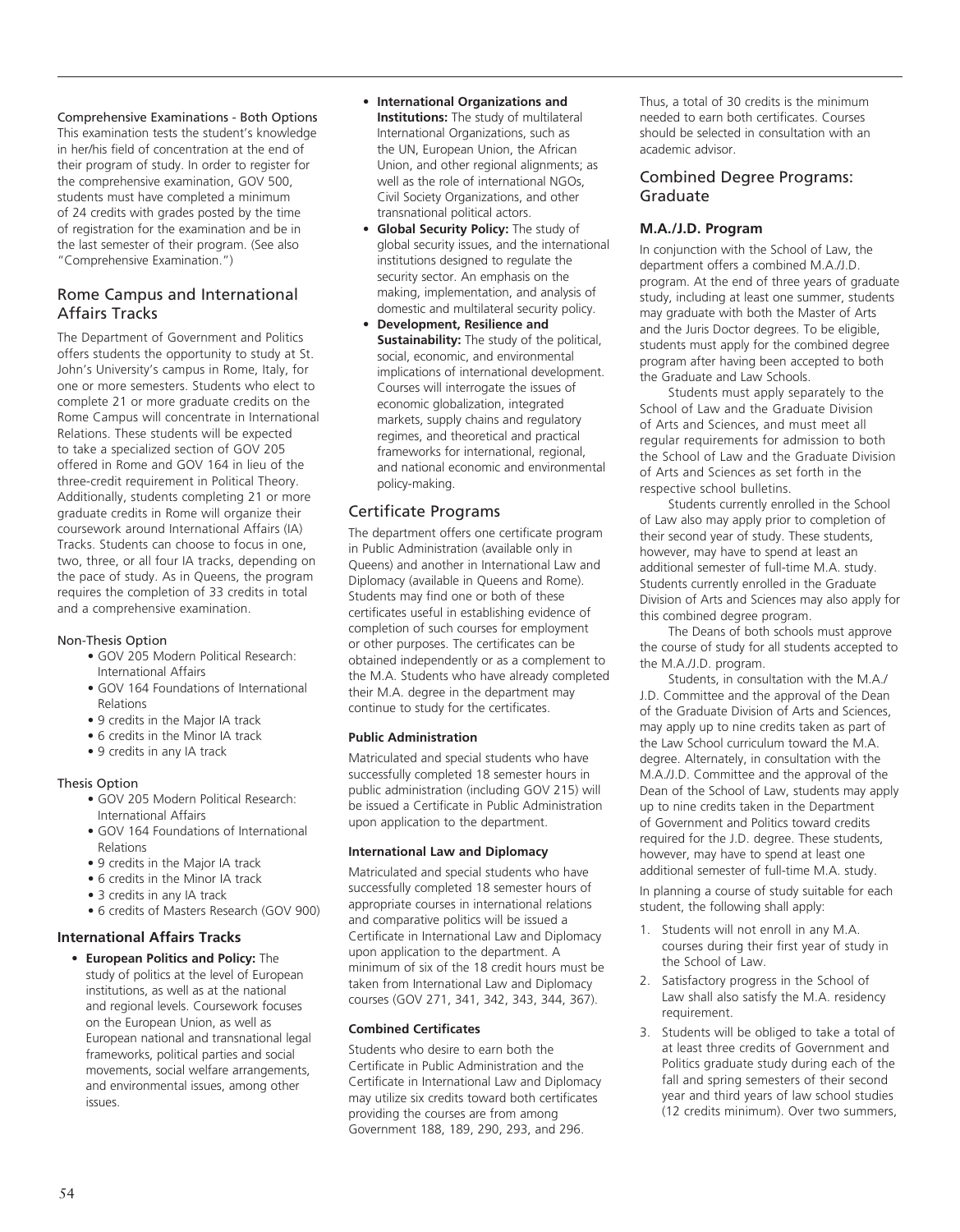Comprehensive Examinations - Both Options

This examination tests the student's knowledge in her/his field of concentration at the end of their program of study. In order to register for the comprehensive examination, GOV 500, students must have completed a minimum of 24 credits with grades posted by the time of registration for the examination and be in the last semester of their program. (See also "Comprehensive Examination.")

## Rome Campus and International Affairs Tracks

The Department of Government and Politics offers students the opportunity to study at St. John's University's campus in Rome, Italy, for one or more semesters. Students who elect to complete 21 or more graduate credits on the Rome Campus will concentrate in International Relations. These students will be expected to take a specialized section of GOV 205 offered in Rome and GOV 164 in lieu of the three-credit requirement in Political Theory. Additionally, students completing 21 or more graduate credits in Rome will organize their coursework around International Affairs (IA) Tracks. Students can choose to focus in one, two, three, or all four IA tracks, depending on the pace of study. As in Queens, the program requires the completion of 33 credits in total and a comprehensive examination.

Non-Thesis Option

- GOV 205 Modern Political Research: International Affairs
- GOV 164 Foundations of International Relations
- 9 credits in the Major IA track
- 6 credits in the Minor IA track
- 9 credits in any IA track

Thesis Option

- GOV 205 Modern Political Research: International Affairs
- GOV 164 Foundations of International Relations
- 9 credits in the Major IA track
- 6 credits in the Minor IA track
- 3 credits in any IA track
- 6 credits of Masters Research (GOV 900)

### International Affairs Tracks

- **European Politics and Policy:** The study of politics at the level of European institutions, as well as at the national and regional levels. Coursework focuses on the European Union, as well as European national and transnational legal frameworks, political parties and social movements, social welfare arrangements, and environmental issues, among other issues.
- **International Organizations and Institutions:** The study of multilateral International Organizations, such as the UN, European Union, the African Union, and other regional alignments; as well as the role of international NGOs, Civil Society Organizations, and other transnational political actors.
- **Global Security Policy:** The study of global security issues, and the international institutions designed to regulate the security sector. An emphasis on the making, implementation, and analysis of domestic and multilateral security policy.
- **Development, Resilience and Sustainability:** The study of the political, social, economic, and environmental implications of international development. Courses will interrogate the issues of economic globalization, integrated markets, supply chains and regulatory regimes, and theoretical and practical frameworks for international, regional, and national economic and environmental policy-making.

## Certificate Programs

The department offers one certificate program in Public Administration (available only in Queens) and another in International Law and Diplomacy (available in Queens and Rome). Students may find one or both of these certificates useful in establishing evidence of completion of such courses for employment or other purposes. The certificates can be obtained independently or as a complement to the M.A. Students who have already completed their M.A. degree in the department may continue to study for the certificates.

### Public Administration

Matriculated and special students who have successfully completed 18 semester hours in public administration (including GOV 215) will be issued a Certificate in Public Administration upon application to the department.

### International Law and Diplomacy

Matriculated and special students who have successfully completed 18 semester hours of appropriate courses in international relations and comparative politics will be issued a Certificate in International Law and Diplomacy upon application to the department. A minimum of six of the 18 credit hours must be taken from International Law and Diplomacy courses (GOV 271, 341, 342, 343, 344, 367).

### Combined Certificates

Students who desire to earn both the Certificate in Public Administration and the Certificate in International Law and Diplomacy may utilize six credits toward both certificates providing the courses are from among Government 188, 189, 290, 293, and 296. Thus, a total of 30 credits is the minimum needed to earn both certificates. Courses should be selected in consultation with an academic advisor.

## Combined Degree Programs: Graduate

### M.A./J.D. Program

In conjunction with the School of Law, the department offers a combined M.A./J.D. program. At the end of three years of graduate study, including at least one summer, students may graduate with both the Master of Arts and the Juris Doctor degrees. To be eligible, students must apply for the combined degree program after having been accepted to both the Graduate and Law Schools.

Students must apply separately to the School of Law and the Graduate Division of Arts and Sciences, and must meet all regular requirements for admission to both the School of Law and the Graduate Division of Arts and Sciences as set forth in the respective school bulletins.

Students currently enrolled in the School of Law also may apply prior to completion of their second year of study. These students, however, may have to spend at least an additional semester of full-time M.A. study. Students currently enrolled in the Graduate Division of Arts and Sciences may also apply for this combined degree program.

The Deans of both schools must approve the course of study for all students accepted to the M.A./J.D. program.

Students, in consultation with the M.A./J.D. Committee and the approval of the Dean of the Graduate Division of Arts and Sciences, may apply up to nine credits taken as part of the Law School curriculum toward the M.A. degree. Alternately, in consultation with the M.A./J.D. Committee and the approval of the Dean of the School of Law, students may apply up to nine credits taken in the Department of Government and Politics toward credits required for the J.D. degree. These students, however, may have to spend at least one additional semester of full-time M.A. study.

In planning a course of study suitable for each student, the following shall apply:

1. Students will not enroll in any M.A. courses during their first year of study in the School of Law.
2. Satisfactory progress in the School of Law shall also satisfy the M.A. residency requirement.
3. Students will be obliged to take a total of at least three credits of Government and Politics graduate study during each of the fall and spring semesters of their second year and third years of law school studies (12 credits minimum). Over two summers,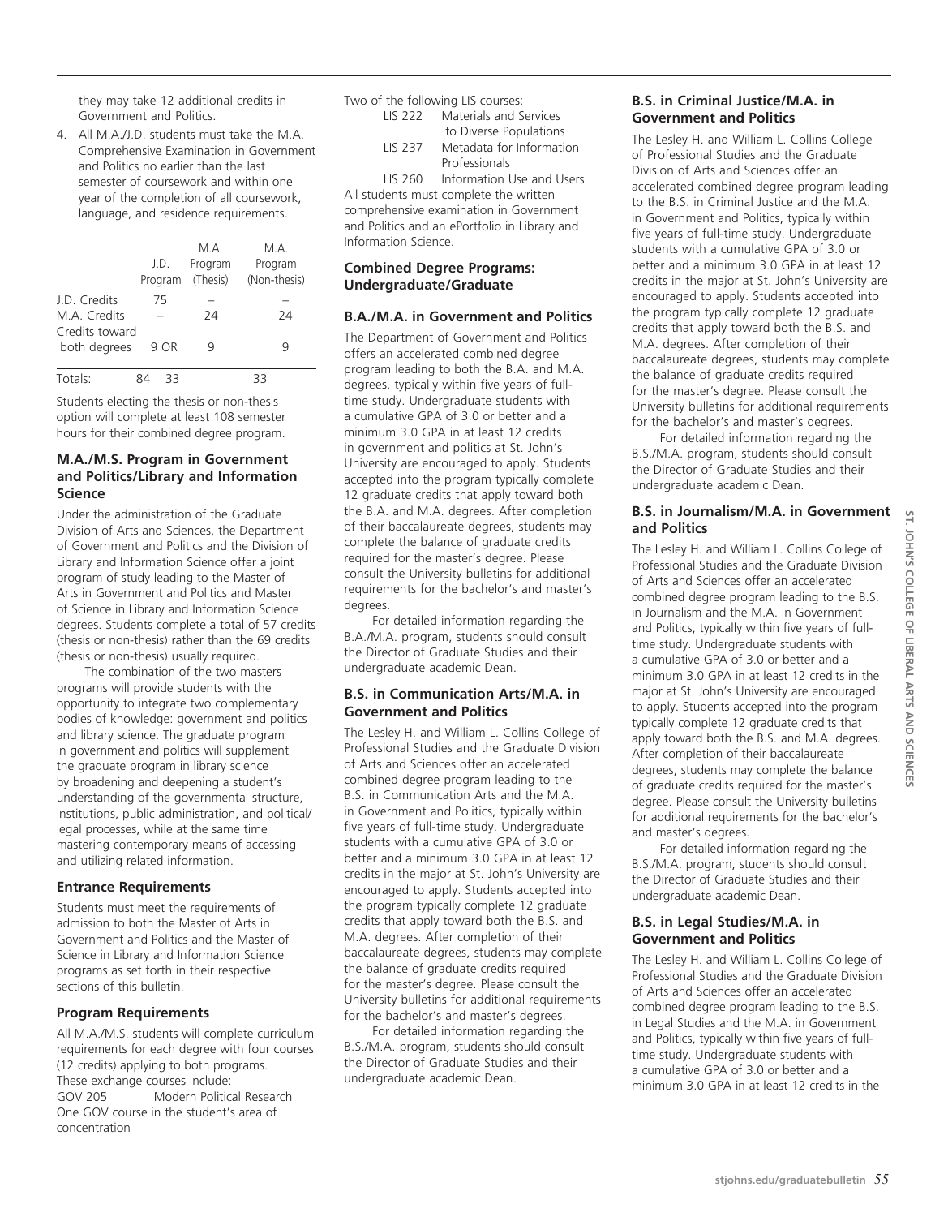they may take 12 additional credits in Government and Politics.

4. All M.A./J.D. students must take the M.A. Comprehensive Examination in Government and Politics no earlier than the last semester of coursework and within one year of the completion of all coursework, language, and residence requirements.

| | J.D. Program | M.A. Program (Thesis) | M.A. Program (Non-thesis) |
|---|---|---|---|
| J.D. Credits | 75 | – | – |
| M.A. Credits | – | 24 | 24 |
| Credits toward both degrees | 9 OR | 9 | 9 |
| Totals: | 84 | 33 | 33 |

Students electing the thesis or non-thesis option will complete at least 108 semester hours for their combined degree program.

### M.A./M.S. Program in Government and Politics/Library and Information Science

Under the administration of the Graduate Division of Arts and Sciences, the Department of Government and Politics and the Division of Library and Information Science offer a joint program of study leading to the Master of Arts in Government and Politics and Master of Science in Library and Information Science degrees. Students complete a total of 57 credits (thesis or non-thesis) rather than the 69 credits (thesis or non-thesis) usually required.

The combination of the two masters programs will provide students with the opportunity to integrate two complementary bodies of knowledge: government and politics and library science. The graduate program in government and politics will supplement the graduate program in library science by broadening and deepening a student's understanding of the governmental structure, institutions, public administration, and political/legal processes, while at the same time mastering contemporary means of accessing and utilizing related information.

#### Entrance Requirements

Students must meet the requirements of admission to both the Master of Arts in Government and Politics and the Master of Science in Library and Information Science programs as set forth in their respective sections of this bulletin.

#### Program Requirements

All M.A./M.S. students will complete curriculum requirements for each degree with four courses (12 credits) applying to both programs. These exchange courses include:

GOV 205 Modern Political Research

One GOV course in the student's area of concentration

Two of the following LIS courses:

LIS 222 Materials and Services to Diverse Populations

LIS 237 Metadata for Information Professionals

LIS 260 Information Use and Users

All students must complete the written comprehensive examination in Government and Politics and an ePortfolio in Library and Information Science.

### Combined Degree Programs: Undergraduate/Graduate

### B.A./M.A. in Government and Politics

The Department of Government and Politics offers an accelerated combined degree program leading to both the B.A. and M.A. degrees, typically within five years of full-time study. Undergraduate students with a cumulative GPA of 3.0 or better and a minimum 3.0 GPA in at least 12 credits in government and politics at St. John's University are encouraged to apply. Students accepted into the program typically complete 12 graduate credits that apply toward both the B.A. and M.A. degrees. After completion of their baccalaureate degrees, students may complete the balance of graduate credits required for the master's degree. Please consult the University bulletins for additional requirements for the bachelor's and master's degrees.

For detailed information regarding the B.A./M.A. program, students should consult the Director of Graduate Studies and their undergraduate academic Dean.

### B.S. in Communication Arts/M.A. in Government and Politics

The Lesley H. and William L. Collins College of Professional Studies and the Graduate Division of Arts and Sciences offer an accelerated combined degree program leading to the B.S. in Communication Arts and the M.A. in Government and Politics, typically within five years of full-time study. Undergraduate students with a cumulative GPA of 3.0 or better and a minimum 3.0 GPA in at least 12 credits in the major at St. John's University are encouraged to apply. Students accepted into the program typically complete 12 graduate credits that apply toward both the B.S. and M.A. degrees. After completion of their baccalaureate degrees, students may complete the balance of graduate credits required for the master's degree. Please consult the University bulletins for additional requirements for the bachelor's and master's degrees.

For detailed information regarding the B.S./M.A. program, students should consult the Director of Graduate Studies and their undergraduate academic Dean.

### B.S. in Criminal Justice/M.A. in Government and Politics

The Lesley H. and William L. Collins College of Professional Studies and the Graduate Division of Arts and Sciences offer an accelerated combined degree program leading to the B.S. in Criminal Justice and the M.A. in Government and Politics, typically within five years of full-time study. Undergraduate students with a cumulative GPA of 3.0 or better and a minimum 3.0 GPA in at least 12 credits in the major at St. John's University are encouraged to apply. Students accepted into the program typically complete 12 graduate credits that apply toward both the B.S. and M.A. degrees. After completion of their baccalaureate degrees, students may complete the balance of graduate credits required for the master's degree. Please consult the University bulletins for additional requirements for the bachelor's and master's degrees.

For detailed information regarding the B.S./M.A. program, students should consult the Director of Graduate Studies and their undergraduate academic Dean.

### B.S. in Journalism/M.A. in Government and Politics

The Lesley H. and William L. Collins College of Professional Studies and the Graduate Division of Arts and Sciences offer an accelerated combined degree program leading to the B.S. in Journalism and the M.A. in Government and Politics, typically within five years of full-time study. Undergraduate students with a cumulative GPA of 3.0 or better and a minimum 3.0 GPA in at least 12 credits in the major at St. John's University are encouraged to apply. Students accepted into the program typically complete 12 graduate credits that apply toward both the B.S. and M.A. degrees. After completion of their baccalaureate degrees, students may complete the balance of graduate credits required for the master's degree. Please consult the University bulletins for additional requirements for the bachelor's and master's degrees.

For detailed information regarding the B.S./M.A. program, students should consult the Director of Graduate Studies and their undergraduate academic Dean.

### B.S. in Legal Studies/M.A. in Government and Politics

The Lesley H. and William L. Collins College of Professional Studies and the Graduate Division of Arts and Sciences offer an accelerated combined degree program leading to the B.S. in Legal Studies and the M.A. in Government and Politics, typically within five years of full-time study. Undergraduate students with a cumulative GPA of 3.0 or better and a minimum 3.0 GPA in at least 12 credits in the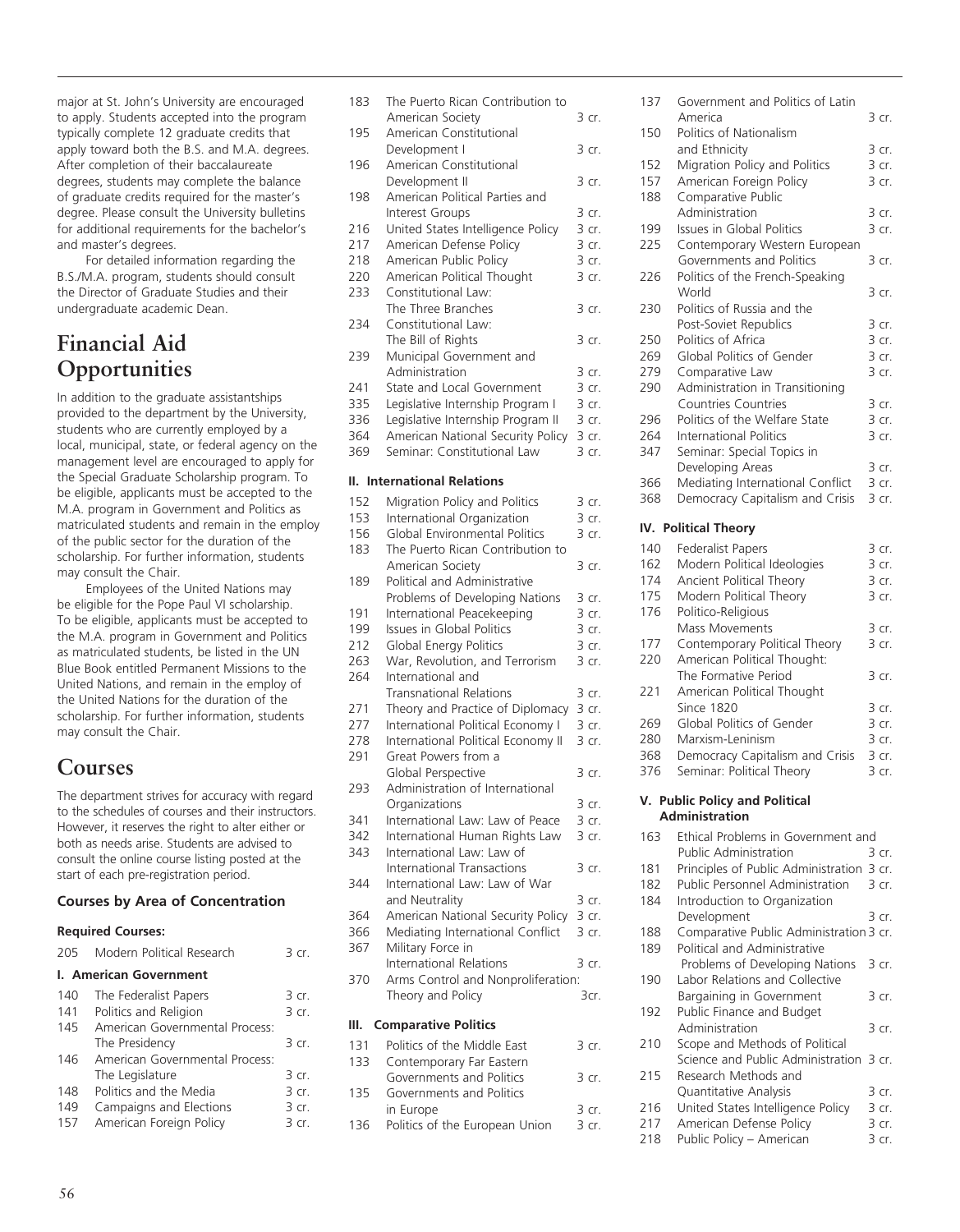major at St. John's University are encouraged to apply. Students accepted into the program typically complete 12 graduate credits that apply toward both the B.S. and M.A. degrees. After completion of their baccalaureate degrees, students may complete the balance of graduate credits required for the master's degree. Please consult the University bulletins for additional requirements for the bachelor's and master's degrees.

For detailed information regarding the B.S./M.A. program, students should consult the Director of Graduate Studies and their undergraduate academic Dean.

## Financial Aid Opportunities

In addition to the graduate assistantships provided to the department by the University, students who are currently employed by a local, municipal, state, or federal agency on the management level are encouraged to apply for the Special Graduate Scholarship program. To be eligible, applicants must be accepted to the M.A. program in Government and Politics as matriculated students and remain in the employ of the public sector for the duration of the scholarship. For further information, students may consult the Chair.

Employees of the United Nations may be eligible for the Pope Paul VI scholarship. To be eligible, applicants must be accepted to the M.A. program in Government and Politics as matriculated students, be listed in the UN Blue Book entitled Permanent Missions to the United Nations, and remain in the employ of the United Nations for the duration of the scholarship. For further information, students may consult the Chair.

## Courses

The department strives for accuracy with regard to the schedules of courses and their instructors. However, it reserves the right to alter either or both as needs arise. Students are advised to consult the online course listing posted at the start of each pre-registration period.

### Courses by Area of Concentration

**Required Courses:**

| | | |
|---|---|---|
| 205 | Modern Political Research | 3 cr. |

**I. American Government**

| | | |
|---|---|---|
| 140 | The Federalist Papers | 3 cr. |
| 141 | Politics and Religion | 3 cr. |
| 145 | American Governmental Process: The Presidency | 3 cr. |
| 146 | American Governmental Process: The Legislature | 3 cr. |
| 148 | Politics and the Media | 3 cr. |
| 149 | Campaigns and Elections | 3 cr. |
| 157 | American Foreign Policy | 3 cr. |
| 183 | The Puerto Rican Contribution to American Society | 3 cr. |
| 195 | American Constitutional Development I | 3 cr. |
| 196 | American Constitutional Development II | 3 cr. |
| 198 | American Political Parties and Interest Groups | 3 cr. |
| 216 | United States Intelligence Policy | 3 cr. |
| 217 | American Defense Policy | 3 cr. |
| 218 | American Public Policy | 3 cr. |
| 220 | American Political Thought | 3 cr. |
| 233 | Constitutional Law: The Three Branches | 3 cr. |
| 234 | Constitutional Law: The Bill of Rights | 3 cr. |
| 239 | Municipal Government and Administration | 3 cr. |
| 241 | State and Local Government | 3 cr. |
| 335 | Legislative Internship Program I | 3 cr. |
| 336 | Legislative Internship Program II | 3 cr. |
| 364 | American National Security Policy | 3 cr. |
| 369 | Seminar: Constitutional Law | 3 cr. |

**II. International Relations**

| | | |
|---|---|---|
| 152 | Migration Policy and Politics | 3 cr. |
| 153 | International Organization | 3 cr. |
| 156 | Global Environmental Politics | 3 cr. |
| 183 | The Puerto Rican Contribution to American Society | 3 cr. |
| 189 | Political and Administrative Problems of Developing Nations | 3 cr. |
| 191 | International Peacekeeping | 3 cr. |
| 199 | Issues in Global Politics | 3 cr. |
| 212 | Global Energy Politics | 3 cr. |
| 263 | War, Revolution, and Terrorism | 3 cr. |
| 264 | International and Transnational Relations | 3 cr. |
| 271 | Theory and Practice of Diplomacy | 3 cr. |
| 277 | International Political Economy I | 3 cr. |
| 278 | International Political Economy II | 3 cr. |
| 291 | Great Powers from a Global Perspective | 3 cr. |
| 293 | Administration of International Organizations | 3 cr. |
| 341 | International Law: Law of Peace | 3 cr. |
| 342 | International Human Rights Law | 3 cr. |
| 343 | International Law: Law of International Transactions | 3 cr. |
| 344 | International Law: Law of War and Neutrality | 3 cr. |
| 364 | American National Security Policy | 3 cr. |
| 366 | Mediating International Conflict | 3 cr. |
| 367 | Military Force in International Relations | 3 cr. |
| 370 | Arms Control and Nonproliferation: Theory and Policy | 3cr. |

**III. Comparative Politics**

| | | |
|---|---|---|
| 131 | Politics of the Middle East | 3 cr. |
| 133 | Contemporary Far Eastern Governments and Politics | 3 cr. |
| 135 | Governments and Politics in Europe | 3 cr. |
| 136 | Politics of the European Union | 3 cr. |
| 137 | Government and Politics of Latin America | 3 cr. |
| 150 | Politics of Nationalism and Ethnicity | 3 cr. |
| 152 | Migration Policy and Politics | 3 cr. |
| 157 | American Foreign Policy | 3 cr. |
| 188 | Comparative Public Administration | 3 cr. |
| 199 | Issues in Global Politics | 3 cr. |
| 225 | Contemporary Western European Governments and Politics | 3 cr. |
| 226 | Politics of the French-Speaking World | 3 cr. |
| 230 | Politics of Russia and the Post-Soviet Republics | 3 cr. |
| 250 | Politics of Africa | 3 cr. |
| 269 | Global Politics of Gender | 3 cr. |
| 279 | Comparative Law | 3 cr. |
| 290 | Administration in Transitioning Countries Countries | 3 cr. |
| 296 | Politics of the Welfare State | 3 cr. |
| 264 | International Politics | 3 cr. |
| 347 | Seminar: Special Topics in Developing Areas | 3 cr. |
| 366 | Mediating International Conflict | 3 cr. |
| 368 | Democracy Capitalism and Crisis | 3 cr. |

**IV. Political Theory**

| | | |
|---|---|---|
| 140 | Federalist Papers | 3 cr. |
| 162 | Modern Political Ideologies | 3 cr. |
| 174 | Ancient Political Theory | 3 cr. |
| 175 | Modern Political Theory | 3 cr. |
| 176 | Politico-Religious Mass Movements | 3 cr. |
| 177 | Contemporary Political Theory | 3 cr. |
| 220 | American Political Thought: The Formative Period | 3 cr. |
| 221 | American Political Thought Since 1820 | 3 cr. |
| 269 | Global Politics of Gender | 3 cr. |
| 280 | Marxism-Leninism | 3 cr. |
| 368 | Democracy Capitalism and Crisis | 3 cr. |
| 376 | Seminar: Political Theory | 3 cr. |

**V. Public Policy and Political Administration**

| | | |
|---|---|---|
| 163 | Ethical Problems in Government and Public Administration | 3 cr. |
| 181 | Principles of Public Administration | 3 cr. |
| 182 | Public Personnel Administration | 3 cr. |
| 184 | Introduction to Organization Development | 3 cr. |
| 188 | Comparative Public Administration | 3 cr. |
| 189 | Political and Administrative Problems of Developing Nations | 3 cr. |
| 190 | Labor Relations and Collective Bargaining in Government | 3 cr. |
| 192 | Public Finance and Budget Administration | 3 cr. |
| 210 | Scope and Methods of Political Science and Public Administration | 3 cr. |
| 215 | Research Methods and Quantitative Analysis | 3 cr. |
| 216 | United States Intelligence Policy | 3 cr. |
| 217 | American Defense Policy | 3 cr. |
| 218 | Public Policy – American | 3 cr. |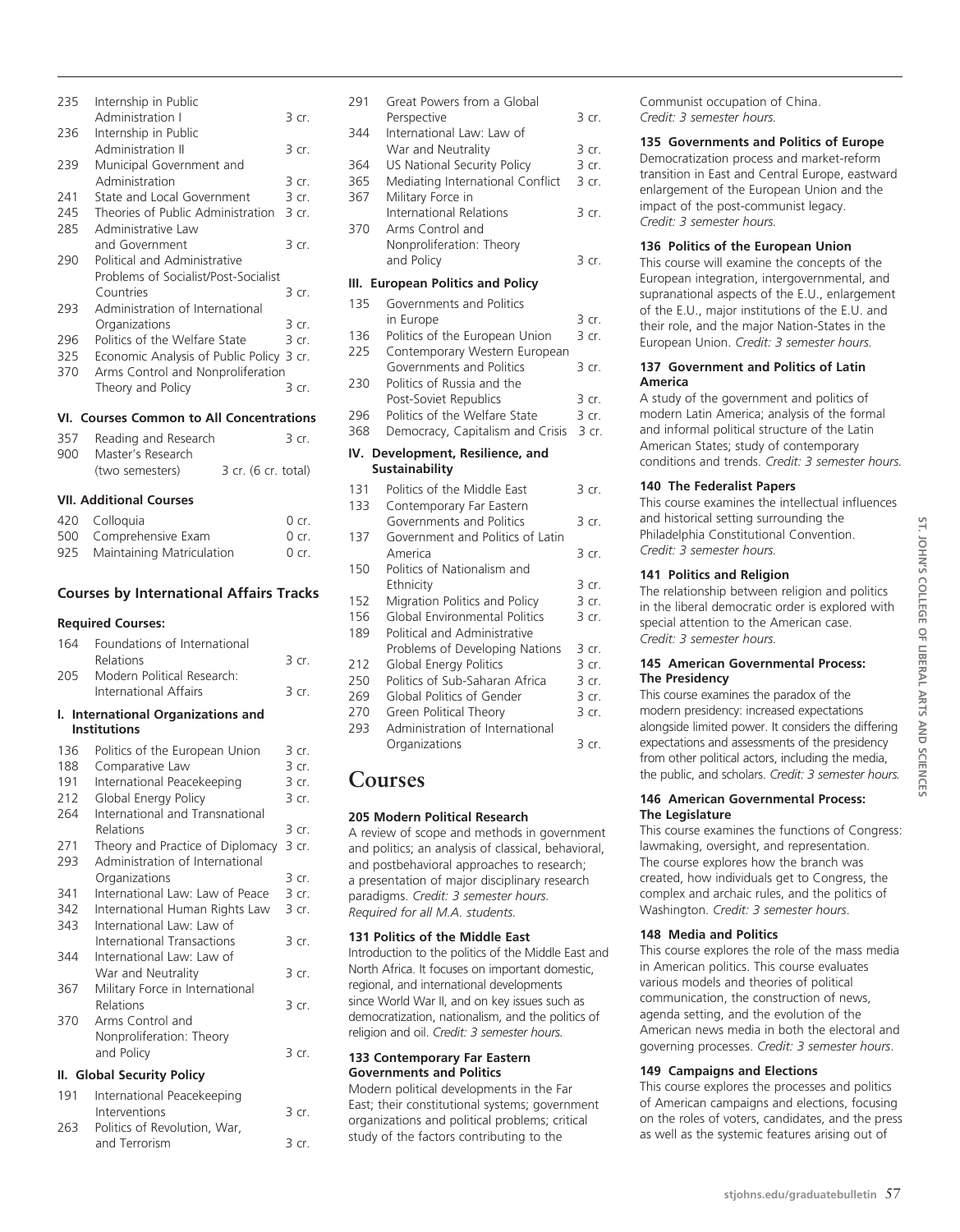| | | |
|---|---|---|
| 235 | Internship in Public Administration I | 3 cr. |
| 236 | Internship in Public Administration II | 3 cr. |
| 239 | Municipal Government and Administration | 3 cr. |
| 241 | State and Local Government | 3 cr. |
| 245 | Theories of Public Administration | 3 cr. |
| 285 | Administrative Law and Government | 3 cr. |
| 290 | Political and Administrative Problems of Socialist/Post-Socialist Countries | 3 cr. |
| 293 | Administration of International Organizations | 3 cr. |
| 296 | Politics of the Welfare State | 3 cr. |
| 325 | Economic Analysis of Public Policy | 3 cr. |
| 370 | Arms Control and Nonproliferation Theory and Policy | 3 cr. |

### VI. Courses Common to All Concentrations

| | | |
|---|---|---|
| 357 | Reading and Research | 3 cr. |
| 900 | Master's Research (two semesters) | 3 cr. (6 cr. total) |

### VII. Additional Courses

| | | |
|---|---|---|
| 420 | Colloquia | 0 cr. |
| 500 | Comprehensive Exam | 0 cr. |
| 925 | Maintaining Matriculation | 0 cr. |

## Courses by International Affairs Tracks

### Required Courses:

| | | |
|---|---|---|
| 164 | Foundations of International Relations | 3 cr. |
| 205 | Modern Political Research: International Affairs | 3 cr. |

### I. International Organizations and Institutions

| | | |
|---|---|---|
| 136 | Politics of the European Union | 3 cr. |
| 188 | Comparative Law | 3 cr. |
| 191 | International Peacekeeping | 3 cr. |
| 212 | Global Energy Policy | 3 cr. |
| 264 | International and Transnational Relations | 3 cr. |
| 271 | Theory and Practice of Diplomacy | 3 cr. |
| 293 | Administration of International Organizations | 3 cr. |
| 341 | International Law: Law of Peace | 3 cr. |
| 342 | International Human Rights Law | 3 cr. |
| 343 | International Law: Law of International Transactions | 3 cr. |
| 344 | International Law: Law of War and Neutrality | 3 cr. |
| 367 | Military Force in International Relations | 3 cr. |
| 370 | Arms Control and Nonproliferation: Theory and Policy | 3 cr. |

### II. Global Security Policy

| | | |
|---|---|---|
| 191 | International Peacekeeping Interventions | 3 cr. |
| 263 | Politics of Revolution, War, and Terrorism | 3 cr. |
| 291 | Great Powers from a Global Perspective | 3 cr. |
| 344 | International Law: Law of War and Neutrality | 3 cr. |
| 364 | US National Security Policy | 3 cr. |
| 365 | Mediating International Conflict | 3 cr. |
| 367 | Military Force in International Relations | 3 cr. |
| 370 | Arms Control and Nonproliferation: Theory and Policy | 3 cr. |

### III. European Politics and Policy

| | | |
|---|---|---|
| 135 | Governments and Politics in Europe | 3 cr. |
| 136 | Politics of the European Union | 3 cr. |
| 225 | Contemporary Western European Governments and Politics | 3 cr. |
| 230 | Politics of Russia and the Post-Soviet Republics | 3 cr. |
| 296 | Politics of the Welfare State | 3 cr. |
| 368 | Democracy, Capitalism and Crisis | 3 cr. |

### IV. Development, Resilience, and Sustainability

| | | |
|---|---|---|
| 131 | Politics of the Middle East | 3 cr. |
| 133 | Contemporary Far Eastern Governments and Politics | 3 cr. |
| 137 | Government and Politics of Latin America | 3 cr. |
| 150 | Politics of Nationalism and Ethnicity | 3 cr. |
| 152 | Migration Politics and Policy | 3 cr. |
| 156 | Global Environmental Politics | 3 cr. |
| 189 | Political and Administrative Problems of Developing Nations | 3 cr. |
| 212 | Global Energy Politics | 3 cr. |
| 250 | Politics of Sub-Saharan Africa | 3 cr. |
| 269 | Global Politics of Gender | 3 cr. |
| 270 | Green Political Theory | 3 cr. |
| 293 | Administration of International Organizations | 3 cr. |

# Courses

### 205 Modern Political Research

A review of scope and methods in government and politics; an analysis of classical, behavioral, and postbehavioral approaches to research; a presentation of major disciplinary research paradigms. *Credit: 3 semester hours. Required for all M.A. students.*

### 131 Politics of the Middle East

Introduction to the politics of the Middle East and North Africa. It focuses on important domestic, regional, and international developments since World War II, and on key issues such as democratization, nationalism, and the politics of religion and oil. *Credit: 3 semester hours.*

### 133 Contemporary Far Eastern Governments and Politics

Modern political developments in the Far East; their constitutional systems; government organizations and political problems; critical study of the factors contributing to the Communist occupation of China. *Credit: 3 semester hours.*

### 135 Governments and Politics of Europe

Democratization process and market-reform transition in East and Central Europe, eastward enlargement of the European Union and the impact of the post-communist legacy. *Credit: 3 semester hours.*

### 136 Politics of the European Union

This course will examine the concepts of the European integration, intergovernmental, and supranational aspects of the E.U., enlargement of the E.U., major institutions of the E.U. and their role, and the major Nation-States in the European Union. *Credit: 3 semester hours.*

### 137 Government and Politics of Latin America

A study of the government and politics of modern Latin America; analysis of the formal and informal political structure of the Latin American States; study of contemporary conditions and trends. *Credit: 3 semester hours.*

### 140 The Federalist Papers

This course examines the intellectual influences and historical setting surrounding the Philadelphia Constitutional Convention. *Credit: 3 semester hours.*

### 141 Politics and Religion

The relationship between religion and politics in the liberal democratic order is explored with special attention to the American case. *Credit: 3 semester hours.*

### 145 American Governmental Process: The Presidency

This course examines the paradox of the modern presidency: increased expectations alongside limited power. It considers the differing expectations and assessments of the presidency from other political actors, including the media, the public, and scholars. *Credit: 3 semester hours.*

### 146 American Governmental Process: The Legislature

This course examines the functions of Congress: lawmaking, oversight, and representation. The course explores how the branch was created, how individuals get to Congress, the complex and archaic rules, and the politics of Washington. *Credit: 3 semester hours.*

### 148 Media and Politics

This course explores the role of the mass media in American politics. This course evaluates various models and theories of political communication, the construction of news, agenda setting, and the evolution of the American news media in both the electoral and governing processes. *Credit: 3 semester hours.*

### 149 Campaigns and Elections

This course explores the processes and politics of American campaigns and elections, focusing on the roles of voters, candidates, and the press as well as the systemic features arising out of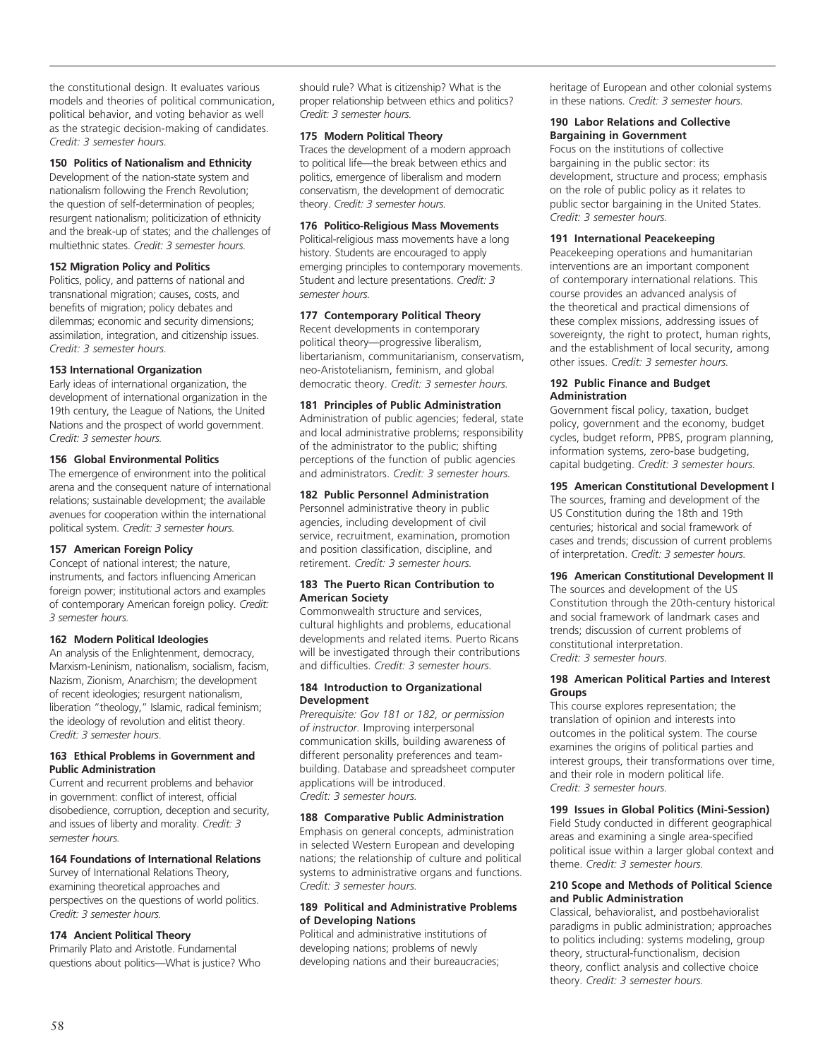the constitutional design. It evaluates various models and theories of political communication, political behavior, and voting behavior as well as the strategic decision-making of candidates. *Credit: 3 semester hours.*

**150 Politics of Nationalism and Ethnicity**
Development of the nation-state system and nationalism following the French Revolution; the question of self-determination of peoples; resurgent nationalism; politicization of ethnicity and the break-up of states; and the challenges of multiethnic states. *Credit: 3 semester hours.*

**152 Migration Policy and Politics**
Politics, policy, and patterns of national and transnational migration; causes, costs, and benefits of migration; policy debates and dilemmas; economic and security dimensions; assimilation, integration, and citizenship issues. *Credit: 3 semester hours.*

**153 International Organization**
Early ideas of international organization, the development of international organization in the 19th century, the League of Nations, the United Nations and the prospect of world government. *Credit: 3 semester hours.*

**156 Global Environmental Politics**
The emergence of environment into the political arena and the consequent nature of international relations; sustainable development; the available avenues for cooperation within the international political system. *Credit: 3 semester hours.*

**157 American Foreign Policy**
Concept of national interest; the nature, instruments, and factors influencing American foreign power; institutional actors and examples of contemporary American foreign policy. *Credit: 3 semester hours.*

**162 Modern Political Ideologies**
An analysis of the Enlightenment, democracy, Marxism-Leninism, nationalism, socialism, facism, Nazism, Zionism, Anarchism; the development of recent ideologies; resurgent nationalism, liberation "theology," Islamic, radical feminism; the ideology of revolution and elitist theory. *Credit: 3 semester hours*.

**163 Ethical Problems in Government and Public Administration**
Current and recurrent problems and behavior in government: conflict of interest, official disobedience, corruption, deception and security, and issues of liberty and morality. *Credit: 3 semester hours.*

**164 Foundations of International Relations**
Survey of International Relations Theory, examining theoretical approaches and perspectives on the questions of world politics. *Credit: 3 semester hours.*

**174 Ancient Political Theory**
Primarily Plato and Aristotle. Fundamental questions about politics—What is justice? Who should rule? What is citizenship? What is the proper relationship between ethics and politics? *Credit: 3 semester hours.*

**175 Modern Political Theory**
Traces the development of a modern approach to political life—the break between ethics and politics, emergence of liberalism and modern conservatism, the development of democratic theory. *Credit: 3 semester hours.*

**176 Politico-Religious Mass Movements**
Political-religious mass movements have a long history. Students are encouraged to apply emerging principles to contemporary movements. Student and lecture presentations. *Credit: 3 semester hours.*

**177 Contemporary Political Theory**
Recent developments in contemporary political theory—progressive liberalism, libertarianism, communitarianism, conservatism, neo-Aristotelianism, feminism, and global democratic theory. *Credit: 3 semester hours.*

**181 Principles of Public Administration**
Administration of public agencies; federal, state and local administrative problems; responsibility of the administrator to the public; shifting perceptions of the function of public agencies and administrators. *Credit: 3 semester hours.*

**182 Public Personnel Administration**
Personnel administrative theory in public agencies, including development of civil service, recruitment, examination, promotion and position classification, discipline, and retirement. *Credit: 3 semester hours.*

**183 The Puerto Rican Contribution to American Society**
Commonwealth structure and services, cultural highlights and problems, educational developments and related items. Puerto Ricans will be investigated through their contributions and difficulties. *Credit: 3 semester hours.*

**184 Introduction to Organizational Development**
*Prerequisite: Gov 181 or 182, or permission of instructor.* Improving interpersonal communication skills, building awareness of different personality preferences and team-building. Database and spreadsheet computer applications will be introduced. *Credit: 3 semester hours.*

**188 Comparative Public Administration**
Emphasis on general concepts, administration in selected Western European and developing nations; the relationship of culture and political systems to administrative organs and functions. *Credit: 3 semester hours.*

**189 Political and Administrative Problems of Developing Nations**
Political and administrative institutions of developing nations; problems of newly developing nations and their bureaucracies; heritage of European and other colonial systems in these nations. *Credit: 3 semester hours.*

**190 Labor Relations and Collective Bargaining in Government**
Focus on the institutions of collective bargaining in the public sector: its development, structure and process; emphasis on the role of public policy as it relates to public sector bargaining in the United States. *Credit: 3 semester hours.*

**191 International Peacekeeping**
Peacekeeping operations and humanitarian interventions are an important component of contemporary international relations. This course provides an advanced analysis of the theoretical and practical dimensions of these complex missions, addressing issues of sovereignty, the right to protect, human rights, and the establishment of local security, among other issues. *Credit: 3 semester hours.*

**192 Public Finance and Budget Administration**
Government fiscal policy, taxation, budget policy, government and the economy, budget cycles, budget reform, PPBS, program planning, information systems, zero-base budgeting, capital budgeting. *Credit: 3 semester hours.*

**195 American Constitutional Development I**
The sources, framing and development of the US Constitution during the 18th and 19th centuries; historical and social framework of cases and trends; discussion of current problems of interpretation. *Credit: 3 semester hours.*

**196 American Constitutional Development II**
The sources and development of the US Constitution through the 20th-century historical and social framework of landmark cases and trends; discussion of current problems of constitutional interpretation. *Credit: 3 semester hours.*

**198 American Political Parties and Interest Groups**
This course explores representation; the translation of opinion and interests into outcomes in the political system. The course examines the origins of political parties and interest groups, their transformations over time, and their role in modern political life. *Credit: 3 semester hours.*

**199 Issues in Global Politics (Mini-Session)**
Field Study conducted in different geographical areas and examining a single area-specified political issue within a larger global context and theme. *Credit: 3 semester hours.*

**210 Scope and Methods of Political Science and Public Administration**
Classical, behavioralist, and postbehavioralist paradigms in public administration; approaches to politics including: systems modeling, group theory, structural-functionalism, decision theory, conflict analysis and collective choice theory. *Credit: 3 semester hours.*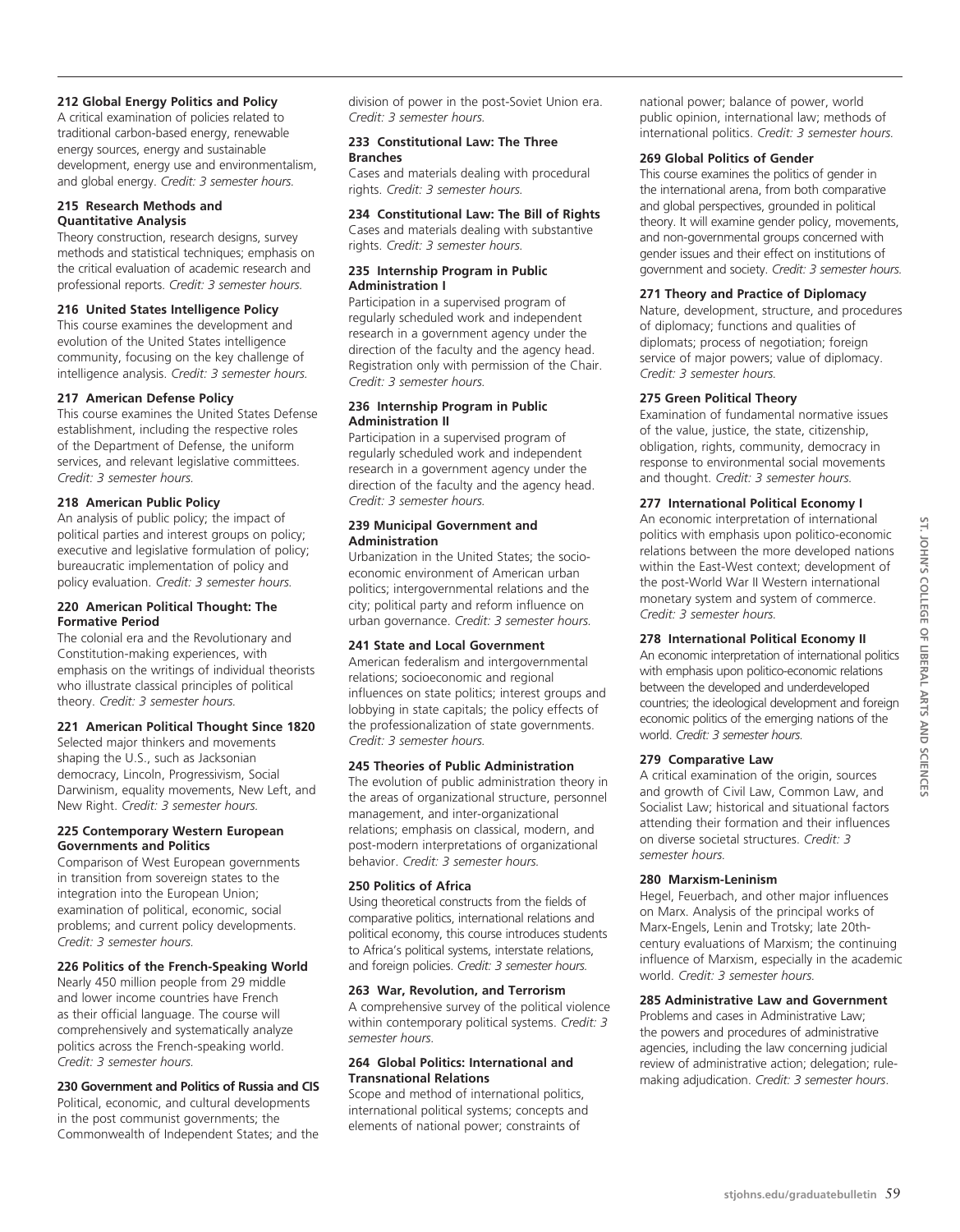**212 Global Energy Politics and Policy**
A critical examination of policies related to traditional carbon-based energy, renewable energy sources, energy and sustainable development, energy use and environmentalism, and global energy. *Credit: 3 semester hours.*

**215 Research Methods and Quantitative Analysis**
Theory construction, research designs, survey methods and statistical techniques; emphasis on the critical evaluation of academic research and professional reports. *Credit: 3 semester hours.*

**216 United States Intelligence Policy**
This course examines the development and evolution of the United States intelligence community, focusing on the key challenge of intelligence analysis. *Credit: 3 semester hours.*

**217 American Defense Policy**
This course examines the United States Defense establishment, including the respective roles of the Department of Defense, the uniform services, and relevant legislative committees. *Credit: 3 semester hours.*

**218 American Public Policy**
An analysis of public policy; the impact of political parties and interest groups on policy; executive and legislative formulation of policy; bureaucratic implementation of policy and policy evaluation. *Credit: 3 semester hours.*

**220 American Political Thought: The Formative Period**
The colonial era and the Revolutionary and Constitution-making experiences, with emphasis on the writings of individual theorists who illustrate classical principles of political theory. *Credit: 3 semester hours.*

**221 American Political Thought Since 1820**
Selected major thinkers and movements shaping the U.S., such as Jacksonian democracy, Lincoln, Progressivism, Social Darwinism, equality movements, New Left, and New Right. *Credit: 3 semester hours.*

**225 Contemporary Western European Governments and Politics**
Comparison of West European governments in transition from sovereign states to the integration into the European Union; examination of political, economic, social problems; and current policy developments. *Credit: 3 semester hours.*

**226 Politics of the French-Speaking World**
Nearly 450 million people from 29 middle and lower income countries have French as their official language. The course will comprehensively and systematically analyze politics across the French-speaking world. *Credit: 3 semester hours.*

**230 Government and Politics of Russia and CIS**
Political, economic, and cultural developments in the post communist governments; the Commonwealth of Independent States; and the division of power in the post-Soviet Union era. *Credit: 3 semester hours.*

**233 Constitutional Law: The Three Branches**
Cases and materials dealing with procedural rights. *Credit: 3 semester hours.*

**234 Constitutional Law: The Bill of Rights**
Cases and materials dealing with substantive rights. *Credit: 3 semester hours.*

**235 Internship Program in Public Administration I**
Participation in a supervised program of regularly scheduled work and independent research in a government agency under the direction of the faculty and the agency head. Registration only with permission of the Chair. *Credit: 3 semester hours.*

**236 Internship Program in Public Administration II**
Participation in a supervised program of regularly scheduled work and independent research in a government agency under the direction of the faculty and the agency head. *Credit: 3 semester hours.*

**239 Municipal Government and Administration**
Urbanization in the United States; the socio-economic environment of American urban politics; intergovernmental relations and the city; political party and reform influence on urban governance. *Credit: 3 semester hours.*

**241 State and Local Government**
American federalism and intergovernmental relations; socioeconomic and regional influences on state politics; interest groups and lobbying in state capitals; the policy effects of the professionalization of state governments. *Credit: 3 semester hours.*

**245 Theories of Public Administration**
The evolution of public administration theory in the areas of organizational structure, personnel management, and inter-organizational relations; emphasis on classical, modern, and post-modern interpretations of organizational behavior. *Credit: 3 semester hours.*

**250 Politics of Africa**
Using theoretical constructs from the fields of comparative politics, international relations and political economy, this course introduces students to Africa's political systems, interstate relations, and foreign policies. *Credit: 3 semester hours.*

**263 War, Revolution, and Terrorism**
A comprehensive survey of the political violence within contemporary political systems. *Credit: 3 semester hours.*

**264 Global Politics: International and Transnational Relations**
Scope and method of international politics, international political systems; concepts and elements of national power; constraints of national power; balance of power, world public opinion, international law; methods of international politics. *Credit: 3 semester hours.*

**269 Global Politics of Gender**
This course examines the politics of gender in the international arena, from both comparative and global perspectives, grounded in political theory. It will examine gender policy, movements, and non-governmental groups concerned with gender issues and their effect on institutions of government and society. *Credit: 3 semester hours.*

**271 Theory and Practice of Diplomacy**
Nature, development, structure, and procedures of diplomacy; functions and qualities of diplomats; process of negotiation; foreign service of major powers; value of diplomacy. *Credit: 3 semester hours.*

**275 Green Political Theory**
Examination of fundamental normative issues of the value, justice, the state, citizenship, obligation, rights, community, democracy in response to environmental social movements and thought. *Credit: 3 semester hours.*

**277 International Political Economy I**
An economic interpretation of international politics with emphasis upon politico-economic relations between the more developed nations within the East-West context; development of the post-World War II Western international monetary system and system of commerce. *Credit: 3 semester hours.*

**278 International Political Economy II**
An economic interpretation of international politics with emphasis upon politico-economic relations between the developed and underdeveloped countries; the ideological development and foreign economic politics of the emerging nations of the world. *Credit: 3 semester hours.*

**279 Comparative Law**
A critical examination of the origin, sources and growth of Civil Law, Common Law, and Socialist Law; historical and situational factors attending their formation and their influences on diverse societal structures. *Credit: 3 semester hours.*

**280 Marxism-Leninism**
Hegel, Feuerbach, and other major influences on Marx. Analysis of the principal works of Marx-Engels, Lenin and Trotsky; late 20th-century evaluations of Marxism; the continuing influence of Marxism, especially in the academic world. *Credit: 3 semester hours.*

**285 Administrative Law and Government**
Problems and cases in Administrative Law; the powers and procedures of administrative agencies, including the law concerning judicial review of administrative action; delegation; rule-making adjudication. *Credit: 3 semester hours*.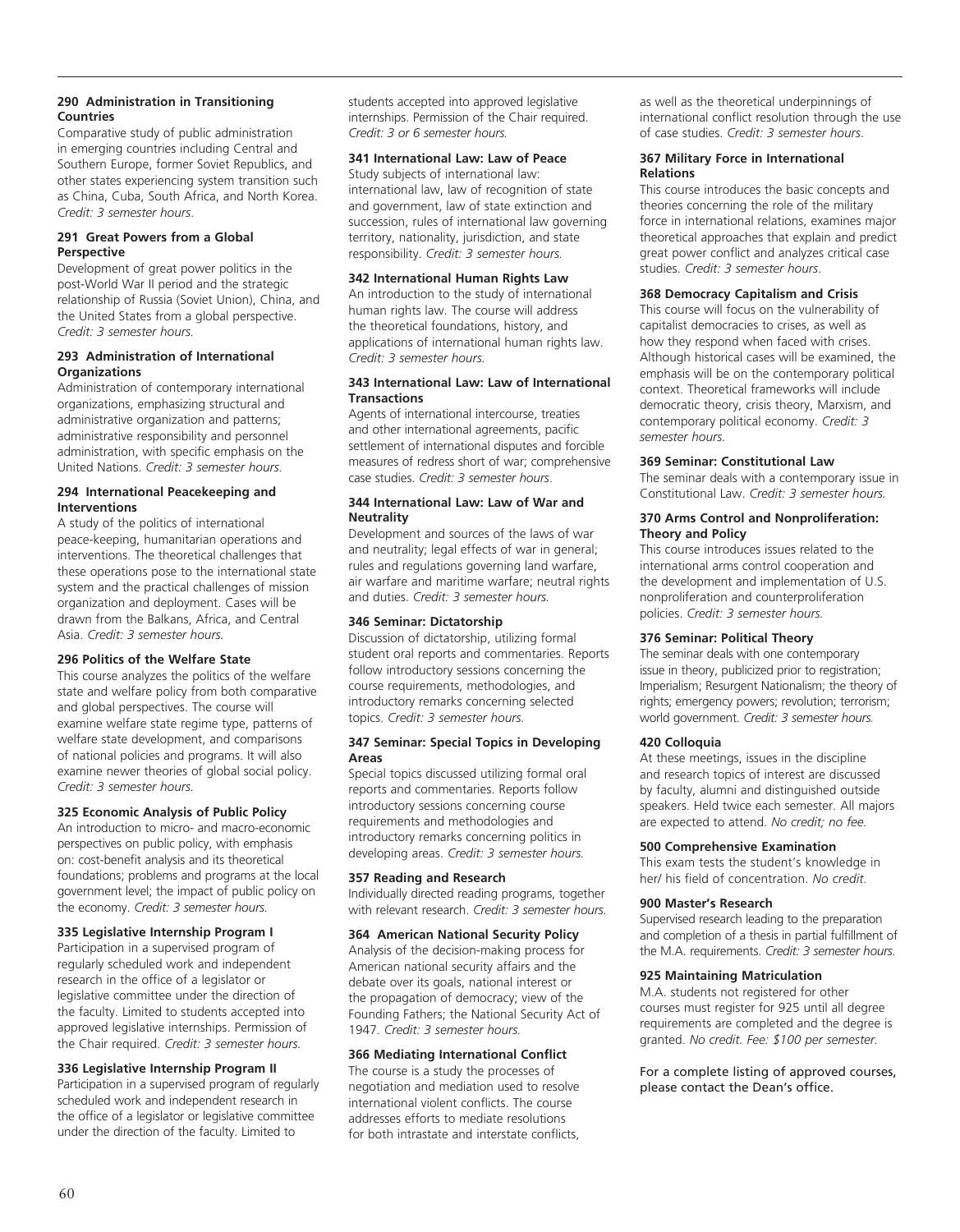**290 Administration in Transitioning Countries**
Comparative study of public administration in emerging countries including Central and Southern Europe, former Soviet Republics, and other states experiencing system transition such as China, Cuba, South Africa, and North Korea. *Credit: 3 semester hours.*

**291 Great Powers from a Global Perspective**
Development of great power politics in the post-World War II period and the strategic relationship of Russia (Soviet Union), China, and the United States from a global perspective. *Credit: 3 semester hours.*

**293 Administration of International Organizations**
Administration of contemporary international organizations, emphasizing structural and administrative organization and patterns; administrative responsibility and personnel administration, with specific emphasis on the United Nations. *Credit: 3 semester hours.*

**294 International Peacekeeping and Interventions**
A study of the politics of international peace-keeping, humanitarian operations and interventions. The theoretical challenges that these operations pose to the international state system and the practical challenges of mission organization and deployment. Cases will be drawn from the Balkans, Africa, and Central Asia. *Credit: 3 semester hours.*

**296 Politics of the Welfare State**
This course analyzes the politics of the welfare state and welfare policy from both comparative and global perspectives. The course will examine welfare state regime type, patterns of welfare state development, and comparisons of national policies and programs. It will also examine newer theories of global social policy. *Credit: 3 semester hours.*

**325 Economic Analysis of Public Policy**
An introduction to micro- and macro-economic perspectives on public policy, with emphasis on: cost-benefit analysis and its theoretical foundations; problems and programs at the local government level; the impact of public policy on the economy. *Credit: 3 semester hours.*

**335 Legislative Internship Program I**
Participation in a supervised program of regularly scheduled work and independent research in the office of a legislator or legislative committee under the direction of the faculty. Limited to students accepted into approved legislative internships. Permission of the Chair required. *Credit: 3 semester hours.*

**336 Legislative Internship Program II**
Participation in a supervised program of regularly scheduled work and independent research in the office of a legislator or legislative committee under the direction of the faculty. Limited to students accepted into approved legislative internships. Permission of the Chair required. *Credit: 3 or 6 semester hours.*

**341 International Law: Law of Peace**
Study subjects of international law: international law, law of recognition of state and government, law of state extinction and succession, rules of international law governing territory, nationality, jurisdiction, and state responsibility. *Credit: 3 semester hours.*

**342 International Human Rights Law**
An introduction to the study of international human rights law. The course will address the theoretical foundations, history, and applications of international human rights law. *Credit: 3 semester hours.*

**343 International Law: Law of International Transactions**
Agents of international intercourse, treaties and other international agreements, pacific settlement of international disputes and forcible measures of redress short of war; comprehensive case studies. *Credit: 3 semester hours.*

**344 International Law: Law of War and Neutrality**
Development and sources of the laws of war and neutrality; legal effects of war in general; rules and regulations governing land warfare, air warfare and maritime warfare; neutral rights and duties. *Credit: 3 semester hours.*

**346 Seminar: Dictatorship**
Discussion of dictatorship, utilizing formal student oral reports and commentaries. Reports follow introductory sessions concerning the course requirements, methodologies, and introductory remarks concerning selected topics. *Credit: 3 semester hours.*

**347 Seminar: Special Topics in Developing Areas**
Special topics discussed utilizing formal oral reports and commentaries. Reports follow introductory sessions concerning course requirements and methodologies and introductory remarks concerning politics in developing areas. *Credit: 3 semester hours.*

**357 Reading and Research**
Individually directed reading programs, together with relevant research. *Credit: 3 semester hours.*

**364 American National Security Policy**
Analysis of the decision-making process for American national security affairs and the debate over its goals, national interest or the propagation of democracy; view of the Founding Fathers; the National Security Act of 1947. *Credit: 3 semester hours.*

**366 Mediating International Conflict**
The course is a study the processes of negotiation and mediation used to resolve international violent conflicts. The course addresses efforts to mediate resolutions for both intrastate and interstate conflicts, as well as the theoretical underpinnings of international conflict resolution through the use of case studies. *Credit: 3 semester hours.*

**367 Military Force in International Relations**
This course introduces the basic concepts and theories concerning the role of the military force in international relations, examines major theoretical approaches that explain and predict great power conflict and analyzes critical case studies. *Credit: 3 semester hours.*

**368 Democracy Capitalism and Crisis**
This course will focus on the vulnerability of capitalist democracies to crises, as well as how they respond when faced with crises. Although historical cases will be examined, the emphasis will be on the contemporary political context. Theoretical frameworks will include democratic theory, crisis theory, Marxism, and contemporary political economy. *Credit: 3 semester hours.*

**369 Seminar: Constitutional Law**
The seminar deals with a contemporary issue in Constitutional Law. *Credit: 3 semester hours.*

**370 Arms Control and Nonproliferation: Theory and Policy**
This course introduces issues related to the international arms control cooperation and the development and implementation of U.S. nonproliferation and counterproliferation policies. *Credit: 3 semester hours.*

**376 Seminar: Political Theory**
The seminar deals with one contemporary issue in theory, publicized prior to registration; Imperialism; Resurgent Nationalism; the theory of rights; emergency powers; revolution; terrorism; world government. *Credit: 3 semester hours.*

**420 Colloquia**
At these meetings, issues in the discipline and research topics of interest are discussed by faculty, alumni and distinguished outside speakers. Held twice each semester. All majors are expected to attend. *No credit; no fee.*

**500 Comprehensive Examination**
This exam tests the student's knowledge in her/ his field of concentration. *No credit.*

**900 Master's Research**
Supervised research leading to the preparation and completion of a thesis in partial fulfillment of the M.A. requirements. *Credit: 3 semester hours.*

**925 Maintaining Matriculation**
M.A. students not registered for other courses must register for 925 until all degree requirements are completed and the degree is granted. *No credit. Fee: $100 per semester.*

For a complete listing of approved courses, please contact the Dean's office.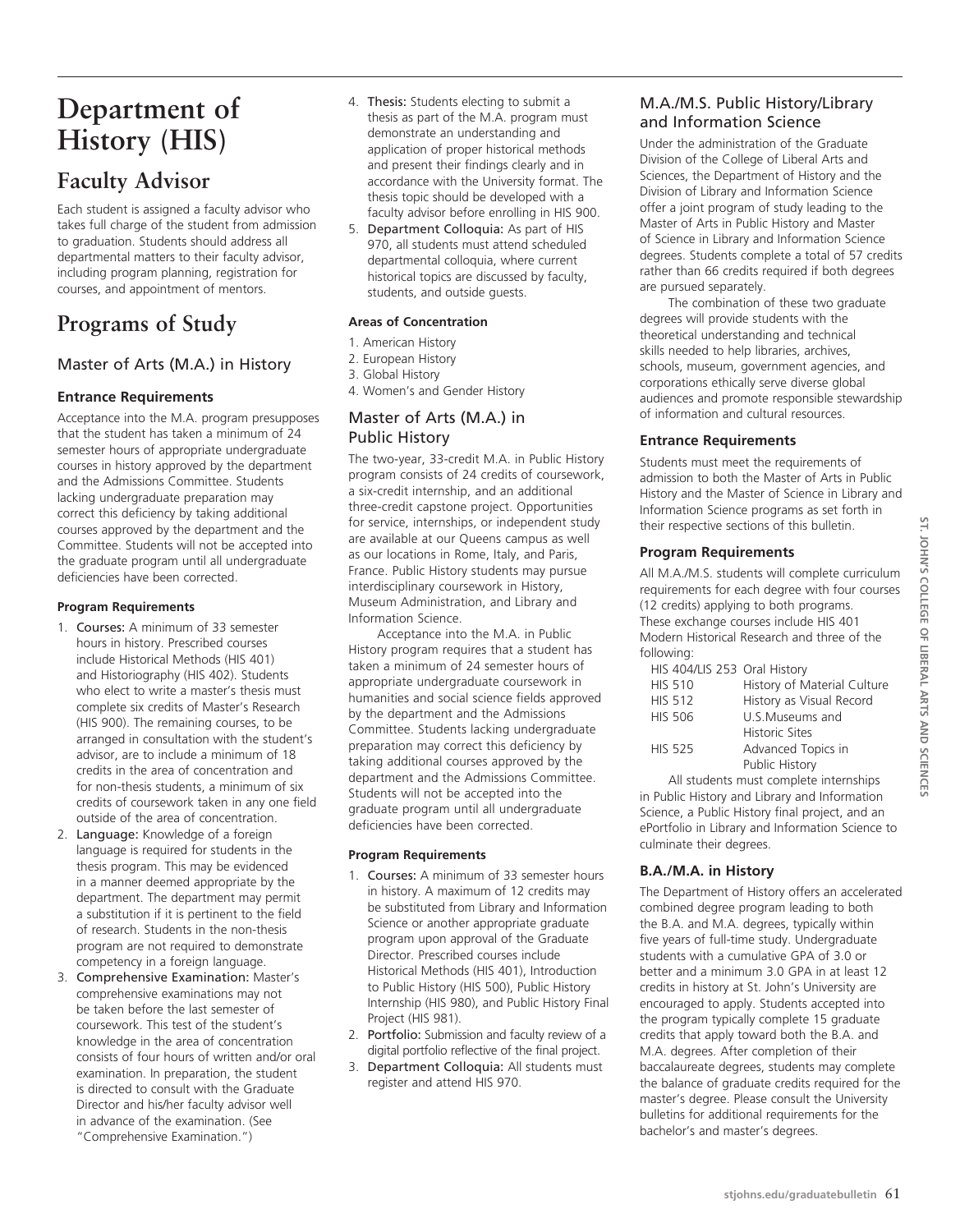# Department of History (HIS)

## Faculty Advisor

Each student is assigned a faculty advisor who takes full charge of the student from admission to graduation. Students should address all departmental matters to their faculty advisor, including program planning, registration for courses, and appointment of mentors.

## Programs of Study

### Master of Arts (M.A.) in History

#### Entrance Requirements

Acceptance into the M.A. program presupposes that the student has taken a minimum of 24 semester hours of appropriate undergraduate courses in history approved by the department and the Admissions Committee. Students lacking undergraduate preparation may correct this deficiency by taking additional courses approved by the department and the Committee. Students will not be accepted into the graduate program until all undergraduate deficiencies have been corrected.

**Program Requirements**

1. **Courses:** A minimum of 33 semester hours in history. Prescribed courses include Historical Methods (HIS 401) and Historiography (HIS 402). Students who elect to write a master's thesis must complete six credits of Master's Research (HIS 900). The remaining courses, to be arranged in consultation with the student's advisor, are to include a minimum of 18 credits in the area of concentration and for non-thesis students, a minimum of six credits of coursework taken in any one field outside of the area of concentration.
2. **Language:** Knowledge of a foreign language is required for students in the thesis program. This may be evidenced in a manner deemed appropriate by the department. The department may permit a substitution if it is pertinent to the field of research. Students in the non-thesis program are not required to demonstrate competency in a foreign language.
3. **Comprehensive Examination:** Master's comprehensive examinations may not be taken before the last semester of coursework. This test of the student's knowledge in the area of concentration consists of four hours of written and/or oral examination. In preparation, the student is directed to consult with the Graduate Director and his/her faculty advisor well in advance of the examination. (See "Comprehensive Examination.")
4. **Thesis:** Students electing to submit a thesis as part of the M.A. program must demonstrate an understanding and application of proper historical methods and present their findings clearly and in accordance with the University format. The thesis topic should be developed with a faculty advisor before enrolling in HIS 900.
5. **Department Colloquia:** As part of HIS 970, all students must attend scheduled departmental colloquia, where current historical topics are discussed by faculty, students, and outside guests.

**Areas of Concentration**

1. American History
2. European History
3. Global History
4. Women's and Gender History

### Master of Arts (M.A.) in Public History

The two-year, 33-credit M.A. in Public History program consists of 24 credits of coursework, a six-credit internship, and an additional three-credit capstone project. Opportunities for service, internships, or independent study are available at our Queens campus as well as our locations in Rome, Italy, and Paris, France. Public History students may pursue interdisciplinary coursework in History, Museum Administration, and Library and Information Science.

Acceptance into the M.A. in Public History program requires that a student has taken a minimum of 24 semester hours of appropriate undergraduate coursework in humanities and social science fields approved by the department and the Admissions Committee. Students lacking undergraduate preparation may correct this deficiency by taking additional courses approved by the department and the Admissions Committee. Students will not be accepted into the graduate program until all undergraduate deficiencies have been corrected.

**Program Requirements**

1. **Courses:** A minimum of 33 semester hours in history. A maximum of 12 credits may be substituted from Library and Information Science or another appropriate graduate program upon approval of the Graduate Director. Prescribed courses include Historical Methods (HIS 401), Introduction to Public History (HIS 500), Public History Internship (HIS 980), and Public History Final Project (HIS 981).
2. **Portfolio:** Submission and faculty review of a digital portfolio reflective of the final project.
3. **Department Colloquia:** All students must register and attend HIS 970.

### M.A./M.S. Public History/Library and Information Science

Under the administration of the Graduate Division of the College of Liberal Arts and Sciences, the Department of History and the Division of Library and Information Science offer a joint program of study leading to the Master of Arts in Public History and Master of Science in Library and Information Science degrees. Students complete a total of 57 credits rather than 66 credits required if both degrees are pursued separately.

The combination of these two graduate degrees will provide students with the theoretical understanding and technical skills needed to help libraries, archives, schools, museum, government agencies, and corporations ethically serve diverse global audiences and promote responsible stewardship of information and cultural resources.

#### Entrance Requirements

Students must meet the requirements of admission to both the Master of Arts in Public History and the Master of Science in Library and Information Science programs as set forth in their respective sections of this bulletin.

#### Program Requirements

All M.A./M.S. students will complete curriculum requirements for each degree with four courses (12 credits) applying to both programs. These exchange courses include HIS 401 Modern Historical Research and three of the following:

| | |
|---|---|
| HIS 404/LIS 253 | Oral History |
| HIS 510 | History of Material Culture |
| HIS 512 | History as Visual Record |
| HIS 506 | U.S.Museums and Historic Sites |
| HIS 525 | Advanced Topics in Public History |

All students must complete internships in Public History and Library and Information Science, a Public History final project, and an ePortfolio in Library and Information Science to culminate their degrees.

#### B.A./M.A. in History

The Department of History offers an accelerated combined degree program leading to both the B.A. and M.A. degrees, typically within five years of full-time study. Undergraduate students with a cumulative GPA of 3.0 or better and a minimum 3.0 GPA in at least 12 credits in history at St. John's University are encouraged to apply. Students accepted into the program typically complete 15 graduate credits that apply toward both the B.A. and M.A. degrees. After completion of their baccalaureate degrees, students may complete the balance of graduate credits required for the master's degree. Please consult the University bulletins for additional requirements for the bachelor's and master's degrees.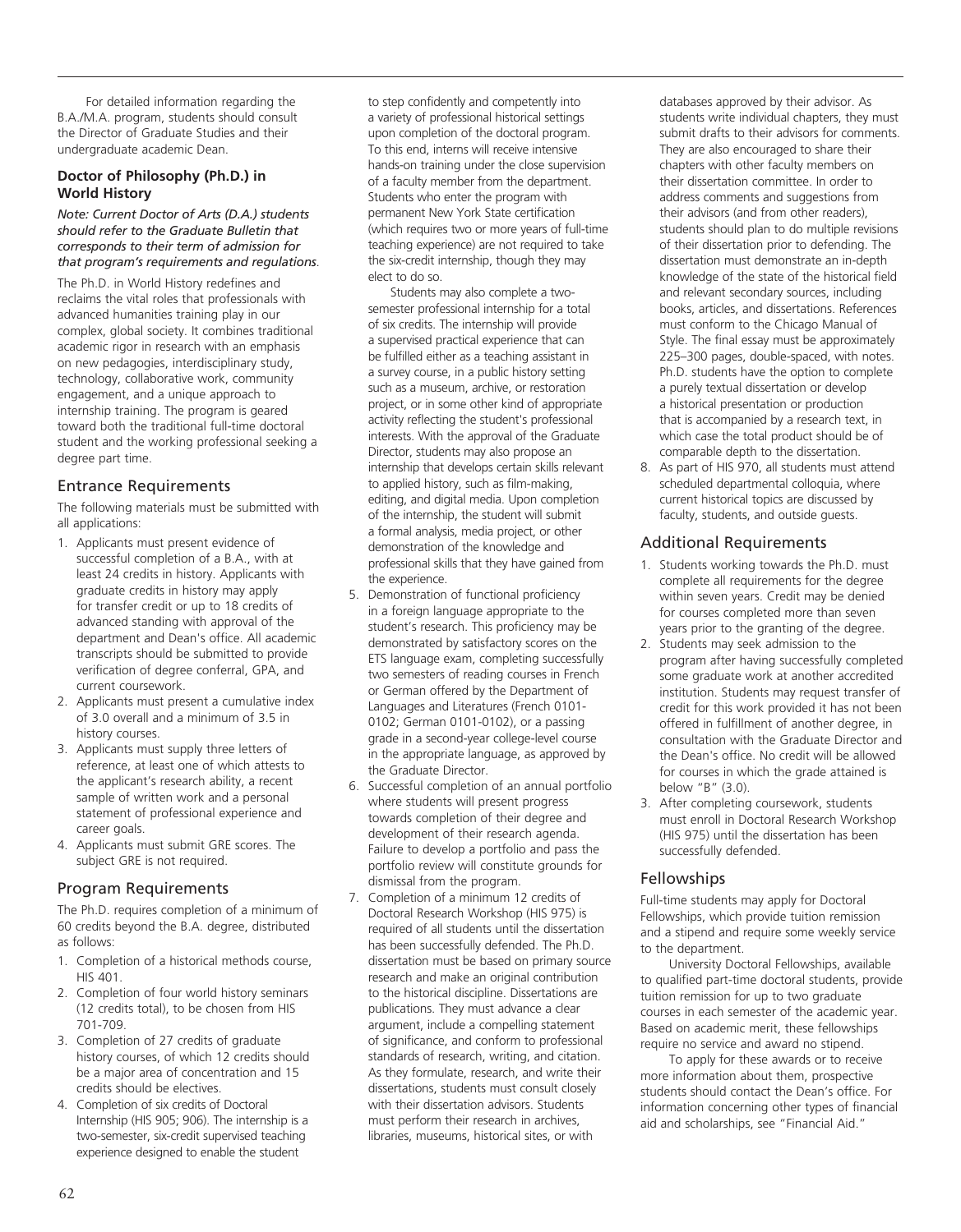For detailed information regarding the B.A./M.A. program, students should consult the Director of Graduate Studies and their undergraduate academic Dean.

### Doctor of Philosophy (Ph.D.) in World History

*Note: Current Doctor of Arts (D.A.) students should refer to the Graduate Bulletin that corresponds to their term of admission for that program's requirements and regulations.*

The Ph.D. in World History redefines and reclaims the vital roles that professionals with advanced humanities training play in our complex, global society. It combines traditional academic rigor in research with an emphasis on new pedagogies, interdisciplinary study, technology, collaborative work, community engagement, and a unique approach to internship training. The program is geared toward both the traditional full-time doctoral student and the working professional seeking a degree part time.

## Entrance Requirements

The following materials must be submitted with all applications:

1. Applicants must present evidence of successful completion of a B.A., with at least 24 credits in history. Applicants with graduate credits in history may apply for transfer credit or up to 18 credits of advanced standing with approval of the department and Dean's office. All academic transcripts should be submitted to provide verification of degree conferral, GPA, and current coursework.
2. Applicants must present a cumulative index of 3.0 overall and a minimum of 3.5 in history courses.
3. Applicants must supply three letters of reference, at least one of which attests to the applicant's research ability, a recent sample of written work and a personal statement of professional experience and career goals.
4. Applicants must submit GRE scores. The subject GRE is not required.

## Program Requirements

The Ph.D. requires completion of a minimum of 60 credits beyond the B.A. degree, distributed as follows:

1. Completion of a historical methods course, HIS 401.
2. Completion of four world history seminars (12 credits total), to be chosen from HIS 701-709.
3. Completion of 27 credits of graduate history courses, of which 12 credits should be a major area of concentration and 15 credits should be electives.
4. Completion of six credits of Doctoral Internship (HIS 905; 906). The internship is a two-semester, six-credit supervised teaching experience designed to enable the student to step confidently and competently into a variety of professional historical settings upon completion of the doctoral program. To this end, interns will receive intensive hands-on training under the close supervision of a faculty member from the department. Students who enter the program with permanent New York State certification (which requires two or more years of full-time teaching experience) are not required to take the six-credit internship, though they may elect to do so.

   Students may also complete a two-semester professional internship for a total of six credits. The internship will provide a supervised practical experience that can be fulfilled either as a teaching assistant in a survey course, in a public history setting such as a museum, archive, or restoration project, or in some other kind of appropriate activity reflecting the student's professional interests. With the approval of the Graduate Director, students may also propose an internship that develops certain skills relevant to applied history, such as film-making, editing, and digital media. Upon completion of the internship, the student will submit a formal analysis, media project, or other demonstration of the knowledge and professional skills that they have gained from the experience.
5. Demonstration of functional proficiency in a foreign language appropriate to the student's research. This proficiency may be demonstrated by satisfactory scores on the ETS language exam, completing successfully two semesters of reading courses in French or German offered by the Department of Languages and Literatures (French 0101-0102; German 0101-0102), or a passing grade in a second-year college-level course in the appropriate language, as approved by the Graduate Director.
6. Successful completion of an annual portfolio where students will present progress towards completion of their degree and development of their research agenda. Failure to develop a portfolio and pass the portfolio review will constitute grounds for dismissal from the program.
7. Completion of a minimum 12 credits of Doctoral Research Workshop (HIS 975) is required of all students until the dissertation has been successfully defended. The Ph.D. dissertation must be based on primary source research and make an original contribution to the historical discipline. Dissertations are publications. They must advance a clear argument, include a compelling statement of significance, and conform to professional standards of research, writing, and citation. As they formulate, research, and write their dissertations, students must consult closely with their dissertation advisors. Students must perform their research in archives, libraries, museums, historical sites, or with databases approved by their advisor. As students write individual chapters, they must submit drafts to their advisors for comments. They are also encouraged to share their chapters with other faculty members on their dissertation committee. In order to address comments and suggestions from their advisors (and from other readers), students should plan to do multiple revisions of their dissertation prior to defending. The dissertation must demonstrate an in-depth knowledge of the state of the historical field and relevant secondary sources, including books, articles, and dissertations. References must conform to the Chicago Manual of Style. The final essay must be approximately 225–300 pages, double-spaced, with notes. Ph.D. students have the option to complete a purely textual dissertation or develop a historical presentation or production that is accompanied by a research text, in which case the total product should be of comparable depth to the dissertation.
8. As part of HIS 970, all students must attend scheduled departmental colloquia, where current historical topics are discussed by faculty, students, and outside guests.

## Additional Requirements

1. Students working towards the Ph.D. must complete all requirements for the degree within seven years. Credit may be denied for courses completed more than seven years prior to the granting of the degree.
2. Students may seek admission to the program after having successfully completed some graduate work at another accredited institution. Students may request transfer of credit for this work provided it has not been offered in fulfillment of another degree, in consultation with the Graduate Director and the Dean's office. No credit will be allowed for courses in which the grade attained is below "B" (3.0).
3. After completing coursework, students must enroll in Doctoral Research Workshop (HIS 975) until the dissertation has been successfully defended.

## Fellowships

Full-time students may apply for Doctoral Fellowships, which provide tuition remission and a stipend and require some weekly service to the department.

University Doctoral Fellowships, available to qualified part-time doctoral students, provide tuition remission for up to two graduate courses in each semester of the academic year. Based on academic merit, these fellowships require no service and award no stipend.

To apply for these awards or to receive more information about them, prospective students should contact the Dean's office. For information concerning other types of financial aid and scholarships, see "Financial Aid."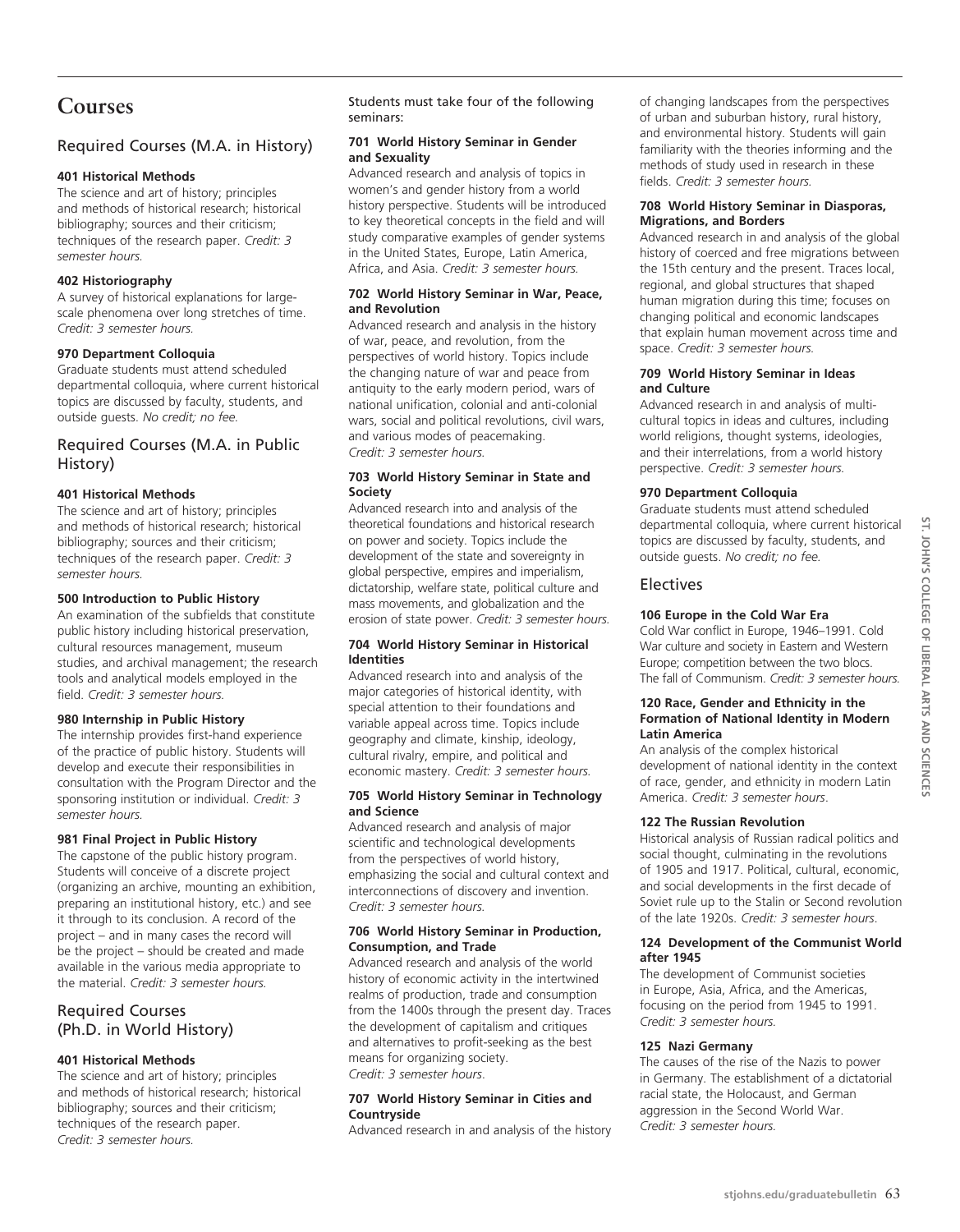# Courses

## Required Courses (M.A. in History)

**401 Historical Methods**
The science and art of history; principles and methods of historical research; historical bibliography; sources and their criticism; techniques of the research paper. *Credit: 3 semester hours.*

**402 Historiography**
A survey of historical explanations for large-scale phenomena over long stretches of time. *Credit: 3 semester hours.*

**970 Department Colloquia**
Graduate students must attend scheduled departmental colloquia, where current historical topics are discussed by faculty, students, and outside guests. *No credit; no fee.*

## Required Courses (M.A. in Public History)

**401 Historical Methods**
The science and art of history; principles and methods of historical research; historical bibliography; sources and their criticism; techniques of the research paper. *Credit: 3 semester hours.*

**500 Introduction to Public History**
An examination of the subfields that constitute public history including historical preservation, cultural resources management, museum studies, and archival management; the research tools and analytical models employed in the field. *Credit: 3 semester hours.*

**980 Internship in Public History**
The internship provides first-hand experience of the practice of public history. Students will develop and execute their responsibilities in consultation with the Program Director and the sponsoring institution or individual. *Credit: 3 semester hours.*

**981 Final Project in Public History**
The capstone of the public history program. Students will conceive of a discrete project (organizing an archive, mounting an exhibition, preparing an institutional history, etc.) and see it through to its conclusion. A record of the project – and in many cases the record will be the project – should be created and made available in the various media appropriate to the material. *Credit: 3 semester hours.*

## Required Courses (Ph.D. in World History)

**401 Historical Methods**
The science and art of history; principles and methods of historical research; historical bibliography; sources and their criticism; techniques of the research paper. *Credit: 3 semester hours.*

Students must take four of the following seminars:

**701 World History Seminar in Gender and Sexuality**
Advanced research and analysis of topics in women's and gender history from a world history perspective. Students will be introduced to key theoretical concepts in the field and will study comparative examples of gender systems in the United States, Europe, Latin America, Africa, and Asia. *Credit: 3 semester hours.*

**702 World History Seminar in War, Peace, and Revolution**
Advanced research and analysis in the history of war, peace, and revolution, from the perspectives of world history. Topics include the changing nature of war and peace from antiquity to the early modern period, wars of national unification, colonial and anti-colonial wars, social and political revolutions, civil wars, and various modes of peacemaking. *Credit: 3 semester hours.*

**703 World History Seminar in State and Society**
Advanced research into and analysis of the theoretical foundations and historical research on power and society. Topics include the development of the state and sovereignty in global perspective, empires and imperialism, dictatorship, welfare state, political culture and mass movements, and globalization and the erosion of state power. *Credit: 3 semester hours.*

**704 World History Seminar in Historical Identities**
Advanced research into and analysis of the major categories of historical identity, with special attention to their foundations and variable appeal across time. Topics include geography and climate, kinship, ideology, cultural rivalry, empire, and political and economic mastery. *Credit: 3 semester hours.*

**705 World History Seminar in Technology and Science**
Advanced research and analysis of major scientific and technological developments from the perspectives of world history, emphasizing the social and cultural context and interconnections of discovery and invention. *Credit: 3 semester hours.*

**706 World History Seminar in Production, Consumption, and Trade**
Advanced research and analysis of the world history of economic activity in the intertwined realms of production, trade and consumption from the 1400s through the present day. Traces the development of capitalism and critiques and alternatives to profit-seeking as the best means for organizing society. *Credit: 3 semester hours*.

**707 World History Seminar in Cities and Countryside**
Advanced research in and analysis of the history of changing landscapes from the perspectives of urban and suburban history, rural history, and environmental history. Students will gain familiarity with the theories informing and the methods of study used in research in these fields. *Credit: 3 semester hours.*

**708 World History Seminar in Diasporas, Migrations, and Borders**
Advanced research in and analysis of the global history of coerced and free migrations between the 15th century and the present. Traces local, regional, and global structures that shaped human migration during this time; focuses on changing political and economic landscapes that explain human movement across time and space. *Credit: 3 semester hours.*

**709 World History Seminar in Ideas and Culture**
Advanced research in and analysis of multi-cultural topics in ideas and cultures, including world religions, thought systems, ideologies, and their interrelations, from a world history perspective. *Credit: 3 semester hours.*

**970 Department Colloquia**
Graduate students must attend scheduled departmental colloquia, where current historical topics are discussed by faculty, students, and outside guests. *No credit; no fee.*

## Electives

**106 Europe in the Cold War Era**
Cold War conflict in Europe, 1946–1991. Cold War culture and society in Eastern and Western Europe; competition between the two blocs. The fall of Communism. *Credit: 3 semester hours.*

**120 Race, Gender and Ethnicity in the Formation of National Identity in Modern Latin America**
An analysis of the complex historical development of national identity in the context of race, gender, and ethnicity in modern Latin America. *Credit: 3 semester hours*.

**122 The Russian Revolution**
Historical analysis of Russian radical politics and social thought, culminating in the revolutions of 1905 and 1917. Political, cultural, economic, and social developments in the first decade of Soviet rule up to the Stalin or Second revolution of the late 1920s. *Credit: 3 semester hours*.

**124 Development of the Communist World after 1945**
The development of Communist societies in Europe, Asia, Africa, and the Americas, focusing on the period from 1945 to 1991. *Credit: 3 semester hours.*

**125 Nazi Germany**
The causes of the rise of the Nazis to power in Germany. The establishment of a dictatorial racial state, the Holocaust, and German aggression in the Second World War. *Credit: 3 semester hours.*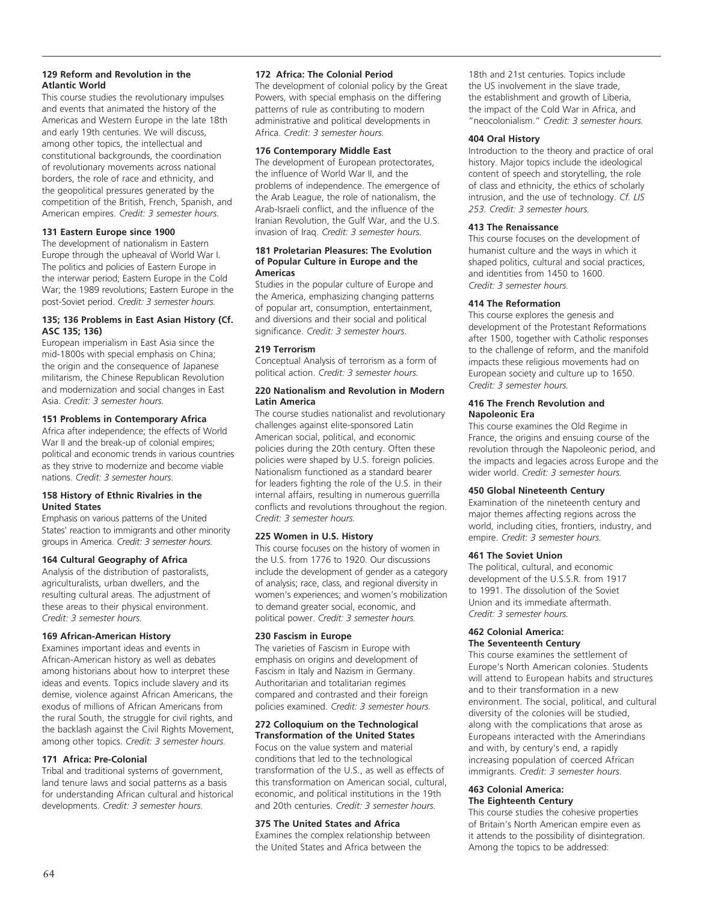**129 Reform and Revolution in the Atlantic World**

This course studies the revolutionary impulses and events that animated the history of the Americas and Western Europe in the late 18th and early 19th centuries. We will discuss, among other topics, the intellectual and constitutional backgrounds, the coordination of revolutionary movements across national borders, the role of race and ethnicity, and the geopolitical pressures generated by the competition of the British, French, Spanish, and American empires. *Credit: 3 semester hours.*

**131 Eastern Europe since 1900**

The development of nationalism in Eastern Europe through the upheaval of World War I. The politics and policies of Eastern Europe in the interwar period; Eastern Europe in the Cold War; the 1989 revolutions; Eastern Europe in the post-Soviet period. *Credit: 3 semester hours.*

**135; 136 Problems in East Asian History (Cf. ASC 135; 136)**

European imperialism in East Asia since the mid-1800s with special emphasis on China; the origin and the consequence of Japanese militarism, the Chinese Republican Revolution and modernization and social changes in East Asia. *Credit: 3 semester hours.*

**151 Problems in Contemporary Africa**

Africa after independence; the effects of World War II and the break-up of colonial empires; political and economic trends in various countries as they strive to modernize and become viable nations. *Credit: 3 semester hours*.

**158 History of Ethnic Rivalries in the United States**

Emphasis on various patterns of the United States' reaction to immigrants and other minority groups in America. *Credit: 3 semester hours.*

**164 Cultural Geography of Africa**

Analysis of the distribution of pastoralists, agriculturalists, urban dwellers, and the resulting cultural areas. The adjustment of these areas to their physical environment. *Credit: 3 semester hours.*

**169 African-American History**

Examines important ideas and events in African-American history as well as debates among historians about how to interpret these ideas and events. Topics include slavery and its demise, violence against African Americans, the exodus of millions of African Americans from the rural South, the struggle for civil rights, and the backlash against the Civil Rights Movement, among other topics. *Credit: 3 semester hours.*

**171 Africa: Pre-Colonial**

Tribal and traditional systems of government, land tenure laws and social patterns as a basis for understanding African cultural and historical developments. *Credit: 3 semester hours.*

**172 Africa: The Colonial Period**

The development of colonial policy by the Great Powers, with special emphasis on the differing patterns of rule as contributing to modern administrative and political developments in Africa. *Credit: 3 semester hours.*

**176 Contemporary Middle East**

The development of European protectorates, the influence of World War II, and the problems of independence. The emergence of the Arab League, the role of nationalism, the Arab-Israeli conflict, and the influence of the Iranian Revolution, the Gulf War, and the U.S. invasion of Iraq. *Credit: 3 semester hours.*

**181 Proletarian Pleasures: The Evolution of Popular Culture in Europe and the Americas**

Studies in the popular culture of Europe and the America, emphasizing changing patterns of popular art, consumption, entertainment, and diversions and their social and political significance. *Credit: 3 semester hours*.

**219 Terrorism**

Conceptual Analysis of terrorism as a form of political action. *Credit: 3 semester hours.*

**220 Nationalism and Revolution in Modern Latin America**

The course studies nationalist and revolutionary challenges against elite-sponsored Latin American social, political, and economic policies during the 20th century. Often these policies were shaped by U.S. foreign policies. Nationalism functioned as a standard bearer for leaders fighting the role of the U.S. in their internal affairs, resulting in numerous guerrilla conflicts and revolutions throughout the region. *Credit: 3 semester hours.*

**225 Women in U.S. History**

This course focuses on the history of women in the U.S. from 1776 to 1920. Our discussions include the development of gender as a category of analysis; race, class, and regional diversity in women's experiences; and women's mobilization to demand greater social, economic, and political power. *Credit: 3 semester hours.*

**230 Fascism in Europe**

The varieties of Fascism in Europe with emphasis on origins and development of Fascism in Italy and Nazism in Germany. Authoritarian and totalitarian regimes compared and contrasted and their foreign policies examined. *Credit: 3 semester hours.*

**272 Colloquium on the Technological Transformation of the United States**

Focus on the value system and material conditions that led to the technological transformation of the U.S., as well as effects of this transformation on American social, cultural, economic, and political institutions in the 19th and 20th centuries. *Credit: 3 semester hours.*

**375 The United States and Africa**

Examines the complex relationship between the United States and Africa between the 18th and 21st centuries. Topics include the US involvement in the slave trade, the establishment and growth of Liberia, the impact of the Cold War in Africa, and "neocolonialism." *Credit: 3 semester hours.*

**404 Oral History**

Introduction to the theory and practice of oral history. Major topics include the ideological content of speech and storytelling, the role of class and ethnicity, the ethics of scholarly intrusion, and the use of technology. *Cf. LIS 253. Credit: 3 semester hours.*

**413 The Renaissance**

This course focuses on the development of humanist culture and the ways in which it shaped politics, cultural and social practices, and identities from 1450 to 1600. *Credit: 3 semester hours.*

**414 The Reformation**

This course explores the genesis and development of the Protestant Reformations after 1500, together with Catholic responses to the challenge of reform, and the manifold impacts these religious movements had on European society and culture up to 1650. *Credit: 3 semester hours.*

**416 The French Revolution and Napoleonic Era**

This course examines the Old Regime in France, the origins and ensuing course of the revolution through the Napoleonic period, and the impacts and legacies across Europe and the wider world. *Credit: 3 semester hours.*

**450 Global Nineteenth Century**

Examination of the nineteenth century and major themes affecting regions across the world, including cities, frontiers, industry, and empire. *Credit: 3 semester hours.*

**461 The Soviet Union**

The political, cultural, and economic development of the U.S.S.R. from 1917 to 1991. The dissolution of the Soviet Union and its immediate aftermath. *Credit: 3 semester hours.*

**462 Colonial America: The Seventeenth Century**

This course examines the settlement of Europe's North American colonies. Students will attend to European habits and structures and to their transformation in a new environment. The social, political, and cultural diversity of the colonies will be studied, along with the complications that arose as Europeans interacted with the Amerindians and with, by century's end, a rapidly increasing population of coerced African immigrants. *Credit: 3 semester hours.*

**463 Colonial America: The Eighteenth Century**

This course studies the cohesive properties of Britain's North American empire even as it attends to the possibility of disintegration. Among the topics to be addressed: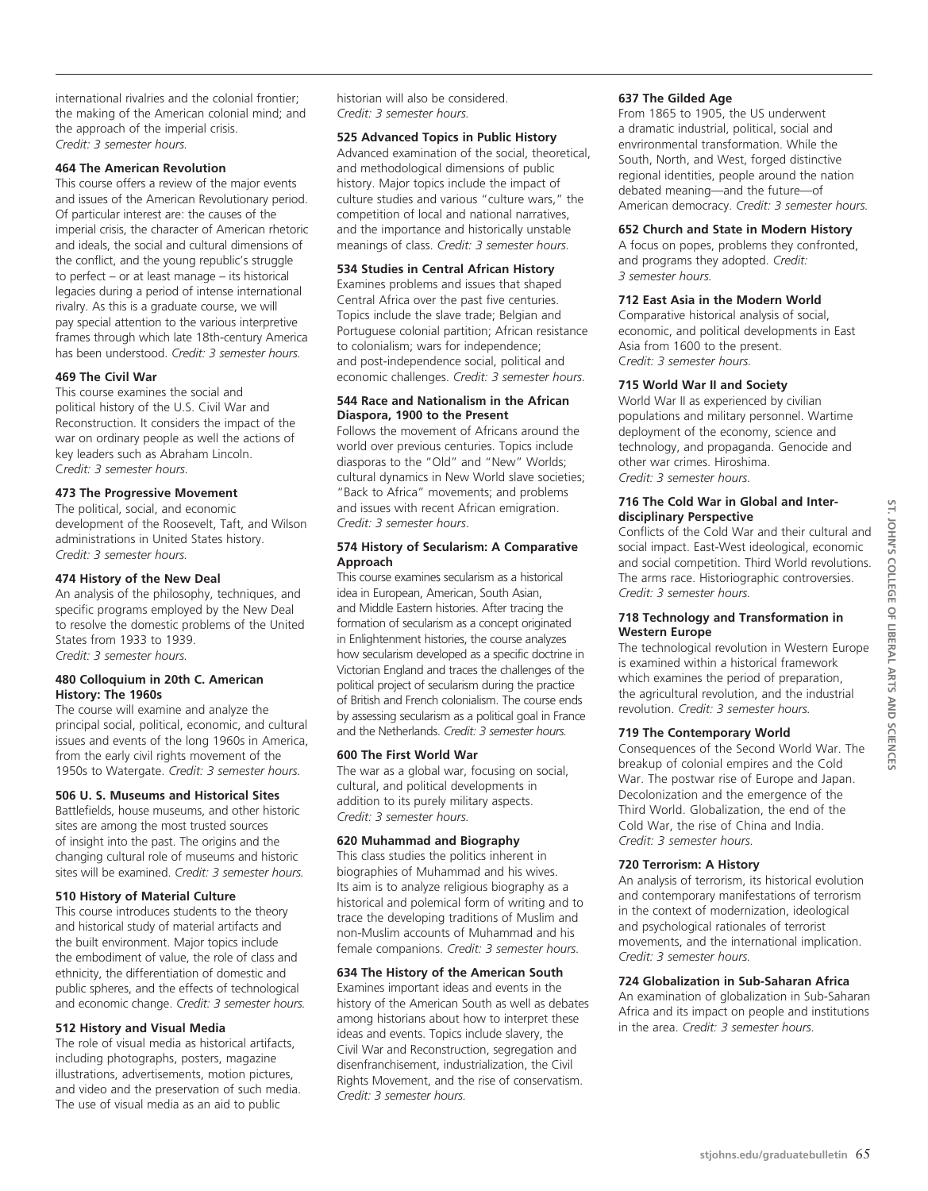international rivalries and the colonial frontier; the making of the American colonial mind; and the approach of the imperial crisis. *Credit: 3 semester hours.*

**464 The American Revolution**
This course offers a review of the major events and issues of the American Revolutionary period. Of particular interest are: the causes of the imperial crisis, the character of American rhetoric and ideals, the social and cultural dimensions of the conflict, and the young republic's struggle to perfect – or at least manage – its historical legacies during a period of intense international rivalry. As this is a graduate course, we will pay special attention to the various interpretive frames through which late 18th-century America has been understood. *Credit: 3 semester hours.*

**469 The Civil War**
This course examines the social and political history of the U.S. Civil War and Reconstruction. It considers the impact of the war on ordinary people as well the actions of key leaders such as Abraham Lincoln. *Credit: 3 semester hours.*

**473 The Progressive Movement**
The political, social, and economic development of the Roosevelt, Taft, and Wilson administrations in United States history. *Credit: 3 semester hours.*

**474 History of the New Deal**
An analysis of the philosophy, techniques, and specific programs employed by the New Deal to resolve the domestic problems of the United States from 1933 to 1939. *Credit: 3 semester hours.*

**480 Colloquium in 20th C. American History: The 1960s**
The course will examine and analyze the principal social, political, economic, and cultural issues and events of the long 1960s in America, from the early civil rights movement of the 1950s to Watergate. *Credit: 3 semester hours.*

**506 U. S. Museums and Historical Sites**
Battlefields, house museums, and other historic sites are among the most trusted sources of insight into the past. The origins and the changing cultural role of museums and historic sites will be examined. *Credit: 3 semester hours.*

**510 History of Material Culture**
This course introduces students to the theory and historical study of material artifacts and the built environment. Major topics include the embodiment of value, the role of class and ethnicity, the differentiation of domestic and public spheres, and the effects of technological and economic change. *Credit: 3 semester hours.*

**512 History and Visual Media**
The role of visual media as historical artifacts, including photographs, posters, magazine illustrations, advertisements, motion pictures, and video and the preservation of such media. The use of visual media as an aid to public historian will also be considered. *Credit: 3 semester hours.*

**525 Advanced Topics in Public History**
Advanced examination of the social, theoretical, and methodological dimensions of public history. Major topics include the impact of culture studies and various "culture wars," the competition of local and national narratives, and the importance and historically unstable meanings of class. *Credit: 3 semester hours.*

**534 Studies in Central African History**
Examines problems and issues that shaped Central Africa over the past five centuries. Topics include the slave trade; Belgian and Portuguese colonial partition; African resistance to colonialism; wars for independence; and post-independence social, political and economic challenges. *Credit: 3 semester hours.*

**544 Race and Nationalism in the African Diaspora, 1900 to the Present**
Follows the movement of Africans around the world over previous centuries. Topics include diasporas to the "Old" and "New" Worlds; cultural dynamics in New World slave societies; "Back to Africa" movements; and problems and issues with recent African emigration. *Credit: 3 semester hours*.

**574 History of Secularism: A Comparative Approach**
This course examines secularism as a historical idea in European, American, South Asian, and Middle Eastern histories. After tracing the formation of secularism as a concept originated in Enlightenment histories, the course analyzes how secularism developed as a specific doctrine in Victorian England and traces the challenges of the political project of secularism during the practice of British and French colonialism. The course ends by assessing secularism as a political goal in France and the Netherlands. *Credit: 3 semester hours.*

**600 The First World War**
The war as a global war, focusing on social, cultural, and political developments in addition to its purely military aspects. *Credit: 3 semester hours.*

**620 Muhammad and Biography**
This class studies the politics inherent in biographies of Muhammad and his wives. Its aim is to analyze religious biography as a historical and polemical form of writing and to trace the developing traditions of Muslim and non-Muslim accounts of Muhammad and his female companions. *Credit: 3 semester hours.*

**634 The History of the American South**
Examines important ideas and events in the history of the American South as well as debates among historians about how to interpret these ideas and events. Topics include slavery, the Civil War and Reconstruction, segregation and disenfranchisement, industrialization, the Civil Rights Movement, and the rise of conservatism. *Credit: 3 semester hours.*

**637 The Gilded Age**
From 1865 to 1905, the US underwent a dramatic industrial, political, social and envrironmental transformation. While the South, North, and West, forged distinctive regional identities, people around the nation debated meaning—and the future—of American democracy. *Credit: 3 semester hours.*

**652 Church and State in Modern History**
A focus on popes, problems they confronted, and programs they adopted. *Credit: 3 semester hours.*

**712 East Asia in the Modern World**
Comparative historical analysis of social, economic, and political developments in East Asia from 1600 to the present. *Credit: 3 semester hours.*

**715 World War II and Society**
World War II as experienced by civilian populations and military personnel. Wartime deployment of the economy, science and technology, and propaganda. Genocide and other war crimes. Hiroshima. *Credit: 3 semester hours.*

**716 The Cold War in Global and Inter-disciplinary Perspective**
Conflicts of the Cold War and their cultural and social impact. East-West ideological, economic and social competition. Third World revolutions. The arms race. Historiographic controversies. *Credit: 3 semester hours.*

**718 Technology and Transformation in Western Europe**
The technological revolution in Western Europe is examined within a historical framework which examines the period of preparation, the agricultural revolution, and the industrial revolution. *Credit: 3 semester hours.*

**719 The Contemporary World**
Consequences of the Second World War. The breakup of colonial empires and the Cold War. The postwar rise of Europe and Japan. Decolonization and the emergence of the Third World. Globalization, the end of the Cold War, the rise of China and India. *Credit: 3 semester hours.*

**720 Terrorism: A History**
An analysis of terrorism, its historical evolution and contemporary manifestations of terrorism in the context of modernization, ideological and psychological rationales of terrorist movements, and the international implication. *Credit: 3 semester hours.*

**724 Globalization in Sub-Saharan Africa**
An examination of globalization in Sub-Saharan Africa and its impact on people and institutions in the area. *Credit: 3 semester hours.*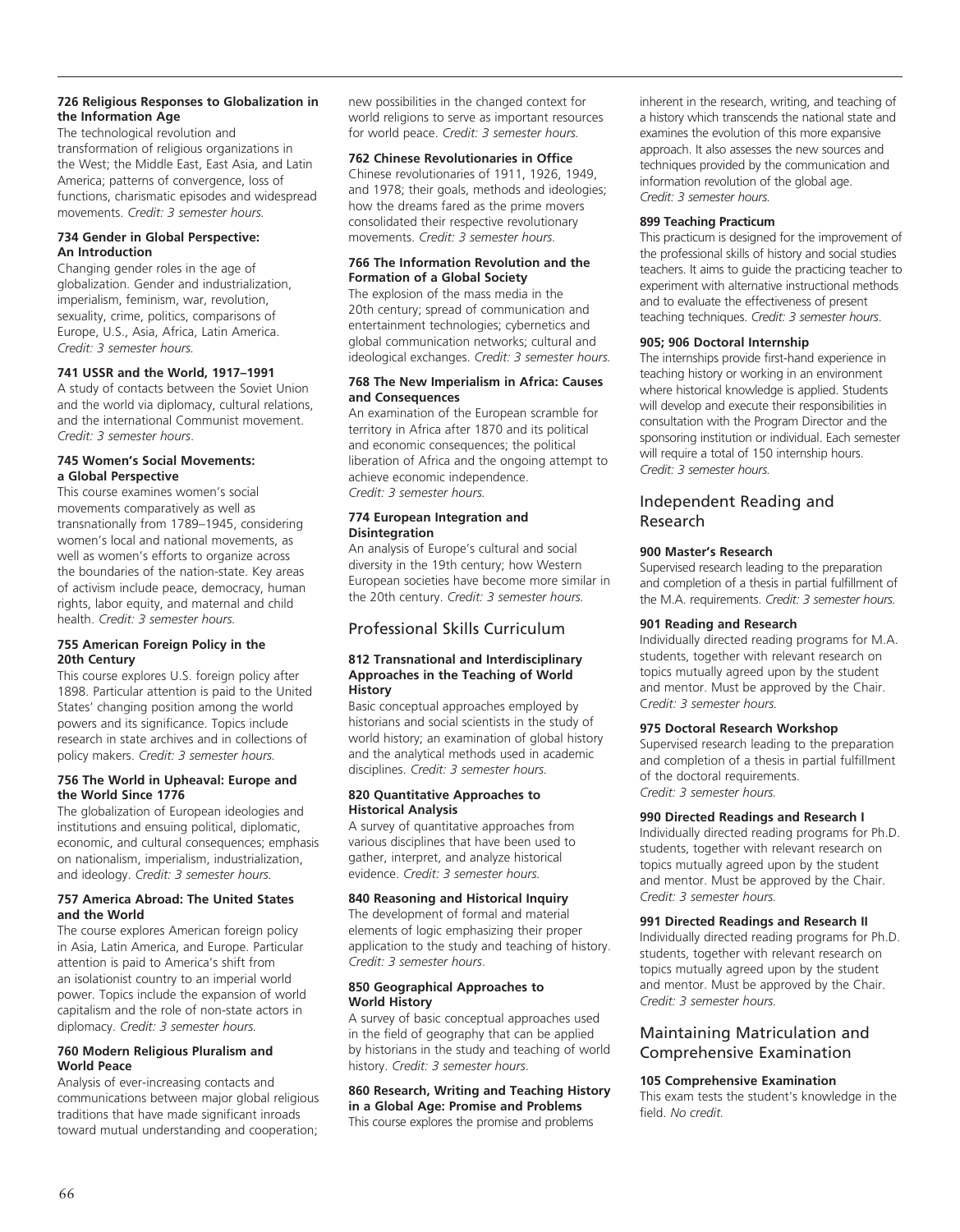**726 Religious Responses to Globalization in the Information Age**
The technological revolution and transformation of religious organizations in the West; the Middle East, East Asia, and Latin America; patterns of convergence, loss of functions, charismatic episodes and widespread movements. *Credit: 3 semester hours.*

**734 Gender in Global Perspective: An Introduction**
Changing gender roles in the age of globalization. Gender and industrialization, imperialism, feminism, war, revolution, sexuality, crime, politics, comparisons of Europe, U.S., Asia, Africa, Latin America. *Credit: 3 semester hours.*

**741 USSR and the World, 1917–1991**
A study of contacts between the Soviet Union and the world via diplomacy, cultural relations, and the international Communist movement. *Credit: 3 semester hours*.

**745 Women's Social Movements: a Global Perspective**
This course examines women's social movements comparatively as well as transnationally from 1789–1945, considering women's local and national movements, as well as women's efforts to organize across the boundaries of the nation-state. Key areas of activism include peace, democracy, human rights, labor equity, and maternal and child health. *Credit: 3 semester hours.*

**755 American Foreign Policy in the 20th Century**
This course explores U.S. foreign policy after 1898. Particular attention is paid to the United States' changing position among the world powers and its significance. Topics include research in state archives and in collections of policy makers. *Credit: 3 semester hours.*

**756 The World in Upheaval: Europe and the World Since 1776**
The globalization of European ideologies and institutions and ensuing political, diplomatic, economic, and cultural consequences; emphasis on nationalism, imperialism, industrialization, and ideology. *Credit: 3 semester hours.*

**757 America Abroad: The United States and the World**
The course explores American foreign policy in Asia, Latin America, and Europe. Particular attention is paid to America's shift from an isolationist country to an imperial world power. Topics include the expansion of world capitalism and the role of non-state actors in diplomacy. *Credit: 3 semester hours.*

**760 Modern Religious Pluralism and World Peace**
Analysis of ever-increasing contacts and communications between major global religious traditions that have made significant inroads toward mutual understanding and cooperation; new possibilities in the changed context for world religions to serve as important resources for world peace. *Credit: 3 semester hours.*

**762 Chinese Revolutionaries in Office**
Chinese revolutionaries of 1911, 1926, 1949, and 1978; their goals, methods and ideologies; how the dreams fared as the prime movers consolidated their respective revolutionary movements. *Credit: 3 semester hours.*

**766 The Information Revolution and the Formation of a Global Society**
The explosion of the mass media in the 20th century; spread of communication and entertainment technologies; cybernetics and global communication networks; cultural and ideological exchanges. *Credit: 3 semester hours.*

**768 The New Imperialism in Africa: Causes and Consequences**
An examination of the European scramble for territory in Africa after 1870 and its political and economic consequences; the political liberation of Africa and the ongoing attempt to achieve economic independence. *Credit: 3 semester hours.*

**774 European Integration and Disintegration**
An analysis of Europe's cultural and social diversity in the 19th century; how Western European societies have become more similar in the 20th century. *Credit: 3 semester hours.*

## Professional Skills Curriculum

**812 Transnational and Interdisciplinary Approaches in the Teaching of World History**
Basic conceptual approaches employed by historians and social scientists in the study of world history; an examination of global history and the analytical methods used in academic disciplines. *Credit: 3 semester hours.*

**820 Quantitative Approaches to Historical Analysis**
A survey of quantitative approaches from various disciplines that have been used to gather, interpret, and analyze historical evidence. *Credit: 3 semester hours.*

**840 Reasoning and Historical Inquiry**
The development of formal and material elements of logic emphasizing their proper application to the study and teaching of history. *Credit: 3 semester hours*.

**850 Geographical Approaches to World History**
A survey of basic conceptual approaches used in the field of geography that can be applied by historians in the study and teaching of world history. *Credit: 3 semester hours*.

**860 Research, Writing and Teaching History in a Global Age: Promise and Problems**
This course explores the promise and problems inherent in the research, writing, and teaching of a history which transcends the national state and examines the evolution of this more expansive approach. It also assesses the new sources and techniques provided by the communication and information revolution of the global age. *Credit: 3 semester hours.*

**899 Teaching Practicum**
This practicum is designed for the improvement of the professional skills of history and social studies teachers. It aims to guide the practicing teacher to experiment with alternative instructional methods and to evaluate the effectiveness of present teaching techniques. *Credit: 3 semester hours.*

**905; 906 Doctoral Internship**
The internships provide first-hand experience in teaching history or working in an environment where historical knowledge is applied. Students will develop and execute their responsibilities in consultation with the Program Director and the sponsoring institution or individual. Each semester will require a total of 150 internship hours. *Credit: 3 semester hours.*

## Independent Reading and Research

**900 Master's Research**
Supervised research leading to the preparation and completion of a thesis in partial fulfillment of the M.A. requirements. *Credit: 3 semester hours.*

**901 Reading and Research**
Individually directed reading programs for M.A. students, together with relevant research on topics mutually agreed upon by the student and mentor. Must be approved by the Chair. *Credit: 3 semester hours.*

**975 Doctoral Research Workshop**
Supervised research leading to the preparation and completion of a thesis in partial fulfillment of the doctoral requirements. *Credit: 3 semester hours.*

**990 Directed Readings and Research I**
Individually directed reading programs for Ph.D. students, together with relevant research on topics mutually agreed upon by the student and mentor. Must be approved by the Chair. *Credit: 3 semester hours.*

**991 Directed Readings and Research II**
Individually directed reading programs for Ph.D. students, together with relevant research on topics mutually agreed upon by the student and mentor. Must be approved by the Chair. *Credit: 3 semester hours.*

## Maintaining Matriculation and Comprehensive Examination

**105 Comprehensive Examination**
This exam tests the student's knowledge in the field. *No credit.*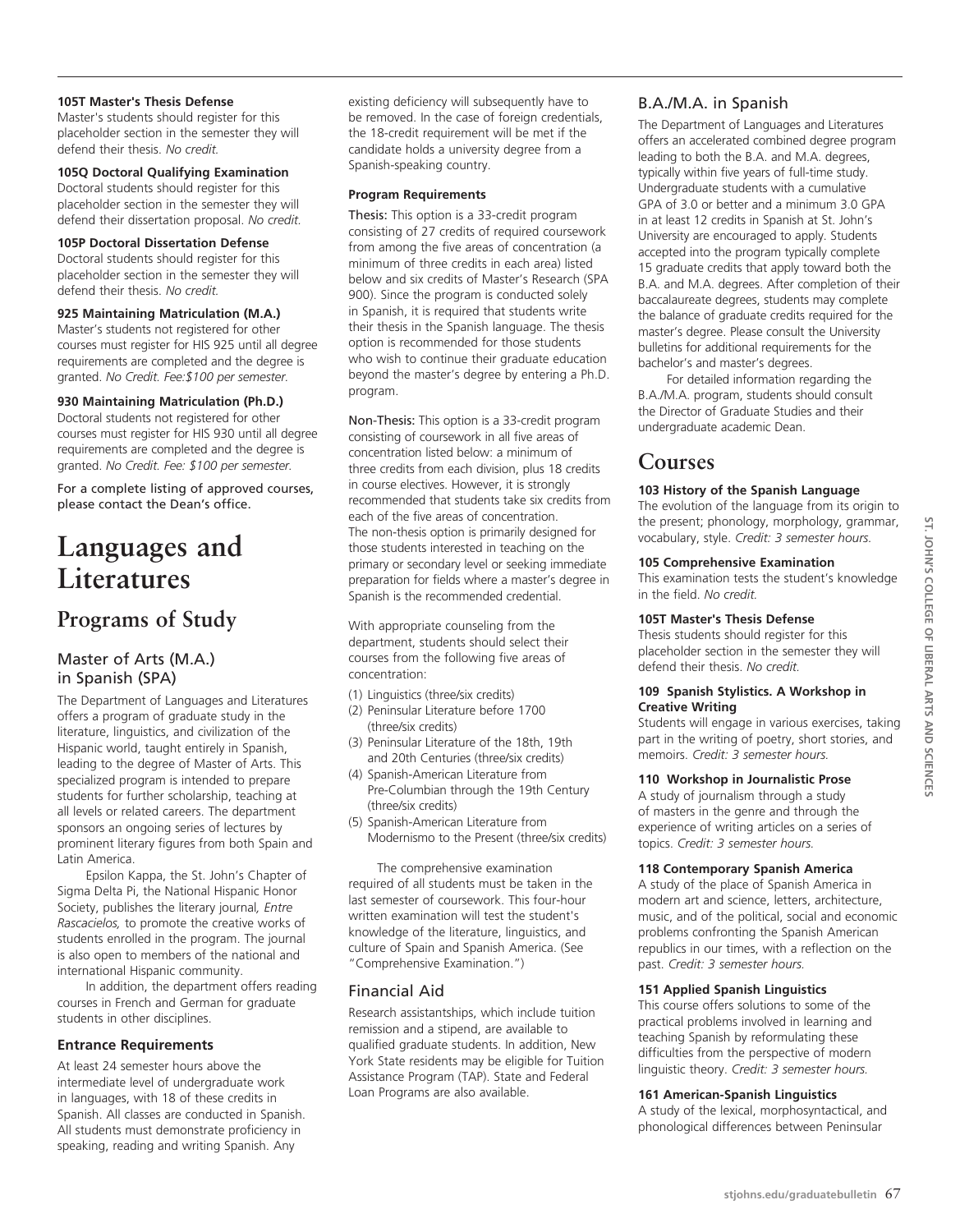**105T Master's Thesis Defense**
Master's students should register for this placeholder section in the semester they will defend their thesis. *No credit.*

**105Q Doctoral Qualifying Examination**
Doctoral students should register for this placeholder section in the semester they will defend their dissertation proposal. *No credit.*

**105P Doctoral Dissertation Defense**
Doctoral students should register for this placeholder section in the semester they will defend their thesis. *No credit.*

**925 Maintaining Matriculation (M.A.)**
Master's students not registered for other courses must register for HIS 925 until all degree requirements are completed and the degree is granted. *No Credit. Fee:$100 per semester.*

**930 Maintaining Matriculation (Ph.D.)**
Doctoral students not registered for other courses must register for HIS 930 until all degree requirements are completed and the degree is granted. *No Credit. Fee: $100 per semester.*

For a complete listing of approved courses, please contact the Dean's office.

# Languages and Literatures

## Programs of Study

### Master of Arts (M.A.) in Spanish (SPA)

The Department of Languages and Literatures offers a program of graduate study in the literature, linguistics, and civilization of the Hispanic world, taught entirely in Spanish, leading to the degree of Master of Arts. This specialized program is intended to prepare students for further scholarship, teaching at all levels or related careers. The department sponsors an ongoing series of lectures by prominent literary figures from both Spain and Latin America.

Epsilon Kappa, the St. John's Chapter of Sigma Delta Pi, the National Hispanic Honor Society, publishes the literary journal*, Entre Rascacielos,* to promote the creative works of students enrolled in the program. The journal is also open to members of the national and international Hispanic community.

In addition, the department offers reading courses in French and German for graduate students in other disciplines.

#### Entrance Requirements

At least 24 semester hours above the intermediate level of undergraduate work in languages, with 18 of these credits in Spanish. All classes are conducted in Spanish. All students must demonstrate proficiency in speaking, reading and writing Spanish. Any existing deficiency will subsequently have to be removed. In the case of foreign credentials, the 18-credit requirement will be met if the candidate holds a university degree from a Spanish-speaking country.

#### Program Requirements

Thesis: This option is a 33-credit program consisting of 27 credits of required coursework from among the five areas of concentration (a minimum of three credits in each area) listed below and six credits of Master's Research (SPA 900). Since the program is conducted solely in Spanish, it is required that students write their thesis in the Spanish language. The thesis option is recommended for those students who wish to continue their graduate education beyond the master's degree by entering a Ph.D. program.

Non-Thesis: This option is a 33-credit program consisting of coursework in all five areas of concentration listed below: a minimum of three credits from each division, plus 18 credits in course electives. However, it is strongly recommended that students take six credits from each of the five areas of concentration. The non-thesis option is primarily designed for those students interested in teaching on the primary or secondary level or seeking immediate preparation for fields where a master's degree in Spanish is the recommended credential.

With appropriate counseling from the department, students should select their courses from the following five areas of concentration:

(1) Linguistics (three/six credits)
(2) Peninsular Literature before 1700 (three/six credits)
(3) Peninsular Literature of the 18th, 19th and 20th Centuries (three/six credits)
(4) Spanish-American Literature from Pre-Columbian through the 19th Century (three/six credits)
(5) Spanish-American Literature from Modernismo to the Present (three/six credits)

The comprehensive examination required of all students must be taken in the last semester of coursework. This four-hour written examination will test the student's knowledge of the literature, linguistics, and culture of Spain and Spanish America. (See "Comprehensive Examination.")

### Financial Aid

Research assistantships, which include tuition remission and a stipend, are available to qualified graduate students. In addition, New York State residents may be eligible for Tuition Assistance Program (TAP). State and Federal Loan Programs are also available.

### B.A./M.A. in Spanish

The Department of Languages and Literatures offers an accelerated combined degree program leading to both the B.A. and M.A. degrees, typically within five years of full-time study. Undergraduate students with a cumulative GPA of 3.0 or better and a minimum 3.0 GPA in at least 12 credits in Spanish at St. John's University are encouraged to apply. Students accepted into the program typically complete 15 graduate credits that apply toward both the B.A. and M.A. degrees. After completion of their baccalaureate degrees, students may complete the balance of graduate credits required for the master's degree. Please consult the University bulletins for additional requirements for the bachelor's and master's degrees.

For detailed information regarding the B.A./M.A. program, students should consult the Director of Graduate Studies and their undergraduate academic Dean.

## Courses

**103 History of the Spanish Language**
The evolution of the language from its origin to the present; phonology, morphology, grammar, vocabulary, style. *Credit: 3 semester hours.*

**105 Comprehensive Examination**
This examination tests the student's knowledge in the field. *No credit.*

**105T Master's Thesis Defense**
Thesis students should register for this placeholder section in the semester they will defend their thesis. *No credit.*

**109 Spanish Stylistics. A Workshop in Creative Writing**
Students will engage in various exercises, taking part in the writing of poetry, short stories, and memoirs. *Credit: 3 semester hours.*

**110 Workshop in Journalistic Prose**
A study of journalism through a study of masters in the genre and through the experience of writing articles on a series of topics. *Credit: 3 semester hours.*

**118 Contemporary Spanish America**
A study of the place of Spanish America in modern art and science, letters, architecture, music, and of the political, social and economic problems confronting the Spanish American republics in our times, with a reflection on the past. *Credit: 3 semester hours.*

**151 Applied Spanish Linguistics**
This course offers solutions to some of the practical problems involved in learning and teaching Spanish by reformulating these difficulties from the perspective of modern linguistic theory. *Credit: 3 semester hours.*

**161 American-Spanish Linguistics**
A study of the lexical, morphosyntactical, and phonological differences between Peninsular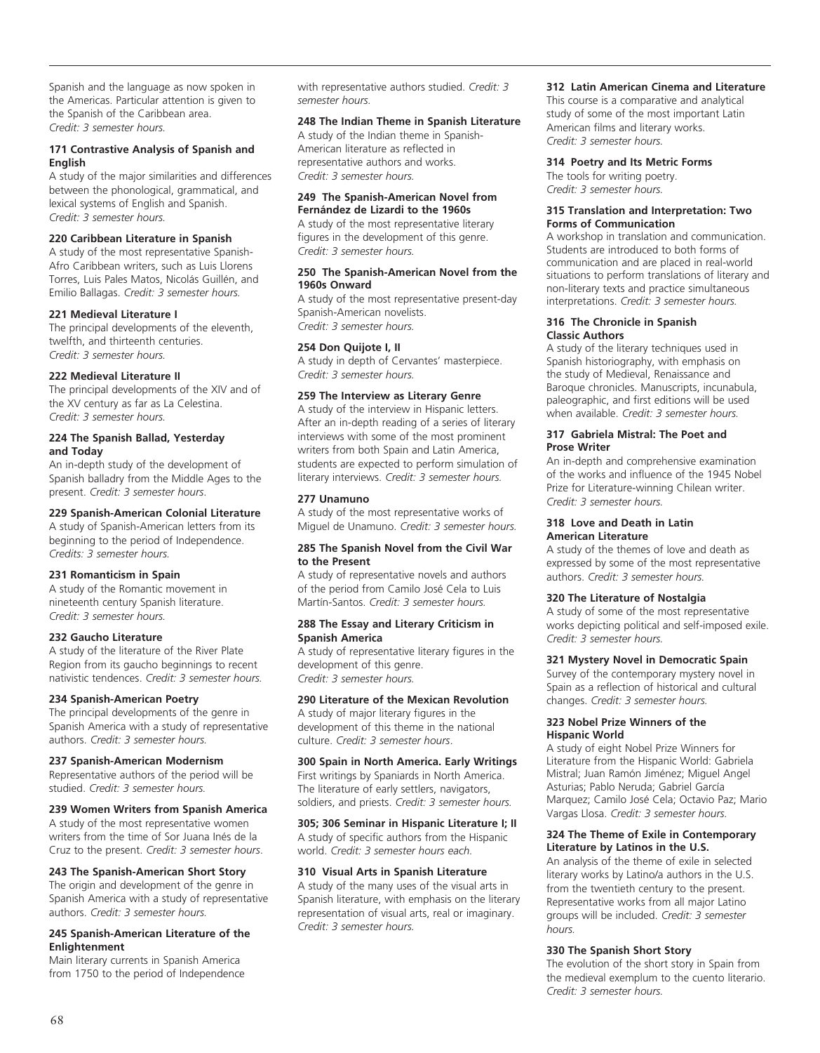Spanish and the language as now spoken in the Americas. Particular attention is given to the Spanish of the Caribbean area. *Credit: 3 semester hours.*

**171 Contrastive Analysis of Spanish and English**
A study of the major similarities and differences between the phonological, grammatical, and lexical systems of English and Spanish. *Credit: 3 semester hours.*

**220 Caribbean Literature in Spanish**
A study of the most representative Spanish-Afro Caribbean writers, such as Luis Llorens Torres, Luis Pales Matos, Nicolás Guillén, and Emilio Ballagas. *Credit: 3 semester hours.*

**221 Medieval Literature I**
The principal developments of the eleventh, twelfth, and thirteenth centuries. *Credit: 3 semester hours.*

**222 Medieval Literature II**
The principal developments of the XIV and of the XV century as far as La Celestina. *Credit: 3 semester hours.*

**224 The Spanish Ballad, Yesterday and Today**
An in-depth study of the development of Spanish balladry from the Middle Ages to the present. *Credit: 3 semester hours.*

**229 Spanish-American Colonial Literature**
A study of Spanish-American letters from its beginning to the period of Independence. *Credits: 3 semester hours.*

**231 Romanticism in Spain**
A study of the Romantic movement in nineteenth century Spanish literature. *Credit: 3 semester hours.*

**232 Gaucho Literature**
A study of the literature of the River Plate Region from its gaucho beginnings to recent nativistic tendences. *Credit: 3 semester hours.*

**234 Spanish-American Poetry**
The principal developments of the genre in Spanish America with a study of representative authors. *Credit: 3 semester hours.*

**237 Spanish-American Modernism**
Representative authors of the period will be studied. *Credit: 3 semester hours.*

**239 Women Writers from Spanish America**
A study of the most representative women writers from the time of Sor Juana Inés de la Cruz to the present. *Credit: 3 semester hours.*

**243 The Spanish-American Short Story**
The origin and development of the genre in Spanish America with a study of representative authors. *Credit: 3 semester hours.*

**245 Spanish-American Literature of the Enlightenment**
Main literary currents in Spanish America from 1750 to the period of Independence with representative authors studied. *Credit: 3 semester hours.*

**248 The Indian Theme in Spanish Literature**
A study of the Indian theme in Spanish-American literature as reflected in representative authors and works. *Credit: 3 semester hours.*

**249 The Spanish-American Novel from Fernández de Lizardi to the 1960s**
A study of the most representative literary figures in the development of this genre. *Credit: 3 semester hours.*

**250 The Spanish-American Novel from the 1960s Onward**
A study of the most representative present-day Spanish-American novelists. *Credit: 3 semester hours.*

**254 Don Quijote I, II**
A study in depth of Cervantes' masterpiece. *Credit: 3 semester hours.*

**259 The Interview as Literary Genre**
A study of the interview in Hispanic letters. After an in-depth reading of a series of literary interviews with some of the most prominent writers from both Spain and Latin America, students are expected to perform simulation of literary interviews. *Credit: 3 semester hours.*

**277 Unamuno**
A study of the most representative works of Miguel de Unamuno. *Credit: 3 semester hours.*

**285 The Spanish Novel from the Civil War to the Present**
A study of representative novels and authors of the period from Camilo José Cela to Luis Martín-Santos. *Credit: 3 semester hours.*

**288 The Essay and Literary Criticism in Spanish America**
A study of representative literary figures in the development of this genre. *Credit: 3 semester hours.*

**290 Literature of the Mexican Revolution**
A study of major literary figures in the development of this theme in the national culture. *Credit: 3 semester hours.*

**300 Spain in North America. Early Writings**
First writings by Spaniards in North America. The literature of early settlers, navigators, soldiers, and priests. *Credit: 3 semester hours.*

**305; 306 Seminar in Hispanic Literature I; II**
A study of specific authors from the Hispanic world. *Credit: 3 semester hours each.*

**310 Visual Arts in Spanish Literature**
A study of the many uses of the visual arts in Spanish literature, with emphasis on the literary representation of visual arts, real or imaginary. *Credit: 3 semester hours.*

**312 Latin American Cinema and Literature**
This course is a comparative and analytical study of some of the most important Latin American films and literary works. *Credit: 3 semester hours.*

**314 Poetry and Its Metric Forms**
The tools for writing poetry. *Credit: 3 semester hours.*

**315 Translation and Interpretation: Two Forms of Communication**
A workshop in translation and communication. Students are introduced to both forms of communication and are placed in real-world situations to perform translations of literary and non-literary texts and practice simultaneous interpretations. *Credit: 3 semester hours.*

**316 The Chronicle in Spanish Classic Authors**
A study of the literary techniques used in Spanish historiography, with emphasis on the study of Medieval, Renaissance and Baroque chronicles. Manuscripts, incunabula, paleographic, and first editions will be used when available. *Credit: 3 semester hours.*

**317 Gabriela Mistral: The Poet and Prose Writer**
An in-depth and comprehensive examination of the works and influence of the 1945 Nobel Prize for Literature-winning Chilean writer. *Credit: 3 semester hours.*

**318 Love and Death in Latin American Literature**
A study of the themes of love and death as expressed by some of the most representative authors. *Credit: 3 semester hours.*

**320 The Literature of Nostalgia**
A study of some of the most representative works depicting political and self-imposed exile. *Credit: 3 semester hours.*

**321 Mystery Novel in Democratic Spain**
Survey of the contemporary mystery novel in Spain as a reflection of historical and cultural changes. *Credit: 3 semester hours.*

**323 Nobel Prize Winners of the Hispanic World**
A study of eight Nobel Prize Winners for Literature from the Hispanic World: Gabriela Mistral; Juan Ramón Jiménez; Miguel Angel Asturias; Pablo Neruda; Gabriel García Marquez; Camilo José Cela; Octavio Paz; Mario Vargas Llosa. *Credit: 3 semester hours.*

**324 The Theme of Exile in Contemporary Literature by Latinos in the U.S.**
An analysis of the theme of exile in selected literary works by Latino/a authors in the U.S. from the twentieth century to the present. Representative works from all major Latino groups will be included. *Credit: 3 semester hours.*

**330 The Spanish Short Story**
The evolution of the short story in Spain from the medieval exemplum to the cuento literario. *Credit: 3 semester hours.*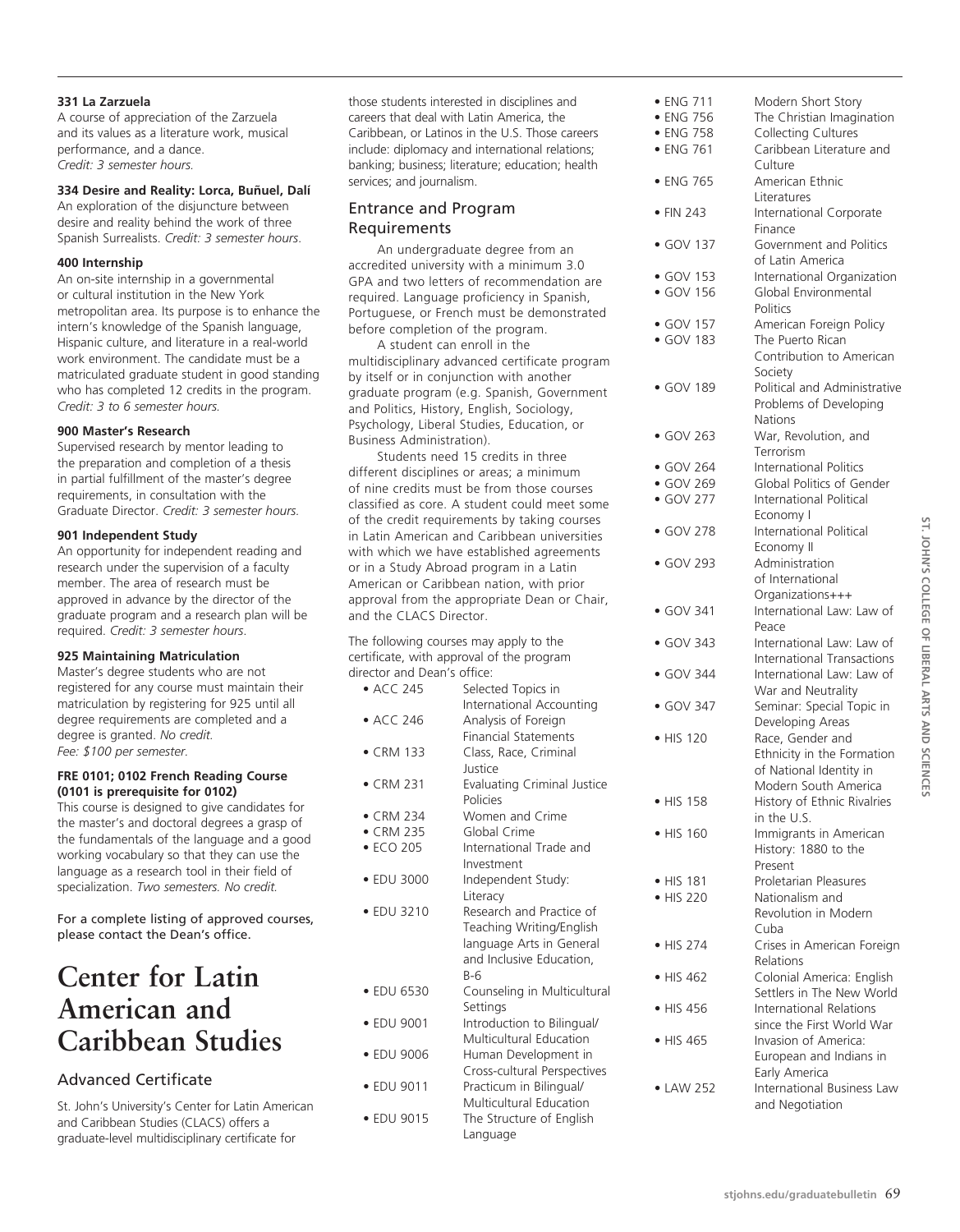**331 La Zarzuela**
A course of appreciation of the Zarzuela and its values as a literature work, musical performance, and a dance.
*Credit: 3 semester hours.*

**334 Desire and Reality: Lorca, Buñuel, Dalí**
An exploration of the disjuncture between desire and reality behind the work of three Spanish Surrealists. *Credit: 3 semester hours*.

**400 Internship**
An on-site internship in a governmental or cultural institution in the New York metropolitan area. Its purpose is to enhance the intern's knowledge of the Spanish language, Hispanic culture, and literature in a real-world work environment. The candidate must be a matriculated graduate student in good standing who has completed 12 credits in the program. *Credit: 3 to 6 semester hours.*

**900 Master's Research**
Supervised research by mentor leading to the preparation and completion of a thesis in partial fulfillment of the master's degree requirements, in consultation with the Graduate Director. *Credit: 3 semester hours.*

**901 Independent Study**
An opportunity for independent reading and research under the supervision of a faculty member. The area of research must be approved in advance by the director of the graduate program and a research plan will be required. *Credit: 3 semester hours*.

**925 Maintaining Matriculation**
Master's degree students who are not registered for any course must maintain their matriculation by registering for 925 until all degree requirements are completed and a degree is granted. *No credit.*
*Fee: $100 per semester.*

**FRE 0101; 0102 French Reading Course (0101 is prerequisite for 0102)**
This course is designed to give candidates for the master's and doctoral degrees a grasp of the fundamentals of the language and a good working vocabulary so that they can use the language as a research tool in their field of specialization. *Two semesters. No credit.*

For a complete listing of approved courses, please contact the Dean's office.

# Center for Latin American and Caribbean Studies

## Advanced Certificate

St. John's University's Center for Latin American and Caribbean Studies (CLACS) offers a graduate-level multidisciplinary certificate for those students interested in disciplines and careers that deal with Latin America, the Caribbean, or Latinos in the U.S. Those careers include: diplomacy and international relations; banking; business; literature; education; health services; and journalism.

### Entrance and Program Requirements

An undergraduate degree from an accredited university with a minimum 3.0 GPA and two letters of recommendation are required. Language proficiency in Spanish, Portuguese, or French must be demonstrated before completion of the program.

A student can enroll in the multidisciplinary advanced certificate program by itself or in conjunction with another graduate program (e.g. Spanish, Government and Politics, History, English, Sociology, Psychology, Liberal Studies, Education, or Business Administration).

Students need 15 credits in three different disciplines or areas; a minimum of nine credits must be from those courses classified as core. A student could meet some of the credit requirements by taking courses in Latin American and Caribbean universities with which we have established agreements or in a Study Abroad program in a Latin American or Caribbean nation, with prior approval from the appropriate Dean or Chair, and the CLACS Director.

The following courses may apply to the certificate, with approval of the program director and Dean's office:

- ACC 245 Selected Topics in International Accounting
- ACC 246 Analysis of Foreign Financial Statements
- CRM 133 Class, Race, Criminal Justice
- CRM 231 Evaluating Criminal Justice Policies
- CRM 234 Women and Crime
- CRM 235 Global Crime
- ECO 205 International Trade and Investment
- EDU 3000 Independent Study: Literacy
- EDU 3210 Research and Practice of Teaching Writing/English language Arts in General and Inclusive Education, B-6
- EDU 6530 Counseling in Multicultural Settings
- EDU 9001 Introduction to Bilingual/Multicultural Education
- EDU 9006 Human Development in Cross-cultural Perspectives
- EDU 9011 Practicum in Bilingual/Multicultural Education
- EDU 9015 The Structure of English Language
- ENG 711 Modern Short Story
- ENG 756 The Christian Imagination
- ENG 758 Collecting Cultures
- ENG 761 Caribbean Literature and Culture
- ENG 765 American Ethnic Literatures
- FIN 243 International Corporate Finance
- GOV 137 Government and Politics of Latin America
- GOV 153 International Organization
- GOV 156 Global Environmental Politics
- GOV 157 American Foreign Policy
- GOV 183 The Puerto Rican Contribution to American Society
- GOV 189 Political and Administrative Problems of Developing Nations
- GOV 263 War, Revolution, and Terrorism
- GOV 264 International Politics
- GOV 269 Global Politics of Gender
- GOV 277 International Political Economy I
- GOV 278 International Political Economy II
- GOV 293 Administration of International Organizations+++
- GOV 341 International Law: Law of Peace
- GOV 343 International Law: Law of International Transactions
- GOV 344 International Law: Law of War and Neutrality
- GOV 347 Seminar: Special Topic in Developing Areas
- HIS 120 Race, Gender and Ethnicity in the Formation of National Identity in Modern South America
- HIS 158 History of Ethnic Rivalries in the U.S.
- HIS 160 Immigrants in American History: 1880 to the Present
- HIS 181 Proletarian Pleasures
- HIS 220 Nationalism and Revolution in Modern Cuba
- HIS 274 Crises in American Foreign Relations
- HIS 462 Colonial America: English Settlers in The New World
- HIS 456 International Relations since the First World War
- HIS 465 Invasion of America: European and Indians in Early America
- LAW 252 International Business Law and Negotiation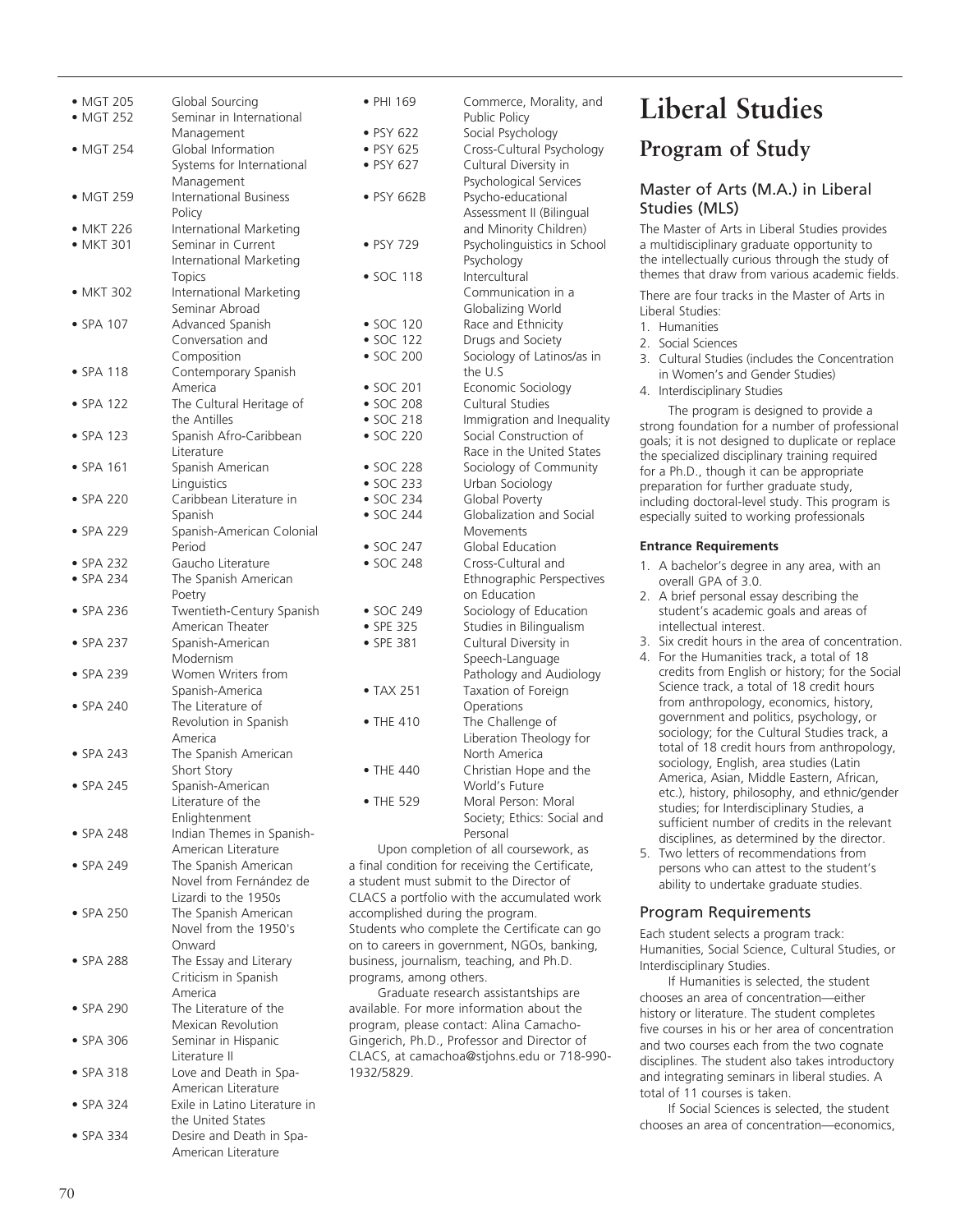- MGT 205 Global Sourcing
- MGT 252 Seminar in International Management
- MGT 254 Global Information Systems for International Management
- MGT 259 International Business Policy
- MKT 226 International Marketing
- MKT 301 Seminar in Current International Marketing Topics
- MKT 302 International Marketing Seminar Abroad
- SPA 107 Advanced Spanish Conversation and Composition
- SPA 118 Contemporary Spanish America
- SPA 122 The Cultural Heritage of the Antilles
- SPA 123 Spanish Afro-Caribbean Literature
- SPA 161 Spanish American Linguistics
- SPA 220 Caribbean Literature in Spanish
- SPA 229 Spanish-American Colonial Period
- SPA 232 Gaucho Literature
- SPA 234 The Spanish American Poetry
- SPA 236 Twentieth-Century Spanish American Theater
- SPA 237 Spanish-American Modernism
- SPA 239 Women Writers from Spanish-America
- SPA 240 The Literature of Revolution in Spanish America
- SPA 243 The Spanish American Short Story
- SPA 245 Spanish-American Literature of the Enlightenment
- SPA 248 Indian Themes in Spanish-American Literature
- SPA 249 The Spanish American Novel from Fernández de Lizardi to the 1950s
- SPA 250 The Spanish American Novel from the 1950's Onward
- SPA 288 The Essay and Literary Criticism in Spanish America
- SPA 290 The Literature of the Mexican Revolution
- SPA 306 Seminar in Hispanic Literature II
- SPA 318 Love and Death in Spa-American Literature
- SPA 324 Exile in Latino Literature in the United States
- SPA 334 Desire and Death in Spa-American Literature
- PHI 169 Commerce, Morality, and Public Policy
- PSY 622 Social Psychology
- PSY 625 Cross-Cultural Psychology
- PSY 627 Cultural Diversity in Psychological Services
- PSY 662B Psycho-educational Assessment II (Bilingual and Minority Children)
- PSY 729 Psycholinguistics in School Psychology
- SOC 118 Intercultural Communication in a Globalizing World
- SOC 120 Race and Ethnicity
- SOC 122 Drugs and Society
- SOC 200 Sociology of Latinos/as in the U.S
- SOC 201 Economic Sociology
- SOC 208 Cultural Studies
- SOC 218 Immigration and Inequality
- SOC 220 Social Construction of Race in the United States
- SOC 228 Sociology of Community
- SOC 233 Urban Sociology
- SOC 234 Global Poverty
- SOC 244 Globalization and Social Movements
- SOC 247 Global Education
- SOC 248 Cross-Cultural and Ethnographic Perspectives on Education
- SOC 249 Sociology of Education
- SPE 325 Studies in Bilingualism
- SPE 381 Cultural Diversity in Speech-Language Pathology and Audiology
- TAX 251 Taxation of Foreign Operations
- THE 410 The Challenge of Liberation Theology for North America
- THE 440 Christian Hope and the World's Future
- THE 529 Moral Person: Moral Society; Ethics: Social and Personal

Upon completion of all coursework, as a final condition for receiving the Certificate, a student must submit to the Director of CLACS a portfolio with the accumulated work accomplished during the program. Students who complete the Certificate can go on to careers in government, NGOs, banking, business, journalism, teaching, and Ph.D. programs, among others.

Graduate research assistantships are available. For more information about the program, please contact: Alina Camacho-Gingerich, Ph.D., Professor and Director of CLACS, at camachoa@stjohns.edu or 718-990-1932/5829.

# Liberal Studies

## Program of Study

### Master of Arts (M.A.) in Liberal Studies (MLS)

The Master of Arts in Liberal Studies provides a multidisciplinary graduate opportunity to the intellectually curious through the study of themes that draw from various academic fields.

There are four tracks in the Master of Arts in Liberal Studies:

1. Humanities
2. Social Sciences
3. Cultural Studies (includes the Concentration in Women's and Gender Studies)
4. Interdisciplinary Studies

The program is designed to provide a strong foundation for a number of professional goals; it is not designed to duplicate or replace the specialized disciplinary training required for a Ph.D., though it can be appropriate preparation for further graduate study, including doctoral-level study. This program is especially suited to working professionals

**Entrance Requirements**

1. A bachelor's degree in any area, with an overall GPA of 3.0.
2. A brief personal essay describing the student's academic goals and areas of intellectual interest.
3. Six credit hours in the area of concentration.
4. For the Humanities track, a total of 18 credits from English or history; for the Social Science track, a total of 18 credit hours from anthropology, economics, history, government and politics, psychology, or sociology; for the Cultural Studies track, a total of 18 credit hours from anthropology, sociology, English, area studies (Latin America, Asian, Middle Eastern, African, etc.), history, philosophy, and ethnic/gender studies; for Interdisciplinary Studies, a sufficient number of credits in the relevant disciplines, as determined by the director.
5. Two letters of recommendations from persons who can attest to the student's ability to undertake graduate studies.

### Program Requirements

Each student selects a program track: Humanities, Social Science, Cultural Studies, or Interdisciplinary Studies.

If Humanities is selected, the student chooses an area of concentration—either history or literature. The student completes five courses in his or her area of concentration and two courses each from the two cognate disciplines. The student also takes introductory and integrating seminars in liberal studies. A total of 11 courses is taken.

If Social Sciences is selected, the student chooses an area of concentration—economics,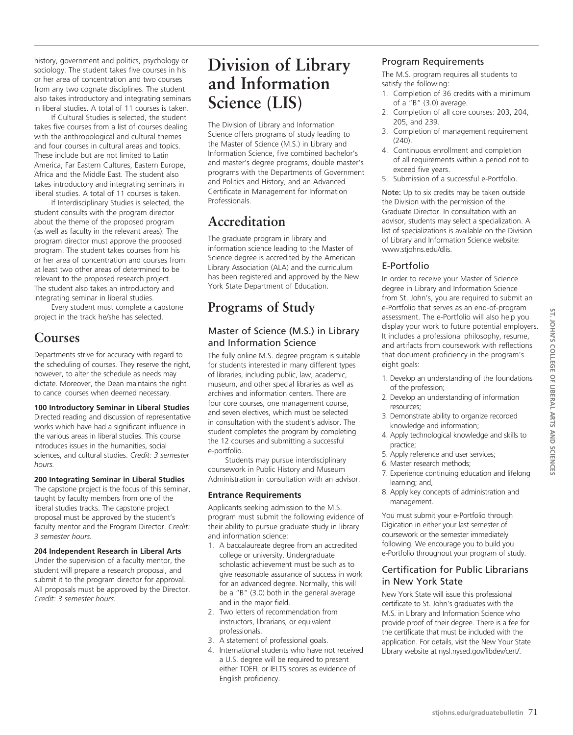history, government and politics, psychology or sociology. The student takes five courses in his or her area of concentration and two courses from any two cognate disciplines. The student also takes introductory and integrating seminars in liberal studies. A total of 11 courses is taken.

If Cultural Studies is selected, the student takes five courses from a list of courses dealing with the anthropological and cultural themes and four courses in cultural areas and topics. These include but are not limited to Latin America, Far Eastern Cultures, Eastern Europe, Africa and the Middle East. The student also takes introductory and integrating seminars in liberal studies. A total of 11 courses is taken.

If Interdisciplinary Studies is selected, the student consults with the program director about the theme of the proposed program (as well as faculty in the relevant areas). The program director must approve the proposed program. The student takes courses from his or her area of concentration and courses from at least two other areas of determined to be relevant to the proposed research project. The student also takes an introductory and integrating seminar in liberal studies.

Every student must complete a capstone project in the track he/she has selected.

## Courses

Departments strive for accuracy with regard to the scheduling of courses. They reserve the right, however, to alter the schedule as needs may dictate. Moreover, the Dean maintains the right to cancel courses when deemed necessary.

**100 Introductory Seminar in Liberal Studies**
Directed reading and discussion of representative works which have had a significant influence in the various areas in liberal studies. This course introduces issues in the humanities, social sciences, and cultural studies. *Credit: 3 semester hours.*

**200 Integrating Seminar in Liberal Studies**
The capstone project is the focus of this seminar, taught by faculty members from one of the liberal studies tracks. The capstone project proposal must be approved by the student's faculty mentor and the Program Director. *Credit: 3 semester hours.*

**204 Independent Research in Liberal Arts**
Under the supervision of a faculty mentor, the student will prepare a research proposal, and submit it to the program director for approval. All proposals must be approved by the Director. *Credit: 3 semester hours.*

# Division of Library and Information Science (LIS)

The Division of Library and Information Science offers programs of study leading to the Master of Science (M.S.) in Library and Information Science, five combined bachelor's and master's degree programs, double master's programs with the Departments of Government and Politics and History, and an Advanced Certificate in Management for Information Professionals.

## Accreditation

The graduate program in library and information science leading to the Master of Science degree is accredited by the American Library Association (ALA) and the curriculum has been registered and approved by the New York State Department of Education.

## Programs of Study

### Master of Science (M.S.) in Library and Information Science

The fully online M.S. degree program is suitable for students interested in many different types of libraries, including public, law, academic, museum, and other special libraries as well as archives and information centers. There are four core courses, one management course, and seven electives, which must be selected in consultation with the student's advisor. The student completes the program by completing the 12 courses and submitting a successful e-portfolio.

Students may pursue interdisciplinary coursework in Public History and Museum Administration in consultation with an advisor.

**Entrance Requirements**

Applicants seeking admission to the M.S. program must submit the following evidence of their ability to pursue graduate study in library and information science:

1. A baccalaureate degree from an accredited college or university. Undergraduate scholastic achievement must be such as to give reasonable assurance of success in work for an advanced degree. Normally, this will be a "B" (3.0) both in the general average and in the major field.
2. Two letters of recommendation from instructors, librarians, or equivalent professionals.
3. A statement of professional goals.
4. International students who have not received a U.S. degree will be required to present either TOEFL or IELTS scores as evidence of English proficiency.

### Program Requirements

The M.S. program requires all students to satisfy the following:

1. Completion of 36 credits with a minimum of a "B" (3.0) average.
2. Completion of all core courses: 203, 204, 205, and 239.
3. Completion of management requirement (240).
4. Continuous enrollment and completion of all requirements within a period not to exceed five years.
5. Submission of a successful e-Portfolio.

Note: Up to six credits may be taken outside the Division with the permission of the Graduate Director. In consultation with an advisor, students may select a specialization. A list of specializations is available on the Division of Library and Information Science website: www.stjohns.edu/dlis.

### E-Portfolio

In order to receive your Master of Science degree in Library and Information Science from St. John's, you are required to submit an e-Portfolio that serves as an end-of-program assessment. The e-Portfolio will also help you display your work to future potential employers. It includes a professional philosophy, resume, and artifacts from coursework with reflections that document proficiency in the program's eight goals:

1. Develop an understanding of the foundations of the profession;
2. Develop an understanding of information resources;
3. Demonstrate ability to organize recorded knowledge and information;
4. Apply technological knowledge and skills to practice;
5. Apply reference and user services;
6. Master research methods;
7. Experience continuing education and lifelong learning; and,
8. Apply key concepts of administration and management.

You must submit your e-Portfolio through Digication in either your last semester of coursework or the semester immediately following. We encourage you to build you e-Portfolio throughout your program of study.

### Certification for Public Librarians in New York State

New York State will issue this professional certificate to St. John's graduates with the M.S. in Library and Information Science who provide proof of their degree. There is a fee for the certificate that must be included with the application. For details, visit the New Your State Library website at nysl.nysed.gov/libdev/cert/.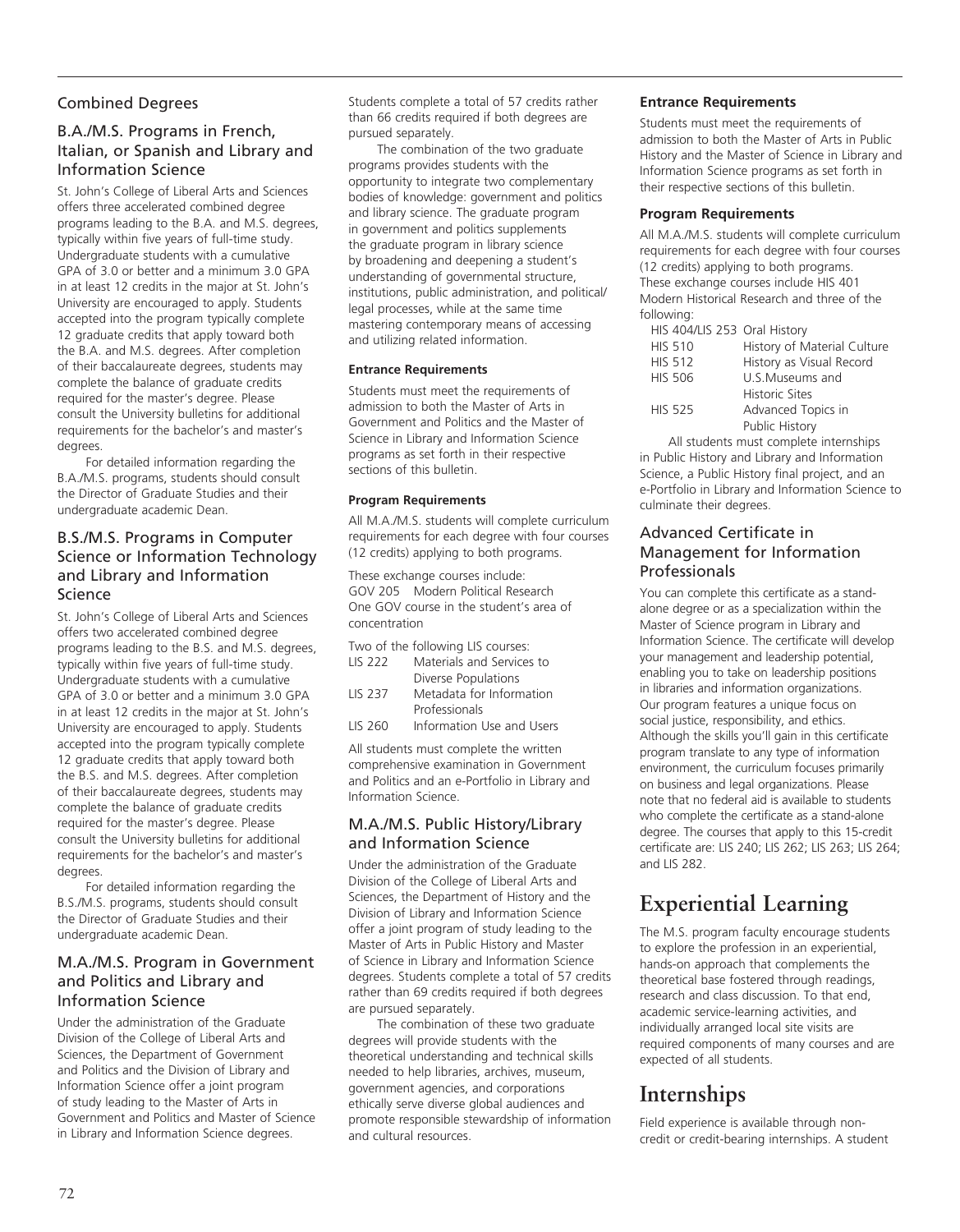## Combined Degrees

### B.A./M.S. Programs in French, Italian, or Spanish and Library and Information Science

St. John's College of Liberal Arts and Sciences offers three accelerated combined degree programs leading to the B.A. and M.S. degrees, typically within five years of full-time study. Undergraduate students with a cumulative GPA of 3.0 or better and a minimum 3.0 GPA in at least 12 credits in the major at St. John's University are encouraged to apply. Students accepted into the program typically complete 12 graduate credits that apply toward both the B.A. and M.S. degrees. After completion of their baccalaureate degrees, students may complete the balance of graduate credits required for the master's degree. Please consult the University bulletins for additional requirements for the bachelor's and master's degrees.

For detailed information regarding the B.A./M.S. programs, students should consult the Director of Graduate Studies and their undergraduate academic Dean.

### B.S./M.S. Programs in Computer Science or Information Technology and Library and Information Science

St. John's College of Liberal Arts and Sciences offers two accelerated combined degree programs leading to the B.S. and M.S. degrees, typically within five years of full-time study. Undergraduate students with a cumulative GPA of 3.0 or better and a minimum 3.0 GPA in at least 12 credits in the major at St. John's University are encouraged to apply. Students accepted into the program typically complete 12 graduate credits that apply toward both the B.S. and M.S. degrees. After completion of their baccalaureate degrees, students may complete the balance of graduate credits required for the master's degree. Please consult the University bulletins for additional requirements for the bachelor's and master's degrees.

For detailed information regarding the B.S./M.S. programs, students should consult the Director of Graduate Studies and their undergraduate academic Dean.

### M.A./M.S. Program in Government and Politics and Library and Information Science

Under the administration of the Graduate Division of the College of Liberal Arts and Sciences, the Department of Government and Politics and the Division of Library and Information Science offer a joint program of study leading to the Master of Arts in Government and Politics and Master of Science in Library and Information Science degrees. Students complete a total of 57 credits rather than 66 credits required if both degrees are pursued separately.

The combination of the two graduate programs provides students with the opportunity to integrate two complementary bodies of knowledge: government and politics and library science. The graduate program in government and politics supplements the graduate program in library science by broadening and deepening a student's understanding of governmental structure, institutions, public administration, and political/legal processes, while at the same time mastering contemporary means of accessing and utilizing related information.

**Entrance Requirements**

Students must meet the requirements of admission to both the Master of Arts in Government and Politics and the Master of Science in Library and Information Science programs as set forth in their respective sections of this bulletin.

**Program Requirements**

All M.A./M.S. students will complete curriculum requirements for each degree with four courses (12 credits) applying to both programs.

These exchange courses include:
GOV 205 Modern Political Research
One GOV course in the student's area of concentration

Two of the following LIS courses:

| | |
|---|---|
| LIS 222 | Materials and Services to Diverse Populations |
| LIS 237 | Metadata for Information Professionals |
| LIS 260 | Information Use and Users |

All students must complete the written comprehensive examination in Government and Politics and an e-Portfolio in Library and Information Science.

### M.A./M.S. Public History/Library and Information Science

Under the administration of the Graduate Division of the College of Liberal Arts and Sciences, the Department of History and the Division of Library and Information Science offer a joint program of study leading to the Master of Arts in Public History and Master of Science in Library and Information Science degrees. Students complete a total of 57 credits rather than 69 credits required if both degrees are pursued separately.

The combination of these two graduate degrees will provide students with the theoretical understanding and technical skills needed to help libraries, archives, museum, government agencies, and corporations ethically serve diverse global audiences and promote responsible stewardship of information and cultural resources.

**Entrance Requirements**

Students must meet the requirements of admission to both the Master of Arts in Public History and the Master of Science in Library and Information Science programs as set forth in their respective sections of this bulletin.

**Program Requirements**

All M.A./M.S. students will complete curriculum requirements for each degree with four courses (12 credits) applying to both programs. These exchange courses include HIS 401 Modern Historical Research and three of the following:

| | |
|---|---|
| HIS 404/LIS 253 | Oral History |
| HIS 510 | History of Material Culture |
| HIS 512 | History as Visual Record |
| HIS 506 | U.S.Museums and Historic Sites |
| HIS 525 | Advanced Topics in Public History |

All students must complete internships in Public History and Library and Information Science, a Public History final project, and an e-Portfolio in Library and Information Science to culminate their degrees.

### Advanced Certificate in Management for Information Professionals

You can complete this certificate as a stand-alone degree or as a specialization within the Master of Science program in Library and Information Science. The certificate will develop your management and leadership potential, enabling you to take on leadership positions in libraries and information organizations. Our program features a unique focus on social justice, responsibility, and ethics. Although the skills you'll gain in this certificate program translate to any type of information environment, the curriculum focuses primarily on business and legal organizations. Please note that no federal aid is available to students who complete the certificate as a stand-alone degree. The courses that apply to this 15-credit certificate are: LIS 240; LIS 262; LIS 263; LIS 264; and LIS 282.

# Experiential Learning

The M.S. program faculty encourage students to explore the profession in an experiential, hands-on approach that complements the theoretical base fostered through readings, research and class discussion. To that end, academic service-learning activities, and individually arranged local site visits are required components of many courses and are expected of all students.

# Internships

Field experience is available through non-credit or credit-bearing internships. A student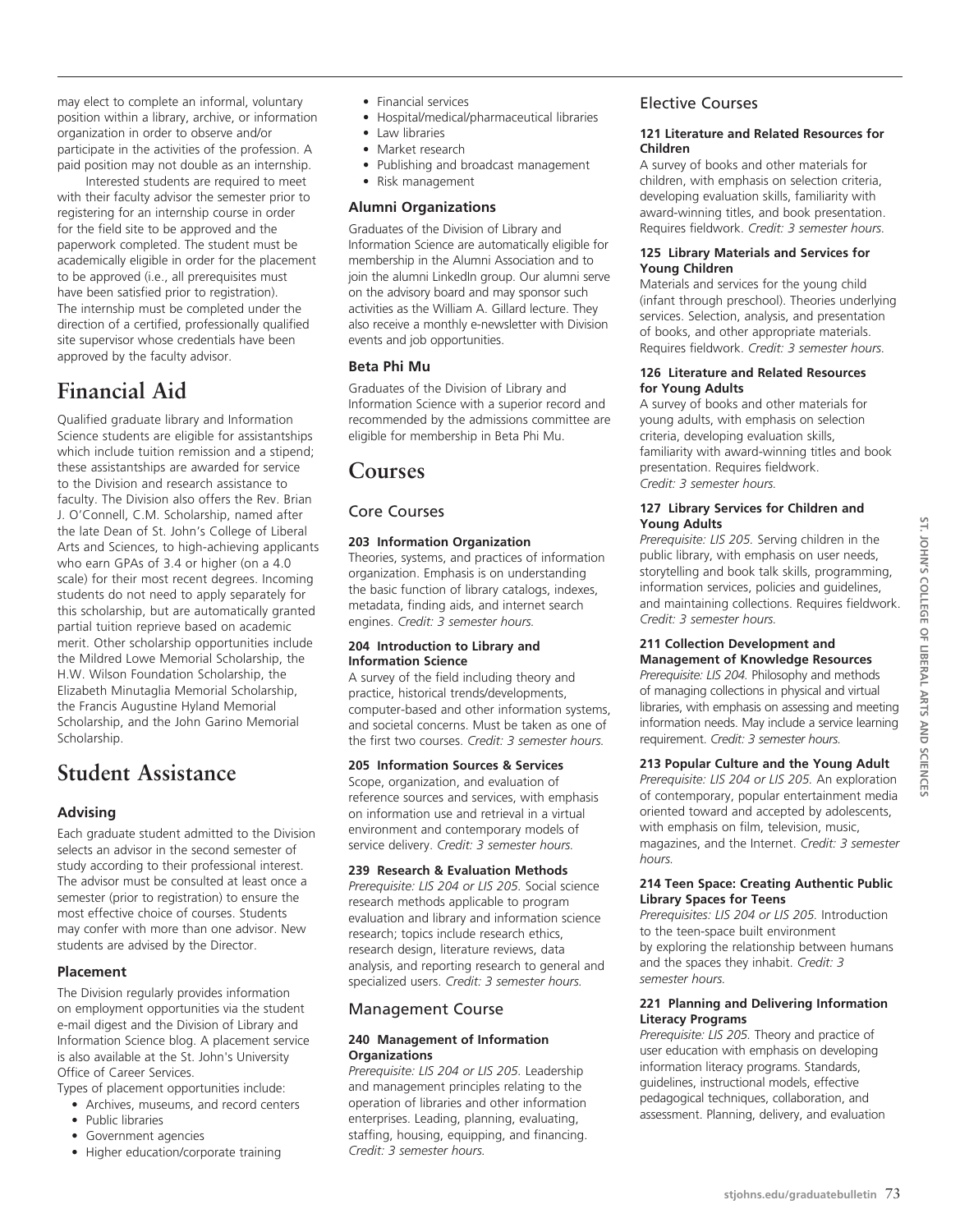may elect to complete an informal, voluntary position within a library, archive, or information organization in order to observe and/or participate in the activities of the profession. A paid position may not double as an internship.

Interested students are required to meet with their faculty advisor the semester prior to registering for an internship course in order for the field site to be approved and the paperwork completed. The student must be academically eligible in order for the placement to be approved (i.e., all prerequisites must have been satisfied prior to registration). The internship must be completed under the direction of a certified, professionally qualified site supervisor whose credentials have been approved by the faculty advisor.

# Financial Aid

Qualified graduate library and Information Science students are eligible for assistantships which include tuition remission and a stipend; these assistantships are awarded for service to the Division and research assistance to faculty. The Division also offers the Rev. Brian J. O'Connell, C.M. Scholarship, named after the late Dean of St. John's College of Liberal Arts and Sciences, to high-achieving applicants who earn GPAs of 3.4 or higher (on a 4.0 scale) for their most recent degrees. Incoming students do not need to apply separately for this scholarship, but are automatically granted partial tuition reprieve based on academic merit. Other scholarship opportunities include the Mildred Lowe Memorial Scholarship, the H.W. Wilson Foundation Scholarship, the Elizabeth Minutaglia Memorial Scholarship, the Francis Augustine Hyland Memorial Scholarship, and the John Garino Memorial Scholarship.

# Student Assistance

### Advising

Each graduate student admitted to the Division selects an advisor in the second semester of study according to their professional interest. The advisor must be consulted at least once a semester (prior to registration) to ensure the most effective choice of courses. Students may confer with more than one advisor. New students are advised by the Director.

### Placement

The Division regularly provides information on employment opportunities via the student e-mail digest and the Division of Library and Information Science blog. A placement service is also available at the St. John's University Office of Career Services.

Types of placement opportunities include:

- Archives, museums, and record centers
- Public libraries
- Government agencies
- Higher education/corporate training
- Financial services
- Hospital/medical/pharmaceutical libraries
- Law libraries
- Market research
- Publishing and broadcast management
- Risk management

### Alumni Organizations

Graduates of the Division of Library and Information Science are automatically eligible for membership in the Alumni Association and to join the alumni LinkedIn group. Our alumni serve on the advisory board and may sponsor such activities as the William A. Gillard lecture. They also receive a monthly e-newsletter with Division events and job opportunities.

### Beta Phi Mu

Graduates of the Division of Library and Information Science with a superior record and recommended by the admissions committee are eligible for membership in Beta Phi Mu.

# Courses

## Core Courses

**203 Information Organization**
Theories, systems, and practices of information organization. Emphasis is on understanding the basic function of library catalogs, indexes, metadata, finding aids, and internet search engines. *Credit: 3 semester hours.*

**204 Introduction to Library and Information Science**
A survey of the field including theory and practice, historical trends/developments, computer-based and other information systems, and societal concerns. Must be taken as one of the first two courses. *Credit: 3 semester hours.*

**205 Information Sources & Services**
Scope, organization, and evaluation of reference sources and services, with emphasis on information use and retrieval in a virtual environment and contemporary models of service delivery. *Credit: 3 semester hours.*

**239 Research & Evaluation Methods**
*Prerequisite: LIS 204 or LIS 205.* Social science research methods applicable to program evaluation and library and information science research; topics include research ethics, research design, literature reviews, data analysis, and reporting research to general and specialized users. *Credit: 3 semester hours.*

## Management Course

**240 Management of Information Organizations**
*Prerequisite: LIS 204 or LIS 205.* Leadership and management principles relating to the operation of libraries and other information enterprises. Leading, planning, evaluating, staffing, housing, equipping, and financing. *Credit: 3 semester hours.*

## Elective Courses

**121 Literature and Related Resources for Children**
A survey of books and other materials for children, with emphasis on selection criteria, developing evaluation skills, familiarity with award-winning titles, and book presentation. Requires fieldwork. *Credit: 3 semester hours.*

**125 Library Materials and Services for Young Children**
Materials and services for the young child (infant through preschool). Theories underlying services. Selection, analysis, and presentation of books, and other appropriate materials. Requires fieldwork. *Credit: 3 semester hours.*

**126 Literature and Related Resources for Young Adults**
A survey of books and other materials for young adults, with emphasis on selection criteria, developing evaluation skills, familiarity with award-winning titles and book presentation. Requires fieldwork. *Credit: 3 semester hours.*

**127 Library Services for Children and Young Adults**
*Prerequisite: LIS 205.* Serving children in the public library, with emphasis on user needs, storytelling and book talk skills, programming, information services, policies and guidelines, and maintaining collections. Requires fieldwork. *Credit: 3 semester hours.*

**211 Collection Development and Management of Knowledge Resources**
*Prerequisite: LIS 204.* Philosophy and methods of managing collections in physical and virtual libraries, with emphasis on assessing and meeting information needs. May include a service learning requirement. *Credit: 3 semester hours.*

**213 Popular Culture and the Young Adult**
*Prerequisite: LIS 204 or LIS 205.* An exploration of contemporary, popular entertainment media oriented toward and accepted by adolescents, with emphasis on film, television, music, magazines, and the Internet. *Credit: 3 semester hours.*

**214 Teen Space: Creating Authentic Public Library Spaces for Teens**
*Prerequisites: LIS 204 or LIS 205.* Introduction to the teen-space built environment by exploring the relationship between humans and the spaces they inhabit. *Credit: 3 semester hours.*

**221 Planning and Delivering Information Literacy Programs**
*Prerequisite: LIS 205.* Theory and practice of user education with emphasis on developing information literacy programs. Standards, guidelines, instructional models, effective pedagogical techniques, collaboration, and assessment. Planning, delivery, and evaluation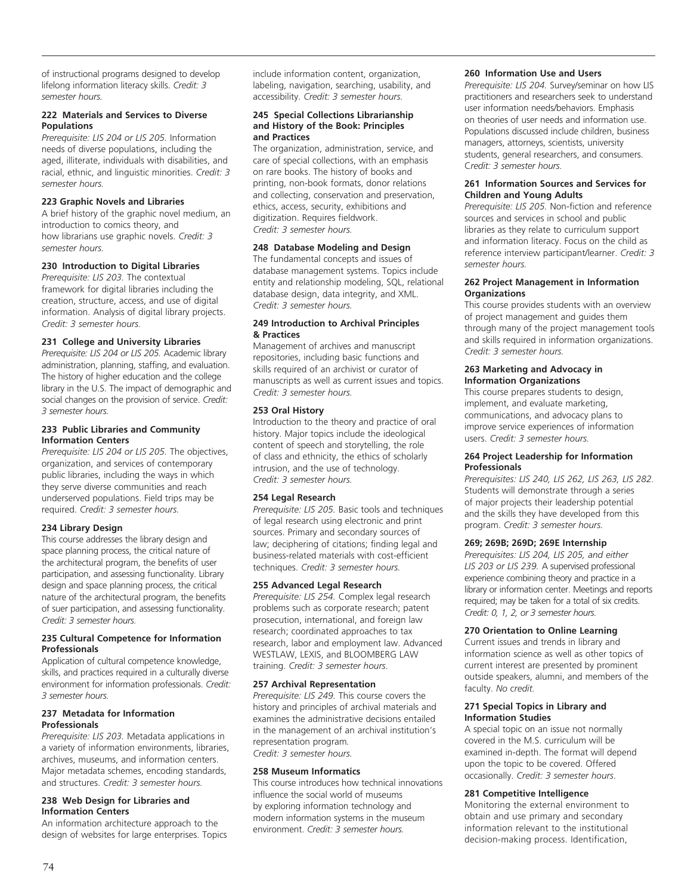of instructional programs designed to develop lifelong information literacy skills. *Credit: 3 semester hours.*

**222 Materials and Services to Diverse Populations**

*Prerequisite: LIS 204 or LIS 205.* Information needs of diverse populations, including the aged, illiterate, individuals with disabilities, and racial, ethnic, and linguistic minorities. *Credit: 3 semester hours.*

**223 Graphic Novels and Libraries**

A brief history of the graphic novel medium, an introduction to comics theory, and how librarians use graphic novels. *Credit: 3 semester hours.*

**230 Introduction to Digital Libraries**

*Prerequisite: LIS 203.* The contextual framework for digital libraries including the creation, structure, access, and use of digital information. Analysis of digital library projects. *Credit: 3 semester hours.*

**231 College and University Libraries**

*Prerequisite: LIS 204 or LIS 205.* Academic library administration, planning, staffing, and evaluation. The history of higher education and the college library in the U.S. The impact of demographic and social changes on the provision of service. *Credit: 3 semester hours.*

**233 Public Libraries and Community Information Centers**

*Prerequisite: LIS 204 or LIS 205.* The objectives, organization, and services of contemporary public libraries, including the ways in which they serve diverse communities and reach underserved populations. Field trips may be required. *Credit: 3 semester hours.*

**234 Library Design**

This course addresses the library design and space planning process, the critical nature of the architectural program, the benefits of user participation, and assessing functionality. Library design and space planning process, the critical nature of the architectural program, the benefits of suer participation, and assessing functionality. *Credit: 3 semester hours.*

**235 Cultural Competence for Information Professionals**

Application of cultural competence knowledge, skills, and practices required in a culturally diverse environment for information professionals. *Credit: 3 semester hours.*

**237 Metadata for Information Professionals**

*Prerequisite: LIS 203.* Metadata applications in a variety of information environments, libraries, archives, museums, and information centers. Major metadata schemes, encoding standards, and structures. *Credit: 3 semester hours.*

**238 Web Design for Libraries and Information Centers**

An information architecture approach to the design of websites for large enterprises. Topics include information content, organization, labeling, navigation, searching, usability, and accessibility. *Credit: 3 semester hours.*

**245 Special Collections Librarianship and History of the Book: Principles and Practices**

The organization, administration, service, and care of special collections, with an emphasis on rare books. The history of books and printing, non-book formats, donor relations and collecting, conservation and preservation, ethics, access, security, exhibitions and digitization. Requires fieldwork. *Credit: 3 semester hours.*

**248 Database Modeling and Design**

The fundamental concepts and issues of database management systems. Topics include entity and relationship modeling, SQL, relational database design, data integrity, and XML. *Credit: 3 semester hours.*

**249 Introduction to Archival Principles & Practices**

Management of archives and manuscript repositories, including basic functions and skills required of an archivist or curator of manuscripts as well as current issues and topics. *Credit: 3 semester hours.*

**253 Oral History**

Introduction to the theory and practice of oral history. Major topics include the ideological content of speech and storytelling, the role of class and ethnicity, the ethics of scholarly intrusion, and the use of technology. *Credit: 3 semester hours.*

**254 Legal Research**

*Prerequisite: LIS 205.* Basic tools and techniques of legal research using electronic and print sources. Primary and secondary sources of law; deciphering of citations; finding legal and business-related materials with cost-efficient techniques. *Credit: 3 semester hours.*

**255 Advanced Legal Research**

*Prerequisite: LIS 254.* Complex legal research problems such as corporate research; patent prosecution, international, and foreign law research; coordinated approaches to tax research, labor and employment law. Advanced WESTLAW, LEXIS, and BLOOMBERG LAW training. *Credit: 3 semester hours.*

**257 Archival Representation**

*Prerequisite: LIS 249.* This course covers the history and principles of archival materials and examines the administrative decisions entailed in the management of an archival institution's representation program. *Credit: 3 semester hours.*

**258 Museum Informatics**

This course introduces how technical innovations influence the social world of museums by exploring information technology and modern information systems in the museum environment. *Credit: 3 semester hours.*

**260 Information Use and Users**

*Prerequisite: LIS 204.* Survey/seminar on how LIS practitioners and researchers seek to understand user information needs/behaviors. Emphasis on theories of user needs and information use. Populations discussed include children, business managers, attorneys, scientists, university students, general researchers, and consumers. *Credit: 3 semester hours.*

**261 Information Sources and Services for Children and Young Adults**

*Prerequisite: LIS 205.* Non-fiction and reference sources and services in school and public libraries as they relate to curriculum support and information literacy. Focus on the child as reference interview participant/learner. *Credit: 3 semester hours.*

**262 Project Management in Information Organizations**

This course provides students with an overview of project management and guides them through many of the project management tools and skills required in information organizations. *Credit: 3 semester hours.*

**263 Marketing and Advocacy in Information Organizations**

This course prepares students to design, implement, and evaluate marketing, communications, and advocacy plans to improve service experiences of information users. *Credit: 3 semester hours.*

**264 Project Leadership for Information Professionals**

*Prerequisites: LIS 240, LIS 262, LIS 263, LIS 282.* Students will demonstrate through a series of major projects their leadership potential and the skills they have developed from this program. *Credit: 3 semester hours.*

**269; 269B; 269D; 269E Internship**

*Prerequisites: LIS 204, LIS 205, and either LIS 203 or LIS 239.* A supervised professional experience combining theory and practice in a library or information center. Meetings and reports required; may be taken for a total of six credits. *Credit: 0, 1, 2, or 3 semester hours.*

**270 Orientation to Online Learning**

Current issues and trends in library and information science as well as other topics of current interest are presented by prominent outside speakers, alumni, and members of the faculty. *No credit.*

**271 Special Topics in Library and Information Studies**

A special topic on an issue not normally covered in the M.S. curriculum will be examined in-depth. The format will depend upon the topic to be covered. Offered occasionally. *Credit: 3 semester hours.*

**281 Competitive Intelligence**

Monitoring the external environment to obtain and use primary and secondary information relevant to the institutional decision-making process. Identification,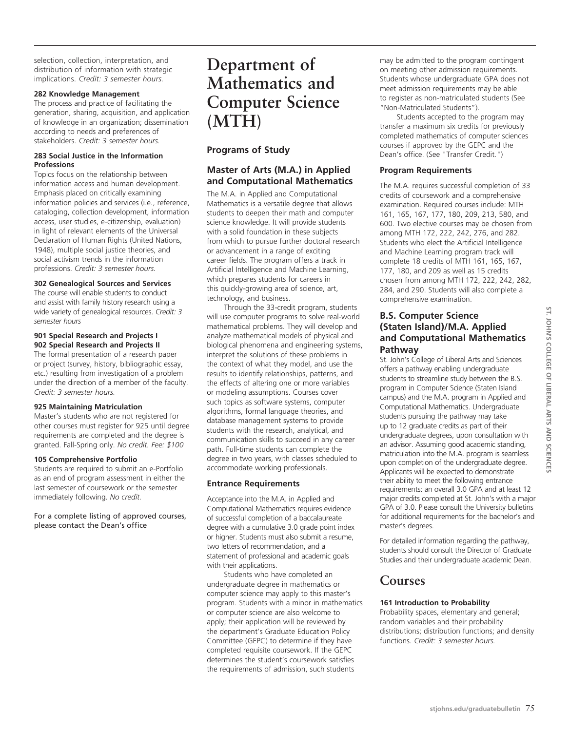selection, collection, interpretation, and distribution of information with strategic implications. *Credit: 3 semester hours.*

**282 Knowledge Management**
The process and practice of facilitating the generation, sharing, acquisition, and application of knowledge in an organization; dissemination according to needs and preferences of stakeholders. *Credit: 3 semester hours.*

**283 Social Justice in the Information Professions**
Topics focus on the relationship between information access and human development. Emphasis placed on critically examining information policies and services (i.e., reference, cataloging, collection development, information access, user studies, e-citizenship, evaluation) in light of relevant elements of the Universal Declaration of Human Rights (United Nations, 1948), multiple social justice theories, and social activism trends in the information professions. *Credit: 3 semester hours.*

**302 Genealogical Sources and Services**
The course will enable students to conduct and assist with family history research using a wide variety of genealogical resources. *Credit: 3 semester hours*

**901 Special Research and Projects I**
**902 Special Research and Projects II**
The formal presentation of a research paper or project (survey, history, bibliographic essay, etc.) resulting from investigation of a problem under the direction of a member of the faculty. *Credit: 3 semester hours.*

**925 Maintaining Matriculation**
Master's students who are not registered for other courses must register for 925 until degree requirements are completed and the degree is granted. Fall-Spring only. *No credit. Fee: $100*

**105 Comprehensive Portfolio**
Students are required to submit an e-Portfolio as an end of program assessment in either the last semester of coursework or the semester immediately following. *No credit.*

For a complete listing of approved courses, please contact the Dean's office

# Department of Mathematics and Computer Science (MTH)

## Programs of Study

### Master of Arts (M.A.) in Applied and Computational Mathematics

The M.A. in Applied and Computational Mathematics is a versatile degree that allows students to deepen their math and computer science knowledge. It will provide students with a solid foundation in these subjects from which to pursue further doctoral research or advancement in a range of exciting career fields. The program offers a track in Artificial Intelligence and Machine Learning, which prepares students for careers in this quickly-growing area of science, art, technology, and business.

Through the 33-credit program, students will use computer programs to solve real-world mathematical problems. They will develop and analyze mathematical models of physical and biological phenomena and engineering systems, interpret the solutions of these problems in the context of what they model, and use the results to identify relationships, patterns, and the effects of altering one or more variables or modeling assumptions. Courses cover such topics as software systems, computer algorithms, formal language theories, and database management systems to provide students with the research, analytical, and communication skills to succeed in any career path. Full-time students can complete the degree in two years, with classes scheduled to accommodate working professionals.

#### Entrance Requirements

Acceptance into the M.A. in Applied and Computational Mathematics requires evidence of successful completion of a baccalaureate degree with a cumulative 3.0 grade point index or higher. Students must also submit a resume, two letters of recommendation, and a statement of professional and academic goals with their applications.

Students who have completed an undergraduate degree in mathematics or computer science may apply to this master's program. Students with a minor in mathematics or computer science are also welcome to apply; their application will be reviewed by the department's Graduate Education Policy Committee (GEPC) to determine if they have completed requisite coursework. If the GEPC determines the student's coursework satisfies the requirements of admission, such students may be admitted to the program contingent on meeting other admission requirements. Students whose undergraduate GPA does not meet admission requirements may be able to register as non-matriculated students (See "Non-Matriculated Students").

Students accepted to the program may transfer a maximum six credits for previously completed mathematics of computer sciences courses if approved by the GEPC and the Dean's office. (See "Transfer Credit.")

#### Program Requirements

The M.A. requires successful completion of 33 credits of coursework and a comprehensive examination. Required courses include: MTH 161, 165, 167, 177, 180, 209, 213, 580, and 600. Two elective courses may be chosen from among MTH 172, 222, 242, 276, and 282. Students who elect the Artificial Intelligence and Machine Learning program track will complete 18 credits of MTH 161, 165, 167, 177, 180, and 209 as well as 15 credits chosen from among MTH 172, 222, 242, 282, 284, and 290. Students will also complete a comprehensive examination.

### B.S. Computer Science (Staten Island)/M.A. Applied and Computational Mathematics Pathway

St. John's College of Liberal Arts and Sciences offers a pathway enabling undergraduate students to streamline study between the B.S. program in Computer Science (Staten Island campus) and the M.A. program in Applied and Computational Mathematics. Undergraduate students pursuing the pathway may take up to 12 graduate credits as part of their undergraduate degrees, upon consultation with an advisor. Assuming good academic standing, matriculation into the M.A. program is seamless upon completion of the undergraduate degree. Applicants will be expected to demonstrate their ability to meet the following entrance requirements: an overall 3.0 GPA and at least 12 major credits completed at St. John's with a major GPA of 3.0. Please consult the University bulletins for additional requirements for the bachelor's and master's degrees.

For detailed information regarding the pathway, students should consult the Director of Graduate Studies and their undergraduate academic Dean.

# Courses

**161 Introduction to Probability**
Probability spaces, elementary and general; random variables and their probability distributions; distribution functions; and density functions. *Credit: 3 semester hours.*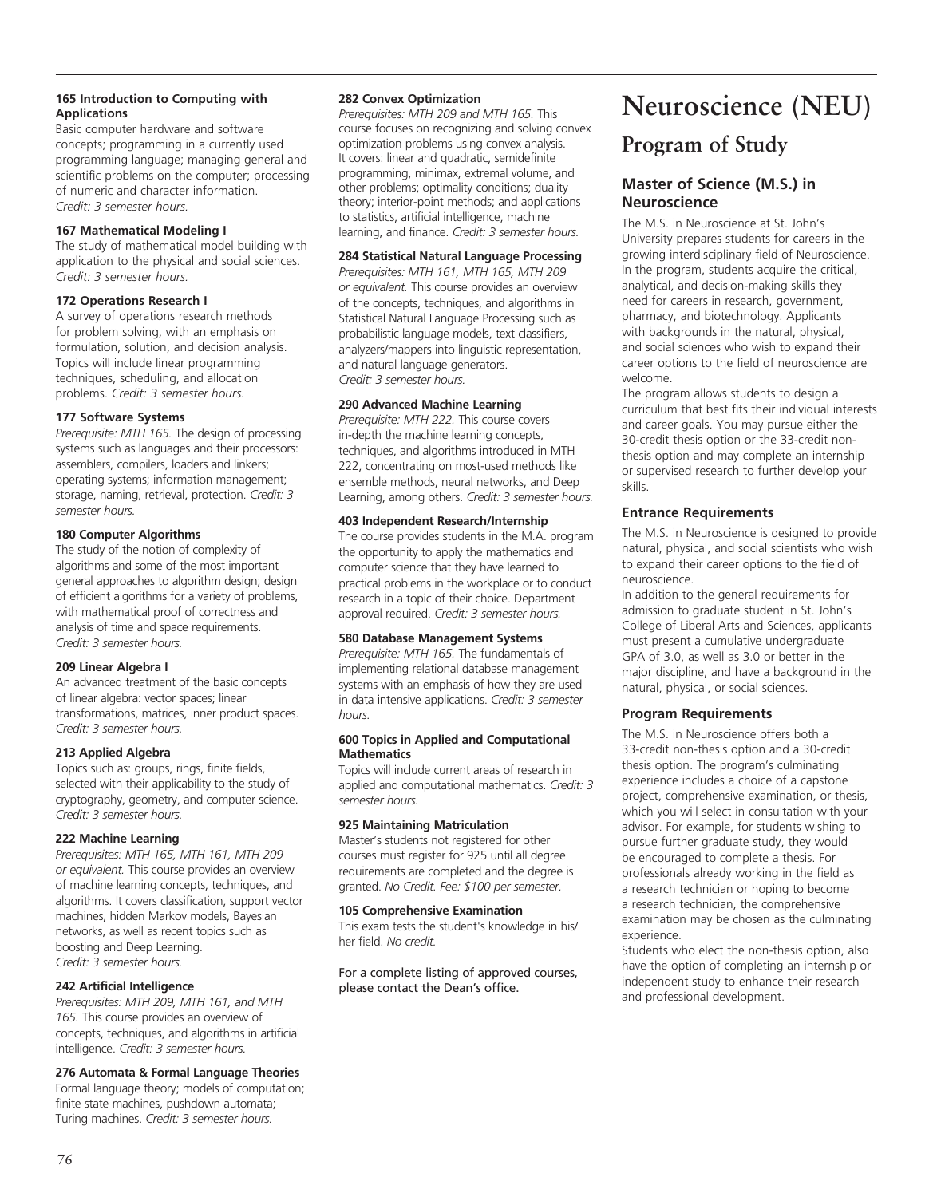**165 Introduction to Computing with Applications**
Basic computer hardware and software concepts; programming in a currently used programming language; managing general and scientific problems on the computer; processing of numeric and character information.
*Credit: 3 semester hours.*

**167 Mathematical Modeling I**
The study of mathematical model building with application to the physical and social sciences.
*Credit: 3 semester hours.*

**172 Operations Research I**
A survey of operations research methods for problem solving, with an emphasis on formulation, solution, and decision analysis. Topics will include linear programming techniques, scheduling, and allocation problems. *Credit: 3 semester hours.*

**177 Software Systems**
*Prerequisite: MTH 165.* The design of processing systems such as languages and their processors: assemblers, compilers, loaders and linkers; operating systems; information management; storage, naming, retrieval, protection. *Credit: 3 semester hours.*

**180 Computer Algorithms**
The study of the notion of complexity of algorithms and some of the most important general approaches to algorithm design; design of efficient algorithms for a variety of problems, with mathematical proof of correctness and analysis of time and space requirements.
*Credit: 3 semester hours.*

**209 Linear Algebra I**
An advanced treatment of the basic concepts of linear algebra: vector spaces; linear transformations, matrices, inner product spaces.
*Credit: 3 semester hours.*

**213 Applied Algebra**
Topics such as: groups, rings, finite fields, selected with their applicability to the study of cryptography, geometry, and computer science.
*Credit: 3 semester hours.*

**222 Machine Learning**
*Prerequisites: MTH 165, MTH 161, MTH 209 or equivalent.* This course provides an overview of machine learning concepts, techniques, and algorithms. It covers classification, support vector machines, hidden Markov models, Bayesian networks, as well as recent topics such as boosting and Deep Learning.
*Credit: 3 semester hours.*

**242 Artificial Intelligence**
*Prerequisites: MTH 209, MTH 161, and MTH 165.* This course provides an overview of concepts, techniques, and algorithms in artificial intelligence. *Credit: 3 semester hours.*

**276 Automata & Formal Language Theories**
Formal language theory; models of computation; finite state machines, pushdown automata; Turing machines. *Credit: 3 semester hours.*

**282 Convex Optimization**
*Prerequisites: MTH 209 and MTH 165.* This course focuses on recognizing and solving convex optimization problems using convex analysis. It covers: linear and quadratic, semidefinite programming, minimax, extremal volume, and other problems; optimality conditions; duality theory; interior-point methods; and applications to statistics, artificial intelligence, machine learning, and finance. *Credit: 3 semester hours.*

**284 Statistical Natural Language Processing**
*Prerequisites: MTH 161, MTH 165, MTH 209 or equivalent.* This course provides an overview of the concepts, techniques, and algorithms in Statistical Natural Language Processing such as probabilistic language models, text classifiers, analyzers/mappers into linguistic representation, and natural language generators.
*Credit: 3 semester hours.*

**290 Advanced Machine Learning**
*Prerequisite: MTH 222.* This course covers in-depth the machine learning concepts, techniques, and algorithms introduced in MTH 222, concentrating on most-used methods like ensemble methods, neural networks, and Deep Learning, among others. *Credit: 3 semester hours.*

**403 Independent Research/Internship**
The course provides students in the M.A. program the opportunity to apply the mathematics and computer science that they have learned to practical problems in the workplace or to conduct research in a topic of their choice. Department approval required. *Credit: 3 semester hours.*

**580 Database Management Systems**
*Prerequisite: MTH 165.* The fundamentals of implementing relational database management systems with an emphasis of how they are used in data intensive applications. *Credit: 3 semester hours.*

**600 Topics in Applied and Computational Mathematics**
Topics will include current areas of research in applied and computational mathematics. *Credit: 3 semester hours.*

**925 Maintaining Matriculation**
Master's students not registered for other courses must register for 925 until all degree requirements are completed and the degree is granted. *No Credit. Fee: $100 per semester.*

**105 Comprehensive Examination**
This exam tests the student's knowledge in his/her field. *No credit.*

For a complete listing of approved courses, please contact the Dean's office.

# Neuroscience (NEU)

## Program of Study

### Master of Science (M.S.) in Neuroscience

The M.S. in Neuroscience at St. John's University prepares students for careers in the growing interdisciplinary field of Neuroscience. In the program, students acquire the critical, analytical, and decision-making skills they need for careers in research, government, pharmacy, and biotechnology. Applicants with backgrounds in the natural, physical, and social sciences who wish to expand their career options to the field of neuroscience are welcome.

The program allows students to design a curriculum that best fits their individual interests and career goals. You may pursue either the 30-credit thesis option or the 33-credit non-thesis option and may complete an internship or supervised research to further develop your skills.

### Entrance Requirements

The M.S. in Neuroscience is designed to provide natural, physical, and social scientists who wish to expand their career options to the field of neuroscience.

In addition to the general requirements for admission to graduate student in St. John's College of Liberal Arts and Sciences, applicants must present a cumulative undergraduate GPA of 3.0, as well as 3.0 or better in the major discipline, and have a background in the natural, physical, or social sciences.

### Program Requirements

The M.S. in Neuroscience offers both a 33-credit non-thesis option and a 30-credit thesis option. The program's culminating experience includes a choice of a capstone project, comprehensive examination, or thesis, which you will select in consultation with your advisor. For example, for students wishing to pursue further graduate study, they would be encouraged to complete a thesis. For professionals already working in the field as a research technician or hoping to become a research technician, the comprehensive examination may be chosen as the culminating experience.

Students who elect the non-thesis option, also have the option of completing an internship or independent study to enhance their research and professional development.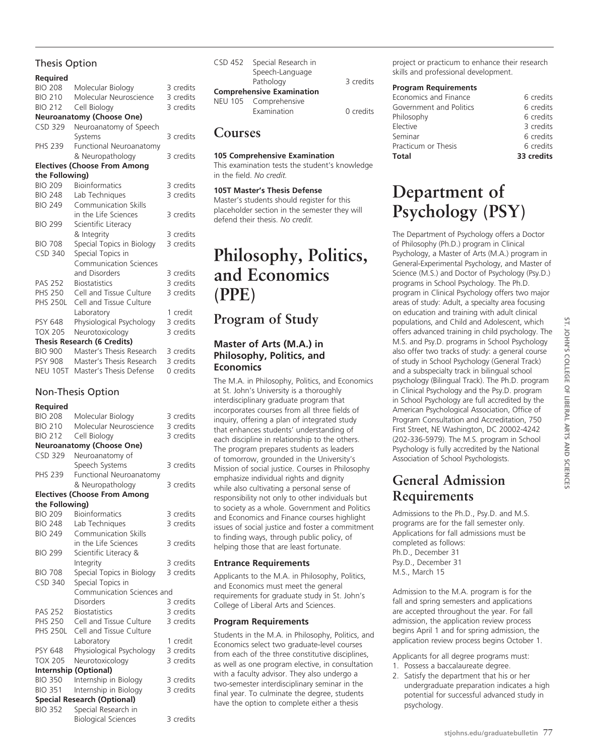### Thesis Option

| **Required** | | |
|---|---|---|
| BIO 208 | Molecular Biology | 3 credits |
| BIO 210 | Molecular Neuroscience | 3 credits |
| BIO 212 | Cell Biology | 3 credits |
| **Neuroanatomy (Choose One)** | | |
| CSD 329 | Neuroanatomy of Speech Systems | 3 credits |
| PHS 239 | Functional Neuroanatomy & Neuropathology | 3 credits |
| **Electives (Choose From Among the Following)** | | |
| BIO 209 | Bioinformatics | 3 credits |
| BIO 248 | Lab Techniques | 3 credits |
| BIO 249 | Communication Skills in the Life Sciences | 3 credits |
| BIO 299 | Scientific Literacy & Integrity | 3 credits |
| BIO 708 | Special Topics in Biology | 3 credits |
| CSD 340 | Special Topics in Communication Sciences and Disorders | 3 credits |
| PAS 252 | Biostatistics | 3 credits |
| PHS 250 | Cell and Tissue Culture | 3 credits |
| PHS 250L | Cell and Tissue Culture Laboratory | 1 credit |
| PSY 648 | Physiological Psychology | 3 credits |
| TOX 205 | Neurotoxicology | 3 credits |
| **Thesis Research (6 Credits)** | | |
| BIO 900 | Master's Thesis Research | 3 credits |
| PSY 908 | Master's Thesis Research | 3 credits |
| NEU 105T | Master's Thesis Defense | 0 credits |

### Non-Thesis Option

| **Required** | | |
|---|---|---|
| BIO 208 | Molecular Biology | 3 credits |
| BIO 210 | Molecular Neuroscience | 3 credits |
| BIO 212 | Cell Biology | 3 credits |
| **Neuroanatomy (Choose One)** | | |
| CSD 329 | Neuroanatomy of Speech Systems | 3 credits |
| PHS 239 | Functional Neuroanatomy & Neuropathology | 3 credits |
| **Electives (Choose From Among the Following)** | | |
| BIO 209 | Bioinformatics | 3 credits |
| BIO 248 | Lab Techniques | 3 credits |
| BIO 249 | Communication Skills in the Life Sciences | 3 credits |
| BIO 299 | Scientific Literacy & Integrity | 3 credits |
| BIO 708 | Special Topics in Biology | 3 credits |
| CSD 340 | Special Topics in Communication Sciences and Disorders | 3 credits |
| PAS 252 | Biostatistics | 3 credits |
| PHS 250 | Cell and Tissue Culture | 3 credits |
| PHS 250L | Cell and Tissue Culture Laboratory | 1 credit |
| PSY 648 | Physiological Psychology | 3 credits |
| TOX 205 | Neurotoxicology | 3 credits |
| **Internship (Optional)** | | |
| BIO 350 | Internship in Biology | 3 credits |
| BIO 351 | Internship in Biology | 3 credits |
| **Special Research (Optional)** | | |
| BIO 352 | Special Research in Biological Sciences | 3 credits |
| CSD 452 | Special Research in Speech-Language Pathology | 3 credits |
| **Comprehensive Examination** | | |
| NEU 105 | Comprehensive Examination | 0 credits |

## Courses

**105 Comprehensive Examination**
This examination tests the student's knowledge in the field. *No credit.*

**105T Master's Thesis Defense**
Master's students should register for this placeholder section in the semester they will defend their thesis. *No credit.*

# Philosophy, Politics, and Economics (PPE)

## Program of Study

### Master of Arts (M.A.) in Philosophy, Politics, and Economics

The M.A. in Philosophy, Politics, and Economics at St. John's University is a thoroughly interdisciplinary graduate program that incorporates courses from all three fields of inquiry, offering a plan of integrated study that enhances students' understanding of each discipline in relationship to the others. The program prepares students as leaders of tomorrow, grounded in the University's Mission of social justice. Courses in Philosophy emphasize individual rights and dignity while also cultivating a personal sense of responsibility not only to other individuals but to society as a whole. Government and Politics and Economics and Finance courses highlight issues of social justice and foster a commitment to finding ways, through public policy, of helping those that are least fortunate.

#### Entrance Requirements

Applicants to the M.A. in Philosophy, Politics, and Economics must meet the general requirements for graduate study in St. John's College of Liberal Arts and Sciences.

#### Program Requirements

Students in the M.A. in Philosophy, Politics, and Economics select two graduate-level courses from each of the three constitutive disciplines, as well as one program elective, in consultation with a faculty advisor. They also undergo a two-semester interdisciplinary seminar in the final year. To culminate the degree, students have the option to complete either a thesis project or practicum to enhance their research skills and professional development.

| **Program Requirements** | |
|---|---|
| Economics and Finance | 6 credits |
| Government and Politics | 6 credits |
| Philosophy | 6 credits |
| Elective | 3 credits |
| Seminar | 6 credits |
| Practicum or Thesis | 6 credits |
| **Total** | **33 credits** |

# Department of Psychology (PSY)

The Department of Psychology offers a Doctor of Philosophy (Ph.D.) program in Clinical Psychology, a Master of Arts (M.A.) program in General-Experimental Psychology, and Master of Science (M.S.) and Doctor of Psychology (Psy.D.) programs in School Psychology. The Ph.D. program in Clinical Psychology offers two major areas of study: Adult, a specialty area focusing on education and training with adult clinical populations, and Child and Adolescent, which offers advanced training in child psychology. The M.S. and Psy.D. programs in School Psychology also offer two tracks of study: a general course of study in School Psychology (General Track) and a subspecialty track in bilingual school psychology (Bilingual Track). The Ph.D. program in Clinical Psychology and the Psy.D. program in School Psychology are full accredited by the American Psychological Association, Office of Program Consultation and Accreditation, 750 First Street, NE Washington, DC 20002-4242 (202-336-5979). The M.S. program in School Psychology is fully accredited by the National Association of School Psychologists.

## General Admission Requirements

Admissions to the Ph.D., Psy.D. and M.S. programs are for the fall semester only. Applications for fall admissions must be completed as follows:
Ph.D., December 31
Psy.D., December 31
M.S., March 15

Admission to the M.A. program is for the fall and spring semesters and applications are accepted throughout the year. For fall admission, the application review process begins April 1 and for spring admission, the application review process begins October 1.

Applicants for all degree programs must:

1. Possess a baccalaureate degree.
2. Satisfy the department that his or her undergraduate preparation indicates a high potential for successful advanced study in psychology.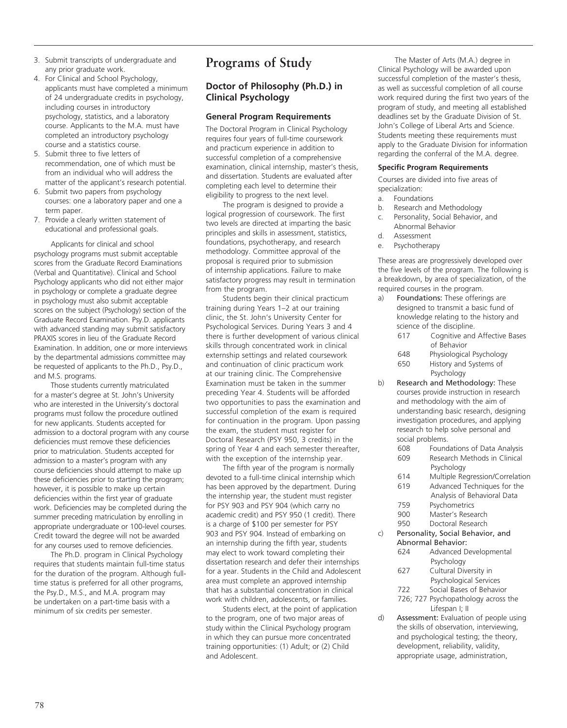3. Submit transcripts of undergraduate and any prior graduate work.
4. For Clinical and School Psychology, applicants must have completed a minimum of 24 undergraduate credits in psychology, including courses in introductory psychology, statistics, and a laboratory course. Applicants to the M.A. must have completed an introductory psychology course and a statistics course.
5. Submit three to five letters of recommendation, one of which must be from an individual who will address the matter of the applicant's research potential.
6. Submit two papers from psychology courses: one a laboratory paper and one a term paper.
7. Provide a clearly written statement of educational and professional goals.

Applicants for clinical and school psychology programs must submit acceptable scores from the Graduate Record Examinations (Verbal and Quantitative). Clinical and School Psychology applicants who did not either major in psychology or complete a graduate degree in psychology must also submit acceptable scores on the subject (Psychology) section of the Graduate Record Examination. Psy.D. applicants with advanced standing may submit satisfactory PRAXIS scores in lieu of the Graduate Record Examination. In addition, one or more interviews by the departmental admissions committee may be requested of applicants to the Ph.D., Psy.D., and M.S. programs.

Those students currently matriculated for a master's degree at St. John's University who are interested in the University's doctoral programs must follow the procedure outlined for new applicants. Students accepted for admission to a doctoral program with any course deficiencies must remove these deficiencies prior to matriculation. Students accepted for admission to a master's program with any course deficiencies should attempt to make up these deficiencies prior to starting the program; however, it is possible to make up certain deficiencies within the first year of graduate work. Deficiencies may be completed during the summer preceding matriculation by enrolling in appropriate undergraduate or 100-level courses. Credit toward the degree will not be awarded for any courses used to remove deficiencies.

The Ph.D. program in Clinical Psychology requires that students maintain full-time status for the duration of the program. Although full-time status is preferred for all other programs, the Psy.D., M.S., and M.A. program may be undertaken on a part-time basis with a minimum of six credits per semester.

# Programs of Study

## Doctor of Philosophy (Ph.D.) in Clinical Psychology

### General Program Requirements

The Doctoral Program in Clinical Psychology requires four years of full-time coursework and practicum experience in addition to successful completion of a comprehensive examination, clinical internship, master's thesis, and dissertation. Students are evaluated after completing each level to determine their eligibility to progress to the next level.

The program is designed to provide a logical progression of coursework. The first two levels are directed at imparting the basic principles and skills in assessment, statistics, foundations, psychotherapy, and research methodology. Committee approval of the proposal is required prior to submission of internship applications. Failure to make satisfactory progress may result in termination from the program.

Students begin their clinical practicum training during Years 1–2 at our training clinic, the St. John's University Center for Psychological Services. During Years 3 and 4 there is further development of various clinical skills through concentrated work in clinical externship settings and related coursework and continuation of clinic practicum work at our training clinic. The Comprehensive Examination must be taken in the summer preceding Year 4. Students will be afforded two opportunities to pass the examination and successful completion of the exam is required for continuation in the program. Upon passing the exam, the student must register for Doctoral Research (PSY 950, 3 credits) in the spring of Year 4 and each semester thereafter, with the exception of the internship year.

The fifth year of the program is normally devoted to a full-time clinical internship which has been approved by the department. During the internship year, the student must register for PSY 903 and PSY 904 (which carry no academic credit) and PSY 950 (1 credit). There is a charge of $100 per semester for PSY 903 and PSY 904. Instead of embarking on an internship during the fifth year, students may elect to work toward completing their dissertation research and defer their internships for a year. Students in the Child and Adolescent area must complete an approved internship that has a substantial concentration in clinical work with children, adolescents, or families.

Students elect, at the point of application to the program, one of two major areas of study within the Clinical Psychology program in which they can pursue more concentrated training opportunities: (1) Adult; or (2) Child and Adolescent.

The Master of Arts (M.A.) degree in Clinical Psychology will be awarded upon successful completion of the master's thesis, as well as successful completion of all course work required during the first two years of the program of study, and meeting all established deadlines set by the Graduate Division of St. John's College of Liberal Arts and Science. Students meeting these requirements must apply to the Graduate Division for information regarding the conferral of the M.A. degree.

#### Specific Program Requirements

Courses are divided into five areas of specialization:

a. Foundations
b. Research and Methodology
c. Personality, Social Behavior, and Abnormal Behavior
d. Assessment
e. Psychotherapy

These areas are progressively developed over the five levels of the program. The following is a breakdown, by area of specialization, of the required courses in the program.

a) **Foundations:** These offerings are designed to transmit a basic fund of knowledge relating to the history and science of the discipline.
   - 617 Cognitive and Affective Bases of Behavior
   - 648 Physiological Psychology
   - 650 History and Systems of Psychology

b) **Research and Methodology:** These courses provide instruction in research and methodology with the aim of understanding basic research, designing investigation procedures, and applying research to help solve personal and social problems.
   - 608 Foundations of Data Analysis
   - 609 Research Methods in Clinical Psychology
   - 614 Multiple Regression/Correlation
   - 619 Advanced Techniques for the Analysis of Behavioral Data
   - 759 Psychometrics
   - 900 Master's Research
   - 950 Doctoral Research

c) **Personality, Social Behavior, and Abnormal Behavior:**
   - 624 Advanced Developmental Psychology
   - 627 Cultural Diversity in Psychological Services
   - 722 Social Bases of Behavior
   - 726; 727 Psychopathology across the Lifespan I; II

d) **Assessment:** Evaluation of people using the skills of observation, interviewing, and psychological testing; the theory, development, reliability, validity, appropriate usage, administration,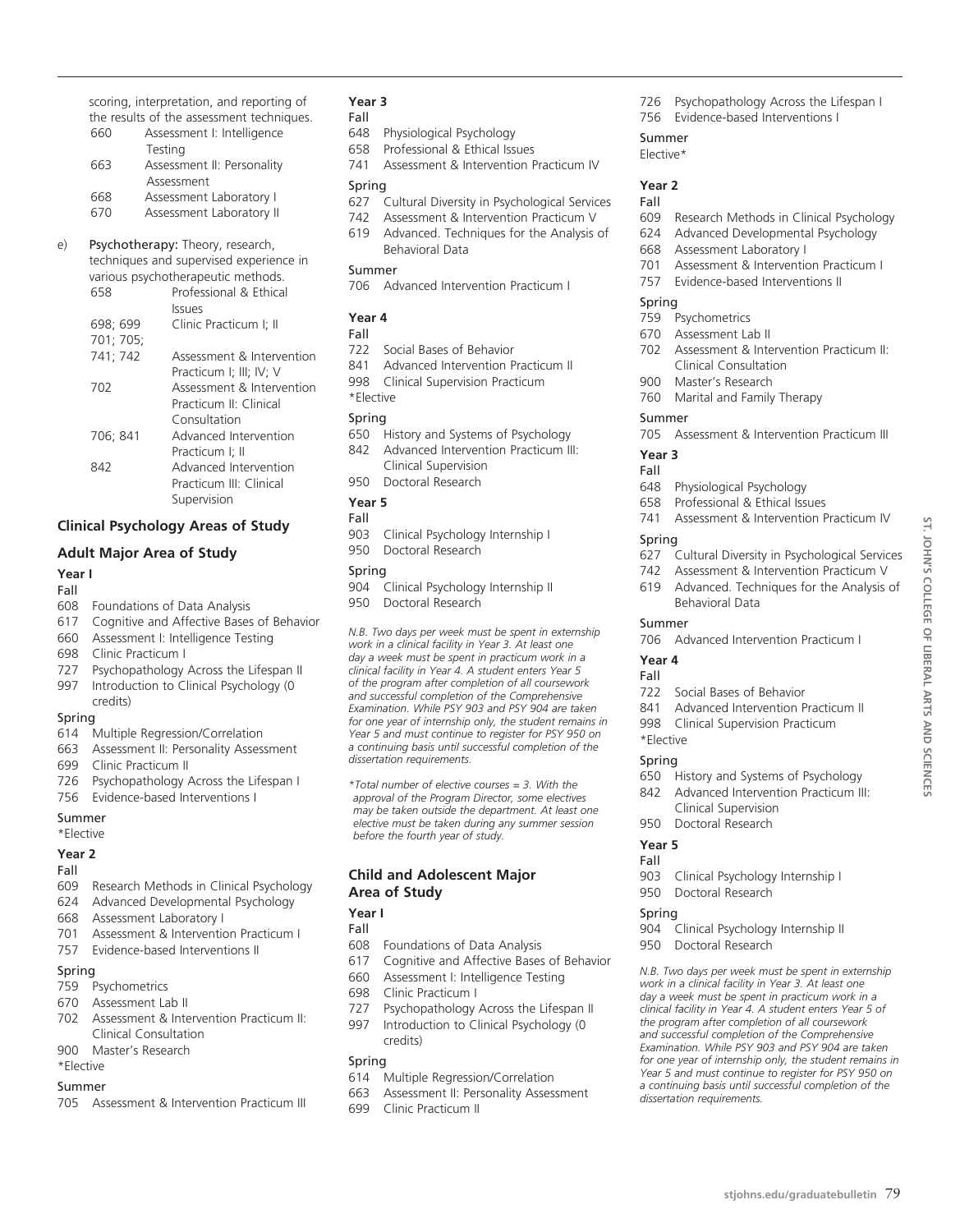scoring, interpretation, and reporting of the results of the assessment techniques.

| | |
|---|---|
| 660 | Assessment I: Intelligence Testing |
| 663 | Assessment II: Personality Assessment |
| 668 | Assessment Laboratory I |
| 670 | Assessment Laboratory II |

e) **Psychotherapy:** Theory, research, techniques and supervised experience in various psychotherapeutic methods.

| | |
|---|---|
| 658 | Professional & Ethical Issues |
| 698; 699 701; 705; | Clinic Practicum I; II |
| 741; 742 | Assessment & Intervention Practicum I; III; IV; V |
| 702 | Assessment & Intervention Practicum II: Clinical Consultation |
| 706; 841 | Advanced Intervention Practicum I; II |
| 842 | Advanced Intervention Practicum III: Clinical Supervision |

## Clinical Psychology Areas of Study

### Adult Major Area of Study

**Year I**

Fall
- 608 Foundations of Data Analysis
- 617 Cognitive and Affective Bases of Behavior
- 660 Assessment I: Intelligence Testing
- 698 Clinic Practicum I
- 727 Psychopathology Across the Lifespan II
- 997 Introduction to Clinical Psychology (0 credits)

Spring
- 614 Multiple Regression/Correlation
- 663 Assessment II: Personality Assessment
- 699 Clinic Practicum II
- 726 Psychopathology Across the Lifespan I
- 756 Evidence-based Interventions I

Summer
- *Elective

**Year 2**

Fall
- 609 Research Methods in Clinical Psychology
- 624 Advanced Developmental Psychology
- 668 Assessment Laboratory I
- 701 Assessment & Intervention Practicum I
- 757 Evidence-based Interventions II

Spring
- 759 Psychometrics
- 670 Assessment Lab II
- 702 Assessment & Intervention Practicum II: Clinical Consultation
- 900 Master's Research
- *Elective

Summer
- 705 Assessment & Intervention Practicum III

**Year 3**

Fall
- 648 Physiological Psychology
- 658 Professional & Ethical Issues
- 741 Assessment & Intervention Practicum IV

Spring
- 627 Cultural Diversity in Psychological Services
- 742 Assessment & Intervention Practicum V
- 619 Advanced. Techniques for the Analysis of Behavioral Data

Summer
- 706 Advanced Intervention Practicum I

**Year 4**

Fall
- 722 Social Bases of Behavior
- 841 Advanced Intervention Practicum II
- 998 Clinical Supervision Practicum
- *Elective

Spring
- 650 History and Systems of Psychology
- 842 Advanced Intervention Practicum III: Clinical Supervision
- 950 Doctoral Research

**Year 5**

Fall
- 903 Clinical Psychology Internship I
- 950 Doctoral Research

Spring
- 904 Clinical Psychology Internship II
- 950 Doctoral Research

*N.B. Two days per week must be spent in externship work in a clinical facility in Year 3. At least one day a week must be spent in practicum work in a clinical facility in Year 4. A student enters Year 5 of the program after completion of all coursework and successful completion of the Comprehensive Examination. While PSY 903 and PSY 904 are taken for one year of internship only, the student remains in Year 5 and must continue to register for PSY 950 on a continuing basis until successful completion of the dissertation requirements.*

**Total number of elective courses = 3. With the approval of the Program Director, some electives may be taken outside the department. At least one elective must be taken during any summer session before the fourth year of study.*

### Child and Adolescent Major Area of Study

**Year I**

Fall
- 608 Foundations of Data Analysis
- 617 Cognitive and Affective Bases of Behavior
- 660 Assessment I: Intelligence Testing
- 698 Clinic Practicum I
- 727 Psychopathology Across the Lifespan II
- 997 Introduction to Clinical Psychology (0 credits)

Spring
- 614 Multiple Regression/Correlation
- 663 Assessment II: Personality Assessment
- 699 Clinic Practicum II
- 726 Psychopathology Across the Lifespan I
- 756 Evidence-based Interventions I

Summer
- Elective*

**Year 2**

Fall
- 609 Research Methods in Clinical Psychology
- 624 Advanced Developmental Psychology
- 668 Assessment Laboratory I
- 701 Assessment & Intervention Practicum I
- 757 Evidence-based Interventions II

Spring
- 759 Psychometrics
- 670 Assessment Lab II
- 702 Assessment & Intervention Practicum II: Clinical Consultation
- 900 Master's Research
- 760 Marital and Family Therapy

Summer
- 705 Assessment & Intervention Practicum III

**Year 3**

Fall
- 648 Physiological Psychology
- 658 Professional & Ethical Issues
- 741 Assessment & Intervention Practicum IV

Spring
- 627 Cultural Diversity in Psychological Services
- 742 Assessment & Intervention Practicum V
- 619 Advanced. Techniques for the Analysis of Behavioral Data

Summer
- 706 Advanced Intervention Practicum I

**Year 4**

Fall
- 722 Social Bases of Behavior
- 841 Advanced Intervention Practicum II
- 998 Clinical Supervision Practicum
- *Elective

Spring
- 650 History and Systems of Psychology
- 842 Advanced Intervention Practicum III: Clinical Supervision
- 950 Doctoral Research

**Year 5**

Fall
- 903 Clinical Psychology Internship I
- 950 Doctoral Research

Spring
- 904 Clinical Psychology Internship II
- 950 Doctoral Research

*N.B. Two days per week must be spent in externship work in a clinical facility in Year 3. At least one day a week must be spent in practicum work in a clinical facility in Year 4. A student enters Year 5 of the program after completion of all coursework and successful completion of the Comprehensive Examination. While PSY 903 and PSY 904 are taken for one year of internship only, the student remains in Year 5 and must continue to register for PSY 950 on a continuing basis until successful completion of the dissertation requirements.*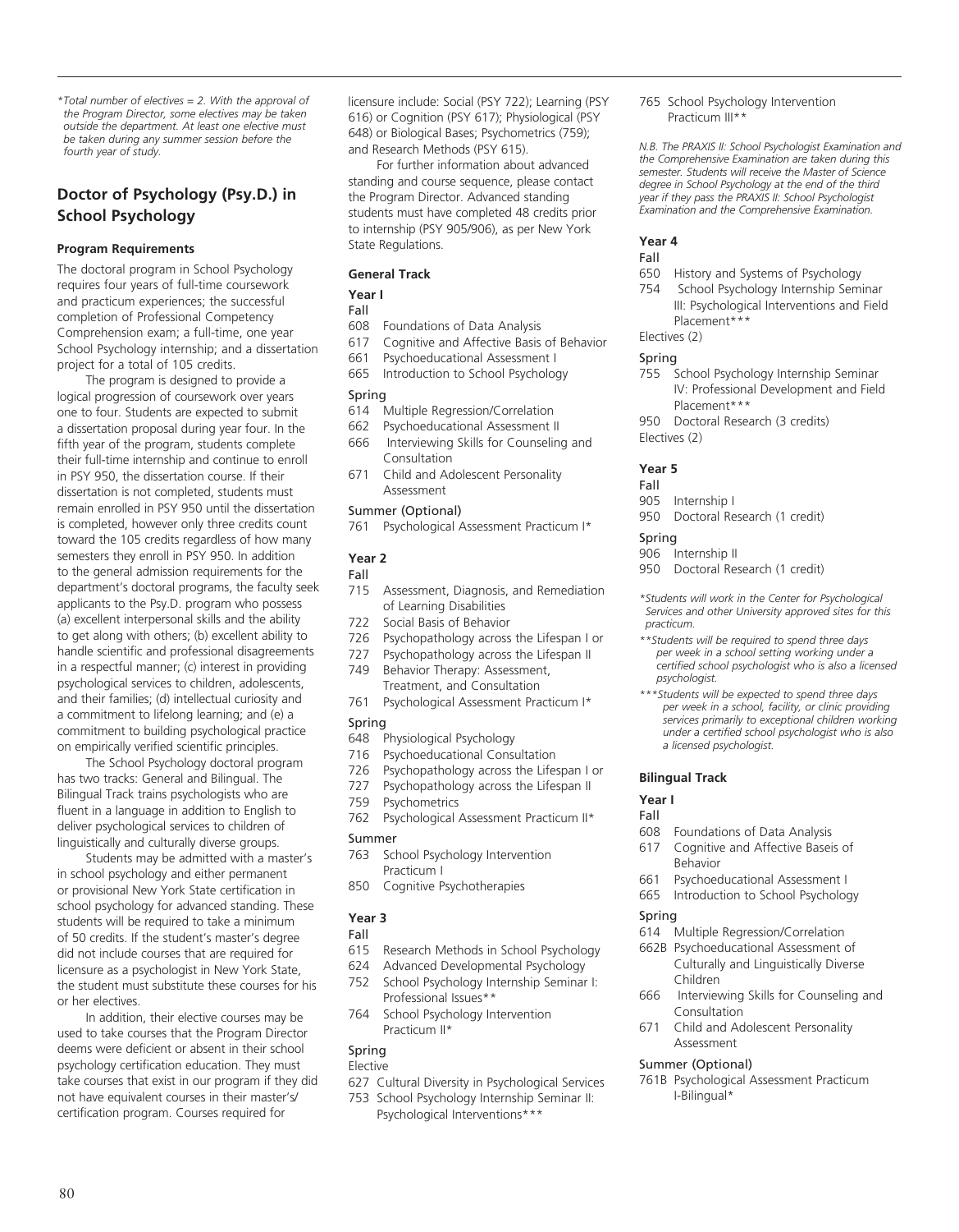*Total number of electives = 2. With the approval of the Program Director, some electives may be taken outside the department. At least one elective must be taken during any summer session before the fourth year of study.*

## Doctor of Psychology (Psy.D.) in School Psychology

### Program Requirements

The doctoral program in School Psychology requires four years of full-time coursework and practicum experiences; the successful completion of Professional Competency Comprehension exam; a full-time, one year School Psychology internship; and a dissertation project for a total of 105 credits.

The program is designed to provide a logical progression of coursework over years one to four. Students are expected to submit a dissertation proposal during year four. In the fifth year of the program, students complete their full-time internship and continue to enroll in PSY 950, the dissertation course. If their dissertation is not completed, students must remain enrolled in PSY 950 until the dissertation is completed, however only three credits count toward the 105 credits regardless of how many semesters they enroll in PSY 950. In addition to the general admission requirements for the department's doctoral programs, the faculty seek applicants to the Psy.D. program who possess (a) excellent interpersonal skills and the ability to get along with others; (b) excellent ability to handle scientific and professional disagreements in a respectful manner; (c) interest in providing psychological services to children, adolescents, and their families; (d) intellectual curiosity and a commitment to lifelong learning; and (e) a commitment to building psychological practice on empirically verified scientific principles.

The School Psychology doctoral program has two tracks: General and Bilingual. The Bilingual Track trains psychologists who are fluent in a language in addition to English to deliver psychological services to children of linguistically and culturally diverse groups.

Students may be admitted with a master's in school psychology and either permanent or provisional New York State certification in school psychology for advanced standing. These students will be required to take a minimum of 50 credits. If the student's master's degree did not include courses that are required for licensure as a psychologist in New York State, the student must substitute these courses for his or her electives.

In addition, their elective courses may be used to take courses that the Program Director deems were deficient or absent in their school psychology certification education. They must take courses that exist in our program if they did not have equivalent courses in their master's/certification program. Courses required for licensure include: Social (PSY 722); Learning (PSY 616) or Cognition (PSY 617); Physiological (PSY 648) or Biological Bases; Psychometrics (759); and Research Methods (PSY 615).

For further information about advanced standing and course sequence, please contact the Program Director. Advanced standing students must have completed 48 credits prior to internship (PSY 905/906), as per New York State Regulations.

### General Track

**Year I**

Fall
- 608 Foundations of Data Analysis
- 617 Cognitive and Affective Basis of Behavior
- 661 Psychoeducational Assessment I
- 665 Introduction to School Psychology

Spring
- 614 Multiple Regression/Correlation
- 662 Psychoeducational Assessment II
- 666 Interviewing Skills for Counseling and Consultation
- 671 Child and Adolescent Personality Assessment

Summer (Optional)
- 761 Psychological Assessment Practicum I*

**Year 2**

Fall
- 715 Assessment, Diagnosis, and Remediation of Learning Disabilities
- 722 Social Basis of Behavior
- 726 Psychopathology across the Lifespan I or
- 727 Psychopathology across the Lifespan II
- 749 Behavior Therapy: Assessment, Treatment, and Consultation
- 761 Psychological Assessment Practicum I*

Spring
- 648 Physiological Psychology
- 716 Psychoeducational Consultation
- 726 Psychopathology across the Lifespan I or
- 727 Psychopathology across the Lifespan II
- 759 Psychometrics
- 762 Psychological Assessment Practicum II*

Summer
- 763 School Psychology Intervention Practicum I
- 850 Cognitive Psychotherapies

**Year 3**

Fall
- 615 Research Methods in School Psychology
- 624 Advanced Developmental Psychology
- 752 School Psychology Internship Seminar I: Professional Issues**
- 764 School Psychology Intervention Practicum II*

Spring
- Elective
- 627 Cultural Diversity in Psychological Services
- 753 School Psychology Internship Seminar II: Psychological Interventions***
- 765 School Psychology Intervention Practicum III**

*N.B. The PRAXIS II: School Psychologist Examination and the Comprehensive Examination are taken during this semester. Students will receive the Master of Science degree in School Psychology at the end of the third year if they pass the PRAXIS II: School Psychologist Examination and the Comprehensive Examination.*

**Year 4**

Fall
- 650 History and Systems of Psychology
- 754 School Psychology Internship Seminar III: Psychological Interventions and Field Placement***
- Electives (2)

Spring
- 755 School Psychology Internship Seminar IV: Professional Development and Field Placement***
- 950 Doctoral Research (3 credits)
- Electives (2)

**Year 5**

Fall
- 905 Internship I
- 950 Doctoral Research (1 credit)

Spring
- 906 Internship II
- 950 Doctoral Research (1 credit)

*Students will work in the Center for Psychological Services and other University approved sites for this practicum.*

**Students will be required to spend three days per week in a school setting working under a certified school psychologist who is also a licensed psychologist.*

***Students will be expected to spend three days per week in a school, facility, or clinic providing services primarily to exceptional children working under a certified school psychologist who is also a licensed psychologist.*

### Bilingual Track

**Year I**

Fall
- 608 Foundations of Data Analysis
- 617 Cognitive and Affective Baseis of Behavior
- 661 Psychoeducational Assessment I
- 665 Introduction to School Psychology

Spring
- 614 Multiple Regression/Correlation
- 662B Psychoeducational Assessment of Culturally and Linguistically Diverse Children
- 666 Interviewing Skills for Counseling and Consultation
- 671 Child and Adolescent Personality Assessment

Summer (Optional)
- 761B Psychological Assessment Practicum I-Bilingual*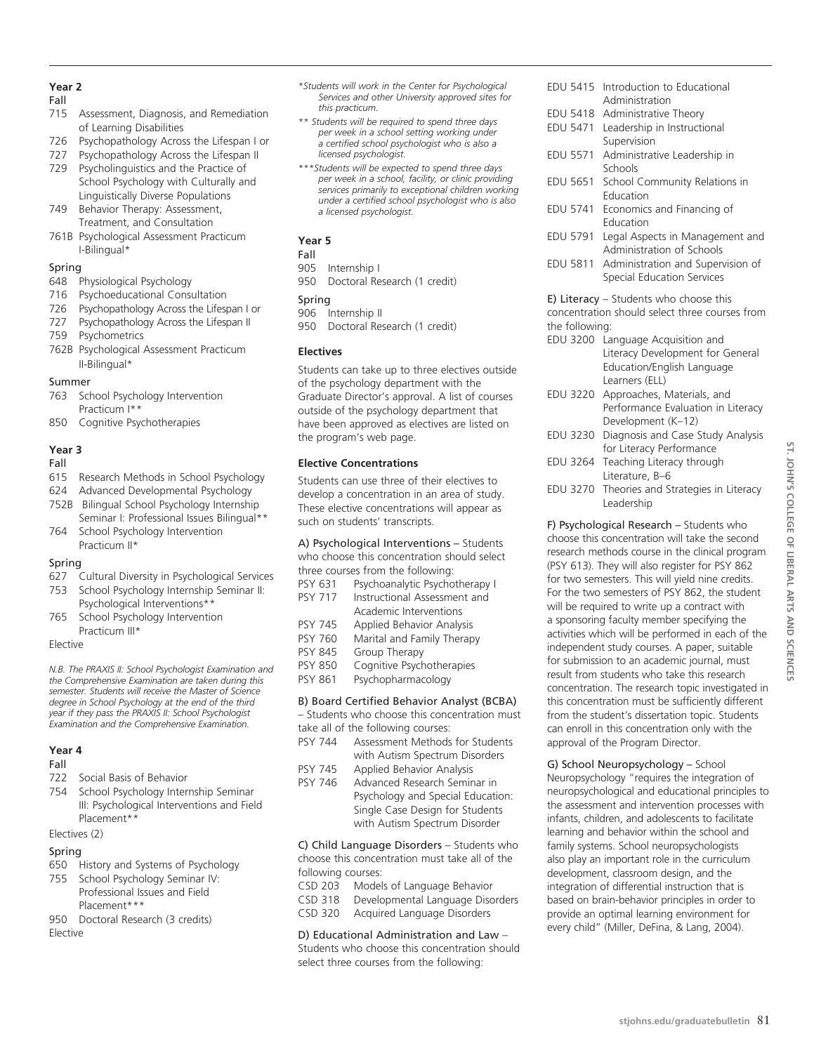### Year 2

#### Fall

- 715 Assessment, Diagnosis, and Remediation of Learning Disabilities
- 726 Psychopathology Across the Lifespan I or
- 727 Psychopathology Across the Lifespan II
- 729 Psycholinguistics and the Practice of School Psychology with Culturally and Linguistically Diverse Populations
- 749 Behavior Therapy: Assessment, Treatment, and Consultation
- 761B Psychological Assessment Practicum I-Bilingual*

#### Spring

- 648 Physiological Psychology
- 716 Psychoeducational Consultation
- 726 Psychopathology Across the Lifespan I or
- 727 Psychopathology Across the Lifespan II
- 759 Psychometrics
- 762B Psychological Assessment Practicum II-Bilingual*

#### Summer

- 763 School Psychology Intervention Practicum I**
- 850 Cognitive Psychotherapies

### Year 3

#### Fall

- 615 Research Methods in School Psychology
- 624 Advanced Developmental Psychology
- 752B Bilingual School Psychology Internship Seminar I: Professional Issues Bilingual**
- 764 School Psychology Intervention Practicum II*

#### Spring

- 627 Cultural Diversity in Psychological Services
- 753 School Psychology Internship Seminar II: Psychological Interventions**
- 765 School Psychology Intervention Practicum III*

Elective

*N.B. The PRAXIS II: School Psychologist Examination and the Comprehensive Examination are taken during this semester. Students will receive the Master of Science degree in School Psychology at the end of the third year if they pass the PRAXIS II: School Psychologist Examination and the Comprehensive Examination.*

### Year 4

#### Fall

- 722 Social Basis of Behavior
- 754 School Psychology Internship Seminar III: Psychological Interventions and Field Placement**

Electives (2)

#### Spring

- 650 History and Systems of Psychology
- 755 School Psychology Seminar IV: Professional Issues and Field Placement***
- 950 Doctoral Research (3 credits)

Elective

*\*Students will work in the Center for Psychological Services and other University approved sites for this practicum.*

*\*\* Students will be required to spend three days per week in a school setting working under a certified school psychologist who is also a licensed psychologist.*

*\*\*\*Students will be expected to spend three days per week in a school, facility, or clinic providing services primarily to exceptional children working under a certified school psychologist who is also a licensed psychologist.*

### Year 5

#### Fall

- 905 Internship I
- 950 Doctoral Research (1 credit)

#### Spring

- 906 Internship II
- 950 Doctoral Research (1 credit)

### Electives

Students can take up to three electives outside of the psychology department with the Graduate Director's approval. A list of courses outside of the psychology department that have been approved as electives are listed on the program's web page.

### Elective Concentrations

Students can use three of their electives to develop a concentration in an area of study. These elective concentrations will appear as such on students' transcripts.

A) Psychological Interventions – Students who choose this concentration should select three courses from the following:

- PSY 631 Psychoanalytic Psychotherapy I
- PSY 717 Instructional Assessment and Academic Interventions
- PSY 745 Applied Behavior Analysis
- PSY 760 Marital and Family Therapy
- PSY 845 Group Therapy
- PSY 850 Cognitive Psychotherapies
- PSY 861 Psychopharmacology

B) Board Certified Behavior Analyst (BCBA) – Students who choose this concentration must take all of the following courses:

- PSY 744 Assessment Methods for Students with Autism Spectrum Disorders
- PSY 745 Applied Behavior Analysis
- PSY 746 Advanced Research Seminar in Psychology and Special Education: Single Case Design for Students with Autism Spectrum Disorder

C) Child Language Disorders – Students who choose this concentration must take all of the following courses:

- CSD 203 Models of Language Behavior
- CSD 318 Developmental Language Disorders
- CSD 320 Acquired Language Disorders

D) Educational Administration and Law – Students who choose this concentration should select three courses from the following:

- EDU 5415 Introduction to Educational Administration
- EDU 5418 Administrative Theory
- EDU 5471 Leadership in Instructional Supervision
- EDU 5571 Administrative Leadership in Schools
- EDU 5651 School Community Relations in Education
- EDU 5741 Economics and Financing of Education
- EDU 5791 Legal Aspects in Management and Administration of Schools
- EDU 5811 Administration and Supervision of Special Education Services

E) Literacy – Students who choose this concentration should select three courses from the following:

- EDU 3200 Language Acquisition and Literacy Development for General Education/English Language Learners (ELL)
- EDU 3220 Approaches, Materials, and Performance Evaluation in Literacy Development (K–12)
- EDU 3230 Diagnosis and Case Study Analysis for Literacy Performance
- EDU 3264 Teaching Literacy through Literature, B–6
- EDU 3270 Theories and Strategies in Literacy Leadership

F) Psychological Research – Students who choose this concentration will take the second research methods course in the clinical program (PSY 613). They will also register for PSY 862 for two semesters. This will yield nine credits. For the two semesters of PSY 862, the student will be required to write up a contract with a sponsoring faculty member specifying the activities which will be performed in each of the independent study courses. A paper, suitable for submission to an academic journal, must result from students who take this research concentration. The research topic investigated in this concentration must be sufficiently different from the student's dissertation topic. Students can enroll in this concentration only with the approval of the Program Director.

G) School Neuropsychology – School Neuropsychology "requires the integration of neuropsychological and educational principles to the assessment and intervention processes with infants, children, and adolescents to facilitate learning and behavior within the school and family systems. School neuropsychologists also play an important role in the curriculum development, classroom design, and the integration of differential instruction that is based on brain-behavior principles in order to provide an optimal learning environment for every child" (Miller, DeFina, & Lang, 2004).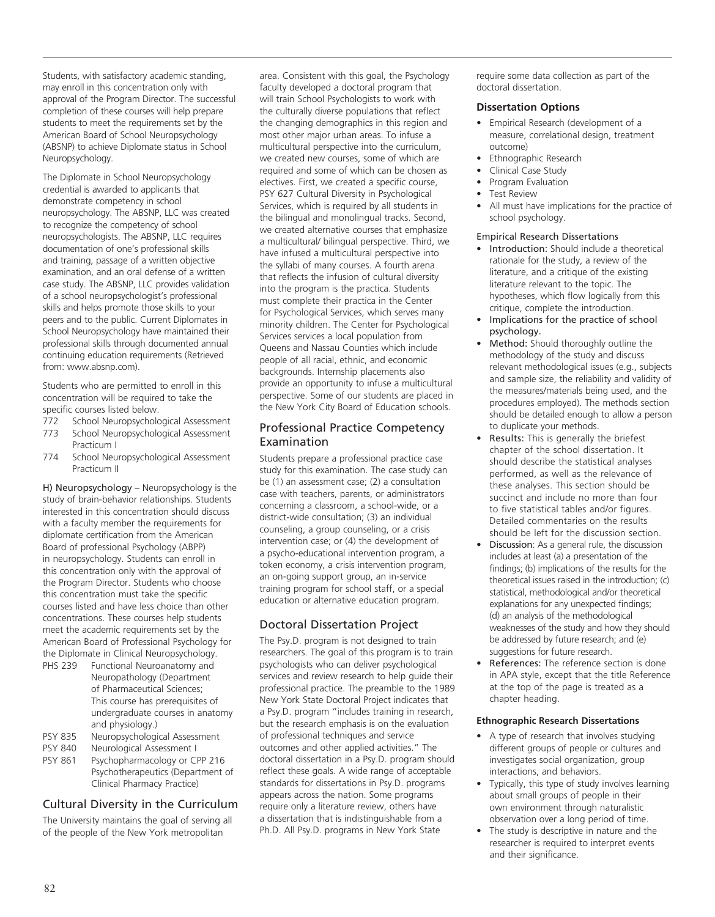Students, with satisfactory academic standing, may enroll in this concentration only with approval of the Program Director. The successful completion of these courses will help prepare students to meet the requirements set by the American Board of School Neuropsychology (ABSNP) to achieve Diplomate status in School Neuropsychology.

The Diplomate in School Neuropsychology credential is awarded to applicants that demonstrate competency in school neuropsychology. The ABSNP, LLC was created to recognize the competency of school neuropsychologists. The ABSNP, LLC requires documentation of one's professional skills and training, passage of a written objective examination, and an oral defense of a written case study. The ABSNP, LLC provides validation of a school neuropsychologist's professional skills and helps promote those skills to your peers and to the public. Current Diplomates in School Neuropsychology have maintained their professional skills through documented annual continuing education requirements (Retrieved from: www.absnp.com).

Students who are permitted to enroll in this concentration will be required to take the specific courses listed below.

- 772 School Neuropsychological Assessment
- 773 School Neuropsychological Assessment Practicum I
- 774 School Neuropsychological Assessment Practicum II

**H) Neuropsychology** – Neuropsychology is the study of brain-behavior relationships. Students interested in this concentration should discuss with a faculty member the requirements for diplomate certification from the American Board of professional Psychology (ABPP) in neuropsychology. Students can enroll in this concentration only with the approval of the Program Director. Students who choose this concentration must take the specific courses listed and have less choice than other concentrations. These courses help students meet the academic requirements set by the American Board of Professional Psychology for the Diplomate in Clinical Neuropsychology.

- PHS 239 Functional Neuroanatomy and Neuropathology (Department of Pharmaceutical Sciences; This course has prerequisites of undergraduate courses in anatomy and physiology.)
- PSY 835 Neuropsychological Assessment
- PSY 840 Neurological Assessment I
- PSY 861 Psychopharmacology or CPP 216 Psychotherapeutics (Department of Clinical Pharmacy Practice)

## Cultural Diversity in the Curriculum

The University maintains the goal of serving all of the people of the New York metropolitan area. Consistent with this goal, the Psychology faculty developed a doctoral program that will train School Psychologists to work with the culturally diverse populations that reflect the changing demographics in this region and most other major urban areas. To infuse a multicultural perspective into the curriculum, we created new courses, some of which are required and some of which can be chosen as electives. First, we created a specific course, PSY 627 Cultural Diversity in Psychological Services, which is required by all students in the bilingual and monolingual tracks. Second, we created alternative courses that emphasize a multicultural/ bilingual perspective. Third, we have infused a multicultural perspective into the syllabi of many courses. A fourth arena that reflects the infusion of cultural diversity into the program is the practica. Students must complete their practica in the Center for Psychological Services, which serves many minority children. The Center for Psychological Services services a local population from Queens and Nassau Counties which include people of all racial, ethnic, and economic backgrounds. Internship placements also provide an opportunity to infuse a multicultural perspective. Some of our students are placed in the New York City Board of Education schools.

## Professional Practice Competency Examination

Students prepare a professional practice case study for this examination. The case study can be (1) an assessment case; (2) a consultation case with teachers, parents, or administrators concerning a classroom, a school-wide, or a district-wide consultation; (3) an individual counseling, a group counseling, or a crisis intervention case; or (4) the development of a psycho-educational intervention program, a token economy, a crisis intervention program, an on-going support group, an in-service training program for school staff, or a special education or alternative education program.

## Doctoral Dissertation Project

The Psy.D. program is not designed to train researchers. The goal of this program is to train psychologists who can deliver psychological services and review research to help guide their professional practice. The preamble to the 1989 New York State Doctoral Project indicates that a Psy.D. program "includes training in research, but the research emphasis is on the evaluation of professional techniques and service outcomes and other applied activities." The doctoral dissertation in a Psy.D. program should reflect these goals. A wide range of acceptable standards for dissertations in Psy.D. programs appears across the nation. Some programs require only a literature review, others have a dissertation that is indistinguishable from a Ph.D. All Psy.D. programs in New York State require some data collection as part of the doctoral dissertation.

### Dissertation Options

- Empirical Research (development of a measure, correlational design, treatment outcome)
- Ethnographic Research
- Clinical Case Study
- Program Evaluation
- Test Review
- All must have implications for the practice of school psychology.

#### Empirical Research Dissertations

- **Introduction:** Should include a theoretical rationale for the study, a review of the literature, and a critique of the existing literature relevant to the topic. The hypotheses, which flow logically from this critique, complete the introduction.
- **Implications for the practice of school psychology.**
- **Method:** Should thoroughly outline the methodology of the study and discuss relevant methodological issues (e.g., subjects and sample size, the reliability and validity of the measures/materials being used, and the procedures employed). The methods section should be detailed enough to allow a person to duplicate your methods.
- **Results:** This is generally the briefest chapter of the school dissertation. It should describe the statistical analyses performed, as well as the relevance of these analyses. This section should be succinct and include no more than four to five statistical tables and/or figures. Detailed commentaries on the results should be left for the discussion section.
- **Discussion**: As a general rule, the discussion includes at least (a) a presentation of the findings; (b) implications of the results for the theoretical issues raised in the introduction; (c) statistical, methodological and/or theoretical explanations for any unexpected findings; (d) an analysis of the methodological weaknesses of the study and how they should be addressed by future research; and (e) suggestions for future research.
- **References:** The reference section is done in APA style, except that the title Reference at the top of the page is treated as a chapter heading.

#### Ethnographic Research Dissertations

- A type of research that involves studying different groups of people or cultures and investigates social organization, group interactions, and behaviors.
- Typically, this type of study involves learning about small groups of people in their own environment through naturalistic observation over a long period of time.
- The study is descriptive in nature and the researcher is required to interpret events and their significance.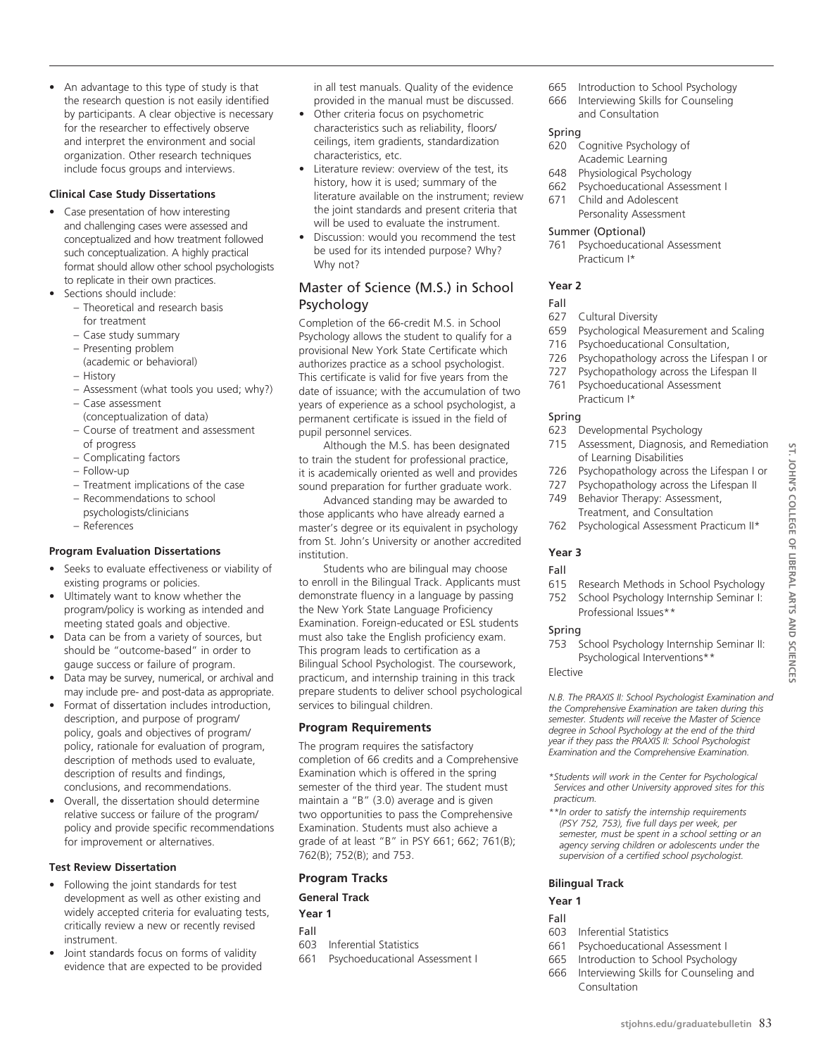- An advantage to this type of study is that the research question is not easily identified by participants. A clear objective is necessary for the researcher to effectively observe and interpret the environment and social organization. Other research techniques include focus groups and interviews.

**Clinical Case Study Dissertations**

- Case presentation of how interesting and challenging cases were assessed and conceptualized and how treatment followed such conceptualization. A highly practical format should allow other school psychologists to replicate in their own practices.
- Sections should include:
  - Theoretical and research basis for treatment
  - Case study summary
  - Presenting problem (academic or behavioral)
  - History
  - Assessment (what tools you used; why?)
  - Case assessment (conceptualization of data)
  - Course of treatment and assessment of progress
  - Complicating factors
  - Follow-up
  - Treatment implications of the case
  - Recommendations to school psychologists/clinicians
  - References

**Program Evaluation Dissertations**

- Seeks to evaluate effectiveness or viability of existing programs or policies.
- Ultimately want to know whether the program/policy is working as intended and meeting stated goals and objective.
- Data can be from a variety of sources, but should be "outcome-based" in order to gauge success or failure of program.
- Data may be survey, numerical, or archival and may include pre- and post-data as appropriate.
- Format of dissertation includes introduction, description, and purpose of program/policy, goals and objectives of program/policy, rationale for evaluation of program, description of methods used to evaluate, description of results and findings, conclusions, and recommendations.
- Overall, the dissertation should determine relative success or failure of the program/policy and provide specific recommendations for improvement or alternatives.

**Test Review Dissertation**

- Following the joint standards for test development as well as other existing and widely accepted criteria for evaluating tests, critically review a new or recently revised instrument.
- Joint standards focus on forms of validity evidence that are expected to be provided in all test manuals. Quality of the evidence provided in the manual must be discussed.
- Other criteria focus on psychometric characteristics such as reliability, floors/ceilings, item gradients, standardization characteristics, etc.
- Literature review: overview of the test, its history, how it is used; summary of the literature available on the instrument; review the joint standards and present criteria that will be used to evaluate the instrument.
- Discussion: would you recommend the test be used for its intended purpose? Why? Why not?

## Master of Science (M.S.) in School Psychology

Completion of the 66-credit M.S. in School Psychology allows the student to qualify for a provisional New York State Certificate which authorizes practice as a school psychologist. This certificate is valid for five years from the date of issuance; with the accumulation of two years of experience as a school psychologist, a permanent certificate is issued in the field of pupil personnel services.

Although the M.S. has been designated to train the student for professional practice, it is academically oriented as well and provides sound preparation for further graduate work.

Advanced standing may be awarded to those applicants who have already earned a master's degree or its equivalent in psychology from St. John's University or another accredited institution.

Students who are bilingual may choose to enroll in the Bilingual Track. Applicants must demonstrate fluency in a language by passing the New York State Language Proficiency Examination. Foreign-educated or ESL students must also take the English proficiency exam. This program leads to certification as a Bilingual School Psychologist. The coursework, practicum, and internship training in this track prepare students to deliver school psychological services to bilingual children.

### Program Requirements

The program requires the satisfactory completion of 66 credits and a Comprehensive Examination which is offered in the spring semester of the third year. The student must maintain a "B" (3.0) average and is given two opportunities to pass the Comprehensive Examination. Students must also achieve a grade of at least "B" in PSY 661; 662; 761(B); 762(B); 752(B); and 753.

### Program Tracks

**General Track**

**Year 1**

Fall
603 Inferential Statistics
661 Psychoeducational Assessment I
665 Introduction to School Psychology
666 Interviewing Skills for Counseling and Consultation

Spring
620 Cognitive Psychology of Academic Learning
648 Physiological Psychology
662 Psychoeducational Assessment I
671 Child and Adolescent Personality Assessment

Summer (Optional)
761 Psychoeducational Assessment Practicum I*

**Year 2**

Fall
627 Cultural Diversity
659 Psychological Measurement and Scaling
716 Psychoeducational Consultation,
726 Psychopathology across the Lifespan I or
727 Psychopathology across the Lifespan II
761 Psychoeducational Assessment Practicum I*

Spring
623 Developmental Psychology
715 Assessment, Diagnosis, and Remediation of Learning Disabilities
726 Psychopathology across the Lifespan I or
727 Psychopathology across the Lifespan II
749 Behavior Therapy: Assessment, Treatment, and Consultation
762 Psychological Assessment Practicum II*

**Year 3**

Fall
615 Research Methods in School Psychology
752 School Psychology Internship Seminar I: Professional Issues**

Spring
753 School Psychology Internship Seminar II: Psychological Interventions**
Elective

*N.B. The PRAXIS II: School Psychologist Examination and the Comprehensive Examination are taken during this semester. Students will receive the Master of Science degree in School Psychology at the end of the third year if they pass the PRAXIS II: School Psychologist Examination and the Comprehensive Examination.*

*\*Students will work in the Center for Psychological Services and other University approved sites for this practicum.*

*\*\*In order to satisfy the internship requirements (PSY 752, 753), five full days per week, per semester, must be spent in a school setting or an agency serving children or adolescents under the supervision of a certified school psychologist.*

**Bilingual Track**

**Year 1**

Fall
603 Inferential Statistics
661 Psychoeducational Assessment I
665 Introduction to School Psychology
666 Interviewing Skills for Counseling and Consultation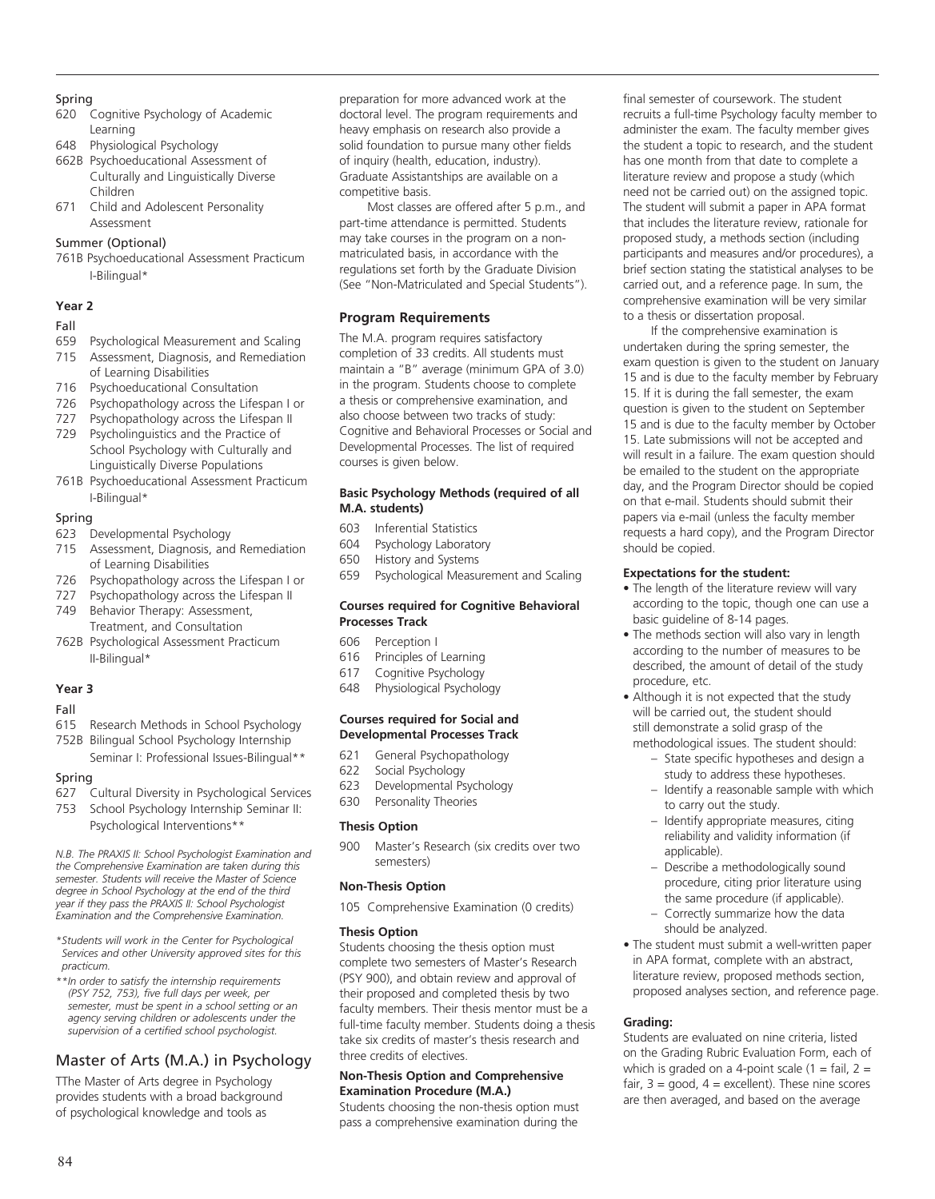Spring

620 Cognitive Psychology of Academic Learning
648 Physiological Psychology
662B Psychoeducational Assessment of Culturally and Linguistically Diverse Children
671 Child and Adolescent Personality Assessment

Summer (Optional)

761B Psychoeducational Assessment Practicum I-Bilingual*

### Year 2

Fall

659 Psychological Measurement and Scaling
715 Assessment, Diagnosis, and Remediation of Learning Disabilities
716 Psychoeducational Consultation
726 Psychopathology across the Lifespan I or
727 Psychopathology across the Lifespan II
729 Psycholinguistics and the Practice of School Psychology with Culturally and Linguistically Diverse Populations
761B Psychoeducational Assessment Practicum I-Bilingual*

Spring

623 Developmental Psychology
715 Assessment, Diagnosis, and Remediation of Learning Disabilities
726 Psychopathology across the Lifespan I or
727 Psychopathology across the Lifespan II
749 Behavior Therapy: Assessment, Treatment, and Consultation
762B Psychological Assessment Practicum II-Bilingual*

### Year 3

Fall

615 Research Methods in School Psychology
752B Bilingual School Psychology Internship Seminar I: Professional Issues-Bilingual**

Spring

627 Cultural Diversity in Psychological Services
753 School Psychology Internship Seminar II: Psychological Interventions**

*N.B. The PRAXIS II: School Psychologist Examination and the Comprehensive Examination are taken during this semester. Students will receive the Master of Science degree in School Psychology at the end of the third year if they pass the PRAXIS II: School Psychologist Examination and the Comprehensive Examination.*

**Students will work in the Center for Psychological Services and other University approved sites for this practicum.*

***In order to satisfy the internship requirements (PSY 752, 753), five full days per week, per semester, must be spent in a school setting or an agency serving children or adolescents under the supervision of a certified school psychologist.*

## Master of Arts (M.A.) in Psychology

TThe Master of Arts degree in Psychology provides students with a broad background of psychological knowledge and tools as preparation for more advanced work at the doctoral level. The program requirements and heavy emphasis on research also provide a solid foundation to pursue many other fields of inquiry (health, education, industry). Graduate Assistantships are available on a competitive basis.

Most classes are offered after 5 p.m., and part-time attendance is permitted. Students may take courses in the program on a non-matriculated basis, in accordance with the regulations set forth by the Graduate Division (See "Non-Matriculated and Special Students").

### Program Requirements

The M.A. program requires satisfactory completion of 33 credits. All students must maintain a "B" average (minimum GPA of 3.0) in the program. Students choose to complete a thesis or comprehensive examination, and also choose between two tracks of study: Cognitive and Behavioral Processes or Social and Developmental Processes. The list of required courses is given below.

**Basic Psychology Methods (required of all M.A. students)**

603 Inferential Statistics
604 Psychology Laboratory
650 History and Systems
659 Psychological Measurement and Scaling

**Courses required for Cognitive Behavioral Processes Track**

606 Perception I
616 Principles of Learning
617 Cognitive Psychology
648 Physiological Psychology

**Courses required for Social and Developmental Processes Track**

621 General Psychopathology
622 Social Psychology
623 Developmental Psychology
630 Personality Theories

**Thesis Option**

900 Master's Research (six credits over two semesters)

**Non-Thesis Option**

105 Comprehensive Examination (0 credits)

**Thesis Option**

Students choosing the thesis option must complete two semesters of Master's Research (PSY 900), and obtain review and approval of their proposed and completed thesis by two faculty members. Their thesis mentor must be a full-time faculty member. Students doing a thesis take six credits of master's thesis research and three credits of electives.

**Non-Thesis Option and Comprehensive Examination Procedure (M.A.)**

Students choosing the non-thesis option must pass a comprehensive examination during the final semester of coursework. The student recruits a full-time Psychology faculty member to administer the exam. The faculty member gives the student a topic to research, and the student has one month from that date to complete a literature review and propose a study (which need not be carried out) on the assigned topic. The student will submit a paper in APA format that includes the literature review, rationale for proposed study, a methods section (including participants and measures and/or procedures), a brief section stating the statistical analyses to be carried out, and a reference page. In sum, the comprehensive examination will be very similar to a thesis or dissertation proposal.

If the comprehensive examination is undertaken during the spring semester, the exam question is given to the student on January 15 and is due to the faculty member by February 15. If it is during the fall semester, the exam question is given to the student on September 15 and is due to the faculty member by October 15. Late submissions will not be accepted and will result in a failure. The exam question should be emailed to the student on the appropriate day, and the Program Director should be copied on that e-mail. Students should submit their papers via e-mail (unless the faculty member requests a hard copy), and the Program Director should be copied.

**Expectations for the student:**

- The length of the literature review will vary according to the topic, though one can use a basic guideline of 8-14 pages.
- The methods section will also vary in length according to the number of measures to be described, the amount of detail of the study procedure, etc.
- Although it is not expected that the study will be carried out, the student should still demonstrate a solid grasp of the methodological issues. The student should:
  - State specific hypotheses and design a study to address these hypotheses.
  - Identify a reasonable sample with which to carry out the study.
  - Identify appropriate measures, citing reliability and validity information (if applicable).
  - Describe a methodologically sound procedure, citing prior literature using the same procedure (if applicable).
  - Correctly summarize how the data should be analyzed.
- The student must submit a well-written paper in APA format, complete with an abstract, literature review, proposed methods section, proposed analyses section, and reference page.

**Grading:**

Students are evaluated on nine criteria, listed on the Grading Rubric Evaluation Form, each of which is graded on a 4-point scale (1 = fail, 2 = fair, 3 = good, 4 = excellent). These nine scores are then averaged, and based on the average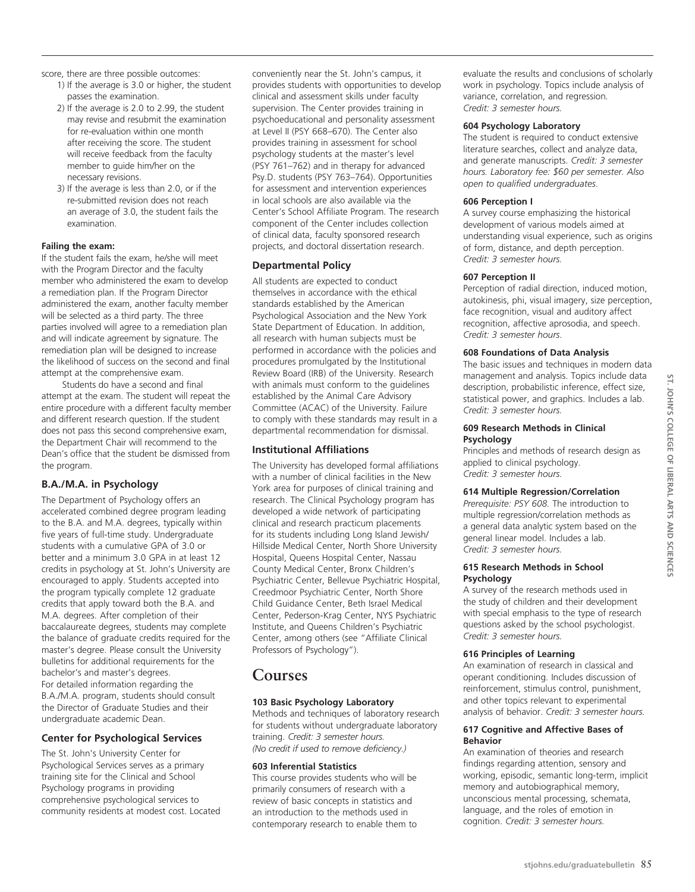score, there are three possible outcomes:

1) If the average is 3.0 or higher, the student passes the examination.
2) If the average is 2.0 to 2.99, the student may revise and resubmit the examination for re-evaluation within one month after receiving the score. The student will receive feedback from the faculty member to guide him/her on the necessary revisions.
3) If the average is less than 2.0, or if the re-submitted revision does not reach an average of 3.0, the student fails the examination.

**Failing the exam:**

If the student fails the exam, he/she will meet with the Program Director and the faculty member who administered the exam to develop a remediation plan. If the Program Director administered the exam, another faculty member will be selected as a third party. The three parties involved will agree to a remediation plan and will indicate agreement by signature. The remediation plan will be designed to increase the likelihood of success on the second and final attempt at the comprehensive exam.

Students do have a second and final attempt at the exam. The student will repeat the entire procedure with a different faculty member and different research question. If the student does not pass this second comprehensive exam, the Department Chair will recommend to the Dean's office that the student be dismissed from the program.

### B.A./M.A. in Psychology

The Department of Psychology offers an accelerated combined degree program leading to the B.A. and M.A. degrees, typically within five years of full-time study. Undergraduate students with a cumulative GPA of 3.0 or better and a minimum 3.0 GPA in at least 12 credits in psychology at St. John's University are encouraged to apply. Students accepted into the program typically complete 12 graduate credits that apply toward both the B.A. and M.A. degrees. After completion of their baccalaureate degrees, students may complete the balance of graduate credits required for the master's degree. Please consult the University bulletins for additional requirements for the bachelor's and master's degrees.
For detailed information regarding the B.A./M.A. program, students should consult the Director of Graduate Studies and their undergraduate academic Dean.

### Center for Psychological Services

The St. John's University Center for Psychological Services serves as a primary training site for the Clinical and School Psychology programs in providing comprehensive psychological services to community residents at modest cost. Located conveniently near the St. John's campus, it provides students with opportunities to develop clinical and assessment skills under faculty supervision. The Center provides training in psychoeducational and personality assessment at Level II (PSY 668–670). The Center also provides training in assessment for school psychology students at the master's level (PSY 761–762) and in therapy for advanced Psy.D. students (PSY 763–764). Opportunities for assessment and intervention experiences in local schools are also available via the Center's School Affiliate Program. The research component of the Center includes collection of clinical data, faculty sponsored research projects, and doctoral dissertation research.

### Departmental Policy

All students are expected to conduct themselves in accordance with the ethical standards established by the American Psychological Association and the New York State Department of Education. In addition, all research with human subjects must be performed in accordance with the policies and procedures promulgated by the Institutional Review Board (IRB) of the University. Research with animals must conform to the guidelines established by the Animal Care Advisory Committee (ACAC) of the University. Failure to comply with these standards may result in a departmental recommendation for dismissal.

### Institutional Affiliations

The University has developed formal affiliations with a number of clinical facilities in the New York area for purposes of clinical training and research. The Clinical Psychology program has developed a wide network of participating clinical and research practicum placements for its students including Long Island Jewish/Hillside Medical Center, North Shore University Hospital, Queens Hospital Center, Nassau County Medical Center, Bronx Children's Psychiatric Center, Bellevue Psychiatric Hospital, Creedmoor Psychiatric Center, North Shore Child Guidance Center, Beth Israel Medical Center, Pederson-Krag Center, NYS Psychiatric Institute, and Queens Children's Psychiatric Center, among others (see "Affiliate Clinical Professors of Psychology").

# Courses

**103 Basic Psychology Laboratory**
Methods and techniques of laboratory research for students without undergraduate laboratory training. *Credit: 3 semester hours. (No credit if used to remove deficiency.)*

**603 Inferential Statistics**
This course provides students who will be primarily consumers of research with a review of basic concepts in statistics and an introduction to the methods used in contemporary research to enable them to evaluate the results and conclusions of scholarly work in psychology. Topics include analysis of variance, correlation, and regression. *Credit: 3 semester hours.*

**604 Psychology Laboratory**
The student is required to conduct extensive literature searches, collect and analyze data, and generate manuscripts. *Credit: 3 semester hours. Laboratory fee: $60 per semester. Also open to qualified undergraduates.*

**606 Perception I**
A survey course emphasizing the historical development of various models aimed at understanding visual experience, such as origins of form, distance, and depth perception. *Credit: 3 semester hours.*

**607 Perception II**
Perception of radial direction, induced motion, autokinesis, phi, visual imagery, size perception, face recognition, visual and auditory affect recognition, affective aprosodia, and speech. *Credit: 3 semester hours.*

**608 Foundations of Data Analysis**
The basic issues and techniques in modern data management and analysis. Topics include data description, probabilistic inference, effect size, statistical power, and graphics. Includes a lab. *Credit: 3 semester hours.*

**609 Research Methods in Clinical Psychology**
Principles and methods of research design as applied to clinical psychology. *Credit: 3 semester hours.*

**614 Multiple Regression/Correlation**
*Prerequisite: PSY 608.* The introduction to multiple regression/correlation methods as a general data analytic system based on the general linear model. Includes a lab. *Credit: 3 semester hours.*

**615 Research Methods in School Psychology**
A survey of the research methods used in the study of children and their development with special emphasis to the type of research questions asked by the school psychologist. *Credit: 3 semester hours.*

**616 Principles of Learning**
An examination of research in classical and operant conditioning. Includes discussion of reinforcement, stimulus control, punishment, and other topics relevant to experimental analysis of behavior. *Credit: 3 semester hours.*

**617 Cognitive and Affective Bases of Behavior**
An examination of theories and research findings regarding attention, sensory and working, episodic, semantic long-term, implicit memory and autobiographical memory, unconscious mental processing, schemata, language, and the roles of emotion in cognition. *Credit: 3 semester hours.*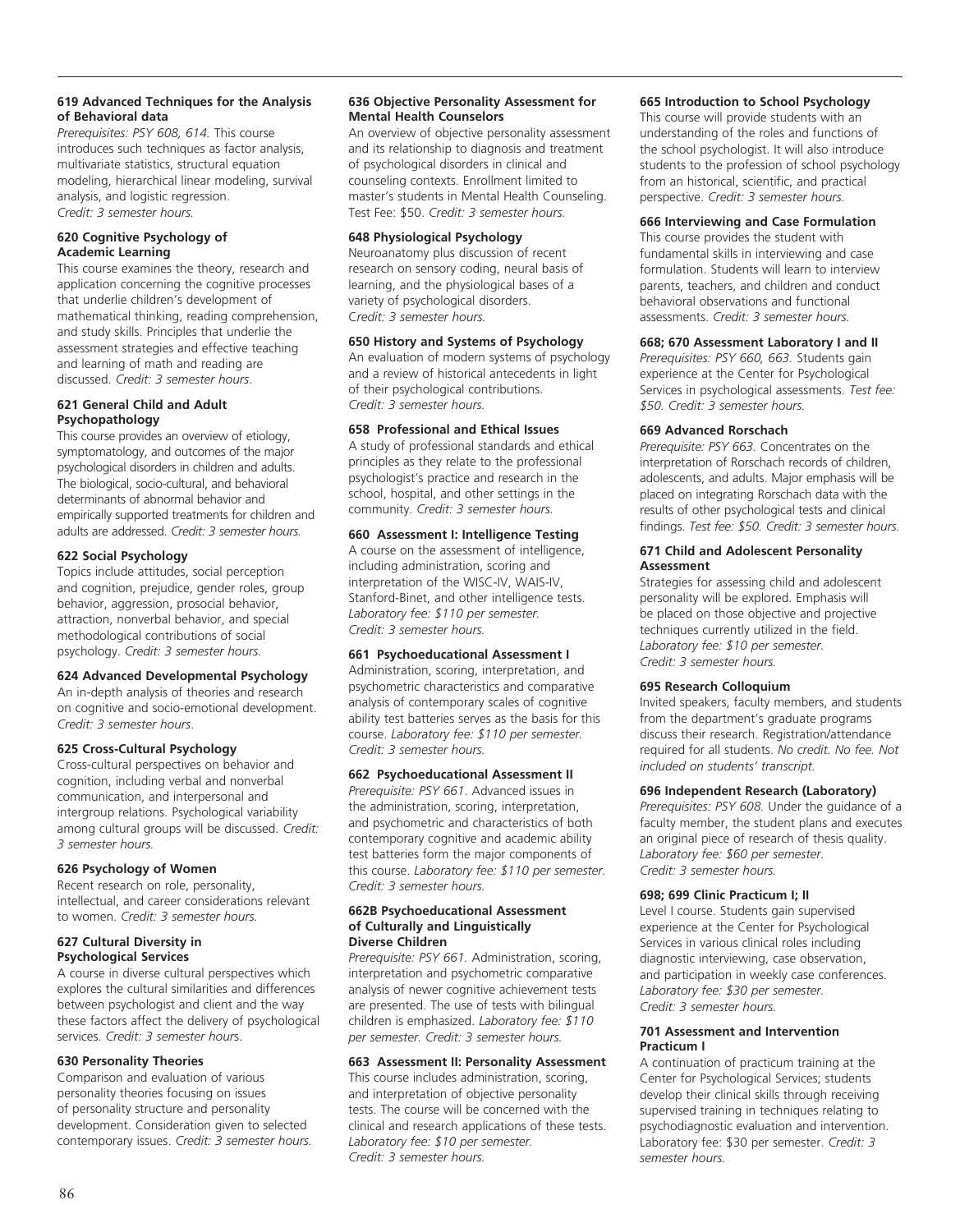#### 619 Advanced Techniques for the Analysis of Behavioral data

*Prerequisites: PSY 608, 614.* This course introduces such techniques as factor analysis, multivariate statistics, structural equation modeling, hierarchical linear modeling, survival analysis, and logistic regression. *Credit: 3 semester hours.*

#### 620 Cognitive Psychology of Academic Learning

This course examines the theory, research and application concerning the cognitive processes that underlie children's development of mathematical thinking, reading comprehension, and study skills. Principles that underlie the assessment strategies and effective teaching and learning of math and reading are discussed. *Credit: 3 semester hours.*

#### 621 General Child and Adult Psychopathology

This course provides an overview of etiology, symptomatology, and outcomes of the major psychological disorders in children and adults. The biological, socio-cultural, and behavioral determinants of abnormal behavior and empirically supported treatments for children and adults are addressed. *Credit: 3 semester hours.*

#### 622 Social Psychology

Topics include attitudes, social perception and cognition, prejudice, gender roles, group behavior, aggression, prosocial behavior, attraction, nonverbal behavior, and special methodological contributions of social psychology. *Credit: 3 semester hours.*

#### 624 Advanced Developmental Psychology

An in-depth analysis of theories and research on cognitive and socio-emotional development. *Credit: 3 semester hours*.

#### 625 Cross-Cultural Psychology

Cross-cultural perspectives on behavior and cognition, including verbal and nonverbal communication, and interpersonal and intergroup relations. Psychological variability among cultural groups will be discussed. *Credit: 3 semester hours.*

#### 626 Psychology of Women

Recent research on role, personality, intellectual, and career considerations relevant to women. *Credit: 3 semester hours.*

#### 627 Cultural Diversity in Psychological Services

A course in diverse cultural perspectives which explores the cultural similarities and differences between psychologist and client and the way these factors affect the delivery of psychological services. *Credit: 3 semester hours.*

#### 630 Personality Theories

Comparison and evaluation of various personality theories focusing on issues of personality structure and personality development. Consideration given to selected contemporary issues. *Credit: 3 semester hours.*

#### 636 Objective Personality Assessment for Mental Health Counselors

An overview of objective personality assessment and its relationship to diagnosis and treatment of psychological disorders in clinical and counseling contexts. Enrollment limited to master's students in Mental Health Counseling. Test Fee: $50. *Credit: 3 semester hours.*

#### 648 Physiological Psychology

Neuroanatomy plus discussion of recent research on sensory coding, neural basis of learning, and the physiological bases of a variety of psychological disorders. *Credit: 3 semester hours.*

#### 650 History and Systems of Psychology

An evaluation of modern systems of psychology and a review of historical antecedents in light of their psychological contributions. *Credit: 3 semester hours.*

#### 658 Professional and Ethical Issues

A study of professional standards and ethical principles as they relate to the professional psychologist's practice and research in the school, hospital, and other settings in the community. *Credit: 3 semester hours.*

#### 660 Assessment I: Intelligence Testing

A course on the assessment of intelligence, including administration, scoring and interpretation of the WISC-IV, WAIS-IV, Stanford-Binet, and other intelligence tests. *Laboratory fee: $110 per semester. Credit: 3 semester hours.*

#### 661 Psychoeducational Assessment I

Administration, scoring, interpretation, and psychometric characteristics and comparative analysis of contemporary scales of cognitive ability test batteries serves as the basis for this course. *Laboratory fee: $110 per semester. Credit: 3 semester hours.*

#### 662 Psychoeducational Assessment II

*Prerequisite: PSY 661*. Advanced issues in the administration, scoring, interpretation, and psychometric and characteristics of both contemporary cognitive and academic ability test batteries form the major components of this course. *Laboratory fee: $110 per semester. Credit: 3 semester hours.*

#### 662B Psychoeducational Assessment of Culturally and Linguistically Diverse Children

*Prerequisite: PSY 661.* Administration, scoring, interpretation and psychometric comparative analysis of newer cognitive achievement tests are presented. The use of tests with bilingual children is emphasized. *Laboratory fee: $110 per semester. Credit: 3 semester hours.*

#### 663 Assessment II: Personality Assessment

This course includes administration, scoring, and interpretation of objective personality tests. The course will be concerned with the clinical and research applications of these tests. *Laboratory fee: $10 per semester. Credit: 3 semester hours.*

#### 665 Introduction to School Psychology

This course will provide students with an understanding of the roles and functions of the school psychologist. It will also introduce students to the profession of school psychology from an historical, scientific, and practical perspective. *Credit: 3 semester hours.*

#### 666 Interviewing and Case Formulation

This course provides the student with fundamental skills in interviewing and case formulation. Students will learn to interview parents, teachers, and children and conduct behavioral observations and functional assessments. *Credit: 3 semester hours.*

#### 668; 670 Assessment Laboratory I and II

*Prerequisites: PSY 660, 663.* Students gain experience at the Center for Psychological Services in psychological assessments. *Test fee: $50. Credit: 3 semester hours.*

#### 669 Advanced Rorschach

*Prerequisite: PSY 663.* Concentrates on the interpretation of Rorschach records of children, adolescents, and adults. Major emphasis will be placed on integrating Rorschach data with the results of other psychological tests and clinical findings. *Test fee: $50. Credit: 3 semester hours.*

#### 671 Child and Adolescent Personality Assessment

Strategies for assessing child and adolescent personality will be explored. Emphasis will be placed on those objective and projective techniques currently utilized in the field. *Laboratory fee: $10 per semester. Credit: 3 semester hours.*

#### 695 Research Colloquium

Invited speakers, faculty members, and students from the department's graduate programs discuss their research. Registration/attendance required for all students. *No credit. No fee. Not included on students' transcript.*

#### 696 Independent Research (Laboratory)

*Prerequisites: PSY 608.* Under the guidance of a faculty member, the student plans and executes an original piece of research of thesis quality. *Laboratory fee: $60 per semester. Credit: 3 semester hours.*

#### 698; 699 Clinic Practicum I; II

Level I course. Students gain supervised experience at the Center for Psychological Services in various clinical roles including diagnostic interviewing, case observation, and participation in weekly case conferences. *Laboratory fee: $30 per semester. Credit: 3 semester hours.*

#### 701 Assessment and Intervention Practicum I

A continuation of practicum training at the Center for Psychological Services; students develop their clinical skills through receiving supervised training in techniques relating to psychodiagnostic evaluation and intervention. Laboratory fee: $30 per semester. *Credit: 3 semester hours.*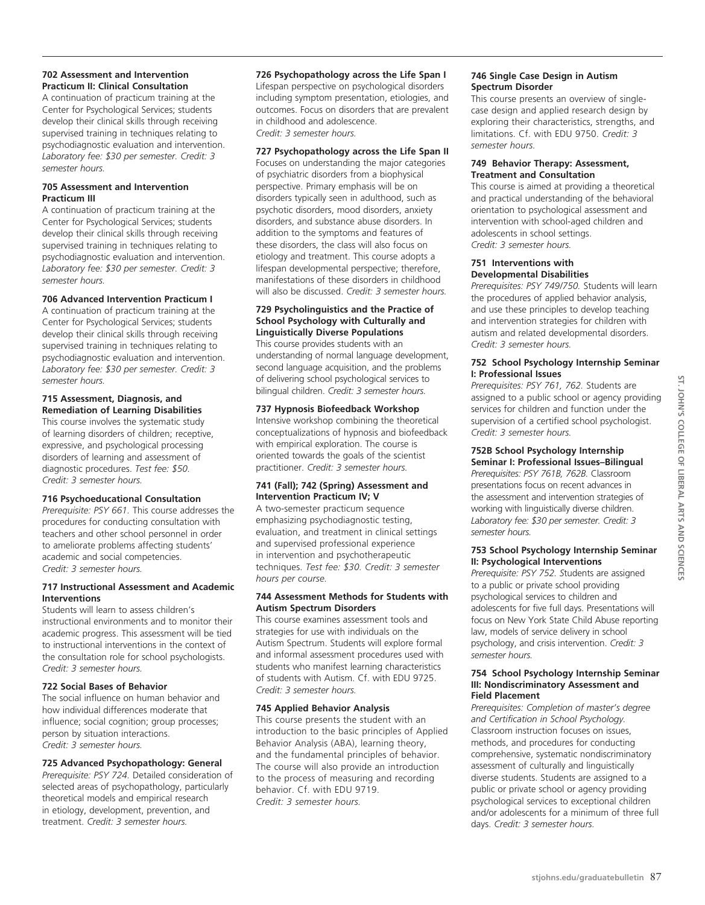**702 Assessment and Intervention Practicum II: Clinical Consultation**
A continuation of practicum training at the Center for Psychological Services; students develop their clinical skills through receiving supervised training in techniques relating to psychodiagnostic evaluation and intervention. *Laboratory fee: $30 per semester. Credit: 3 semester hours.*

**705 Assessment and Intervention Practicum III**
A continuation of practicum training at the Center for Psychological Services; students develop their clinical skills through receiving supervised training in techniques relating to psychodiagnostic evaluation and intervention. *Laboratory fee: $30 per semester. Credit: 3 semester hours.*

**706 Advanced Intervention Practicum I**
A continuation of practicum training at the Center for Psychological Services; students develop their clinical skills through receiving supervised training in techniques relating to psychodiagnostic evaluation and intervention. *Laboratory fee: $30 per semester. Credit: 3 semester hours.*

**715 Assessment, Diagnosis, and Remediation of Learning Disabilities**
This course involves the systematic study of learning disorders of children; receptive, expressive, and psychological processing disorders of learning and assessment of diagnostic procedures. *Test fee: $50. Credit: 3 semester hours.*

**716 Psychoeducational Consultation**
*Prerequisite: PSY 661.* This course addresses the procedures for conducting consultation with teachers and other school personnel in order to ameliorate problems affecting students' academic and social competencies. *Credit: 3 semester hours.*

**717 Instructional Assessment and Academic Interventions**
Students will learn to assess children's instructional environments and to monitor their academic progress. This assessment will be tied to instructional interventions in the context of the consultation role for school psychologists. *Credit: 3 semester hours.*

**722 Social Bases of Behavior**
The social influence on human behavior and how individual differences moderate that influence; social cognition; group processes; person by situation interactions. *Credit: 3 semester hours.*

**725 Advanced Psychopathology: General**
*Prerequisite: PSY 724.* Detailed consideration of selected areas of psychopathology, particularly theoretical models and empirical research in etiology, development, prevention, and treatment. *Credit: 3 semester hours.*

**726 Psychopathology across the Life Span I**
Lifespan perspective on psychological disorders including symptom presentation, etiologies, and outcomes. Focus on disorders that are prevalent in childhood and adolescence. *Credit: 3 semester hours.*

**727 Psychopathology across the Life Span II**
Focuses on understanding the major categories of psychiatric disorders from a biophysical perspective. Primary emphasis will be on disorders typically seen in adulthood, such as psychotic disorders, mood disorders, anxiety disorders, and substance abuse disorders. In addition to the symptoms and features of these disorders, the class will also focus on etiology and treatment. This course adopts a lifespan developmental perspective; therefore, manifestations of these disorders in childhood will also be discussed. *Credit: 3 semester hours.*

**729 Psycholinguistics and the Practice of School Psychology with Culturally and Linguistically Diverse Populations**
This course provides students with an understanding of normal language development, second language acquisition, and the problems of delivering school psychological services to bilingual children. *Credit: 3 semester hours.*

**737 Hypnosis Biofeedback Workshop**
Intensive workshop combining the theoretical conceptualizations of hypnosis and biofeedback with empirical exploration. The course is oriented towards the goals of the scientist practitioner. *Credit: 3 semester hours.*

**741 (Fall); 742 (Spring) Assessment and Intervention Practicum IV; V**
A two-semester practicum sequence emphasizing psychodiagnostic testing, evaluation, and treatment in clinical settings and supervised professional experience in intervention and psychotherapeutic techniques. *Test fee: $30. Credit: 3 semester hours per course.*

**744 Assessment Methods for Students with Autism Spectrum Disorders**
This course examines assessment tools and strategies for use with individuals on the Autism Spectrum. Students will explore formal and informal assessment procedures used with students who manifest learning characteristics of students with Autism. Cf. with EDU 9725. *Credit: 3 semester hours.*

**745 Applied Behavior Analysis**
This course presents the student with an introduction to the basic principles of Applied Behavior Analysis (ABA), learning theory, and the fundamental principles of behavior. The course will also provide an introduction to the process of measuring and recording behavior. Cf. with EDU 9719. *Credit: 3 semester hours.*

**746 Single Case Design in Autism Spectrum Disorder**
This course presents an overview of single-case design and applied research design by exploring their characteristics, strengths, and limitations. Cf. with EDU 9750. *Credit: 3 semester hours.*

**749 Behavior Therapy: Assessment, Treatment and Consultation**
This course is aimed at providing a theoretical and practical understanding of the behavioral orientation to psychological assessment and intervention with school-aged children and adolescents in school settings. *Credit: 3 semester hours.*

**751 Interventions with Developmental Disabilities**
*Prerequisites: PSY 749/750.* Students will learn the procedures of applied behavior analysis, and use these principles to develop teaching and intervention strategies for children with autism and related developmental disorders. *Credit: 3 semester hours.*

**752 School Psychology Internship Seminar I: Professional Issues**
*Prerequisites: PSY 761, 762.* Students are assigned to a public school or agency providing services for children and function under the supervision of a certified school psychologist. *Credit: 3 semester hours.*

**752B School Psychology Internship Seminar I: Professional Issues–Bilingual**
*Prerequisites: PSY 761B, 762B.* Classroom presentations focus on recent advances in the assessment and intervention strategies of working with linguistically diverse children. *Laboratory fee: $30 per semester. Credit: 3 semester hours.*

**753 School Psychology Internship Seminar II: Psychological Interventions**
*Prerequisite: PSY 752.* Students are assigned to a public or private school providing psychological services to children and adolescents for five full days. Presentations will focus on New York State Child Abuse reporting law, models of service delivery in school psychology, and crisis intervention. *Credit: 3 semester hours.*

**754 School Psychology Internship Seminar III: Nondiscriminatory Assessment and Field Placement**
*Prerequisites: Completion of master's degree and Certification in School Psychology.* Classroom instruction focuses on issues, methods, and procedures for conducting comprehensive, systematic nondiscriminatory assessment of culturally and linguistically diverse students. Students are assigned to a public or private school or agency providing psychological services to exceptional children and/or adolescents for a minimum of three full days. *Credit: 3 semester hours.*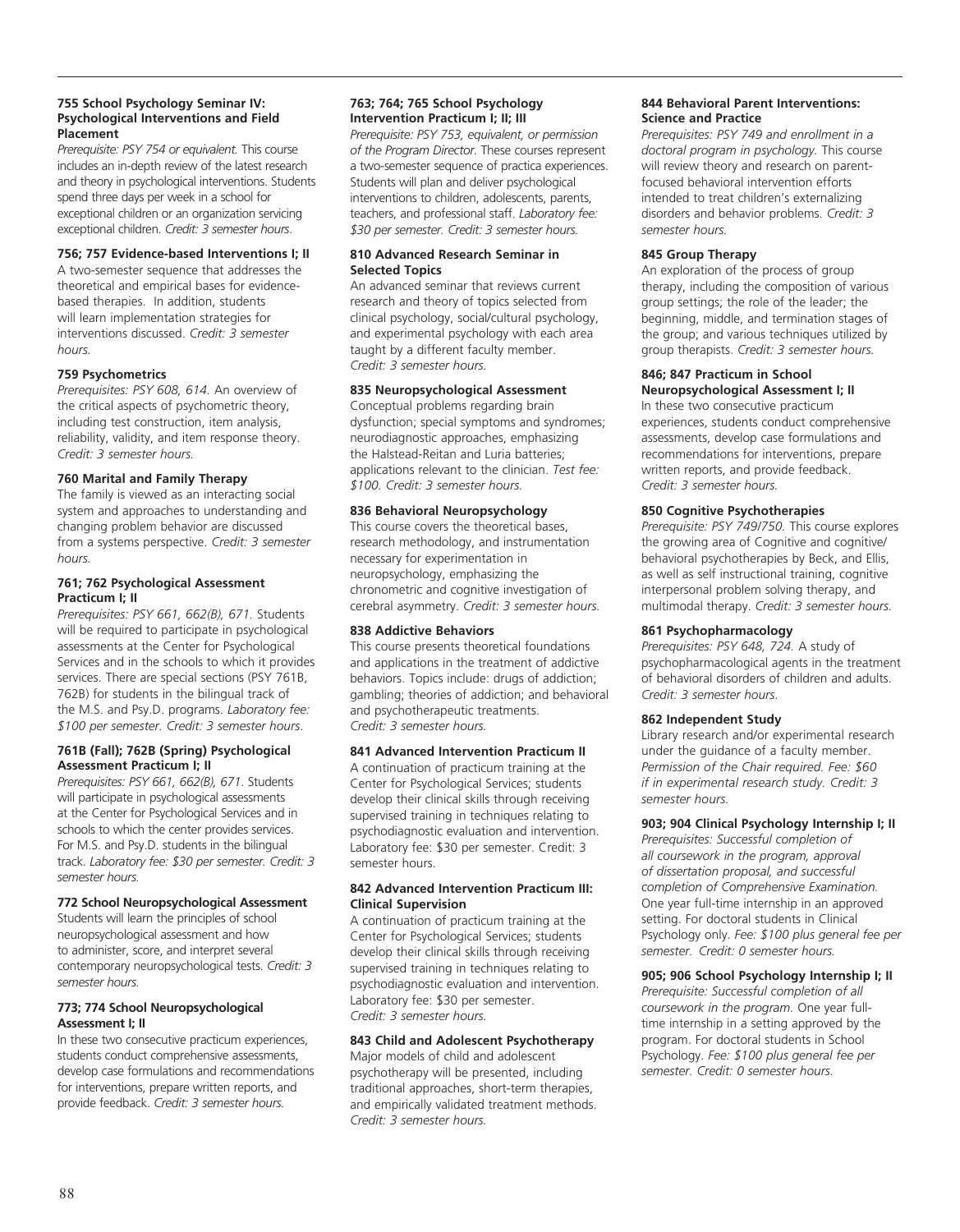**755 School Psychology Seminar IV: Psychological Interventions and Field Placement**

*Prerequisite: PSY 754 or equivalent.* This course includes an in-depth review of the latest research and theory in psychological interventions. Students spend three days per week in a school for exceptional children or an organization servicing exceptional children. *Credit: 3 semester hours.*

**756; 757 Evidence-based Interventions I; II**

A two-semester sequence that addresses the theoretical and empirical bases for evidence-based therapies. In addition, students will learn implementation strategies for interventions discussed. *Credit: 3 semester hours.*

**759 Psychometrics**

*Prerequisites: PSY 608, 614.* An overview of the critical aspects of psychometric theory, including test construction, item analysis, reliability, validity, and item response theory. *Credit: 3 semester hours.*

**760 Marital and Family Therapy**

The family is viewed as an interacting social system and approaches to understanding and changing problem behavior are discussed from a systems perspective. *Credit: 3 semester hours.*

**761; 762 Psychological Assessment Practicum I; II**

*Prerequisites: PSY 661, 662(B), 671.* Students will be required to participate in psychological assessments at the Center for Psychological Services and in the schools to which it provides services. There are special sections (PSY 761B, 762B) for students in the bilingual track of the M.S. and Psy.D. programs. *Laboratory fee: $100 per semester. Credit: 3 semester hours.*

**761B (Fall); 762B (Spring) Psychological Assessment Practicum I; II**

*Prerequisites: PSY 661, 662(B), 671.* Students will participate in psychological assessments at the Center for Psychological Services and in schools to which the center provides services. For M.S. and Psy.D. students in the bilingual track. *Laboratory fee: $30 per semester. Credit: 3 semester hours.*

**772 School Neuropsychological Assessment**

Students will learn the principles of school neuropsychological assessment and how to administer, score, and interpret several contemporary neuropsychological tests. *Credit: 3 semester hours.*

**773; 774 School Neuropsychological Assessment I; II**

In these two consecutive practicum experiences, students conduct comprehensive assessments, develop case formulations and recommendations for interventions, prepare written reports, and provide feedback. *Credit: 3 semester hours.*

**763; 764; 765 School Psychology Intervention Practicum I; II; III**

*Prerequisite: PSY 753, equivalent, or permission of the Program Director.* These courses represent a two-semester sequence of practica experiences. Students will plan and deliver psychological interventions to children, adolescents, parents, teachers, and professional staff. *Laboratory fee: $30 per semester. Credit: 3 semester hours.*

**810 Advanced Research Seminar in Selected Topics**

An advanced seminar that reviews current research and theory of topics selected from clinical psychology, social/cultural psychology, and experimental psychology with each area taught by a different faculty member. *Credit: 3 semester hours.*

**835 Neuropsychological Assessment**

Conceptual problems regarding brain dysfunction; special symptoms and syndromes; neurodiagnostic approaches, emphasizing the Halstead-Reitan and Luria batteries; applications relevant to the clinician. *Test fee: $100. Credit: 3 semester hours.*

**836 Behavioral Neuropsychology**

This course covers the theoretical bases, research methodology, and instrumentation necessary for experimentation in neuropsychology, emphasizing the chronometric and cognitive investigation of cerebral asymmetry. *Credit: 3 semester hours.*

**838 Addictive Behaviors**

This course presents theoretical foundations and applications in the treatment of addictive behaviors. Topics include: drugs of addiction; gambling; theories of addiction; and behavioral and psychotherapeutic treatments. *Credit: 3 semester hours.*

**841 Advanced Intervention Practicum II**

A continuation of practicum training at the Center for Psychological Services; students develop their clinical skills through receiving supervised training in techniques relating to psychodiagnostic evaluation and intervention. Laboratory fee: $30 per semester. Credit: 3 semester hours.

**842 Advanced Intervention Practicum III: Clinical Supervision**

A continuation of practicum training at the Center for Psychological Services; students develop their clinical skills through receiving supervised training in techniques relating to psychodiagnostic evaluation and intervention. Laboratory fee: $30 per semester. *Credit: 3 semester hours.*

**843 Child and Adolescent Psychotherapy**

Major models of child and adolescent psychotherapy will be presented, including traditional approaches, short-term therapies, and empirically validated treatment methods. *Credit: 3 semester hours.*

**844 Behavioral Parent Interventions: Science and Practice**

*Prerequisites: PSY 749 and enrollment in a doctoral program in psychology.* This course will review theory and research on parent-focused behavioral intervention efforts intended to treat children's externalizing disorders and behavior problems. *Credit: 3 semester hours.*

**845 Group Therapy**

An exploration of the process of group therapy, including the composition of various group settings; the role of the leader; the beginning, middle, and termination stages of the group; and various techniques utilized by group therapists. *Credit: 3 semester hours.*

**846; 847 Practicum in School Neuropsychological Assessment I; II**

In these two consecutive practicum experiences, students conduct comprehensive assessments, develop case formulations and recommendations for interventions, prepare written reports, and provide feedback. *Credit: 3 semester hours.*

**850 Cognitive Psychotherapies**

*Prerequisite: PSY 749/750.* This course explores the growing area of Cognitive and cognitive/behavioral psychotherapies by Beck, and Ellis, as well as self instructional training, cognitive interpersonal problem solving therapy, and multimodal therapy. *Credit: 3 semester hours.*

**861 Psychopharmacology**

*Prerequisites: PSY 648, 724.* A study of psychopharmacological agents in the treatment of behavioral disorders of children and adults. *Credit: 3 semester hours.*

**862 Independent Study**

Library research and/or experimental research under the guidance of a faculty member. *Permission of the Chair required. Fee: $60 if in experimental research study. Credit: 3 semester hours.*

**903; 904 Clinical Psychology Internship I; II**

*Prerequisites: Successful completion of all coursework in the program, approval of dissertation proposal, and successful completion of Comprehensive Examination.* One year full-time internship in an approved setting. For doctoral students in Clinical Psychology only. *Fee: $100 plus general fee per semester. Credit: 0 semester hours.*

**905; 906 School Psychology Internship I; II**

*Prerequisite: Successful completion of all coursework in the program.* One year full-time internship in a setting approved by the program. For doctoral students in School Psychology. *Fee: $100 plus general fee per semester. Credit: 0 semester hours.*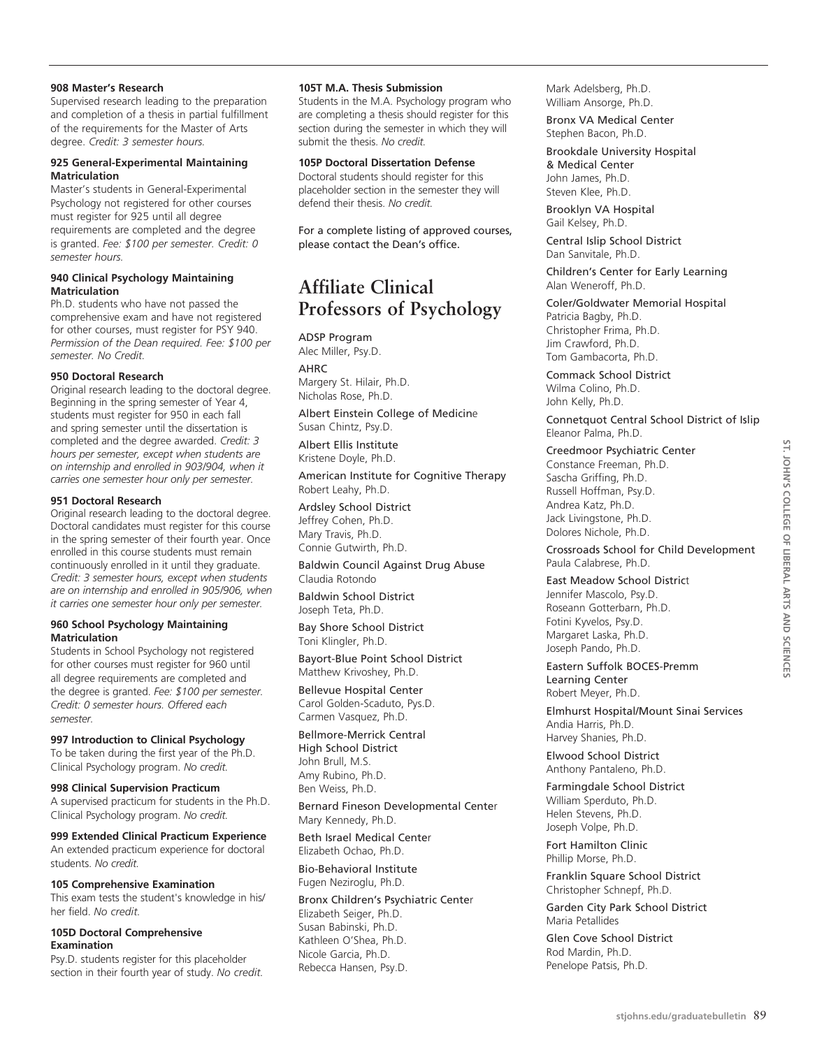**908 Master's Research**
Supervised research leading to the preparation and completion of a thesis in partial fulfillment of the requirements for the Master of Arts degree. *Credit: 3 semester hours.*

**925 General-Experimental Maintaining Matriculation**
Master's students in General-Experimental Psychology not registered for other courses must register for 925 until all degree requirements are completed and the degree is granted. *Fee: $100 per semester. Credit: 0 semester hours.*

**940 Clinical Psychology Maintaining Matriculation**
Ph.D. students who have not passed the comprehensive exam and have not registered for other courses, must register for PSY 940. *Permission of the Dean required. Fee: $100 per semester. No Credit.*

**950 Doctoral Research**
Original research leading to the doctoral degree. Beginning in the spring semester of Year 4, students must register for 950 in each fall and spring semester until the dissertation is completed and the degree awarded. *Credit: 3 hours per semester, except when students are on internship and enrolled in 903/904, when it carries one semester hour only per semester.*

**951 Doctoral Research**
Original research leading to the doctoral degree. Doctoral candidates must register for this course in the spring semester of their fourth year. Once enrolled in this course students must remain continuously enrolled in it until they graduate. *Credit: 3 semester hours, except when students are on internship and enrolled in 905/906, when it carries one semester hour only per semester.*

**960 School Psychology Maintaining Matriculation**
Students in School Psychology not registered for other courses must register for 960 until all degree requirements are completed and the degree is granted. *Fee: $100 per semester. Credit: 0 semester hours. Offered each semester.*

**997 Introduction to Clinical Psychology**
To be taken during the first year of the Ph.D. Clinical Psychology program. *No credit.*

**998 Clinical Supervision Practicum**
A supervised practicum for students in the Ph.D. Clinical Psychology program. *No credit.*

**999 Extended Clinical Practicum Experience**
An extended practicum experience for doctoral students. *No credit.*

**105 Comprehensive Examination**
This exam tests the student's knowledge in his/her field. *No credit.*

**105D Doctoral Comprehensive Examination**
Psy.D. students register for this placeholder section in their fourth year of study. *No credit.*

**105T M.A. Thesis Submission**
Students in the M.A. Psychology program who are completing a thesis should register for this section during the semester in which they will submit the thesis. *No credit.*

**105P Doctoral Dissertation Defense**
Doctoral students should register for this placeholder section in the semester they will defend their thesis. *No credit.*

For a complete listing of approved courses, please contact the Dean's office.

## Affiliate Clinical Professors of Psychology

ADSP Program
Alec Miller, Psy.D.

AHRC
Margery St. Hilair, Ph.D.
Nicholas Rose, Ph.D.

Albert Einstein College of Medicine
Susan Chintz, Psy.D.

Albert Ellis Institute
Kristene Doyle, Ph.D.

American Institute for Cognitive Therapy
Robert Leahy, Ph.D.

Ardsley School District
Jeffrey Cohen, Ph.D.
Mary Travis, Ph.D.
Connie Gutwirth, Ph.D.

Baldwin Council Against Drug Abuse
Claudia Rotondo

Baldwin School District
Joseph Teta, Ph.D.

Bay Shore School District
Toni Klingler, Ph.D.

Bayort-Blue Point School District
Matthew Krivoshey, Ph.D.

Bellevue Hospital Center
Carol Golden-Scaduto, Pys.D.
Carmen Vasquez, Ph.D.

Bellmore-Merrick Central High School District
John Brull, M.S.
Amy Rubino, Ph.D.
Ben Weiss, Ph.D.

Bernard Fineson Developmental Center
Mary Kennedy, Ph.D.

Beth Israel Medical Center
Elizabeth Ochao, Ph.D.

Bio-Behavioral Institute
Fugen Neziroglu, Ph.D.

Bronx Children's Psychiatric Center
Elizabeth Seiger, Ph.D.
Susan Babinski, Ph.D.
Kathleen O'Shea, Ph.D.
Nicole Garcia, Ph.D.
Rebecca Hansen, Psy.D.
Mark Adelsberg, Ph.D.
William Ansorge, Ph.D.

Bronx VA Medical Center
Stephen Bacon, Ph.D.

Brookdale University Hospital & Medical Center
John James, Ph.D.
Steven Klee, Ph.D.

Brooklyn VA Hospital
Gail Kelsey, Ph.D.

Central Islip School District
Dan Sanvitale, Ph.D.

Children's Center for Early Learning
Alan Weneroff, Ph.D.

Coler/Goldwater Memorial Hospital
Patricia Bagby, Ph.D.
Christopher Frima, Ph.D.
Jim Crawford, Ph.D.
Tom Gambacorta, Ph.D.

Commack School District
Wilma Colino, Ph.D.
John Kelly, Ph.D.

Connetquot Central School District of Islip
Eleanor Palma, Ph.D.

Creedmoor Psychiatric Center
Constance Freeman, Ph.D.
Sascha Griffing, Ph.D.
Russell Hoffman, Psy.D.
Andrea Katz, Ph.D.
Jack Livingstone, Ph.D.
Dolores Nichole, Ph.D.

Crossroads School for Child Development
Paula Calabrese, Ph.D.

East Meadow School District
Jennifer Mascolo, Psy.D.
Roseann Gotterbarn, Ph.D.
Fotini Kyvelos, Psy.D.
Margaret Laska, Ph.D.
Joseph Pando, Ph.D.

Eastern Suffolk BOCES-Premm Learning Center
Robert Meyer, Ph.D.

Elmhurst Hospital/Mount Sinai Services
Andia Harris, Ph.D.
Harvey Shanies, Ph.D.

Elwood School District
Anthony Pantaleno, Ph.D.

Farmingdale School District
William Sperduto, Ph.D.
Helen Stevens, Ph.D.
Joseph Volpe, Ph.D.

Fort Hamilton Clinic
Phillip Morse, Ph.D.

Franklin Square School District
Christopher Schnepf, Ph.D.

Garden City Park School District
Maria Petallides

Glen Cove School District
Rod Mardin, Ph.D.
Penelope Patsis, Ph.D.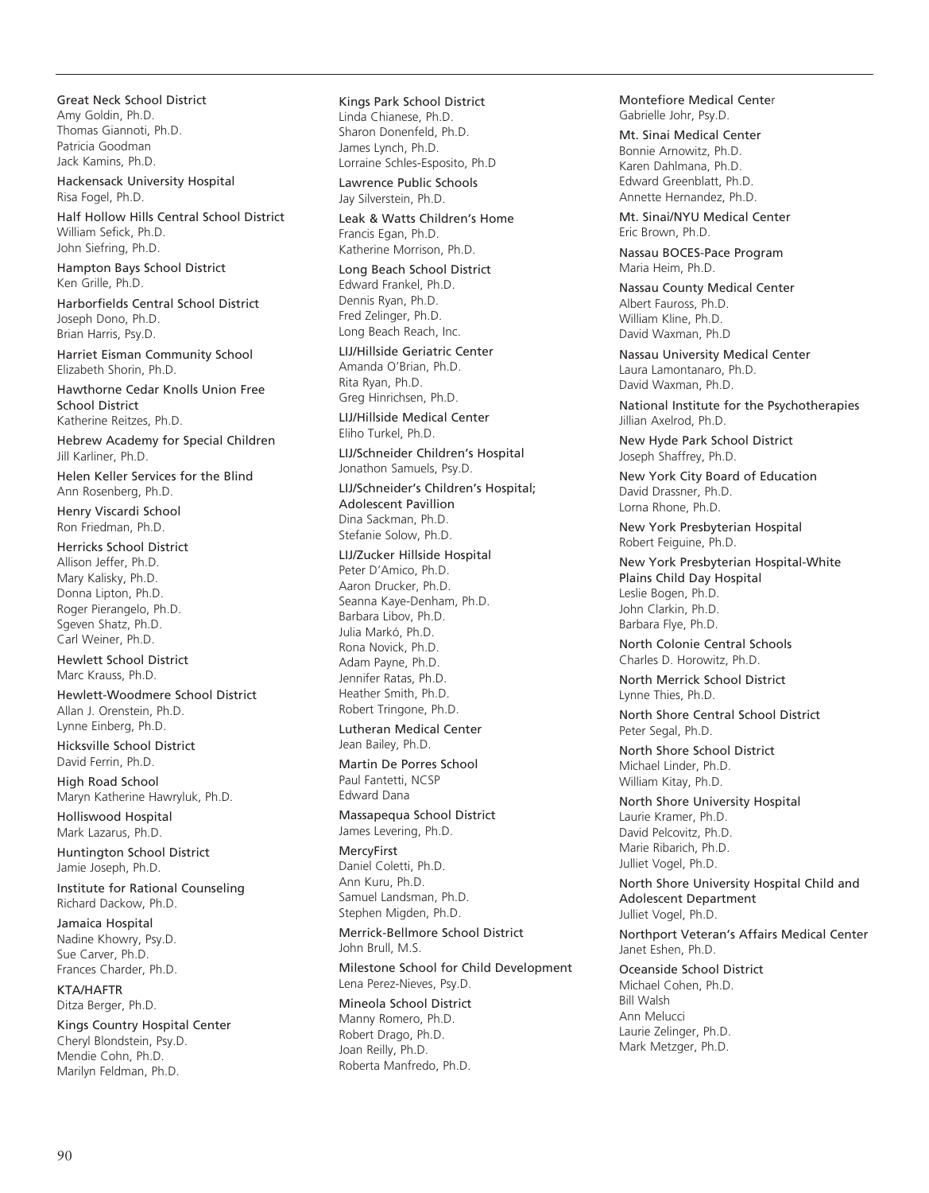Great Neck School District
Amy Goldin, Ph.D.
Thomas Giannoti, Ph.D.
Patricia Goodman
Jack Kamins, Ph.D.

Hackensack University Hospital
Risa Fogel, Ph.D.

Half Hollow Hills Central School District
William Sefick, Ph.D.
John Siefring, Ph.D.

Hampton Bays School District
Ken Grille, Ph.D.

Harborfields Central School District
Joseph Dono, Ph.D.
Brian Harris, Psy.D.

Harriet Eisman Community School
Elizabeth Shorin, Ph.D.

Hawthorne Cedar Knolls Union Free School District
Katherine Reitzes, Ph.D.

Hebrew Academy for Special Children
Jill Karliner, Ph.D.

Helen Keller Services for the Blind
Ann Rosenberg, Ph.D.

Henry Viscardi School
Ron Friedman, Ph.D.

Herricks School District
Allison Jeffer, Ph.D.
Mary Kalisky, Ph.D.
Donna Lipton, Ph.D.
Roger Pierangelo, Ph.D.
Sgeven Shatz, Ph.D.
Carl Weiner, Ph.D.

Hewlett School District
Marc Krauss, Ph.D.

Hewlett-Woodmere School District
Allan J. Orenstein, Ph.D.
Lynne Einberg, Ph.D.

Hicksville School District
David Ferrin, Ph.D.

High Road School
Maryn Katherine Hawryluk, Ph.D.

Holliswood Hospital
Mark Lazarus, Ph.D.

Huntington School District
Jamie Joseph, Ph.D.

Institute for Rational Counseling
Richard Dackow, Ph.D.

Jamaica Hospital
Nadine Khowry, Psy.D.
Sue Carver, Ph.D.
Frances Charder, Ph.D.

KTA/HAFTR
Ditza Berger, Ph.D.

Kings Country Hospital Center
Cheryl Blondstein, Psy.D.
Mendie Cohn, Ph.D.
Marilyn Feldman, Ph.D.

Kings Park School District
Linda Chianese, Ph.D.
Sharon Donenfeld, Ph.D.
James Lynch, Ph.D.
Lorraine Schles-Esposito, Ph.D

Lawrence Public Schools
Jay Silverstein, Ph.D.

Leak & Watts Children's Home
Francis Egan, Ph.D.
Katherine Morrison, Ph.D.

Long Beach School District
Edward Frankel, Ph.D.
Dennis Ryan, Ph.D.
Fred Zelinger, Ph.D.
Long Beach Reach, Inc.

LIJ/Hillside Geriatric Center
Amanda O'Brian, Ph.D.
Rita Ryan, Ph.D.
Greg Hinrichsen, Ph.D.

LIJ/Hillside Medical Center
Eliho Turkel, Ph.D.

LIJ/Schneider Children's Hospital
Jonathon Samuels, Psy.D.

LIJ/Schneider's Children's Hospital; Adolescent Pavillion
Dina Sackman, Ph.D.
Stefanie Solow, Ph.D.

LIJ/Zucker Hillside Hospital
Peter D'Amico, Ph.D.
Aaron Drucker, Ph.D.
Seanna Kaye-Denham, Ph.D.
Barbara Libov, Ph.D.
Julia Markó, Ph.D.
Rona Novick, Ph.D.
Adam Payne, Ph.D.
Jennifer Ratas, Ph.D.
Heather Smith, Ph.D.
Robert Tringone, Ph.D.

Lutheran Medical Center
Jean Bailey, Ph.D.

Martin De Porres School
Paul Fantetti, NCSP
Edward Dana

Massapequa School District
James Levering, Ph.D.

MercyFirst
Daniel Coletti, Ph.D.
Ann Kuru, Ph.D.
Samuel Landsman, Ph.D.
Stephen Migden, Ph.D.

Merrick-Bellmore School District
John Brull, M.S.

Milestone School for Child Development
Lena Perez-Nieves, Psy.D.

Mineola School District
Manny Romero, Ph.D.
Robert Drago, Ph.D.
Joan Reilly, Ph.D.
Roberta Manfredo, Ph.D.

Montefiore Medical Center
Gabrielle Johr, Psy.D.

Mt. Sinai Medical Center
Bonnie Arnowitz, Ph.D.
Karen Dahlmana, Ph.D.
Edward Greenblatt, Ph.D.
Annette Hernandez, Ph.D.

Mt. Sinai/NYU Medical Center
Eric Brown, Ph.D.

Nassau BOCES-Pace Program
Maria Heim, Ph.D.

Nassau County Medical Center
Albert Fauross, Ph.D.
William Kline, Ph.D.
David Waxman, Ph.D

Nassau University Medical Center
Laura Lamontanaro, Ph.D.
David Waxman, Ph.D.

National Institute for the Psychotherapies
Jillian Axelrod, Ph.D.

New Hyde Park School District
Joseph Shaffrey, Ph.D.

New York City Board of Education
David Drassner, Ph.D.
Lorna Rhone, Ph.D.

New York Presbyterian Hospital
Robert Feiguine, Ph.D.

New York Presbyterian Hospital-White Plains Child Day Hospital
Leslie Bogen, Ph.D.
John Clarkin, Ph.D.
Barbara Flye, Ph.D.

North Colonie Central Schools
Charles D. Horowitz, Ph.D.

North Merrick School District
Lynne Thies, Ph.D.

North Shore Central School District
Peter Segal, Ph.D.

North Shore School District
Michael Linder, Ph.D.
William Kitay, Ph.D.

North Shore University Hospital
Laurie Kramer, Ph.D.
David Pelcovitz, Ph.D.
Marie Ribarich, Ph.D.
Julliet Vogel, Ph.D.

North Shore University Hospital Child and Adolescent Department
Julliet Vogel, Ph.D.

Northport Veteran's Affairs Medical Center
Janet Eshen, Ph.D.

Oceanside School District
Michael Cohen, Ph.D.
Bill Walsh
Ann Melucci
Laurie Zelinger, Ph.D.
Mark Metzger, Ph.D.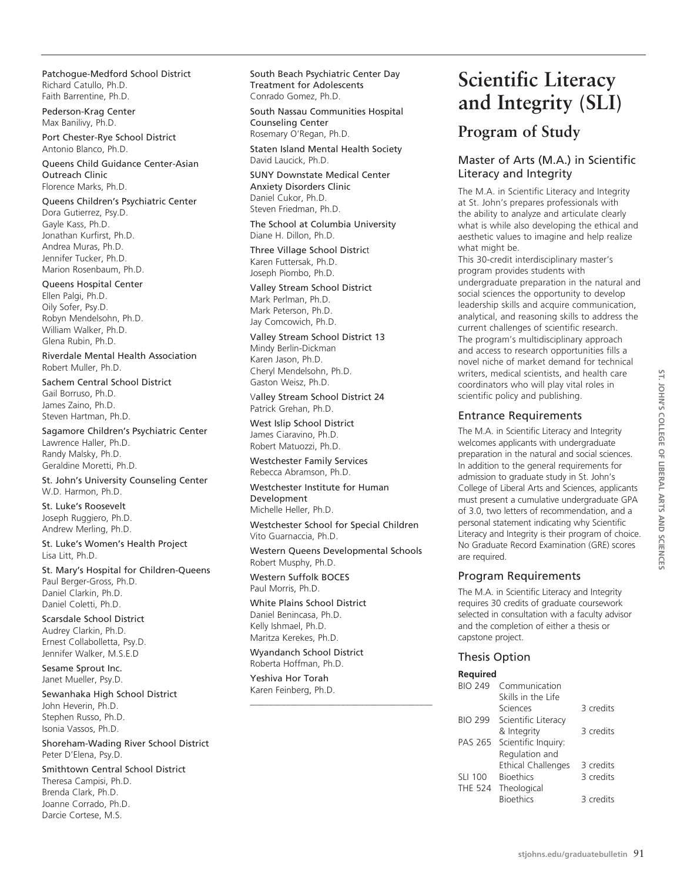Patchogue-Medford School District
Richard Catullo, Ph.D.
Faith Barrentine, Ph.D.

Pederson-Krag Center
Max Banilivy, Ph.D.

Port Chester-Rye School District
Antonio Blanco, Ph.D.

Queens Child Guidance Center-Asian Outreach Clinic
Florence Marks, Ph.D.

Queens Children's Psychiatric Center
Dora Gutierrez, Psy.D.
Gayle Kass, Ph.D.
Jonathan Kurfirst, Ph.D.
Andrea Muras, Ph.D.
Jennifer Tucker, Ph.D.
Marion Rosenbaum, Ph.D.

Queens Hospital Center
Ellen Palgi, Ph.D.
Oily Sofer, Psy.D.
Robyn Mendelsohn, Ph.D.
William Walker, Ph.D.
Glena Rubin, Ph.D.

Riverdale Mental Health Association
Robert Muller, Ph.D.

Sachem Central School District
Gail Borruso, Ph.D.
James Zaino, Ph.D.
Steven Hartman, Ph.D.

Sagamore Children's Psychiatric Center
Lawrence Haller, Ph.D.
Randy Malsky, Ph.D.
Geraldine Moretti, Ph.D.

St. John's University Counseling Center
W.D. Harmon, Ph.D.

St. Luke's Roosevelt
Joseph Ruggiero, Ph.D.
Andrew Merling, Ph.D.

St. Luke's Women's Health Project
Lisa Litt, Ph.D.

St. Mary's Hospital for Children-Queens
Paul Berger-Gross, Ph.D.
Daniel Clarkin, Ph.D.
Daniel Coletti, Ph.D.

Scarsdale School District
Audrey Clarkin, Ph.D.
Ernest Collabolletta, Psy.D.
Jennifer Walker, M.S.E.D

Sesame Sprout Inc.
Janet Mueller, Psy.D.

Sewanhaka High School District
John Heverin, Ph.D.
Stephen Russo, Ph.D.
Isonia Vassos, Ph.D.

Shoreham-Wading River School District
Peter D'Elena, Psy.D.

Smithtown Central School District
Theresa Campisi, Ph.D.
Brenda Clark, Ph.D.
Joanne Corrado, Ph.D.
Darcie Cortese, M.S.

South Beach Psychiatric Center Day Treatment for Adolescents
Conrado Gomez, Ph.D.

South Nassau Communities Hospital Counseling Center
Rosemary O'Regan, Ph.D.

Staten Island Mental Health Society
David Laucick, Ph.D.

SUNY Downstate Medical Center Anxiety Disorders Clinic
Daniel Cukor, Ph.D.
Steven Friedman, Ph.D.

The School at Columbia University
Diane H. Dillon, Ph.D.

Three Village School District
Karen Futtersak, Ph.D.
Joseph Piombo, Ph.D.

Valley Stream School District
Mark Perlman, Ph.D.
Mark Peterson, Ph.D.
Jay Comcowich, Ph.D.

Valley Stream School District 13
Mindy Berlin-Dickman
Karen Jason, Ph.D.
Cheryl Mendelsohn, Ph.D.
Gaston Weisz, Ph.D.

Valley Stream School District 24
Patrick Grehan, Ph.D.

West Islip School District
James Ciaravino, Ph.D.
Robert Matuozzi, Ph.D.

Westchester Family Services
Rebecca Abramson, Ph.D.

Westchester Institute for Human Development
Michelle Heller, Ph.D.

Westchester School for Special Children
Vito Guarnaccia, Ph.D.

Western Queens Developmental Schools
Robert Musphy, Ph.D.

Western Suffolk BOCES
Paul Morris, Ph.D.

White Plains School District
Daniel Benincasa, Ph.D.
Kelly Ishmael, Ph.D.
Maritza Kerekes, Ph.D.

Wyandanch School District
Roberta Hoffman, Ph.D.

Yeshiva Hor Torah
Karen Feinberg, Ph.D.

# Scientific Literacy and Integrity (SLI)

## Program of Study

### Master of Arts (M.A.) in Scientific Literacy and Integrity

The M.A. in Scientific Literacy and Integrity at St. John's prepares professionals with the ability to analyze and articulate clearly what is while also developing the ethical and aesthetic values to imagine and help realize what might be.

This 30-credit interdisciplinary master's program provides students with undergraduate preparation in the natural and social sciences the opportunity to develop leadership skills and acquire communication, analytical, and reasoning skills to address the current challenges of scientific research. The program's multidisciplinary approach and access to research opportunities fills a novel niche of market demand for technical writers, medical scientists, and health care coordinators who will play vital roles in scientific policy and publishing.

### Entrance Requirements

The M.A. in Scientific Literacy and Integrity welcomes applicants with undergraduate preparation in the natural and social sciences. In addition to the general requirements for admission to graduate study in St. John's College of Liberal Arts and Sciences, applicants must present a cumulative undergraduate GPA of 3.0, two letters of recommendation, and a personal statement indicating why Scientific Literacy and Integrity is their program of choice. No Graduate Record Examination (GRE) scores are required.

### Program Requirements

The M.A. in Scientific Literacy and Integrity requires 30 credits of graduate coursework selected in consultation with a faculty advisor and the completion of either a thesis or capstone project.

### Thesis Option

**Required**

| | | |
|---|---|---|
| BIO 249 | Communication Skills in the Life Sciences | 3 credits |
| BIO 299 | Scientific Literacy & Integrity | 3 credits |
| PAS 265 | Scientific Inquiry: Regulation and Ethical Challenges | 3 credits |
| SLI 100 | Bioethics | 3 credits |
| THE 524 | Theological Bioethics | 3 credits |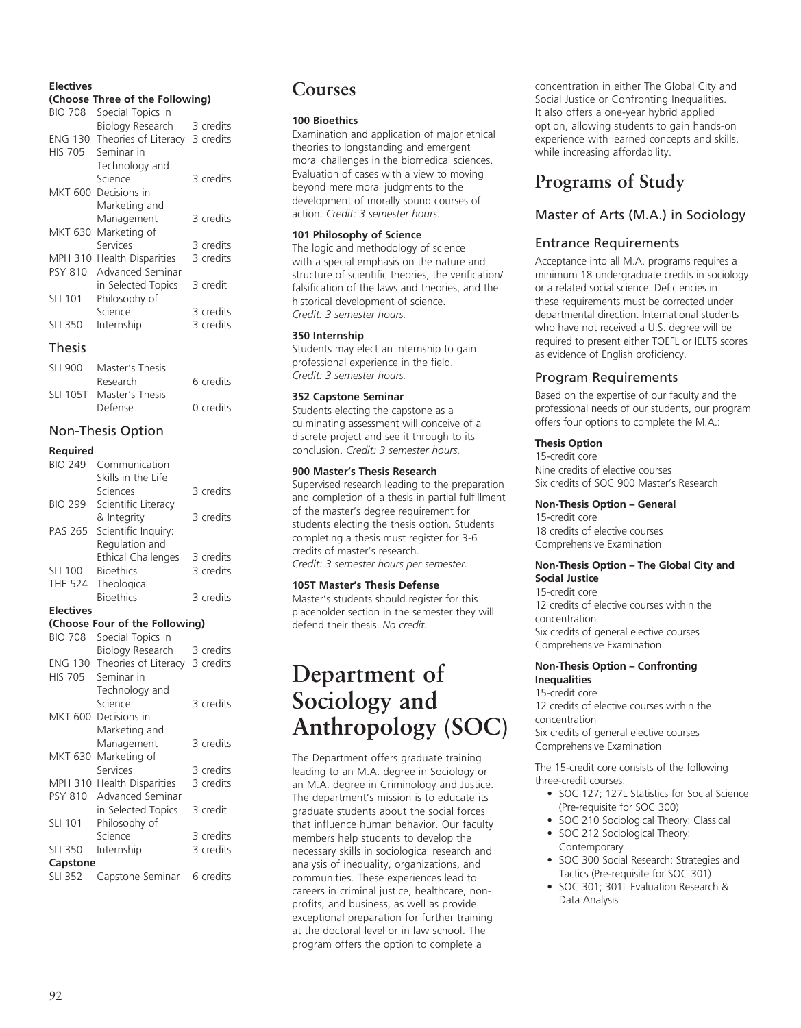**Electives**
**(Choose Three of the Following)**

| | | |
|---|---|---|
| BIO 708 | Special Topics in Biology Research | 3 credits |
| ENG 130 | Theories of Literacy | 3 credits |
| HIS 705 | Seminar in Technology and Science | 3 credits |
| MKT 600 | Decisions in Marketing and Management | 3 credits |
| MKT 630 | Marketing of Services | 3 credits |
| MPH 310 | Health Disparities | 3 credits |
| PSY 810 | Advanced Seminar in Selected Topics | 3 credit |
| SLI 101 | Philosophy of Science | 3 credits |
| SLI 350 | Internship | 3 credits |

## Thesis

| | | |
|---|---|---|
| SLI 900 | Master's Thesis Research | 6 credits |
| SLI 105T | Master's Thesis Defense | 0 credits |

## Non-Thesis Option

**Required**

| | | |
|---|---|---|
| BIO 249 | Communication Skills in the Life Sciences | 3 credits |
| BIO 299 | Scientific Literacy & Integrity | 3 credits |
| PAS 265 | Scientific Inquiry: Regulation and Ethical Challenges | 3 credits |
| SLI 100 | Bioethics | 3 credits |
| THE 524 | Theological Bioethics | 3 credits |

**Electives**
**(Choose Four of the Following)**

| | | |
|---|---|---|
| BIO 708 | Special Topics in Biology Research | 3 credits |
| ENG 130 | Theories of Literacy | 3 credits |
| HIS 705 | Seminar in Technology and Science | 3 credits |
| MKT 600 | Decisions in Marketing and Management | 3 credits |
| MKT 630 | Marketing of Services | 3 credits |
| MPH 310 | Health Disparities | 3 credits |
| PSY 810 | Advanced Seminar in Selected Topics | 3 credit |
| SLI 101 | Philosophy of Science | 3 credits |
| SLI 350 | Internship | 3 credits |

**Capstone**

| | | |
|---|---|---|
| SLI 352 | Capstone Seminar | 6 credits |

# Courses

**100 Bioethics**
Examination and application of major ethical theories to longstanding and emergent moral challenges in the biomedical sciences. Evaluation of cases with a view to moving beyond mere moral judgments to the development of morally sound courses of action. *Credit: 3 semester hours.*

**101 Philosophy of Science**
The logic and methodology of science with a special emphasis on the nature and structure of scientific theories, the verification/falsification of the laws and theories, and the historical development of science.
*Credit: 3 semester hours.*

**350 Internship**
Students may elect an internship to gain professional experience in the field.
*Credit: 3 semester hours.*

**352 Capstone Seminar**
Students electing the capstone as a culminating assessment will conceive of a discrete project and see it through to its conclusion. *Credit: 3 semester hours.*

**900 Master's Thesis Research**
Supervised research leading to the preparation and completion of a thesis in partial fulfillment of the master's degree requirement for students electing the thesis option. Students completing a thesis must register for 3-6 credits of master's research.
*Credit: 3 semester hours per semester.*

**105T Master's Thesis Defense**
Master's students should register for this placeholder section in the semester they will defend their thesis. *No credit.*

# Department of Sociology and Anthropology (SOC)

The Department offers graduate training leading to an M.A. degree in Sociology or an M.A. degree in Criminology and Justice. The department's mission is to educate its graduate students about the social forces that influence human behavior. Our faculty members help students to develop the necessary skills in sociological research and analysis of inequality, organizations, and communities. These experiences lead to careers in criminal justice, healthcare, non-profits, and business, as well as provide exceptional preparation for further training at the doctoral level or in law school. The program offers the option to complete a concentration in either The Global City and Social Justice or Confronting Inequalities. It also offers a one-year hybrid applied option, allowing students to gain hands-on experience with learned concepts and skills, while increasing affordability.

## Programs of Study

### Master of Arts (M.A.) in Sociology

### Entrance Requirements

Acceptance into all M.A. programs requires a minimum 18 undergraduate credits in sociology or a related social science. Deficiencies in these requirements must be corrected under departmental direction. International students who have not received a U.S. degree will be required to present either TOEFL or IELTS scores as evidence of English proficiency.

### Program Requirements

Based on the expertise of our faculty and the professional needs of our students, our program offers four options to complete the M.A.:

**Thesis Option**
15-credit core
Nine credits of elective courses
Six credits of SOC 900 Master's Research

**Non-Thesis Option – General**
15-credit core
18 credits of elective courses
Comprehensive Examination

**Non-Thesis Option – The Global City and Social Justice**
15-credit core
12 credits of elective courses within the concentration
Six credits of general elective courses
Comprehensive Examination

**Non-Thesis Option – Confronting Inequalities**
15-credit core
12 credits of elective courses within the concentration
Six credits of general elective courses
Comprehensive Examination

The 15-credit core consists of the following three-credit courses:

- SOC 127; 127L Statistics for Social Science (Pre-requisite for SOC 300)
- SOC 210 Sociological Theory: Classical
- SOC 212 Sociological Theory: Contemporary
- SOC 300 Social Research: Strategies and Tactics (Pre-requisite for SOC 301)
- SOC 301; 301L Evaluation Research & Data Analysis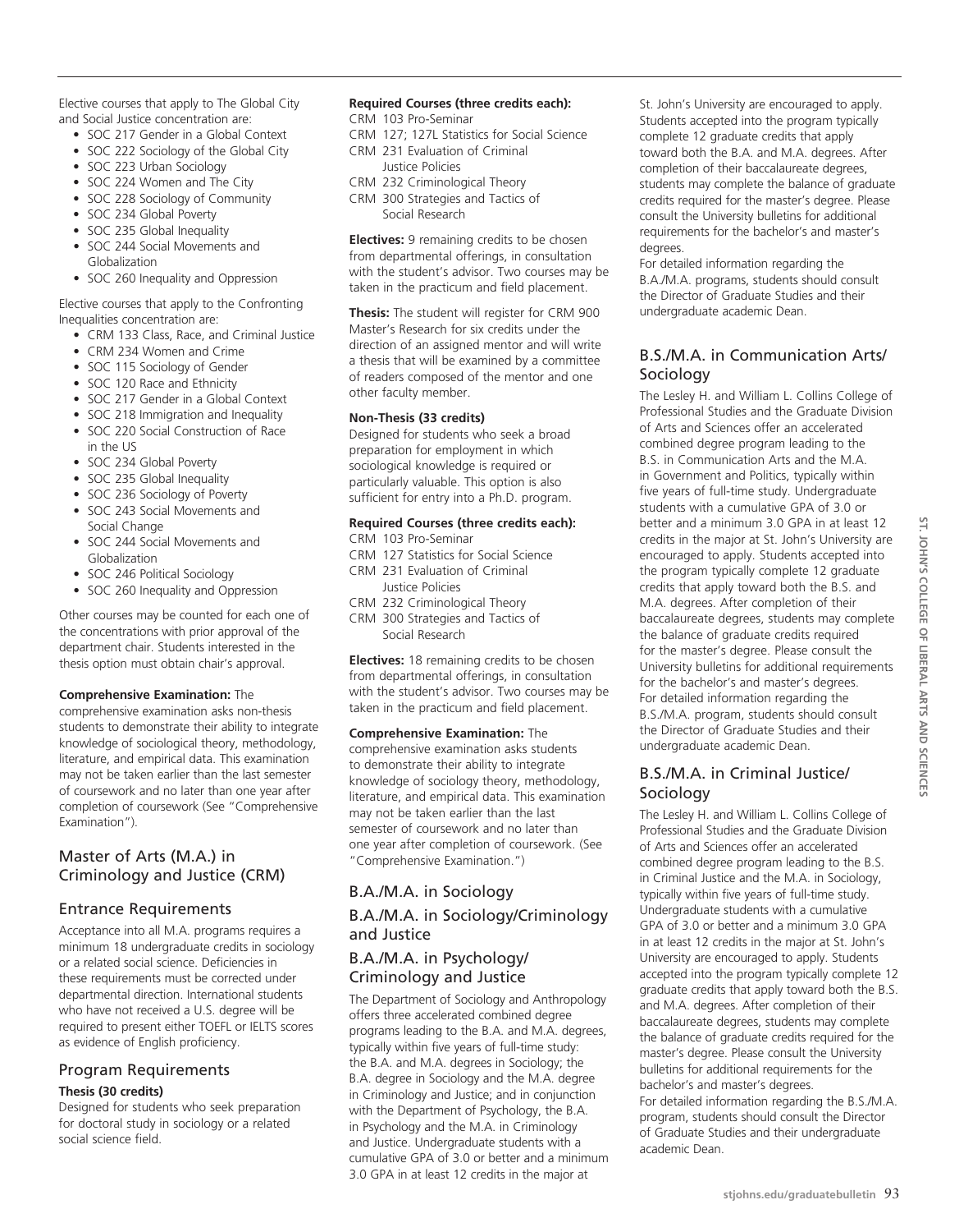Elective courses that apply to The Global City and Social Justice concentration are:

- SOC 217 Gender in a Global Context
- SOC 222 Sociology of the Global City
- SOC 223 Urban Sociology
- SOC 224 Women and The City
- SOC 228 Sociology of Community
- SOC 234 Global Poverty
- SOC 235 Global Inequality
- SOC 244 Social Movements and Globalization
- SOC 260 Inequality and Oppression

Elective courses that apply to the Confronting Inequalities concentration are:

- CRM 133 Class, Race, and Criminal Justice
- CRM 234 Women and Crime
- SOC 115 Sociology of Gender
- SOC 120 Race and Ethnicity
- SOC 217 Gender in a Global Context
- SOC 218 Immigration and Inequality
- SOC 220 Social Construction of Race in the US
- SOC 234 Global Poverty
- SOC 235 Global Inequality
- SOC 236 Sociology of Poverty
- SOC 243 Social Movements and Social Change
- SOC 244 Social Movements and Globalization
- SOC 246 Political Sociology
- SOC 260 Inequality and Oppression

Other courses may be counted for each one of the concentrations with prior approval of the department chair. Students interested in the thesis option must obtain chair's approval.

**Comprehensive Examination:** The comprehensive examination asks non-thesis students to demonstrate their ability to integrate knowledge of sociological theory, methodology, literature, and empirical data. This examination may not be taken earlier than the last semester of coursework and no later than one year after completion of coursework (See "Comprehensive Examination").

## Master of Arts (M.A.) in Criminology and Justice (CRM)

### Entrance Requirements

Acceptance into all M.A. programs requires a minimum 18 undergraduate credits in sociology or a related social science. Deficiencies in these requirements must be corrected under departmental direction. International students who have not received a U.S. degree will be required to present either TOEFL or IELTS scores as evidence of English proficiency.

### Program Requirements

**Thesis (30 credits)**

Designed for students who seek preparation for doctoral study in sociology or a related social science field.

**Required Courses (three credits each):**

CRM 103 Pro-Seminar
CRM 127; 127L Statistics for Social Science
CRM 231 Evaluation of Criminal Justice Policies
CRM 232 Criminological Theory
CRM 300 Strategies and Tactics of Social Research

**Electives:** 9 remaining credits to be chosen from departmental offerings, in consultation with the student's advisor. Two courses may be taken in the practicum and field placement.

**Thesis:** The student will register for CRM 900 Master's Research for six credits under the direction of an assigned mentor and will write a thesis that will be examined by a committee of readers composed of the mentor and one other faculty member.

**Non-Thesis (33 credits)**

Designed for students who seek a broad preparation for employment in which sociological knowledge is required or particularly valuable. This option is also sufficient for entry into a Ph.D. program.

**Required Courses (three credits each):**

CRM 103 Pro-Seminar
CRM 127 Statistics for Social Science
CRM 231 Evaluation of Criminal Justice Policies
CRM 232 Criminological Theory
CRM 300 Strategies and Tactics of Social Research

**Electives:** 18 remaining credits to be chosen from departmental offerings, in consultation with the student's advisor. Two courses may be taken in the practicum and field placement.

**Comprehensive Examination:** The comprehensive examination asks students to demonstrate their ability to integrate knowledge of sociology theory, methodology, literature, and empirical data. This examination may not be taken earlier than the last semester of coursework and no later than one year after completion of coursework. (See "Comprehensive Examination.")

## B.A./M.A. in Sociology

## B.A./M.A. in Sociology/Criminology and Justice

## B.A./M.A. in Psychology/ Criminology and Justice

The Department of Sociology and Anthropology offers three accelerated combined degree programs leading to the B.A. and M.A. degrees, typically within five years of full-time study: the B.A. and M.A. degrees in Sociology; the B.A. degree in Sociology and the M.A. degree in Criminology and Justice; and in conjunction with the Department of Psychology, the B.A. in Psychology and the M.A. in Criminology and Justice. Undergraduate students with a cumulative GPA of 3.0 or better and a minimum 3.0 GPA in at least 12 credits in the major at St. John's University are encouraged to apply. Students accepted into the program typically complete 12 graduate credits that apply toward both the B.A. and M.A. degrees. After completion of their baccalaureate degrees, students may complete the balance of graduate credits required for the master's degree. Please consult the University bulletins for additional requirements for the bachelor's and master's degrees.

For detailed information regarding the B.A./M.A. programs, students should consult the Director of Graduate Studies and their undergraduate academic Dean.

## B.S./M.A. in Communication Arts/ Sociology

The Lesley H. and William L. Collins College of Professional Studies and the Graduate Division of Arts and Sciences offer an accelerated combined degree program leading to the B.S. in Communication Arts and the M.A. in Government and Politics, typically within five years of full-time study. Undergraduate students with a cumulative GPA of 3.0 or better and a minimum 3.0 GPA in at least 12 credits in the major at St. John's University are encouraged to apply. Students accepted into the program typically complete 12 graduate credits that apply toward both the B.S. and M.A. degrees. After completion of their baccalaureate degrees, students may complete the balance of graduate credits required for the master's degree. Please consult the University bulletins for additional requirements for the bachelor's and master's degrees.

For detailed information regarding the B.S./M.A. program, students should consult the Director of Graduate Studies and their undergraduate academic Dean.

## B.S./M.A. in Criminal Justice/ Sociology

The Lesley H. and William L. Collins College of Professional Studies and the Graduate Division of Arts and Sciences offer an accelerated combined degree program leading to the B.S. in Criminal Justice and the M.A. in Sociology, typically within five years of full-time study. Undergraduate students with a cumulative GPA of 3.0 or better and a minimum 3.0 GPA in at least 12 credits in the major at St. John's University are encouraged to apply. Students accepted into the program typically complete 12 graduate credits that apply toward both the B.S. and M.A. degrees. After completion of their baccalaureate degrees, students may complete the balance of graduate credits required for the master's degree. Please consult the University bulletins for additional requirements for the bachelor's and master's degrees.

For detailed information regarding the B.S./M.A. program, students should consult the Director of Graduate Studies and their undergraduate academic Dean.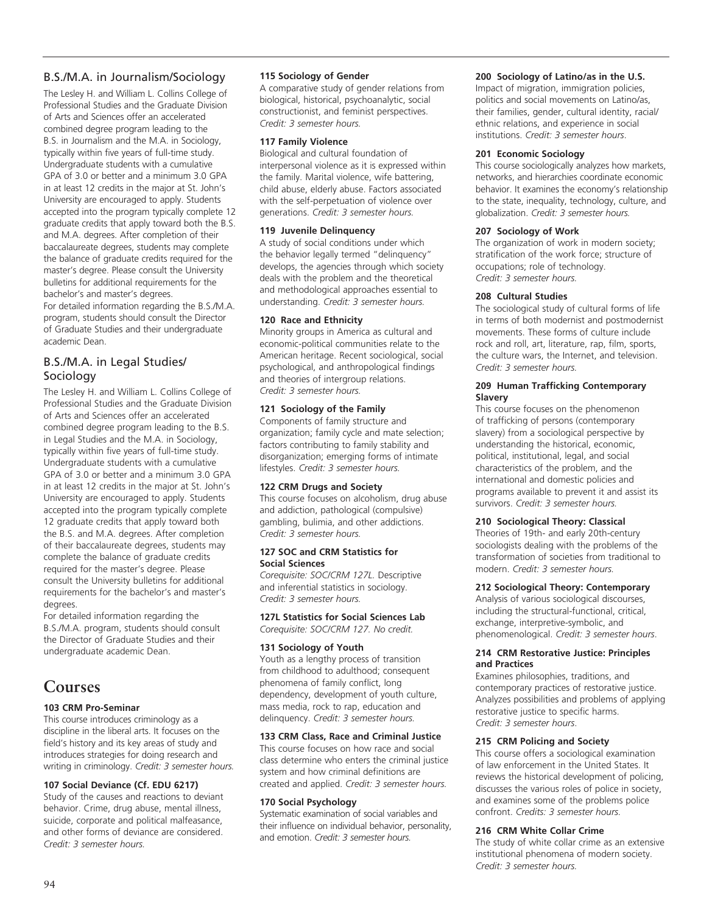## B.S./M.A. in Journalism/Sociology

The Lesley H. and William L. Collins College of Professional Studies and the Graduate Division of Arts and Sciences offer an accelerated combined degree program leading to the B.S. in Journalism and the M.A. in Sociology, typically within five years of full-time study. Undergraduate students with a cumulative GPA of 3.0 or better and a minimum 3.0 GPA in at least 12 credits in the major at St. John's University are encouraged to apply. Students accepted into the program typically complete 12 graduate credits that apply toward both the B.S. and M.A. degrees. After completion of their baccalaureate degrees, students may complete the balance of graduate credits required for the master's degree. Please consult the University bulletins for additional requirements for the bachelor's and master's degrees.

For detailed information regarding the B.S./M.A. program, students should consult the Director of Graduate Studies and their undergraduate academic Dean.

## B.S./M.A. in Legal Studies/ Sociology

The Lesley H. and William L. Collins College of Professional Studies and the Graduate Division of Arts and Sciences offer an accelerated combined degree program leading to the B.S. in Legal Studies and the M.A. in Sociology, typically within five years of full-time study. Undergraduate students with a cumulative GPA of 3.0 or better and a minimum 3.0 GPA in at least 12 credits in the major at St. John's University are encouraged to apply. Students accepted into the program typically complete 12 graduate credits that apply toward both the B.S. and M.A. degrees. After completion of their baccalaureate degrees, students may complete the balance of graduate credits required for the master's degree. Please consult the University bulletins for additional requirements for the bachelor's and master's degrees.

For detailed information regarding the B.S./M.A. program, students should consult the Director of Graduate Studies and their undergraduate academic Dean.

# Courses

**103 CRM Pro-Seminar**
This course introduces criminology as a discipline in the liberal arts. It focuses on the field's history and its key areas of study and introduces strategies for doing research and writing in criminology. *Credit: 3 semester hours.*

**107 Social Deviance (Cf. EDU 6217)**
Study of the causes and reactions to deviant behavior. Crime, drug abuse, mental illness, suicide, corporate and political malfeasance, and other forms of deviance are considered. *Credit: 3 semester hours.*

**115 Sociology of Gender**
A comparative study of gender relations from biological, historical, psychoanalytic, social constructionist, and feminist perspectives. *Credit: 3 semester hours.*

**117 Family Violence**
Biological and cultural foundation of interpersonal violence as it is expressed within the family. Marital violence, wife battering, child abuse, elderly abuse. Factors associated with the self-perpetuation of violence over generations. *Credit: 3 semester hours.*

**119 Juvenile Delinquency**
A study of social conditions under which the behavior legally termed "delinquency" develops, the agencies through which society deals with the problem and the theoretical and methodological approaches essential to understanding. *Credit: 3 semester hours.*

**120 Race and Ethnicity**
Minority groups in America as cultural and economic-political communities relate to the American heritage. Recent sociological, social psychological, and anthropological findings and theories of intergroup relations. *Credit: 3 semester hours.*

**121 Sociology of the Family**
Components of family structure and organization; family cycle and mate selection; factors contributing to family stability and disorganization; emerging forms of intimate lifestyles. *Credit: 3 semester hours.*

**122 CRM Drugs and Society**
This course focuses on alcoholism, drug abuse and addiction, pathological (compulsive) gambling, bulimia, and other addictions. *Credit: 3 semester hours.*

**127 SOC and CRM Statistics for Social Sciences**
*Corequisite: SOC/CRM 127L.* Descriptive and inferential statistics in sociology. *Credit: 3 semester hours.*

**127L Statistics for Social Sciences Lab**
*Corequisite: SOC/CRM 127. No credit.*

**131 Sociology of Youth**
Youth as a lengthy process of transition from childhood to adulthood; consequent phenomena of family conflict, long dependency, development of youth culture, mass media, rock to rap, education and delinquency. *Credit: 3 semester hours.*

**133 CRM Class, Race and Criminal Justice**
This course focuses on how race and social class determine who enters the criminal justice system and how criminal definitions are created and applied. *Credit: 3 semester hours.*

**170 Social Psychology**
Systematic examination of social variables and their influence on individual behavior, personality, and emotion. *Credit: 3 semester hours.*

**200 Sociology of Latino/as in the U.S.**
Impact of migration, immigration policies, politics and social movements on Latino/as, their families, gender, cultural identity, racial/ ethnic relations, and experience in social institutions. *Credit: 3 semester hours.*

**201 Economic Sociology**
This course sociologically analyzes how markets, networks, and hierarchies coordinate economic behavior. It examines the economy's relationship to the state, inequality, technology, culture, and globalization. *Credit: 3 semester hours.*

**207 Sociology of Work**
The organization of work in modern society; stratification of the work force; structure of occupations; role of technology. *Credit: 3 semester hours.*

**208 Cultural Studies**
The sociological study of cultural forms of life in terms of both modernist and postmodernist movements. These forms of culture include rock and roll, art, literature, rap, film, sports, the culture wars, the Internet, and television. *Credit: 3 semester hours.*

**209 Human Trafficking Contemporary Slavery**
This course focuses on the phenomenon of trafficking of persons (contemporary slavery) from a sociological perspective by understanding the historical, economic, political, institutional, legal, and social characteristics of the problem, and the international and domestic policies and programs available to prevent it and assist its survivors. *Credit: 3 semester hours.*

**210 Sociological Theory: Classical**
Theories of 19th- and early 20th-century sociologists dealing with the problems of the transformation of societies from traditional to modern. *Credit: 3 semester hours.*

**212 Sociological Theory: Contemporary**
Analysis of various sociological discourses, including the structural-functional, critical, exchange, interpretive-symbolic, and phenomenological. *Credit: 3 semester hours.*

**214 CRM Restorative Justice: Principles and Practices**
Examines philosophies, traditions, and contemporary practices of restorative justice. Analyzes possibilities and problems of applying restorative justice to specific harms. *Credit: 3 semester hours.*

**215 CRM Policing and Society**
This course offers a sociological examination of law enforcement in the United States. It reviews the historical development of policing, discusses the various roles of police in society, and examines some of the problems police confront. *Credits: 3 semester hours.*

**216 CRM White Collar Crime**
The study of white collar crime as an extensive institutional phenomena of modern society. *Credit: 3 semester hours.*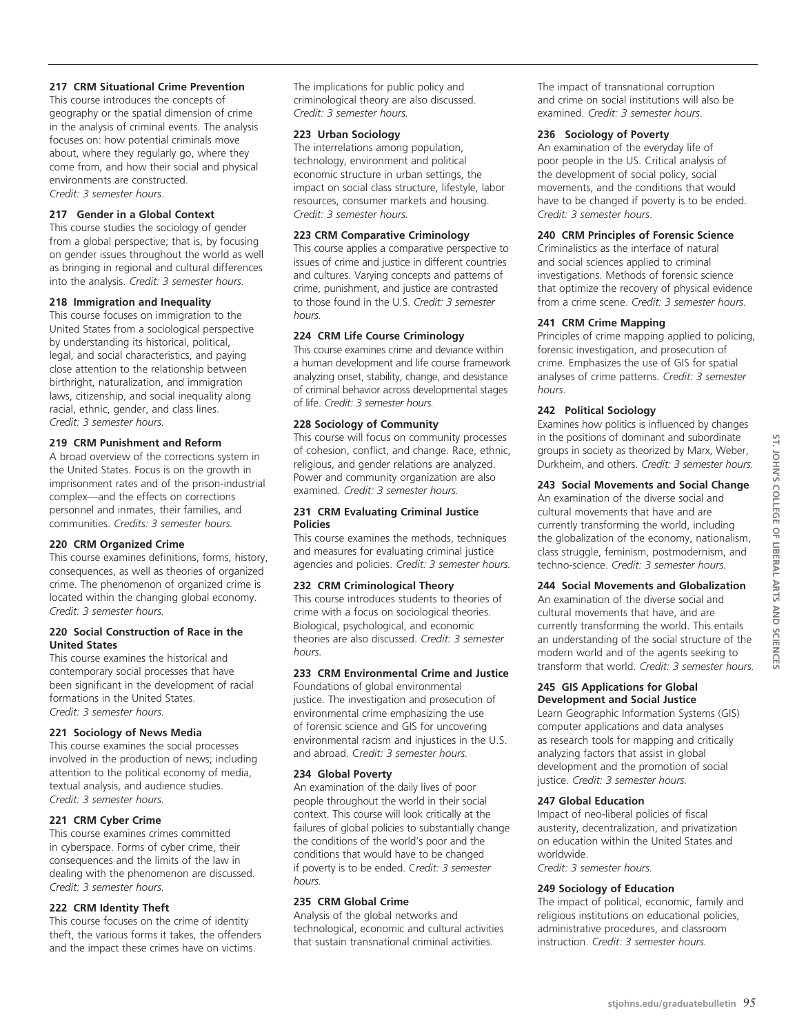**217 CRM Situational Crime Prevention**
This course introduces the concepts of geography or the spatial dimension of crime in the analysis of criminal events. The analysis focuses on: how potential criminals move about, where they regularly go, where they come from, and how their social and physical environments are constructed.
*Credit: 3 semester hours.*

**217 Gender in a Global Context**
This course studies the sociology of gender from a global perspective; that is, by focusing on gender issues throughout the world as well as bringing in regional and cultural differences into the analysis. *Credit: 3 semester hours.*

**218 Immigration and Inequality**
This course focuses on immigration to the United States from a sociological perspective by understanding its historical, political, legal, and social characteristics, and paying close attention to the relationship between birthright, naturalization, and immigration laws, citizenship, and social inequality along racial, ethnic, gender, and class lines.
*Credit: 3 semester hours.*

**219 CRM Punishment and Reform**
A broad overview of the corrections system in the United States. Focus is on the growth in imprisonment rates and of the prison-industrial complex—and the effects on corrections personnel and inmates, their families, and communities. *Credits: 3 semester hours.*

**220 CRM Organized Crime**
This course examines definitions, forms, history, consequences, as well as theories of organized crime. The phenomenon of organized crime is located within the changing global economy.
*Credit: 3 semester hours.*

**220 Social Construction of Race in the United States**
This course examines the historical and contemporary social processes that have been significant in the development of racial formations in the United States.
*Credit: 3 semester hours.*

**221 Sociology of News Media**
This course examines the social processes involved in the production of news; including attention to the political economy of media, textual analysis, and audience studies.
*Credit: 3 semester hours.*

**221 CRM Cyber Crime**
This course examines crimes committed in cyberspace. Forms of cyber crime, their consequences and the limits of the law in dealing with the phenomenon are discussed.
*Credit: 3 semester hours.*

**222 CRM Identity Theft**
This course focuses on the crime of identity theft, the various forms it takes, the offenders and the impact these crimes have on victims. The implications for public policy and criminological theory are also discussed.
*Credit: 3 semester hours.*

**223 Urban Sociology**
The interrelations among population, technology, environment and political economic structure in urban settings, the impact on social class structure, lifestyle, labor resources, consumer markets and housing.
*Credit: 3 semester hours.*

**223 CRM Comparative Criminology**
This course applies a comparative perspective to issues of crime and justice in different countries and cultures. Varying concepts and patterns of crime, punishment, and justice are contrasted to those found in the U.S. *Credit: 3 semester hours.*

**224 CRM Life Course Criminology**
This course examines crime and deviance within a human development and life course framework analyzing onset, stability, change, and desistance of criminal behavior across developmental stages of life. *Credit: 3 semester hours.*

**228 Sociology of Community**
This course will focus on community processes of cohesion, conflict, and change. Race, ethnic, religious, and gender relations are analyzed. Power and community organization are also examined. *Credit: 3 semester hours.*

**231 CRM Evaluating Criminal Justice Policies**
This course examines the methods, techniques and measures for evaluating criminal justice agencies and policies. *Credit: 3 semester hours.*

**232 CRM Criminological Theory**
This course introduces students to theories of crime with a focus on sociological theories. Biological, psychological, and economic theories are also discussed. *Credit: 3 semester hours.*

**233 CRM Environmental Crime and Justice**
Foundations of global environmental justice. The investigation and prosecution of environmental crime emphasizing the use of forensic science and GIS for uncovering environmental racism and injustices in the U.S. and abroad. *Credit: 3 semester hours.*

**234 Global Poverty**
An examination of the daily lives of poor people throughout the world in their social context. This course will look critically at the failures of global policies to substantially change the conditions of the world's poor and the conditions that would have to be changed if poverty is to be ended. *Credit: 3 semester hours.*

**235 CRM Global Crime**
Analysis of the global networks and technological, economic and cultural activities that sustain transnational criminal activities. The impact of transnational corruption and crime on social institutions will also be examined. *Credit: 3 semester hours.*

**236 Sociology of Poverty**
An examination of the everyday life of poor people in the US. Critical analysis of the development of social policy, social movements, and the conditions that would have to be changed if poverty is to be ended.
*Credit: 3 semester hours.*

**240 CRM Principles of Forensic Science**
Criminalistics as the interface of natural and social sciences applied to criminal investigations. Methods of forensic science that optimize the recovery of physical evidence from a crime scene. *Credit: 3 semester hours.*

**241 CRM Crime Mapping**
Principles of crime mapping applied to policing, forensic investigation, and prosecution of crime. Emphasizes the use of GIS for spatial analyses of crime patterns. *Credit: 3 semester hours.*

**242 Political Sociology**
Examines how politics is influenced by changes in the positions of dominant and subordinate groups in society as theorized by Marx, Weber, Durkheim, and others. *Credit: 3 semester hours.*

**243 Social Movements and Social Change**
An examination of the diverse social and cultural movements that have and are currently transforming the world, including the globalization of the economy, nationalism, class struggle, feminism, postmodernism, and techno-science. *Credit: 3 semester hours.*

**244 Social Movements and Globalization**
An examination of the diverse social and cultural movements that have, and are currently transforming the world. This entails an understanding of the social structure of the modern world and of the agents seeking to transform that world. *Credit: 3 semester hours.*

**245 GIS Applications for Global Development and Social Justice**
Learn Geographic Information Systems (GIS) computer applications and data analyses as research tools for mapping and critically analyzing factors that assist in global development and the promotion of social justice. *Credit: 3 semester hours.*

**247 Global Education**
Impact of neo-liberal policies of fiscal austerity, decentralization, and privatization on education within the United States and worldwide.
*Credit: 3 semester hours.*

**249 Sociology of Education**
The impact of political, economic, family and religious institutions on educational policies, administrative procedures, and classroom instruction. *Credit: 3 semester hours.*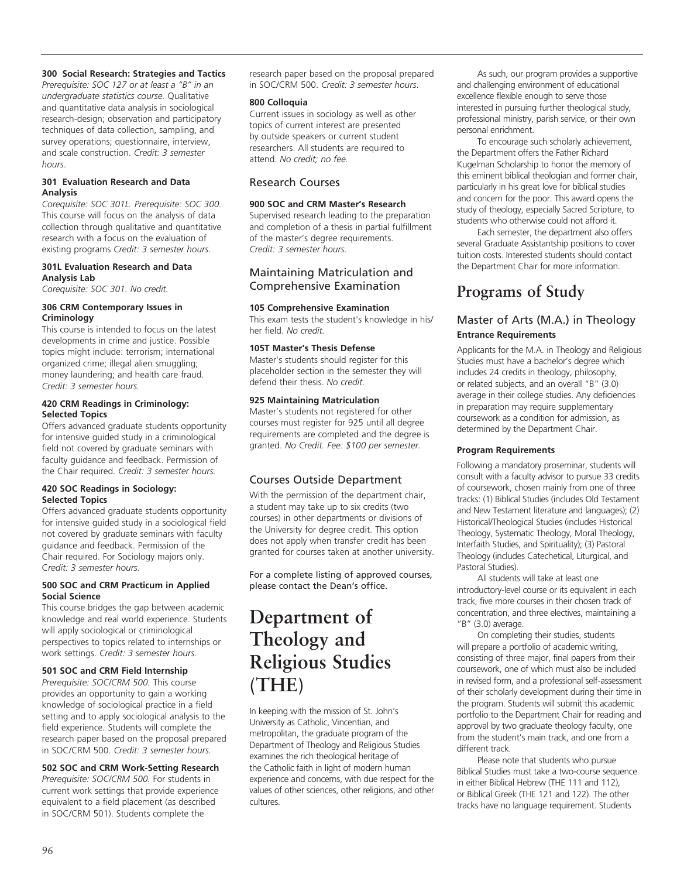**300 Social Research: Strategies and Tactics**
*Prerequisite: SOC 127 or at least a "B" in an undergraduate statistics course.* Qualitative and quantitative data analysis in sociological research-design; observation and participatory techniques of data collection, sampling, and survey operations; questionnaire, interview, and scale construction. *Credit: 3 semester hours*.

**301 Evaluation Research and Data Analysis**
*Corequisite: SOC 301L. Prerequisite: SOC 300.* This course will focus on the analysis of data collection through qualitative and quantitative research with a focus on the evaluation of existing programs *Credit: 3 semester hours.*

**301L Evaluation Research and Data Analysis Lab**
*Corequisite: SOC 301. No credit.*

**306 CRM Contemporary Issues in Criminology**
This course is intended to focus on the latest developments in crime and justice. Possible topics might include: terrorism; international organized crime; illegal alien smuggling; money laundering; and health care fraud. *Credit: 3 semester hours.*

**420 CRM Readings in Criminology: Selected Topics**
Offers advanced graduate students opportunity for intensive guided study in a criminological field not covered by graduate seminars with faculty guidance and feedback. Permission of the Chair required. *Credit: 3 semester hours.*

**420 SOC Readings in Sociology: Selected Topics**
Offers advanced graduate students opportunity for intensive guided study in a sociological field not covered by graduate seminars with faculty guidance and feedback. Permission of the Chair required. For Sociology majors only. *Credit: 3 semester hours.*

**500 SOC and CRM Practicum in Applied Social Science**
This course bridges the gap between academic knowledge and real world experience. Students will apply sociological or criminological perspectives to topics related to internships or work settings. *Credit: 3 semester hours.*

**501 SOC and CRM Field Internship**
*Prerequisite: SOC/CRM 500.* This course provides an opportunity to gain a working knowledge of sociological practice in a field setting and to apply sociological analysis to the field experience. Students will complete the research paper based on the proposal prepared in SOC/CRM 500. *Credit: 3 semester hours.*

**502 SOC and CRM Work-Setting Research**
*Prerequisite: SOC/CRM 500.* For students in current work settings that provide experience equivalent to a field placement (as described in SOC/CRM 501). Students complete the research paper based on the proposal prepared in SOC/CRM 500. *Credit: 3 semester hours*.

**800 Colloquia**
Current issues in sociology as well as other topics of current interest are presented by outside speakers or current student researchers. All students are required to attend. *No credit; no fee.*

## Research Courses

**900 SOC and CRM Master's Research**
Supervised research leading to the preparation and completion of a thesis in partial fulfillment of the master's degree requirements. *Credit: 3 semester hours.*

## Maintaining Matriculation and Comprehensive Examination

**105 Comprehensive Examination**
This exam tests the student's knowledge in his/her field. *No credit.*

**105T Master's Thesis Defense**
Master's students should register for this placeholder section in the semester they will defend their thesis. *No credit.*

**925 Maintaining Matriculation**
Master's students not registered for other courses must register for 925 until all degree requirements are completed and the degree is granted. *No Credit. Fee: $100 per semester.*

## Courses Outside Department

With the permission of the department chair, a student may take up to six credits (two courses) in other departments or divisions of the University for degree credit. This option does not apply when transfer credit has been granted for courses taken at another university.

For a complete listing of approved courses, please contact the Dean's office.

# Department of Theology and Religious Studies (THE)

In keeping with the mission of St. John's University as Catholic, Vincentian, and metropolitan, the graduate program of the Department of Theology and Religious Studies examines the rich theological heritage of the Catholic faith in light of modern human experience and concerns, with due respect for the values of other sciences, other religions, and other cultures.

As such, our program provides a supportive and challenging environment of educational excellence flexible enough to serve those interested in pursuing further theological study, professional ministry, parish service, or their own personal enrichment.

To encourage such scholarly achievement, the Department offers the Father Richard Kugelman Scholarship to honor the memory of this eminent biblical theologian and former chair, particularly in his great love for biblical studies and concern for the poor. This award opens the study of theology, especially Sacred Scripture, to students who otherwise could not afford it.

Each semester, the department also offers several Graduate Assistantship positions to cover tuition costs. Interested students should contact the Department Chair for more information.

# Programs of Study

## Master of Arts (M.A.) in Theology

**Entrance Requirements**

Applicants for the M.A. in Theology and Religious Studies must have a bachelor's degree which includes 24 credits in theology, philosophy, or related subjects, and an overall "B" (3.0) average in their college studies. Any deficiencies in preparation may require supplementary coursework as a condition for admission, as determined by the Department Chair.

**Program Requirements**

Following a mandatory proseminar, students will consult with a faculty advisor to pursue 33 credits of coursework, chosen mainly from one of three tracks: (1) Biblical Studies (includes Old Testament and New Testament literature and languages); (2) Historical/Theological Studies (includes Historical Theology, Systematic Theology, Moral Theology, Interfaith Studies, and Spirituality); (3) Pastoral Theology (includes Catechetical, Liturgical, and Pastoral Studies).

All students will take at least one introductory-level course or its equivalent in each track, five more courses in their chosen track of concentration, and three electives, maintaining a "B" (3.0) average.

On completing their studies, students will prepare a portfolio of academic writing, consisting of three major, final papers from their coursework, one of which must also be included in revised form, and a professional self-assessment of their scholarly development during their time in the program. Students will submit this academic portfolio to the Department Chair for reading and approval by two graduate theology faculty, one from the student's main track, and one from a different track.

Please note that students who pursue Biblical Studies must take a two-course sequence in either Biblical Hebrew (THE 111 and 112), or Biblical Greek (THE 121 and 122). The other tracks have no language requirement. Students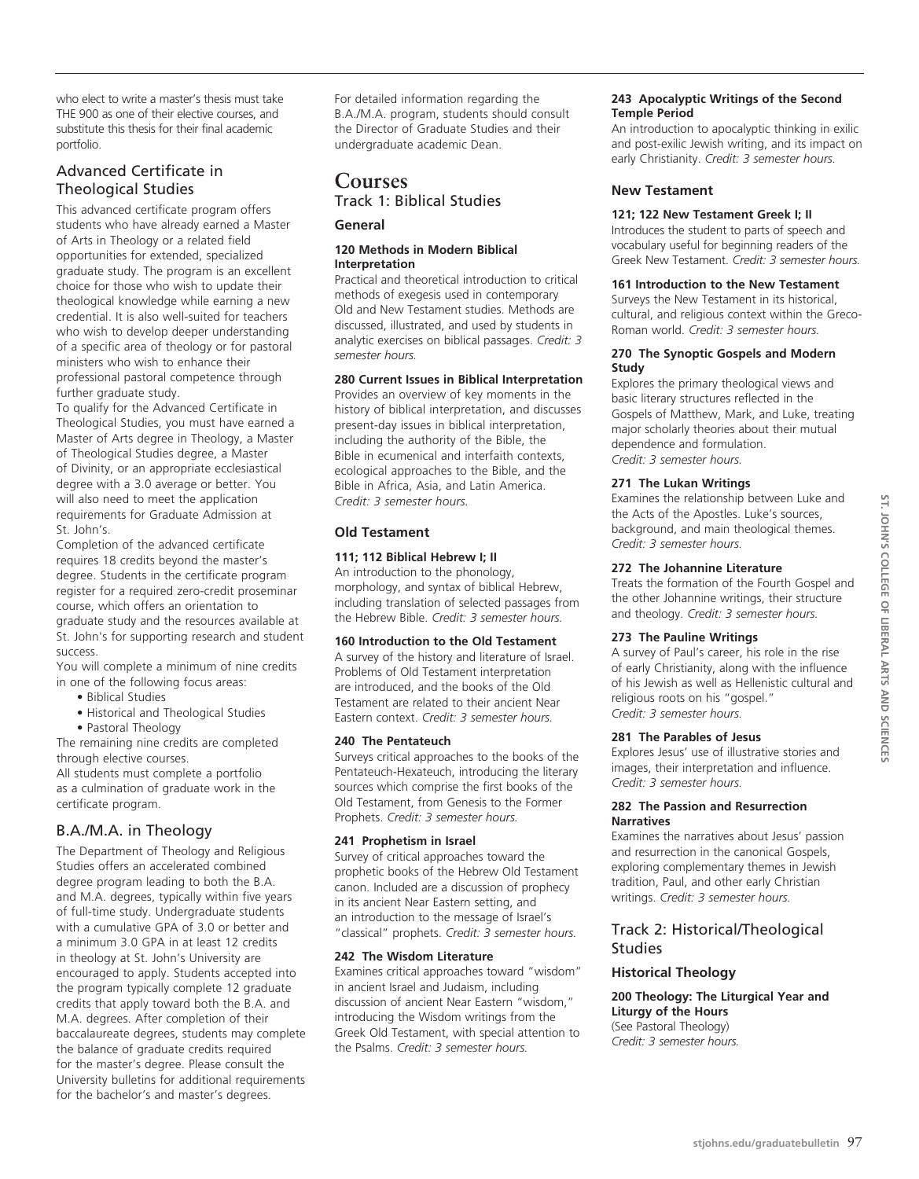who elect to write a master's thesis must take THE 900 as one of their elective courses, and substitute this thesis for their final academic portfolio.

### Advanced Certificate in Theological Studies

This advanced certificate program offers students who have already earned a Master of Arts in Theology or a related field opportunities for extended, specialized graduate study. The program is an excellent choice for those who wish to update their theological knowledge while earning a new credential. It is also well-suited for teachers who wish to develop deeper understanding of a specific area of theology or for pastoral ministers who wish to enhance their professional pastoral competence through further graduate study.

To qualify for the Advanced Certificate in Theological Studies, you must have earned a Master of Arts degree in Theology, a Master of Theological Studies degree, a Master of Divinity, or an appropriate ecclesiastical degree with a 3.0 average or better. You will also need to meet the application requirements for Graduate Admission at St. John's.

Completion of the advanced certificate requires 18 credits beyond the master's degree. Students in the certificate program register for a required zero-credit proseminar course, which offers an orientation to graduate study and the resources available at St. John's for supporting research and student success.

You will complete a minimum of nine credits in one of the following focus areas:

- Biblical Studies
- Historical and Theological Studies
- Pastoral Theology

The remaining nine credits are completed through elective courses.

All students must complete a portfolio as a culmination of graduate work in the certificate program.

### B.A./M.A. in Theology

The Department of Theology and Religious Studies offers an accelerated combined degree program leading to both the B.A. and M.A. degrees, typically within five years of full-time study. Undergraduate students with a cumulative GPA of 3.0 or better and a minimum 3.0 GPA in at least 12 credits in theology at St. John's University are encouraged to apply. Students accepted into the program typically complete 12 graduate credits that apply toward both the B.A. and M.A. degrees. After completion of their baccalaureate degrees, students may complete the balance of graduate credits required for the master's degree. Please consult the University bulletins for additional requirements for the bachelor's and master's degrees.

For detailed information regarding the B.A./M.A. program, students should consult the Director of Graduate Studies and their undergraduate academic Dean.

## Courses

### Track 1: Biblical Studies

#### General

**120 Methods in Modern Biblical Interpretation**
Practical and theoretical introduction to critical methods of exegesis used in contemporary Old and New Testament studies. Methods are discussed, illustrated, and used by students in analytic exercises on biblical passages. *Credit: 3 semester hours.*

**280 Current Issues in Biblical Interpretation**
Provides an overview of key moments in the history of biblical interpretation, and discusses present-day issues in biblical interpretation, including the authority of the Bible, the Bible in ecumenical and interfaith contexts, ecological approaches to the Bible, and the Bible in Africa, Asia, and Latin America. *Credit: 3 semester hours.*

#### Old Testament

**111; 112 Biblical Hebrew I; II**
An introduction to the phonology, morphology, and syntax of biblical Hebrew, including translation of selected passages from the Hebrew Bible. *Credit: 3 semester hours.*

**160 Introduction to the Old Testament**
A survey of the history and literature of Israel. Problems of Old Testament interpretation are introduced, and the books of the Old Testament are related to their ancient Near Eastern context. *Credit: 3 semester hours.*

**240 The Pentateuch**
Surveys critical approaches to the books of the Pentateuch-Hexateuch, introducing the literary sources which comprise the first books of the Old Testament, from Genesis to the Former Prophets. *Credit: 3 semester hours.*

**241 Prophetism in Israel**
Survey of critical approaches toward the prophetic books of the Hebrew Old Testament canon. Included are a discussion of prophecy in its ancient Near Eastern setting, and an introduction to the message of Israel's "classical" prophets. *Credit: 3 semester hours.*

**242 The Wisdom Literature**
Examines critical approaches toward "wisdom" in ancient Israel and Judaism, including discussion of ancient Near Eastern "wisdom," introducing the Wisdom writings from the Greek Old Testament, with special attention to the Psalms. *Credit: 3 semester hours.*

**243 Apocalyptic Writings of the Second Temple Period**
An introduction to apocalyptic thinking in exilic and post-exilic Jewish writing, and its impact on early Christianity. *Credit: 3 semester hours.*

#### New Testament

**121; 122 New Testament Greek I; II**
Introduces the student to parts of speech and vocabulary useful for beginning readers of the Greek New Testament. *Credit: 3 semester hours.*

**161 Introduction to the New Testament**
Surveys the New Testament in its historical, cultural, and religious context within the Greco-Roman world. *Credit: 3 semester hours.*

**270 The Synoptic Gospels and Modern Study**
Explores the primary theological views and basic literary structures reflected in the Gospels of Matthew, Mark, and Luke, treating major scholarly theories about their mutual dependence and formulation. *Credit: 3 semester hours.*

**271 The Lukan Writings**
Examines the relationship between Luke and the Acts of the Apostles. Luke's sources, background, and main theological themes. *Credit: 3 semester hours.*

**272 The Johannine Literature**
Treats the formation of the Fourth Gospel and the other Johannine writings, their structure and theology. *Credit: 3 semester hours.*

**273 The Pauline Writings**
A survey of Paul's career, his role in the rise of early Christianity, along with the influence of his Jewish as well as Hellenistic cultural and religious roots on his "gospel." *Credit: 3 semester hours.*

**281 The Parables of Jesus**
Explores Jesus' use of illustrative stories and images, their interpretation and influence. *Credit: 3 semester hours.*

**282 The Passion and Resurrection Narratives**
Examines the narratives about Jesus' passion and resurrection in the canonical Gospels, exploring complementary themes in Jewish tradition, Paul, and other early Christian writings. *Credit: 3 semester hours.*

### Track 2: Historical/Theological Studies

#### Historical Theology

**200 Theology: The Liturgical Year and Liturgy of the Hours**
(See Pastoral Theology)
*Credit: 3 semester hours.*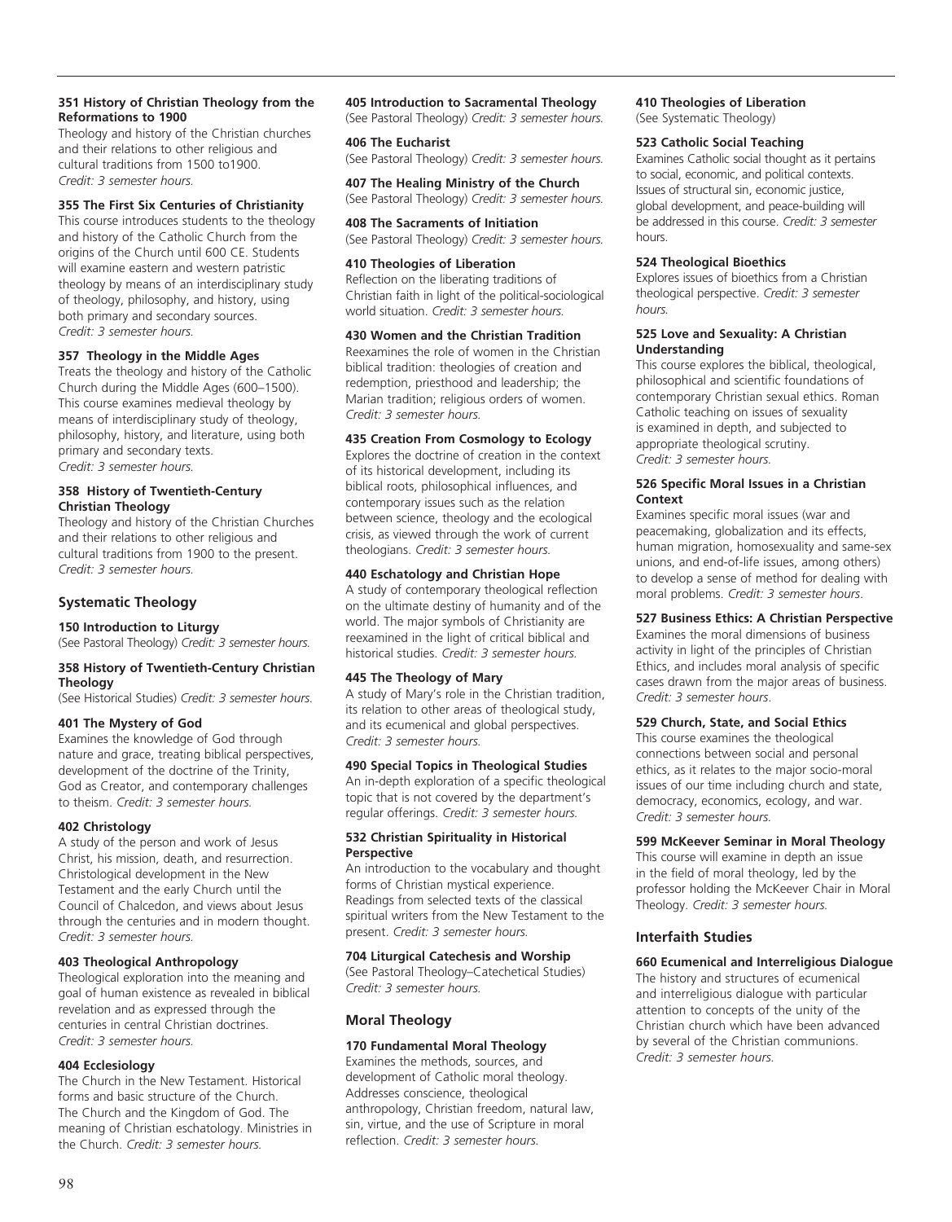**351 History of Christian Theology from the Reformations to 1900**
Theology and history of the Christian churches and their relations to other religious and cultural traditions from 1500 to1900.
*Credit: 3 semester hours.*

**355 The First Six Centuries of Christianity**
This course introduces students to the theology and history of the Catholic Church from the origins of the Church until 600 CE. Students will examine eastern and western patristic theology by means of an interdisciplinary study of theology, philosophy, and history, using both primary and secondary sources.
*Credit: 3 semester hours.*

**357 Theology in the Middle Ages**
Treats the theology and history of the Catholic Church during the Middle Ages (600–1500). This course examines medieval theology by means of interdisciplinary study of theology, philosophy, history, and literature, using both primary and secondary texts.
*Credit: 3 semester hours.*

**358 History of Twentieth-Century Christian Theology**
Theology and history of the Christian Churches and their relations to other religious and cultural traditions from 1900 to the present.
*Credit: 3 semester hours.*

## Systematic Theology

**150 Introduction to Liturgy**
(See Pastoral Theology) *Credit: 3 semester hours.*

**358 History of Twentieth-Century Christian Theology**
(See Historical Studies) *Credit: 3 semester hours.*

**401 The Mystery of God**
Examines the knowledge of God through nature and grace, treating biblical perspectives, development of the doctrine of the Trinity, God as Creator, and contemporary challenges to theism. *Credit: 3 semester hours.*

**402 Christology**
A study of the person and work of Jesus Christ, his mission, death, and resurrection. Christological development in the New Testament and the early Church until the Council of Chalcedon, and views about Jesus through the centuries and in modern thought. *Credit: 3 semester hours.*

**403 Theological Anthropology**
Theological exploration into the meaning and goal of human existence as revealed in biblical revelation and as expressed through the centuries in central Christian doctrines.
*Credit: 3 semester hours.*

**404 Ecclesiology**
The Church in the New Testament. Historical forms and basic structure of the Church. The Church and the Kingdom of God. The meaning of Christian eschatology. Ministries in the Church. *Credit: 3 semester hours.*

**405 Introduction to Sacramental Theology**
(See Pastoral Theology) *Credit: 3 semester hours.*

**406 The Eucharist**
(See Pastoral Theology) *Credit: 3 semester hours.*

**407 The Healing Ministry of the Church**
(See Pastoral Theology) *Credit: 3 semester hours.*

**408 The Sacraments of Initiation**
(See Pastoral Theology) *Credit: 3 semester hours.*

**410 Theologies of Liberation**
Reflection on the liberating traditions of Christian faith in light of the political-sociological world situation. *Credit: 3 semester hours.*

**430 Women and the Christian Tradition**
Reexamines the role of women in the Christian biblical tradition: theologies of creation and redemption, priesthood and leadership; the Marian tradition; religious orders of women.
*Credit: 3 semester hours.*

**435 Creation From Cosmology to Ecology**
Explores the doctrine of creation in the context of its historical development, including its biblical roots, philosophical influences, and contemporary issues such as the relation between science, theology and the ecological crisis, as viewed through the work of current theologians. *Credit: 3 semester hours.*

**440 Eschatology and Christian Hope**
A study of contemporary theological reflection on the ultimate destiny of humanity and of the world. The major symbols of Christianity are reexamined in the light of critical biblical and historical studies. *Credit: 3 semester hours.*

**445 The Theology of Mary**
A study of Mary's role in the Christian tradition, its relation to other areas of theological study, and its ecumenical and global perspectives.
*Credit: 3 semester hours.*

**490 Special Topics in Theological Studies**
An in-depth exploration of a specific theological topic that is not covered by the department's regular offerings. *Credit: 3 semester hours.*

**532 Christian Spirituality in Historical Perspective**
An introduction to the vocabulary and thought forms of Christian mystical experience. Readings from selected texts of the classical spiritual writers from the New Testament to the present. *Credit: 3 semester hours.*

**704 Liturgical Catechesis and Worship**
(See Pastoral Theology–Catechetical Studies)
*Credit: 3 semester hours.*

## Moral Theology

**170 Fundamental Moral Theology**
Examines the methods, sources, and development of Catholic moral theology. Addresses conscience, theological anthropology, Christian freedom, natural law, sin, virtue, and the use of Scripture in moral reflection. *Credit: 3 semester hours.*

**410 Theologies of Liberation**
(See Systematic Theology)

**523 Catholic Social Teaching**
Examines Catholic social thought as it pertains to social, economic, and political contexts. Issues of structural sin, economic justice, global development, and peace-building will be addressed in this course. *Credit: 3 semester* hours.

**524 Theological Bioethics**
Explores issues of bioethics from a Christian theological perspective. *Credit: 3 semester hours.*

**525 Love and Sexuality: A Christian Understanding**
This course explores the biblical, theological, philosophical and scientific foundations of contemporary Christian sexual ethics. Roman Catholic teaching on issues of sexuality is examined in depth, and subjected to appropriate theological scrutiny.
*Credit: 3 semester hours.*

**526 Specific Moral Issues in a Christian Context**
Examines specific moral issues (war and peacemaking, globalization and its effects, human migration, homosexuality and same-sex unions, and end-of-life issues, among others) to develop a sense of method for dealing with moral problems. *Credit: 3 semester hours.*

**527 Business Ethics: A Christian Perspective**
Examines the moral dimensions of business activity in light of the principles of Christian Ethics, and includes moral analysis of specific cases drawn from the major areas of business.
*Credit: 3 semester hours.*

**529 Church, State, and Social Ethics**
This course examines the theological connections between social and personal ethics, as it relates to the major socio-moral issues of our time including church and state, democracy, economics, ecology, and war.
*Credit: 3 semester hours.*

**599 McKeever Seminar in Moral Theology**
This course will examine in depth an issue in the field of moral theology, led by the professor holding the McKeever Chair in Moral Theology. *Credit: 3 semester hours.*

## Interfaith Studies

**660 Ecumenical and Interreligious Dialogue**
The history and structures of ecumenical and interreligious dialogue with particular attention to concepts of the unity of the Christian church which have been advanced by several of the Christian communions.
*Credit: 3 semester hours.*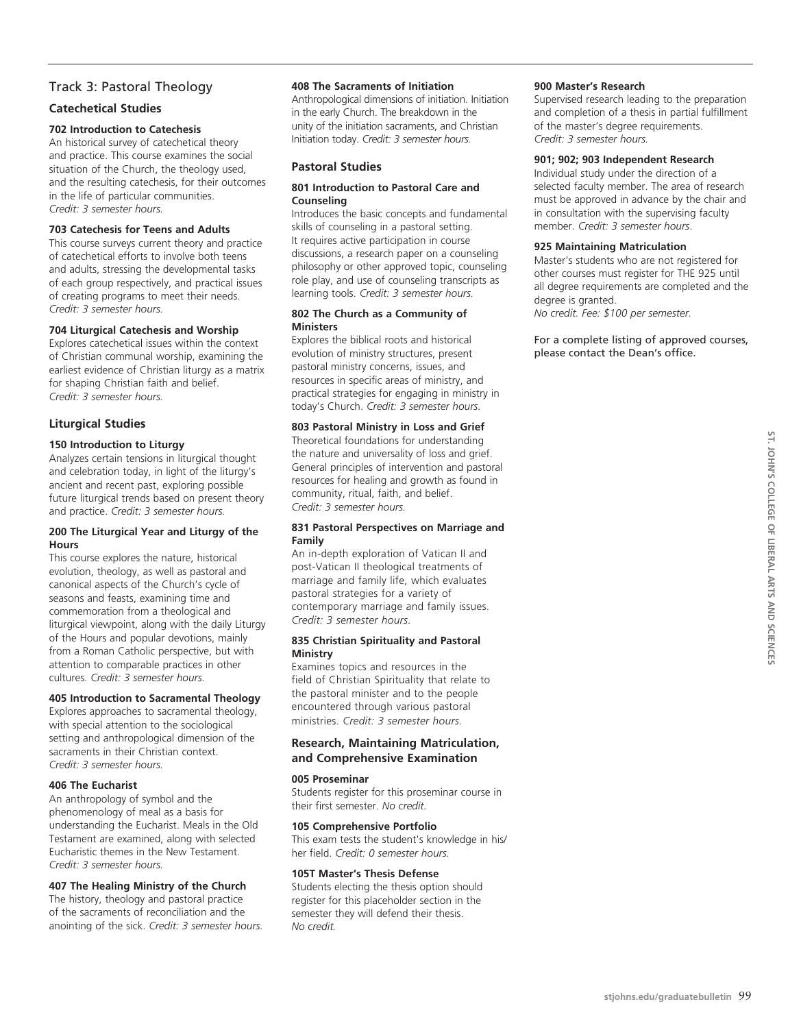## Track 3: Pastoral Theology

### Catechetical Studies

**702 Introduction to Catechesis**
An historical survey of catechetical theory and practice. This course examines the social situation of the Church, the theology used, and the resulting catechesis, for their outcomes in the life of particular communities.
*Credit: 3 semester hours.*

**703 Catechesis for Teens and Adults**
This course surveys current theory and practice of catechetical efforts to involve both teens and adults, stressing the developmental tasks of each group respectively, and practical issues of creating programs to meet their needs.
*Credit: 3 semester hours.*

**704 Liturgical Catechesis and Worship**
Explores catechetical issues within the context of Christian communal worship, examining the earliest evidence of Christian liturgy as a matrix for shaping Christian faith and belief.
*Credit: 3 semester hours.*

### Liturgical Studies

**150 Introduction to Liturgy**
Analyzes certain tensions in liturgical thought and celebration today, in light of the liturgy's ancient and recent past, exploring possible future liturgical trends based on present theory and practice. *Credit: 3 semester hours.*

**200 The Liturgical Year and Liturgy of the Hours**
This course explores the nature, historical evolution, theology, as well as pastoral and canonical aspects of the Church's cycle of seasons and feasts, examining time and commemoration from a theological and liturgical viewpoint, along with the daily Liturgy of the Hours and popular devotions, mainly from a Roman Catholic perspective, but with attention to comparable practices in other cultures. *Credit: 3 semester hours.*

**405 Introduction to Sacramental Theology**
Explores approaches to sacramental theology, with special attention to the sociological setting and anthropological dimension of the sacraments in their Christian context.
*Credit: 3 semester hours.*

**406 The Eucharist**
An anthropology of symbol and the phenomenology of meal as a basis for understanding the Eucharist. Meals in the Old Testament are examined, along with selected Eucharistic themes in the New Testament.
*Credit: 3 semester hours.*

**407 The Healing Ministry of the Church**
The history, theology and pastoral practice of the sacraments of reconciliation and the anointing of the sick. *Credit: 3 semester hours.*

**408 The Sacraments of Initiation**
Anthropological dimensions of initiation. Initiation in the early Church. The breakdown in the unity of the initiation sacraments, and Christian Initiation today. *Credit: 3 semester hours.*

### Pastoral Studies

**801 Introduction to Pastoral Care and Counseling**
Introduces the basic concepts and fundamental skills of counseling in a pastoral setting. It requires active participation in course discussions, a research paper on a counseling philosophy or other approved topic, counseling role play, and use of counseling transcripts as learning tools. *Credit: 3 semester hours.*

**802 The Church as a Community of Ministers**
Explores the biblical roots and historical evolution of ministry structures, present pastoral ministry concerns, issues, and resources in specific areas of ministry, and practical strategies for engaging in ministry in today's Church. *Credit: 3 semester hours.*

**803 Pastoral Ministry in Loss and Grief**
Theoretical foundations for understanding the nature and universality of loss and grief. General principles of intervention and pastoral resources for healing and growth as found in community, ritual, faith, and belief.
*Credit: 3 semester hours.*

**831 Pastoral Perspectives on Marriage and Family**
An in-depth exploration of Vatican II and post-Vatican II theological treatments of marriage and family life, which evaluates pastoral strategies for a variety of contemporary marriage and family issues.
*Credit: 3 semester hours.*

**835 Christian Spirituality and Pastoral Ministry**
Examines topics and resources in the field of Christian Spirituality that relate to the pastoral minister and to the people encountered through various pastoral ministries. *Credit: 3 semester hours.*

### Research, Maintaining Matriculation, and Comprehensive Examination

**005 Proseminar**
Students register for this proseminar course in their first semester. *No credit.*

**105 Comprehensive Portfolio**
This exam tests the student's knowledge in his/her field. *Credit: 0 semester hours.*

**105T Master's Thesis Defense**
Students electing the thesis option should register for this placeholder section in the semester they will defend their thesis.
*No credit.*

**900 Master's Research**
Supervised research leading to the preparation and completion of a thesis in partial fulfillment of the master's degree requirements.
*Credit: 3 semester hours.*

**901; 902; 903 Independent Research**
Individual study under the direction of a selected faculty member. The area of research must be approved in advance by the chair and in consultation with the supervising faculty member. *Credit: 3 semester hours*.

**925 Maintaining Matriculation**
Master's students who are not registered for other courses must register for THE 925 until all degree requirements are completed and the degree is granted.
*No credit. Fee: $100 per semester.*

For a complete listing of approved courses, please contact the Dean's office.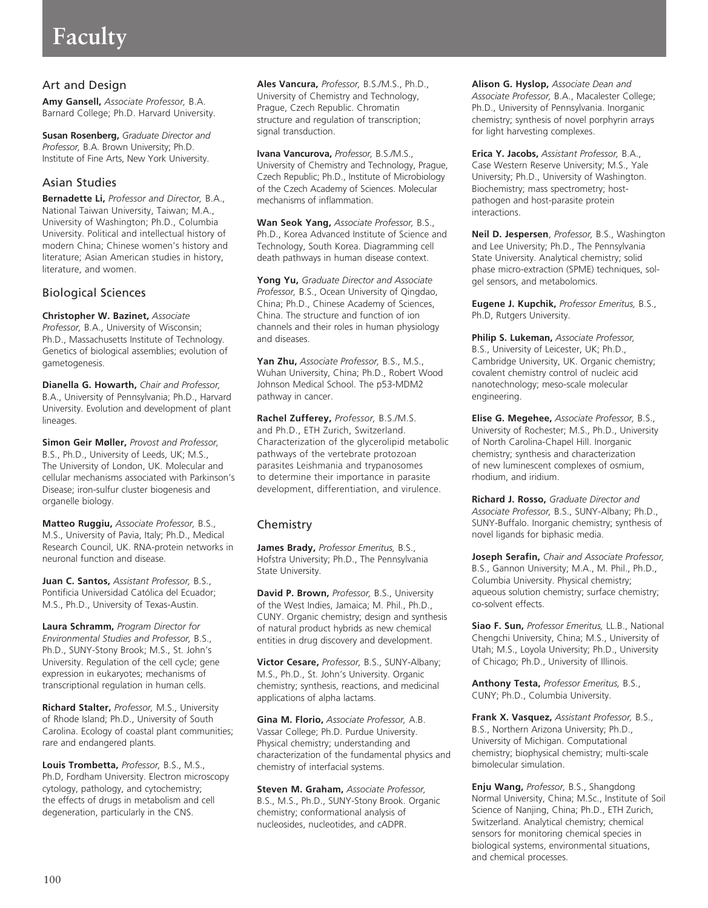# Faculty

## Art and Design

**Amy Gansell,** *Associate Professor,* B.A. Barnard College; Ph.D. Harvard University.

**Susan Rosenberg,** *Graduate Director and Professor,* B.A. Brown University; Ph.D. Institute of Fine Arts, New York University.

## Asian Studies

**Bernadette Li,** *Professor and Director,* B.A., National Taiwan University, Taiwan; M.A., University of Washington; Ph.D., Columbia University. Political and intellectual history of modern China; Chinese women's history and literature; Asian American studies in history, literature, and women.

## Biological Sciences

**Christopher W. Bazinet,** *Associate Professor,* B.A., University of Wisconsin; Ph.D., Massachusetts Institute of Technology. Genetics of biological assemblies; evolution of gametogenesis.

**Dianella G. Howarth,** *Chair and Professor,* B.A., University of Pennsylvania; Ph.D., Harvard University. Evolution and development of plant lineages.

**Simon Geir Møller,** *Provost and Professor,* B.S., Ph.D., University of Leeds, UK; M.S., The University of London, UK. Molecular and cellular mechanisms associated with Parkinson's Disease; iron-sulfur cluster biogenesis and organelle biology.

**Matteo Ruggiu,** *Associate Professor,* B.S., M.S., University of Pavia, Italy; Ph.D., Medical Research Council, UK. RNA-protein networks in neuronal function and disease.

**Juan C. Santos,** *Assistant Professor,* B.S., Pontificia Universidad Católica del Ecuador; M.S., Ph.D., University of Texas-Austin.

**Laura Schramm,** *Program Director for Environmental Studies and Professor,* B.S., Ph.D., SUNY-Stony Brook; M.S., St. John's University. Regulation of the cell cycle; gene expression in eukaryotes; mechanisms of transcriptional regulation in human cells.

**Richard Stalter,** *Professor,* M.S., University of Rhode Island; Ph.D., University of South Carolina. Ecology of coastal plant communities; rare and endangered plants.

**Louis Trombetta,** *Professor,* B.S., M.S., Ph.D, Fordham University. Electron microscopy cytology, pathology, and cytochemistry; the effects of drugs in metabolism and cell degeneration, particularly in the CNS.

**Ales Vancura,** *Professor,* B.S./M.S., Ph.D., University of Chemistry and Technology, Prague, Czech Republic. Chromatin structure and regulation of transcription; signal transduction.

**Ivana Vancurova,** *Professor,* B.S./M.S., University of Chemistry and Technology, Prague, Czech Republic; Ph.D., Institute of Microbiology of the Czech Academy of Sciences. Molecular mechanisms of inflammation.

**Wan Seok Yang,** *Associate Professor,* B.S., Ph.D., Korea Advanced Institute of Science and Technology, South Korea. Diagramming cell death pathways in human disease context.

**Yong Yu,** *Graduate Director and Associate Professor,* B.S., Ocean University of Qingdao, China; Ph.D., Chinese Academy of Sciences, China. The structure and function of ion channels and their roles in human physiology and diseases.

**Yan Zhu,** *Associate Professor,* B.S., M.S., Wuhan University, China; Ph.D., Robert Wood Johnson Medical School. The p53-MDM2 pathway in cancer.

**Rachel Zufferey,** *Professor,* B.S./M.S. and Ph.D., ETH Zurich, Switzerland. Characterization of the glycerolipid metabolic pathways of the vertebrate protozoan parasites Leishmania and trypanosomes to determine their importance in parasite development, differentiation, and virulence.

## Chemistry

**James Brady,** *Professor Emeritus,* B.S., Hofstra University; Ph.D., The Pennsylvania State University.

**David P. Brown,** *Professor,* B.S., University of the West Indies, Jamaica; M. Phil., Ph.D., CUNY. Organic chemistry; design and synthesis of natural product hybrids as new chemical entities in drug discovery and development.

**Victor Cesare,** *Professor,* B.S., SUNY-Albany; M.S., Ph.D., St. John's University. Organic chemistry; synthesis, reactions, and medicinal applications of alpha lactams.

**Gina M. Florio,** *Associate Professor,* A.B. Vassar College; Ph.D. Purdue University. Physical chemistry; understanding and characterization of the fundamental physics and chemistry of interfacial systems.

**Steven M. Graham,** *Associate Professor,* B.S., M.S., Ph.D., SUNY-Stony Brook. Organic chemistry; conformational analysis of nucleosides, nucleotides, and cADPR.

**Alison G. Hyslop,** *Associate Dean and Associate Professor,* B.A., Macalester College; Ph.D., University of Pennsylvania. Inorganic chemistry; synthesis of novel porphyrin arrays for light harvesting complexes.

**Erica Y. Jacobs,** *Assistant Professor,* B.A., Case Western Reserve University; M.S., Yale University; Ph.D., University of Washington. Biochemistry; mass spectrometry; host-pathogen and host-parasite protein interactions.

**Neil D. Jespersen**, *Professor,* B.S., Washington and Lee University; Ph.D., The Pennsylvania State University. Analytical chemistry; solid phase micro-extraction (SPME) techniques, sol-gel sensors, and metabolomics.

**Eugene J. Kupchik,** *Professor Emeritus,* B.S., Ph.D, Rutgers University.

**Philip S. Lukeman,** *Associate Professor,* B.S., University of Leicester, UK; Ph.D., Cambridge University, UK. Organic chemistry; covalent chemistry control of nucleic acid nanotechnology; meso-scale molecular engineering.

**Elise G. Megehee,** *Associate Professor,* B.S., University of Rochester; M.S., Ph.D., University of North Carolina-Chapel Hill. Inorganic chemistry; synthesis and characterization of new luminescent complexes of osmium, rhodium, and iridium.

**Richard J. Rosso,** *Graduate Director and Associate Professor,* B.S., SUNY-Albany; Ph.D., SUNY-Buffalo. Inorganic chemistry; synthesis of novel ligands for biphasic media.

**Joseph Serafin,** *Chair and Associate Professor,* B.S., Gannon University; M.A., M. Phil., Ph.D., Columbia University. Physical chemistry; aqueous solution chemistry; surface chemistry; co-solvent effects.

**Siao F. Sun,** *Professor Emeritus,* LL.B., National Chengchi University, China; M.S., University of Utah; M.S., Loyola University; Ph.D., University of Chicago; Ph.D., University of Illinois.

**Anthony Testa,** *Professor Emeritus,* B.S., CUNY; Ph.D., Columbia University.

**Frank X. Vasquez,** *Assistant Professor,* B.S., B.S., Northern Arizona University; Ph.D., University of Michigan. Computational chemistry; biophysical chemistry; multi-scale bimolecular simulation.

**Enju Wang,** *Professor,* B.S., Shangdong Normal University, China; M.Sc., Institute of Soil Science of Nanjing, China; Ph.D., ETH Zurich, Switzerland. Analytical chemistry; chemical sensors for monitoring chemical species in biological systems, environmental situations, and chemical processes.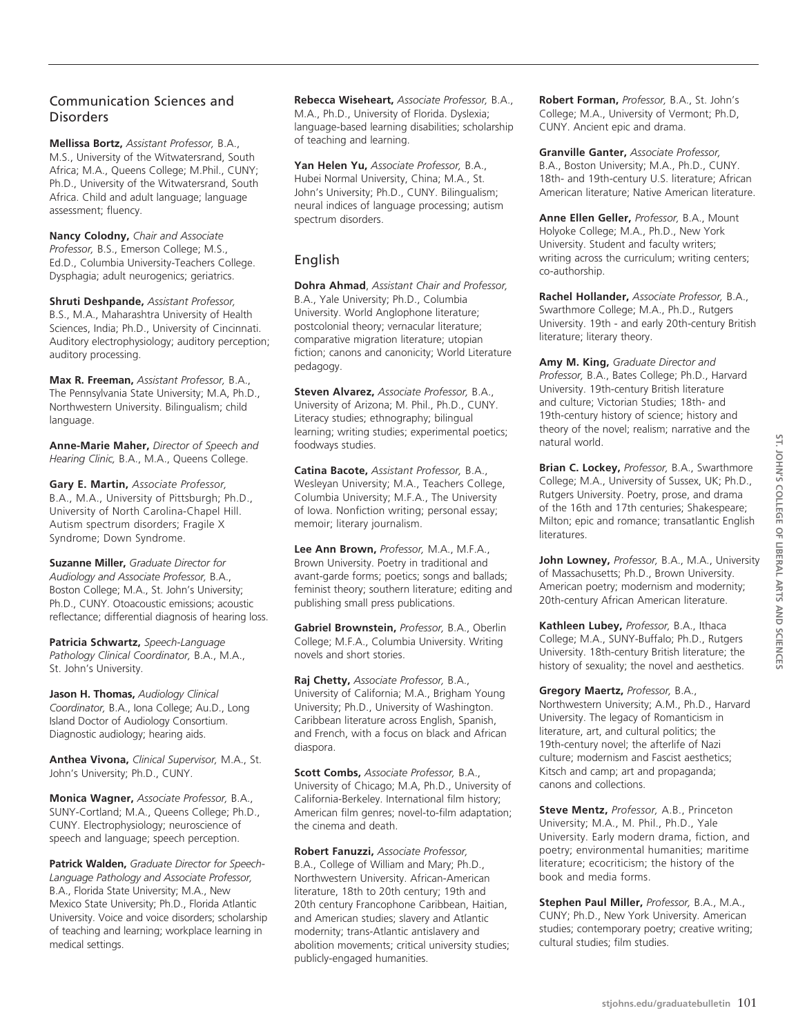## Communication Sciences and Disorders

**Mellissa Bortz,** *Assistant Professor,* B.A., M.S., University of the Witwatersrand, South Africa; M.A., Queens College; M.Phil., CUNY; Ph.D., University of the Witwatersrand, South Africa. Child and adult language; language assessment; fluency.

**Nancy Colodny,** *Chair and Associate Professor,* B.S., Emerson College; M.S., Ed.D., Columbia University-Teachers College. Dysphagia; adult neurogenics; geriatrics.

**Shruti Deshpande,** *Assistant Professor,* B.S., M.A., Maharashtra University of Health Sciences, India; Ph.D., University of Cincinnati. Auditory electrophysiology; auditory perception; auditory processing.

**Max R. Freeman,** *Assistant Professor,* B.A., The Pennsylvania State University; M.A, Ph.D., Northwestern University. Bilingualism; child language.

**Anne-Marie Maher,** *Director of Speech and Hearing Clinic,* B.A., M.A., Queens College.

**Gary E. Martin,** *Associate Professor,* B.A., M.A., University of Pittsburgh; Ph.D., University of North Carolina-Chapel Hill. Autism spectrum disorders; Fragile X Syndrome; Down Syndrome.

**Suzanne Miller,** *Graduate Director for Audiology and Associate Professor,* B.A., Boston College; M.A., St. John's University; Ph.D., CUNY. Otoacoustic emissions; acoustic reflectance; differential diagnosis of hearing loss.

**Patricia Schwartz,** *Speech-Language Pathology Clinical Coordinator,* B.A., M.A., St. John's University.

**Jason H. Thomas,** *Audiology Clinical Coordinator,* B.A., Iona College; Au.D., Long Island Doctor of Audiology Consortium. Diagnostic audiology; hearing aids.

**Anthea Vivona,** *Clinical Supervisor,* M.A., St. John's University; Ph.D., CUNY.

**Monica Wagner,** *Associate Professor,* B.A., SUNY-Cortland; M.A., Queens College; Ph.D., CUNY. Electrophysiology; neuroscience of speech and language; speech perception.

**Patrick Walden,** *Graduate Director for Speech-Language Pathology and Associate Professor,* B.A., Florida State University; M.A., New Mexico State University; Ph.D., Florida Atlantic University. Voice and voice disorders; scholarship of teaching and learning; workplace learning in medical settings.

**Rebecca Wiseheart,** *Associate Professor,* B.A., M.A., Ph.D., University of Florida. Dyslexia; language-based learning disabilities; scholarship of teaching and learning.

**Yan Helen Yu,** *Associate Professor,* B.A., Hubei Normal University, China; M.A., St. John's University; Ph.D., CUNY. Bilingualism; neural indices of language processing; autism spectrum disorders.

## English

**Dohra Ahmad**, *Assistant Chair and Professor,* B.A., Yale University; Ph.D., Columbia University. World Anglophone literature; postcolonial theory; vernacular literature; comparative migration literature; utopian fiction; canons and canonicity; World Literature pedagogy.

**Steven Alvarez,** *Associate Professor,* B.A., University of Arizona; M. Phil., Ph.D., CUNY. Literacy studies; ethnography; bilingual learning; writing studies; experimental poetics; foodways studies.

**Catina Bacote,** *Assistant Professor,* B.A., Wesleyan University; M.A., Teachers College, Columbia University; M.F.A., The University of Iowa. Nonfiction writing; personal essay; memoir; literary journalism.

**Lee Ann Brown,** *Professor,* M.A., M.F.A., Brown University. Poetry in traditional and avant-garde forms; poetics; songs and ballads; feminist theory; southern literature; editing and publishing small press publications.

**Gabriel Brownstein,** *Professor,* B.A., Oberlin College; M.F.A., Columbia University. Writing novels and short stories.

**Raj Chetty,** *Associate Professor,* B.A., University of California; M.A., Brigham Young University; Ph.D., University of Washington. Caribbean literature across English, Spanish, and French, with a focus on black and African diaspora.

**Scott Combs,** *Associate Professor,* B.A., University of Chicago; M.A, Ph.D., University of California-Berkeley. International film history; American film genres; novel-to-film adaptation; the cinema and death.

**Robert Fanuzzi,** *Associate Professor,* B.A., College of William and Mary; Ph.D., Northwestern University. African-American literature, 18th to 20th century; 19th and 20th century Francophone Caribbean, Haitian, and American studies; slavery and Atlantic modernity; trans-Atlantic antislavery and abolition movements; critical university studies; publicly-engaged humanities.

**Robert Forman,** *Professor,* B.A., St. John's College; M.A., University of Vermont; Ph.D, CUNY. Ancient epic and drama.

**Granville Ganter,** *Associate Professor,* B.A., Boston University; M.A., Ph.D., CUNY. 18th- and 19th-century U.S. literature; African American literature; Native American literature.

**Anne Ellen Geller,** *Professor,* B.A., Mount Holyoke College; M.A., Ph.D., New York University. Student and faculty writers; writing across the curriculum; writing centers; co-authorship.

**Rachel Hollander,** *Associate Professor,* B.A., Swarthmore College; M.A., Ph.D., Rutgers University. 19th - and early 20th-century British literature; literary theory.

**Amy M. King,** *Graduate Director and Professor,* B.A., Bates College; Ph.D., Harvard University. 19th-century British literature and culture; Victorian Studies; 18th- and 19th-century history of science; history and theory of the novel; realism; narrative and the natural world.

**Brian C. Lockey,** *Professor,* B.A., Swarthmore College; M.A., University of Sussex, UK; Ph.D., Rutgers University. Poetry, prose, and drama of the 16th and 17th centuries; Shakespeare; Milton; epic and romance; transatlantic English literatures.

**John Lowney,** *Professor,* B.A., M.A., University of Massachusetts; Ph.D., Brown University. American poetry; modernism and modernity; 20th-century African American literature.

**Kathleen Lubey,** *Professor,* B.A., Ithaca College; M.A., SUNY-Buffalo; Ph.D., Rutgers University. 18th-century British literature; the history of sexuality; the novel and aesthetics.

**Gregory Maertz,** *Professor,* B.A., Northwestern University; A.M., Ph.D., Harvard University. The legacy of Romanticism in literature, art, and cultural politics; the 19th-century novel; the afterlife of Nazi culture; modernism and Fascist aesthetics; Kitsch and camp; art and propaganda; canons and collections.

**Steve Mentz,** *Professor,* A.B., Princeton University; M.A., M. Phil., Ph.D., Yale University. Early modern drama, fiction, and poetry; environmental humanities; maritime literature; ecocriticism; the history of the book and media forms.

**Stephen Paul Miller,** *Professor,* B.A., M.A., CUNY; Ph.D., New York University. American studies; contemporary poetry; creative writing; cultural studies; film studies.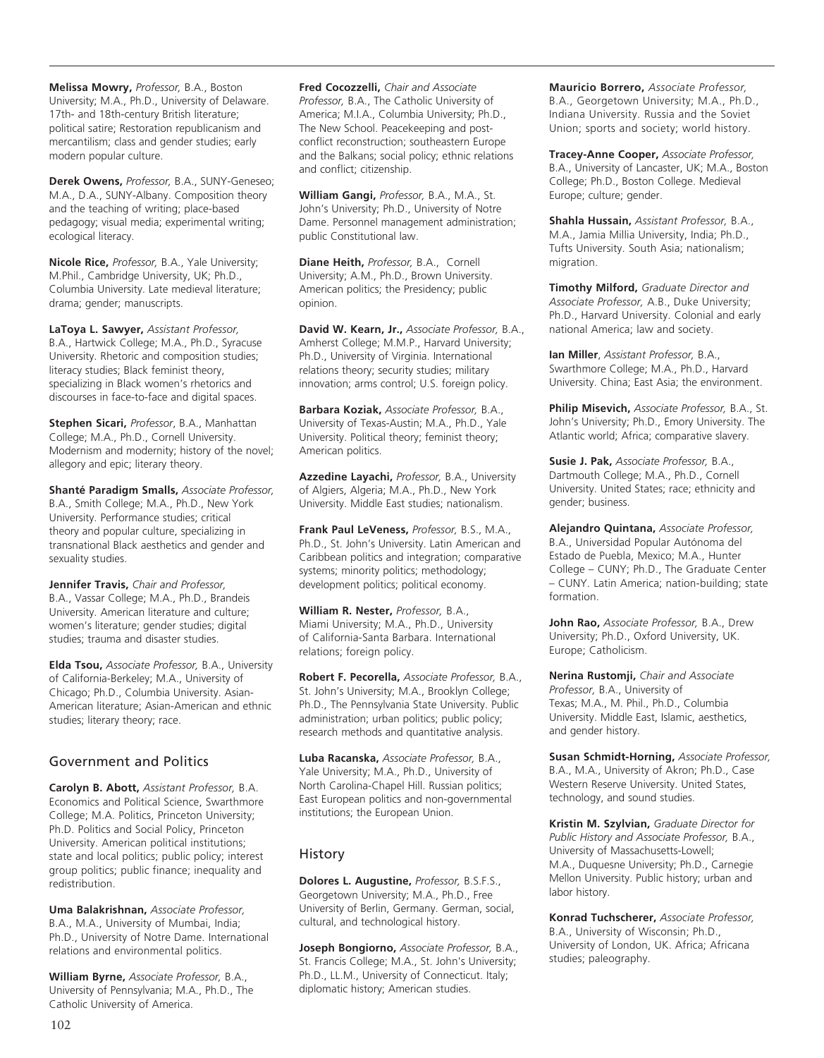**Melissa Mowry,** *Professor,* B.A., Boston University; M.A., Ph.D., University of Delaware. 17th- and 18th-century British literature; political satire; Restoration republicanism and mercantilism; class and gender studies; early modern popular culture.

**Derek Owens,** *Professor,* B.A., SUNY-Geneseo; M.A., D.A., SUNY-Albany. Composition theory and the teaching of writing; place-based pedagogy; visual media; experimental writing; ecological literacy.

**Nicole Rice,** *Professor,* B.A., Yale University; M.Phil., Cambridge University, UK; Ph.D., Columbia University. Late medieval literature; drama; gender; manuscripts.

**LaToya L. Sawyer,** *Assistant Professor,* B.A., Hartwick College; M.A., Ph.D., Syracuse University. Rhetoric and composition studies; literacy studies; Black feminist theory, specializing in Black women's rhetorics and discourses in face-to-face and digital spaces.

**Stephen Sicari,** *Professor*, B.A., Manhattan College; M.A., Ph.D., Cornell University. Modernism and modernity; history of the novel; allegory and epic; literary theory.

**Shanté Paradigm Smalls,** *Associate Professor,* B.A., Smith College; M.A., Ph.D., New York University. Performance studies; critical theory and popular culture, specializing in transnational Black aesthetics and gender and sexuality studies.

**Jennifer Travis,** *Chair and Professor,* B.A., Vassar College; M.A., Ph.D., Brandeis University. American literature and culture; women's literature; gender studies; digital studies; trauma and disaster studies.

**Elda Tsou,** *Associate Professor,* B.A., University of California-Berkeley; M.A., University of Chicago; Ph.D., Columbia University. Asian-American literature; Asian-American and ethnic studies; literary theory; race.

## Government and Politics

**Carolyn B. Abott,** *Assistant Professor,* B.A. Economics and Political Science, Swarthmore College; M.A. Politics, Princeton University; Ph.D. Politics and Social Policy, Princeton University. American political institutions; state and local politics; public policy; interest group politics; public finance; inequality and redistribution.

**Uma Balakrishnan,** *Associate Professor,* B.A., M.A., University of Mumbai, India; Ph.D., University of Notre Dame. International relations and environmental politics.

**William Byrne,** *Associate Professor,* B.A., University of Pennsylvania; M.A., Ph.D., The Catholic University of America.

**Fred Cocozzelli,** *Chair and Associate Professor,* B.A., The Catholic University of America; M.I.A., Columbia University; Ph.D., The New School. Peacekeeping and post-conflict reconstruction; southeastern Europe and the Balkans; social policy; ethnic relations and conflict; citizenship.

**William Gangi,** *Professor,* B.A., M.A., St. John's University; Ph.D., University of Notre Dame. Personnel management administration; public Constitutional law.

**Diane Heith,** *Professor,* B.A., Cornell University; A.M., Ph.D., Brown University. American politics; the Presidency; public opinion.

**David W. Kearn, Jr.,** *Associate Professor,* B.A., Amherst College; M.M.P., Harvard University; Ph.D., University of Virginia. International relations theory; security studies; military innovation; arms control; U.S. foreign policy.

**Barbara Koziak,** *Associate Professor,* B.A., University of Texas-Austin; M.A., Ph.D., Yale University. Political theory; feminist theory; American politics.

**Azzedine Layachi,** *Professor,* B.A., University of Algiers, Algeria; M.A., Ph.D., New York University. Middle East studies; nationalism.

**Frank Paul LeVeness,** *Professor,* B.S., M.A., Ph.D., St. John's University. Latin American and Caribbean politics and integration; comparative systems; minority politics; methodology; development politics; political economy.

**William R. Nester,** *Professor,* B.A., Miami University; M.A., Ph.D., University of California-Santa Barbara. International relations; foreign policy.

**Robert F. Pecorella,** *Associate Professor,* B.A., St. John's University; M.A., Brooklyn College; Ph.D., The Pennsylvania State University. Public administration; urban politics; public policy; research methods and quantitative analysis.

**Luba Racanska,** *Associate Professor,* B.A., Yale University; M.A., Ph.D., University of North Carolina-Chapel Hill. Russian politics; East European politics and non-governmental institutions; the European Union.

## History

**Dolores L. Augustine,** *Professor,* B.S.F.S., Georgetown University; M.A., Ph.D., Free University of Berlin, Germany. German, social, cultural, and technological history.

**Joseph Bongiorno,** *Associate Professor,* B.A., St. Francis College; M.A., St. John's University; Ph.D., LL.M., University of Connecticut. Italy; diplomatic history; American studies.

**Mauricio Borrero,** *Associate Professor,* B.A., Georgetown University; M.A., Ph.D., Indiana University. Russia and the Soviet Union; sports and society; world history.

**Tracey-Anne Cooper,** *Associate Professor,* B.A., University of Lancaster, UK; M.A., Boston College; Ph.D., Boston College. Medieval Europe; culture; gender.

**Shahla Hussain,** *Assistant Professor,* B.A., M.A., Jamia Millia University, India; Ph.D., Tufts University. South Asia; nationalism; migration.

**Timothy Milford,** *Graduate Director and Associate Professor,* A.B., Duke University; Ph.D., Harvard University. Colonial and early national America; law and society.

**Ian Miller**, *Assistant Professor,* B.A., Swarthmore College; M.A., Ph.D., Harvard University. China; East Asia; the environment.

**Philip Misevich,** *Associate Professor,* B.A., St. John's University; Ph.D., Emory University. The Atlantic world; Africa; comparative slavery.

**Susie J. Pak,** *Associate Professor,* B.A., Dartmouth College; M.A., Ph.D., Cornell University. United States; race; ethnicity and gender; business.

**Alejandro Quintana,** *Associate Professor,* B.A., Universidad Popular Autónoma del Estado de Puebla, Mexico; M.A., Hunter College – CUNY; Ph.D., The Graduate Center – CUNY. Latin America; nation-building; state formation.

**John Rao,** *Associate Professor,* B.A., Drew University; Ph.D., Oxford University, UK. Europe; Catholicism.

**Nerina Rustomji,** *Chair and Associate Professor,* B.A., University of Texas; M.A., M. Phil., Ph.D., Columbia University. Middle East, Islamic, aesthetics, and gender history.

**Susan Schmidt-Horning,** *Associate Professor,* B.A., M.A., University of Akron; Ph.D., Case Western Reserve University. United States, technology, and sound studies.

**Kristin M. Szylvian,** *Graduate Director for Public History and Associate Professor,* B.A., University of Massachusetts-Lowell; M.A., Duquesne University; Ph.D., Carnegie Mellon University. Public history; urban and labor history.

**Konrad Tuchscherer,** *Associate Professor,* B.A., University of Wisconsin; Ph.D., University of London, UK. Africa; Africana studies; paleography.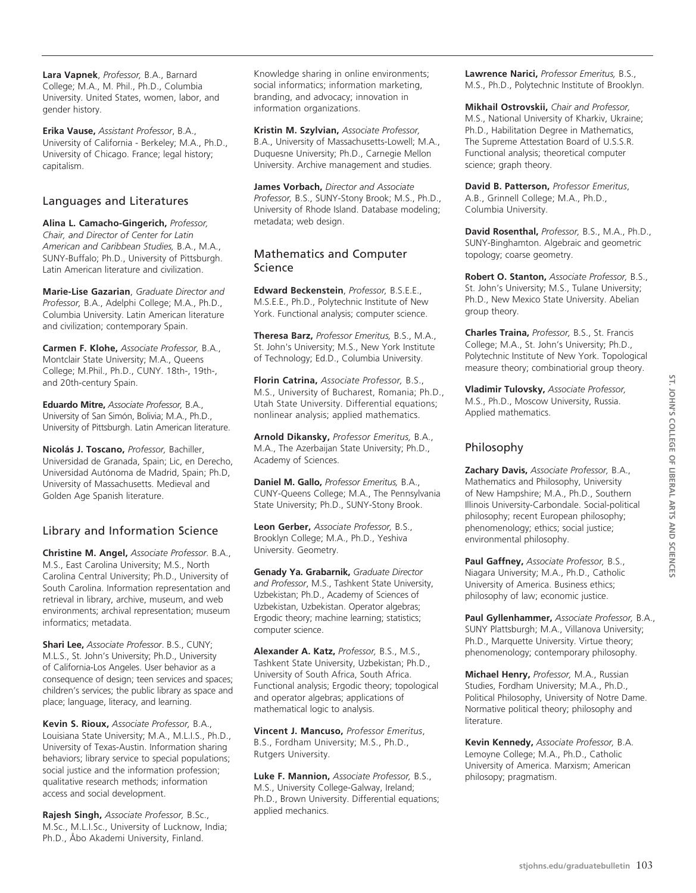**Lara Vapnek**, *Professor,* B.A., Barnard College; M.A., M. Phil., Ph.D., Columbia University. United States, women, labor, and gender history.

**Erika Vause,** *Assistant Professor*, B.A., University of California - Berkeley; M.A., Ph.D., University of Chicago. France; legal history; capitalism.

## Languages and Literatures

**Alina L. Camacho-Gingerich,** *Professor, Chair, and Director of Center for Latin American and Caribbean Studies,* B.A., M.A., SUNY-Buffalo; Ph.D., University of Pittsburgh. Latin American literature and civilization.

**Marie-Lise Gazarian**, *Graduate Director and Professor,* B.A., Adelphi College; M.A., Ph.D., Columbia University. Latin American literature and civilization; contemporary Spain.

**Carmen F. Klohe,** *Associate Professor,* B.A., Montclair State University; M.A., Queens College; M.Phil., Ph.D., CUNY. 18th-, 19th-, and 20th-century Spain.

**Eduardo Mitre,** *Associate Professor,* B.A., University of San Simón, Bolivia; M.A., Ph.D., University of Pittsburgh. Latin American literature.

**Nicolás J. Toscano,** *Professor,* Bachiller, Universidad de Granada, Spain; Lic, en Derecho, Universidad Autónoma de Madrid, Spain; Ph.D, University of Massachusetts. Medieval and Golden Age Spanish literature.

## Library and Information Science

**Christine M. Angel,** *Associate Professor.* B.A., M.S., East Carolina University; M.S., North Carolina Central University; Ph.D., University of South Carolina. Information representation and retrieval in library, archive, museum, and web environments; archival representation; museum informatics; metadata.

**Shari Lee,** *Associate Professor*. B.S., CUNY; M.L.S., St. John's University; Ph.D., University of California-Los Angeles. User behavior as a consequence of design; teen services and spaces; children's services; the public library as space and place; language, literacy, and learning.

**Kevin S. Rioux,** *Associate Professor,* B.A., Louisiana State University; M.A., M.L.I.S., Ph.D., University of Texas-Austin. Information sharing behaviors; library service to special populations; social justice and the information profession; qualitative research methods; information access and social development.

**Rajesh Singh,** *Associate Professor,* B.Sc., M.Sc., M.L.I.Sc., University of Lucknow, India; Ph.D., Åbo Akademi University, Finland. Knowledge sharing in online environments; social informatics; information marketing, branding, and advocacy; innovation in information organizations.

**Kristin M. Szylvian,** *Associate Professor,* B.A., University of Massachusetts-Lowell; M.A., Duquesne University; Ph.D., Carnegie Mellon University. Archive management and studies.

**James Vorbach,** *Director and Associate Professor,* B.S., SUNY-Stony Brook; M.S., Ph.D., University of Rhode Island. Database modeling; metadata; web design.

## Mathematics and Computer Science

**Edward Beckenstein**, *Professor,* B.S.E.E., M.S.E.E., Ph.D., Polytechnic Institute of New York. Functional analysis; computer science.

**Theresa Barz,** *Professor Emeritus,* B.S., M.A., St. John's University; M.S., New York Institute of Technology; Ed.D., Columbia University.

**Florin Catrina,** *Associate Professor,* B.S., M.S., University of Bucharest, Romania; Ph.D., Utah State University. Differential equations; nonlinear analysis; applied mathematics.

**Arnold Dikansky,** *Professor Emeritus,* B.A., M.A., The Azerbaijan State University; Ph.D., Academy of Sciences.

**Daniel M. Gallo,** *Professor Emeritus,* B.A., CUNY-Queens College; M.A., The Pennsylvania State University; Ph.D., SUNY-Stony Brook.

**Leon Gerber,** *Associate Professor,* B.S., Brooklyn College; M.A., Ph.D., Yeshiva University. Geometry.

**Genady Ya. Grabarnik,** *Graduate Director and Professor*, M.S., Tashkent State University, Uzbekistan; Ph.D., Academy of Sciences of Uzbekistan, Uzbekistan. Operator algebras; Ergodic theory; machine learning; statistics; computer science.

**Alexander A. Katz,** *Professor,* B.S., M.S., Tashkent State University, Uzbekistan; Ph.D., University of South Africa, South Africa. Functional analysis; Ergodic theory; topological and operator algebras; applications of mathematical logic to analysis.

**Vincent J. Mancuso,** *Professor Emeritus*, B.S., Fordham University; M.S., Ph.D., Rutgers University.

**Luke F. Mannion,** *Associate Professor,* B.S., M.S., University College-Galway, Ireland; Ph.D., Brown University. Differential equations; applied mechanics.

**Lawrence Narici,** *Professor Emeritus,* B.S., M.S., Ph.D., Polytechnic Institute of Brooklyn.

**Mikhail Ostrovskii,** *Chair and Professor,* M.S., National University of Kharkiv, Ukraine; Ph.D., Habilitation Degree in Mathematics, The Supreme Attestation Board of U.S.S.R. Functional analysis; theoretical computer science; graph theory.

**David B. Patterson,** *Professor Emeritus*, A.B., Grinnell College; M.A., Ph.D., Columbia University.

**David Rosenthal,** *Professor,* B.S., M.A., Ph.D., SUNY-Binghamton. Algebraic and geometric topology; coarse geometry.

**Robert O. Stanton,** *Associate Professor,* B.S., St. John's University; M.S., Tulane University; Ph.D., New Mexico State University. Abelian group theory.

**Charles Traina,** *Professor,* B.S., St. Francis College; M.A., St. John's University; Ph.D., Polytechnic Institute of New York. Topological measure theory; combinatiorial group theory.

**Vladimir Tulovsky,** *Associate Professor,* M.S., Ph.D., Moscow University, Russia. Applied mathematics.

## Philosophy

**Zachary Davis,** *Associate Professor,* B.A., Mathematics and Philosophy, University of New Hampshire; M.A., Ph.D., Southern Illinois University-Carbondale. Social-political philosophy; recent European philosophy; phenomenology; ethics; social justice; environmental philosophy.

**Paul Gaffney,** *Associate Professor,* B.S., Niagara University; M.A., Ph.D., Catholic University of America. Business ethics; philosophy of law; economic justice.

**Paul Gyllenhammer,** *Associate Professor,* B.A., SUNY Plattsburgh; M.A., Villanova University; Ph.D., Marquette University. Virtue theory; phenomenology; contemporary philosophy.

**Michael Henry,** *Professor,* M.A., Russian Studies, Fordham University; M.A., Ph.D., Political Philosophy, University of Notre Dame. Normative political theory; philosophy and literature.

**Kevin Kennedy,** *Associate Professor,* B.A. Lemoyne College; M.A., Ph.D., Catholic University of America. Marxism; American philosopy; pragmatism.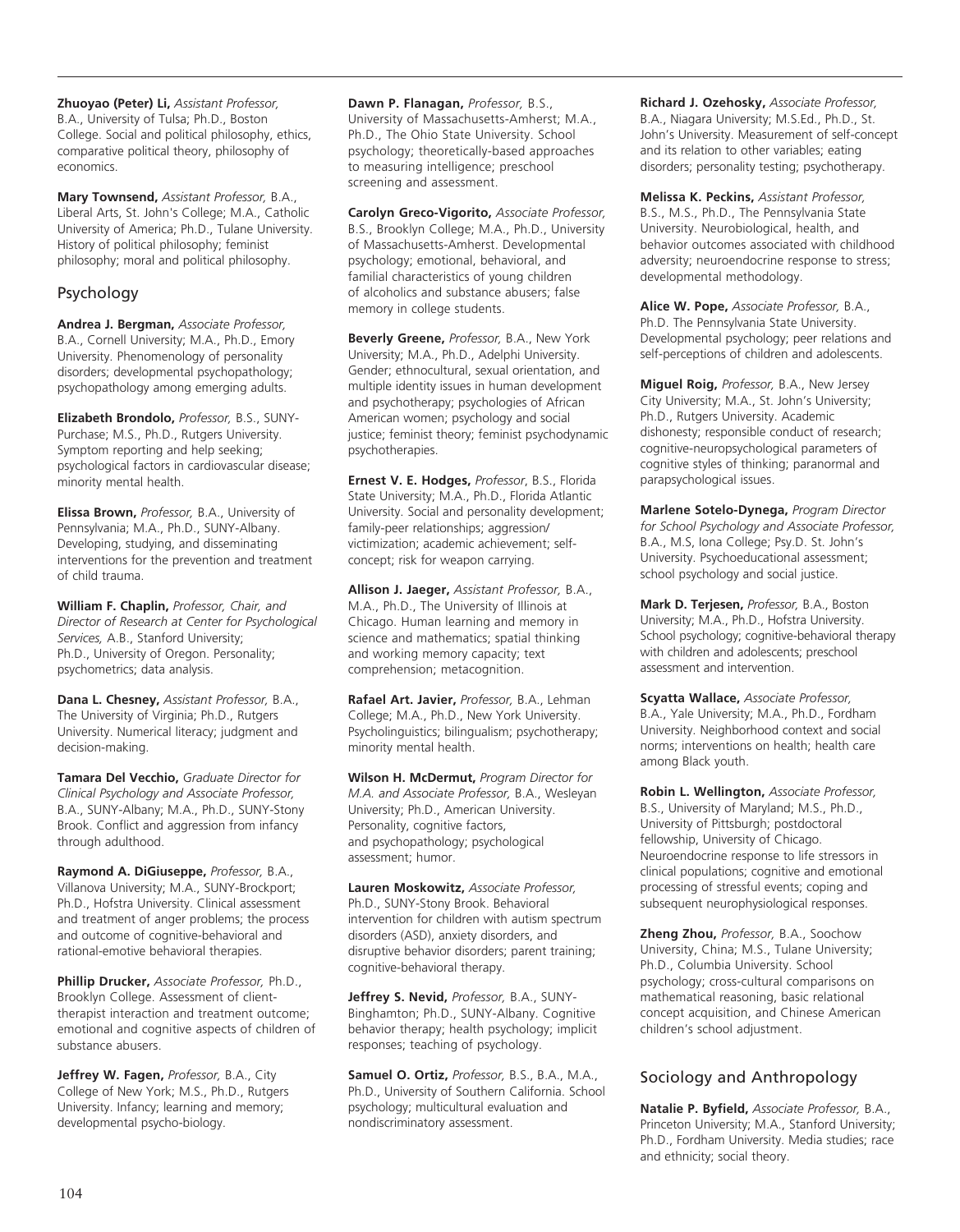**Zhuoyao (Peter) Li,** *Assistant Professor,* B.A., University of Tulsa; Ph.D., Boston College. Social and political philosophy, ethics, comparative political theory, philosophy of economics.

**Mary Townsend,** *Assistant Professor,* B.A., Liberal Arts, St. John's College; M.A., Catholic University of America; Ph.D., Tulane University. History of political philosophy; feminist philosophy; moral and political philosophy.

## Psychology

**Andrea J. Bergman,** *Associate Professor,* B.A., Cornell University; M.A., Ph.D., Emory University. Phenomenology of personality disorders; developmental psychopathology; psychopathology among emerging adults.

**Elizabeth Brondolo,** *Professor,* B.S., SUNY-Purchase; M.S., Ph.D., Rutgers University. Symptom reporting and help seeking; psychological factors in cardiovascular disease; minority mental health.

**Elissa Brown,** *Professor,* B.A., University of Pennsylvania; M.A., Ph.D., SUNY-Albany. Developing, studying, and disseminating interventions for the prevention and treatment of child trauma.

**William F. Chaplin,** *Professor, Chair, and Director of Research at Center for Psychological Services,* A.B., Stanford University; Ph.D., University of Oregon. Personality; psychometrics; data analysis.

**Dana L. Chesney,** *Assistant Professor,* B.A., The University of Virginia; Ph.D., Rutgers University. Numerical literacy; judgment and decision-making.

**Tamara Del Vecchio,** *Graduate Director for Clinical Psychology and Associate Professor,* B.A., SUNY-Albany; M.A., Ph.D., SUNY-Stony Brook. Conflict and aggression from infancy through adulthood.

**Raymond A. DiGiuseppe,** *Professor,* B.A., Villanova University; M.A., SUNY-Brockport; Ph.D., Hofstra University. Clinical assessment and treatment of anger problems; the process and outcome of cognitive-behavioral and rational-emotive behavioral therapies.

**Phillip Drucker,** *Associate Professor,* Ph.D., Brooklyn College. Assessment of client-therapist interaction and treatment outcome; emotional and cognitive aspects of children of substance abusers.

**Jeffrey W. Fagen,** *Professor,* B.A., City College of New York; M.S., Ph.D., Rutgers University. Infancy; learning and memory; developmental psycho-biology.

**Dawn P. Flanagan,** *Professor,* B.S., University of Massachusetts-Amherst; M.A., Ph.D., The Ohio State University. School psychology; theoretically-based approaches to measuring intelligence; preschool screening and assessment.

**Carolyn Greco-Vigorito,** *Associate Professor,* B.S., Brooklyn College; M.A., Ph.D., University of Massachusetts-Amherst. Developmental psychology; emotional, behavioral, and familial characteristics of young children of alcoholics and substance abusers; false memory in college students.

**Beverly Greene,** *Professor,* B.A., New York University; M.A., Ph.D., Adelphi University. Gender; ethnocultural, sexual orientation, and multiple identity issues in human development and psychotherapy; psychologies of African American women; psychology and social justice; feminist theory; feminist psychodynamic psychotherapies.

**Ernest V. E. Hodges,** *Professor*, B.S., Florida State University; M.A., Ph.D., Florida Atlantic University. Social and personality development; family-peer relationships; aggression/victimization; academic achievement; self-concept; risk for weapon carrying.

**Allison J. Jaeger,** *Assistant Professor,* B.A., M.A., Ph.D., The University of Illinois at Chicago. Human learning and memory in science and mathematics; spatial thinking and working memory capacity; text comprehension; metacognition.

**Rafael Art. Javier,** *Professor,* B.A., Lehman College; M.A., Ph.D., New York University. Psycholinguistics; bilingualism; psychotherapy; minority mental health.

**Wilson H. McDermut,** *Program Director for M.A. and Associate Professor,* B.A., Wesleyan University; Ph.D., American University. Personality, cognitive factors, and psychopathology; psychological assessment; humor.

**Lauren Moskowitz,** *Associate Professor,* Ph.D., SUNY-Stony Brook. Behavioral intervention for children with autism spectrum disorders (ASD), anxiety disorders, and disruptive behavior disorders; parent training; cognitive-behavioral therapy.

**Jeffrey S. Nevid,** *Professor,* B.A., SUNY-Binghamton; Ph.D., SUNY-Albany. Cognitive behavior therapy; health psychology; implicit responses; teaching of psychology.

**Samuel O. Ortiz,** *Professor,* B.S., B.A., M.A., Ph.D., University of Southern California. School psychology; multicultural evaluation and nondiscriminatory assessment.

**Richard J. Ozehosky,** *Associate Professor,* B.A., Niagara University; M.S.Ed., Ph.D., St. John's University. Measurement of self-concept and its relation to other variables; eating disorders; personality testing; psychotherapy.

**Melissa K. Peckins,** *Assistant Professor,* B.S., M.S., Ph.D., The Pennsylvania State University. Neurobiological, health, and behavior outcomes associated with childhood adversity; neuroendocrine response to stress; developmental methodology.

**Alice W. Pope,** *Associate Professor,* B.A., Ph.D. The Pennsylvania State University. Developmental psychology; peer relations and self-perceptions of children and adolescents.

**Miguel Roig,** *Professor,* B.A., New Jersey City University; M.A., St. John's University; Ph.D., Rutgers University. Academic dishonesty; responsible conduct of research; cognitive-neuropsychological parameters of cognitive styles of thinking; paranormal and parapsychological issues.

**Marlene Sotelo-Dynega,** *Program Director for School Psychology and Associate Professor,* B.A., M.S, Iona College; Psy.D. St. John's University. Psychoeducational assessment; school psychology and social justice.

**Mark D. Terjesen,** *Professor,* B.A., Boston University; M.A., Ph.D., Hofstra University. School psychology; cognitive-behavioral therapy with children and adolescents; preschool assessment and intervention.

**Scyatta Wallace,** *Associate Professor,* B.A., Yale University; M.A., Ph.D., Fordham University. Neighborhood context and social norms; interventions on health; health care among Black youth.

**Robin L. Wellington,** *Associate Professor,* B.S., University of Maryland; M.S., Ph.D., University of Pittsburgh; postdoctoral fellowship, University of Chicago. Neuroendocrine response to life stressors in clinical populations; cognitive and emotional processing of stressful events; coping and subsequent neurophysiological responses.

**Zheng Zhou,** *Professor,* B.A., Soochow University, China; M.S., Tulane University; Ph.D., Columbia University. School psychology; cross-cultural comparisons on mathematical reasoning, basic relational concept acquisition, and Chinese American children's school adjustment.

## Sociology and Anthropology

**Natalie P. Byfield,** *Associate Professor,* B.A., Princeton University; M.A., Stanford University; Ph.D., Fordham University. Media studies; race and ethnicity; social theory.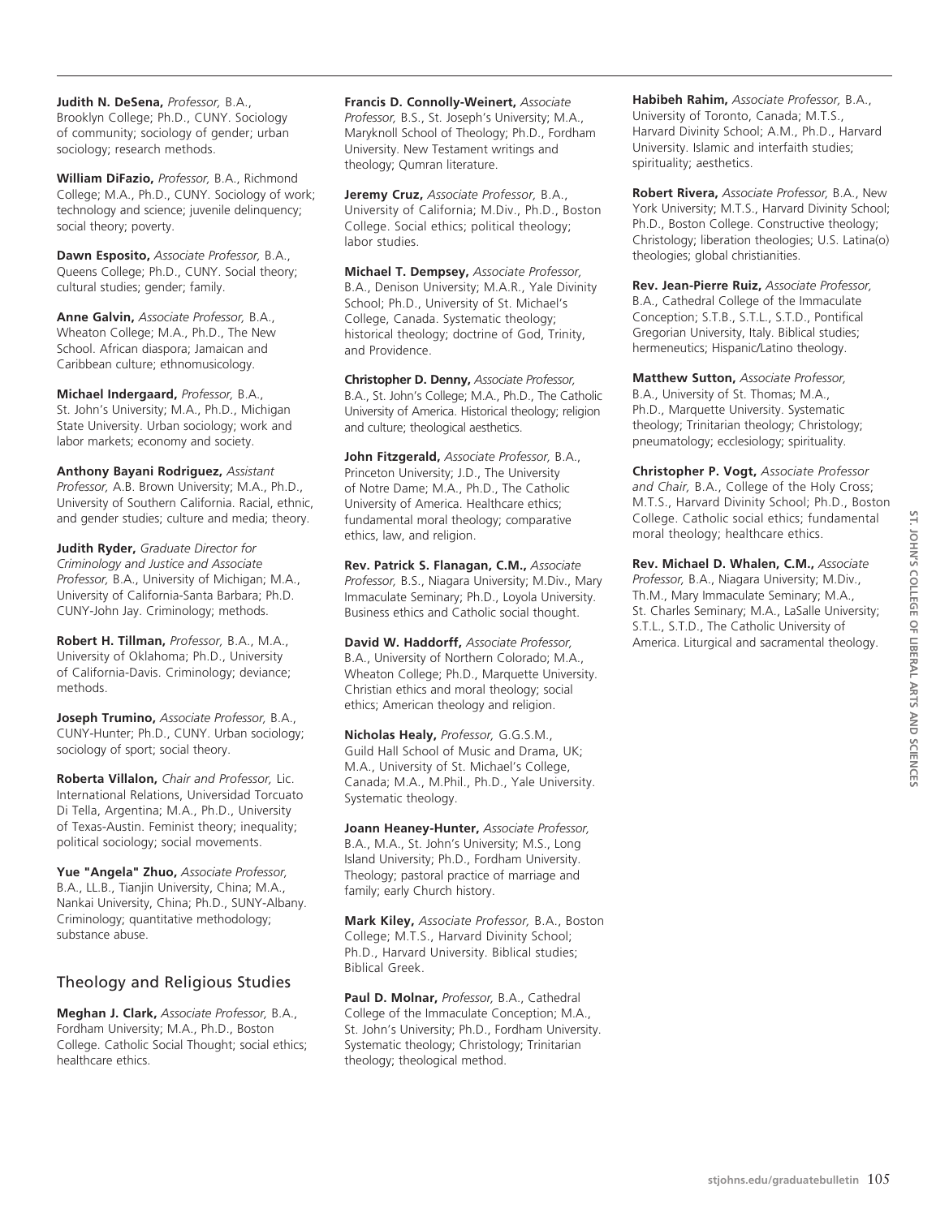**Judith N. DeSena,** *Professor,* B.A., Brooklyn College; Ph.D., CUNY. Sociology of community; sociology of gender; urban sociology; research methods.

**William DiFazio,** *Professor,* B.A., Richmond College; M.A., Ph.D., CUNY. Sociology of work; technology and science; juvenile delinquency; social theory; poverty.

**Dawn Esposito,** *Associate Professor,* B.A., Queens College; Ph.D., CUNY. Social theory; cultural studies; gender; family.

**Anne Galvin,** *Associate Professor,* B.A., Wheaton College; M.A., Ph.D., The New School. African diaspora; Jamaican and Caribbean culture; ethnomusicology.

**Michael Indergaard,** *Professor,* B.A., St. John's University; M.A., Ph.D., Michigan State University. Urban sociology; work and labor markets; economy and society.

**Anthony Bayani Rodriguez,** *Assistant Professor,* A.B. Brown University; M.A., Ph.D., University of Southern California. Racial, ethnic, and gender studies; culture and media; theory.

**Judith Ryder,** *Graduate Director for Criminology and Justice and Associate Professor,* B.A., University of Michigan; M.A., University of California-Santa Barbara; Ph.D. CUNY-John Jay. Criminology; methods.

**Robert H. Tillman,** *Professor,* B.A., M.A., University of Oklahoma; Ph.D., University of California-Davis. Criminology; deviance; methods.

**Joseph Trumino,** *Associate Professor,* B.A., CUNY-Hunter; Ph.D., CUNY. Urban sociology; sociology of sport; social theory.

**Roberta Villalon,** *Chair and Professor,* Lic. International Relations, Universidad Torcuato Di Tella, Argentina; M.A., Ph.D., University of Texas-Austin. Feminist theory; inequality; political sociology; social movements.

**Yue "Angela" Zhuo,** *Associate Professor,* B.A., LL.B., Tianjin University, China; M.A., Nankai University, China; Ph.D., SUNY-Albany. Criminology; quantitative methodology; substance abuse.

## Theology and Religious Studies

**Meghan J. Clark,** *Associate Professor,* B.A., Fordham University; M.A., Ph.D., Boston College. Catholic Social Thought; social ethics; healthcare ethics.

**Francis D. Connolly-Weinert,** *Associate Professor,* B.S., St. Joseph's University; M.A., Maryknoll School of Theology; Ph.D., Fordham University. New Testament writings and theology; Qumran literature.

**Jeremy Cruz,** *Associate Professor,* B.A., University of California; M.Div., Ph.D., Boston College. Social ethics; political theology; labor studies.

**Michael T. Dempsey,** *Associate Professor,* B.A., Denison University; M.A.R., Yale Divinity School; Ph.D., University of St. Michael's College, Canada. Systematic theology; historical theology; doctrine of God, Trinity, and Providence.

**Christopher D. Denny,** *Associate Professor,* B.A., St. John's College; M.A., Ph.D., The Catholic University of America. Historical theology; religion and culture; theological aesthetics.

**John Fitzgerald,** *Associate Professor,* B.A., Princeton University; J.D., The University of Notre Dame; M.A., Ph.D., The Catholic University of America. Healthcare ethics; fundamental moral theology; comparative ethics, law, and religion.

**Rev. Patrick S. Flanagan, C.M.,** *Associate Professor,* B.S., Niagara University; M.Div., Mary Immaculate Seminary; Ph.D., Loyola University. Business ethics and Catholic social thought.

**David W. Haddorff,** *Associate Professor,* B.A., University of Northern Colorado; M.A., Wheaton College; Ph.D., Marquette University. Christian ethics and moral theology; social ethics; American theology and religion.

**Nicholas Healy,** *Professor,* G.G.S.M., Guild Hall School of Music and Drama, UK; M.A., University of St. Michael's College, Canada; M.A., M.Phil., Ph.D., Yale University. Systematic theology.

**Joann Heaney-Hunter,** *Associate Professor,* B.A., M.A., St. John's University; M.S., Long Island University; Ph.D., Fordham University. Theology; pastoral practice of marriage and family; early Church history.

**Mark Kiley,** *Associate Professor,* B.A., Boston College; M.T.S., Harvard Divinity School; Ph.D., Harvard University. Biblical studies; Biblical Greek.

**Paul D. Molnar,** *Professor,* B.A., Cathedral College of the Immaculate Conception; M.A., St. John's University; Ph.D., Fordham University. Systematic theology; Christology; Trinitarian theology; theological method.

**Habibeh Rahim,** *Associate Professor,* B.A., University of Toronto, Canada; M.T.S., Harvard Divinity School; A.M., Ph.D., Harvard University. Islamic and interfaith studies; spirituality; aesthetics.

**Robert Rivera,** *Associate Professor,* B.A., New York University; M.T.S., Harvard Divinity School; Ph.D., Boston College. Constructive theology; Christology; liberation theologies; U.S. Latina(o) theologies; global christianities.

**Rev. Jean-Pierre Ruiz,** *Associate Professor,* B.A., Cathedral College of the Immaculate Conception; S.T.B., S.T.L., S.T.D., Pontifical Gregorian University, Italy. Biblical studies; hermeneutics; Hispanic/Latino theology.

**Matthew Sutton,** *Associate Professor,* B.A., University of St. Thomas; M.A., Ph.D., Marquette University. Systematic theology; Trinitarian theology; Christology; pneumatology; ecclesiology; spirituality.

**Christopher P. Vogt,** *Associate Professor and Chair,* B.A., College of the Holy Cross; M.T.S., Harvard Divinity School; Ph.D., Boston College. Catholic social ethics; fundamental moral theology; healthcare ethics.

**Rev. Michael D. Whalen, C.M.,** *Associate Professor,* B.A., Niagara University; M.Div., Th.M., Mary Immaculate Seminary; M.A., St. Charles Seminary; M.A., LaSalle University; S.T.L., S.T.D., The Catholic University of America. Liturgical and sacramental theology.